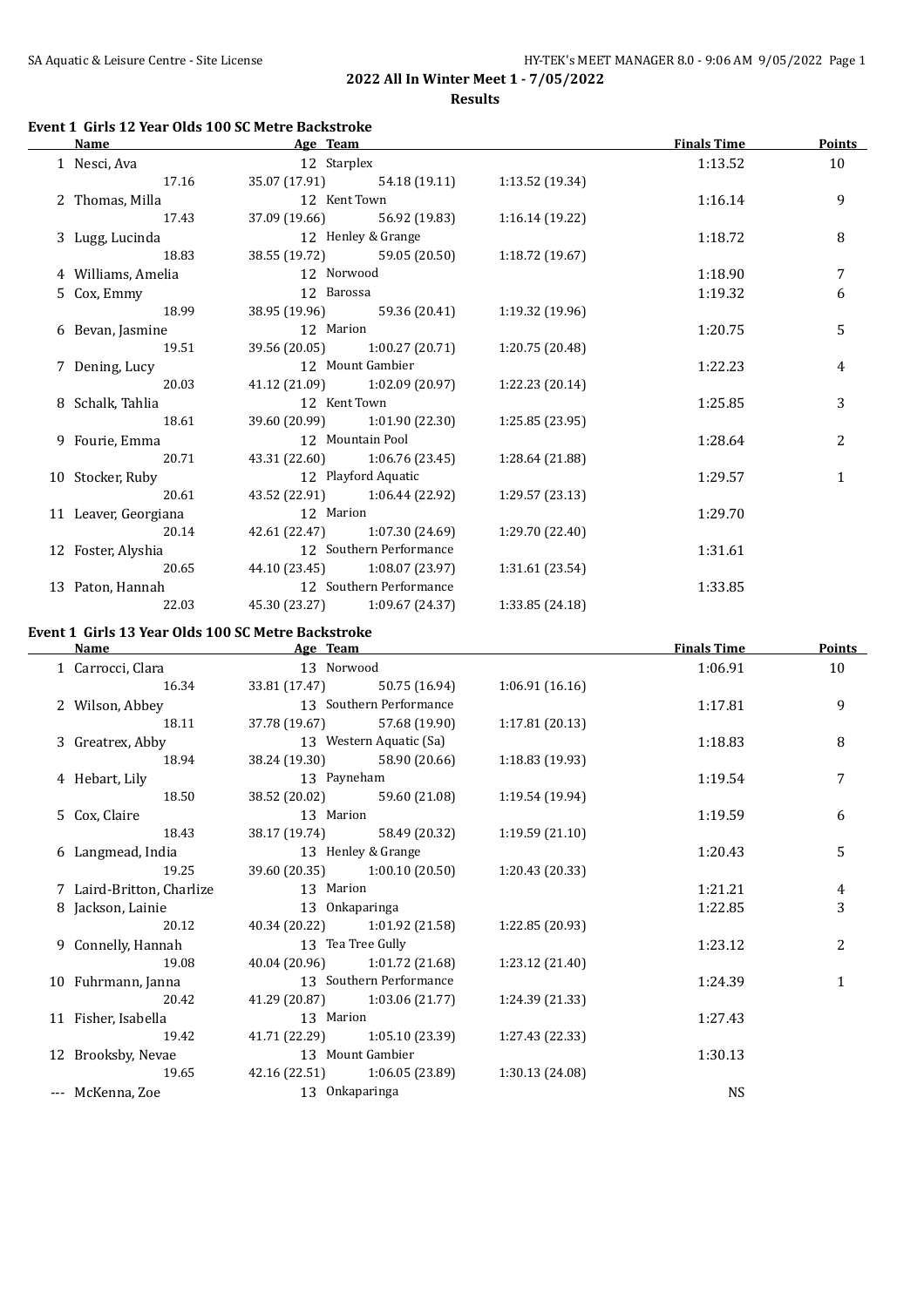# 2022 All In Winter Meet 1 - 7/05/2022

**Results**

## Event 1 Girls 12 Year Olds 100 SC Metre Backstroke

| | Name | Age | Team | Finals Time | Points |
|---|---|---|---|---|---|
| 1 | Nesci, Ava | 12 | Starplex | 1:13.52 | 10 |
| | 17.16 | 35.07 (17.91) | 54.18 (19.11) | 1:13.52 (19.34) | |
| 2 | Thomas, Milla | 12 | Kent Town | 1:16.14 | 9 |
| | 17.43 | 37.09 (19.66) | 56.92 (19.83) | 1:16.14 (19.22) | |
| 3 | Lugg, Lucinda | 12 | Henley & Grange | 1:18.72 | 8 |
| | 18.83 | 38.55 (19.72) | 59.05 (20.50) | 1:18.72 (19.67) | |
| 4 | Williams, Amelia | 12 | Norwood | 1:18.90 | 7 |
| 5 | Cox, Emmy | 12 | Barossa | 1:19.32 | 6 |
| | 18.99 | 38.95 (19.96) | 59.36 (20.41) | 1:19.32 (19.96) | |
| 6 | Bevan, Jasmine | 12 | Marion | 1:20.75 | 5 |
| | 19.51 | 39.56 (20.05) | 1:00.27 (20.71) | 1:20.75 (20.48) | |
| 7 | Dening, Lucy | 12 | Mount Gambier | 1:22.23 | 4 |
| | 20.03 | 41.12 (21.09) | 1:02.09 (20.97) | 1:22.23 (20.14) | |
| 8 | Schalk, Tahlia | 12 | Kent Town | 1:25.85 | 3 |
| | 18.61 | 39.60 (20.99) | 1:01.90 (22.30) | 1:25.85 (23.95) | |
| 9 | Fourie, Emma | 12 | Mountain Pool | 1:28.64 | 2 |
| | 20.71 | 43.31 (22.60) | 1:06.76 (23.45) | 1:28.64 (21.88) | |
| 10 | Stocker, Ruby | 12 | Playford Aquatic | 1:29.57 | 1 |
| | 20.61 | 43.52 (22.91) | 1:06.44 (22.92) | 1:29.57 (23.13) | |
| 11 | Leaver, Georgiana | 12 | Marion | 1:29.70 | |
| | 20.14 | 42.61 (22.47) | 1:07.30 (24.69) | 1:29.70 (22.40) | |
| 12 | Foster, Alyshia | 12 | Southern Performance | 1:31.61 | |
| | 20.65 | 44.10 (23.45) | 1:08.07 (23.97) | 1:31.61 (23.54) | |
| 13 | Paton, Hannah | 12 | Southern Performance | 1:33.85 | |
| | 22.03 | 45.30 (23.27) | 1:09.67 (24.37) | 1:33.85 (24.18) | |

## Event 1 Girls 13 Year Olds 100 SC Metre Backstroke

| | Name | Age | Team | Finals Time | Points |
|---|---|---|---|---|---|
| 1 | Carrocci, Clara | 13 | Norwood | 1:06.91 | 10 |
| | 16.34 | 33.81 (17.47) | 50.75 (16.94) | 1:06.91 (16.16) | |
| 2 | Wilson, Abbey | 13 | Southern Performance | 1:17.81 | 9 |
| | 18.11 | 37.78 (19.67) | 57.68 (19.90) | 1:17.81 (20.13) | |
| 3 | Greatrex, Abby | 13 | Western Aquatic (Sa) | 1:18.83 | 8 |
| | 18.94 | 38.24 (19.30) | 58.90 (20.66) | 1:18.83 (19.93) | |
| 4 | Hebart, Lily | 13 | Payneham | 1:19.54 | 7 |
| | 18.50 | 38.52 (20.02) | 59.60 (21.08) | 1:19.54 (19.94) | |
| 5 | Cox, Claire | 13 | Marion | 1:19.59 | 6 |
| | 18.43 | 38.17 (19.74) | 58.49 (20.32) | 1:19.59 (21.10) | |
| 6 | Langmead, India | 13 | Henley & Grange | 1:20.43 | 5 |
| | 19.25 | 39.60 (20.35) | 1:00.10 (20.50) | 1:20.43 (20.33) | |
| 7 | Laird-Britton, Charlize | 13 | Marion | 1:21.21 | 4 |
| 8 | Jackson, Lainie | 13 | Onkaparinga | 1:22.85 | 3 |
| | 20.12 | 40.34 (20.22) | 1:01.92 (21.58) | 1:22.85 (20.93) | |
| 9 | Connelly, Hannah | 13 | Tea Tree Gully | 1:23.12 | 2 |
| | 19.08 | 40.04 (20.96) | 1:01.72 (21.68) | 1:23.12 (21.40) | |
| 10 | Fuhrmann, Janna | 13 | Southern Performance | 1:24.39 | 1 |
| | 20.42 | 41.29 (20.87) | 1:03.06 (21.77) | 1:24.39 (21.33) | |
| 11 | Fisher, Isabella | 13 | Marion | 1:27.43 | |
| | 19.42 | 41.71 (22.29) | 1:05.10 (23.39) | 1:27.43 (22.33) | |
| 12 | Brooksby, Nevae | 13 | Mount Gambier | 1:30.13 | |
| | 19.65 | 42.16 (22.51) | 1:06.05 (23.89) | 1:30.13 (24.08) | |
| --- | McKenna, Zoe | 13 | Onkaparinga | NS | |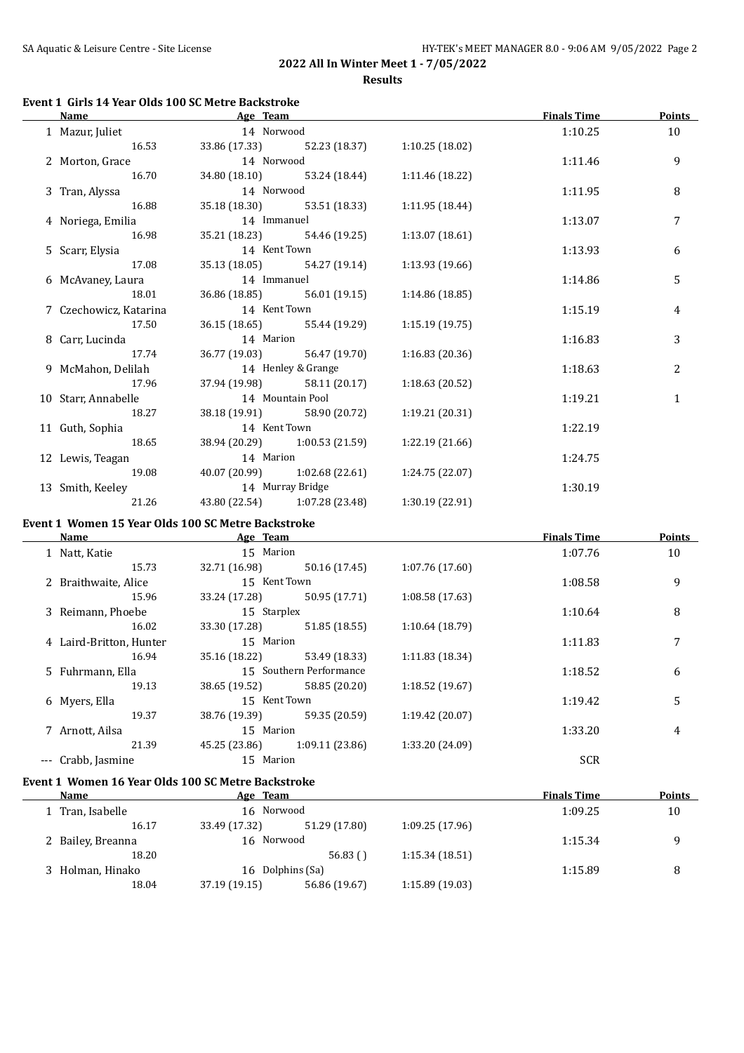## 2022 All In Winter Meet 1 - 7/05/2022

### Results

#### Event 1 Girls 14 Year Olds 100 SC Metre Backstroke

| | Name | Age | Team | | | | Finals Time | Points |
|---|---|---|---|---|---|---|---|---|
| 1 | Mazur, Juliet | 14 | Norwood | | | | 1:10.25 | 10 |
| | 16.53 | 33.86 (17.33) | | 52.23 (18.37) | 1:10.25 (18.02) | | | |
| 2 | Morton, Grace | 14 | Norwood | | | | 1:11.46 | 9 |
| | 16.70 | 34.80 (18.10) | | 53.24 (18.44) | 1:11.46 (18.22) | | | |
| 3 | Tran, Alyssa | 14 | Norwood | | | | 1:11.95 | 8 |
| | 16.88 | 35.18 (18.30) | | 53.51 (18.33) | 1:11.95 (18.44) | | | |
| 4 | Noriega, Emilia | 14 | Immanuel | | | | 1:13.07 | 7 |
| | 16.98 | 35.21 (18.23) | | 54.46 (19.25) | 1:13.07 (18.61) | | | |
| 5 | Scarr, Elysia | 14 | Kent Town | | | | 1:13.93 | 6 |
| | 17.08 | 35.13 (18.05) | | 54.27 (19.14) | 1:13.93 (19.66) | | | |
| 6 | McAvaney, Laura | 14 | Immanuel | | | | 1:14.86 | 5 |
| | 18.01 | 36.86 (18.85) | | 56.01 (19.15) | 1:14.86 (18.85) | | | |
| 7 | Czechowicz, Katarina | 14 | Kent Town | | | | 1:15.19 | 4 |
| | 17.50 | 36.15 (18.65) | | 55.44 (19.29) | 1:15.19 (19.75) | | | |
| 8 | Carr, Lucinda | 14 | Marion | | | | 1:16.83 | 3 |
| | 17.74 | 36.77 (19.03) | | 56.47 (19.70) | 1:16.83 (20.36) | | | |
| 9 | McMahon, Delilah | 14 | Henley & Grange | | | | 1:18.63 | 2 |
| | 17.96 | 37.94 (19.98) | | 58.11 (20.17) | 1:18.63 (20.52) | | | |
| 10 | Starr, Annabelle | 14 | Mountain Pool | | | | 1:19.21 | 1 |
| | 18.27 | 38.18 (19.91) | | 58.90 (20.72) | 1:19.21 (20.31) | | | |
| 11 | Guth, Sophia | 14 | Kent Town | | | | 1:22.19 | |
| | 18.65 | 38.94 (20.29) | | 1:00.53 (21.59) | 1:22.19 (21.66) | | | |
| 12 | Lewis, Teagan | 14 | Marion | | | | 1:24.75 | |
| | 19.08 | 40.07 (20.99) | | 1:02.68 (22.61) | 1:24.75 (22.07) | | | |
| 13 | Smith, Keeley | 14 | Murray Bridge | | | | 1:30.19 | |
| | 21.26 | 43.80 (22.54) | | 1:07.28 (23.48) | 1:30.19 (22.91) | | | |

#### Event 1 Women 15 Year Olds 100 SC Metre Backstroke

| | Name | Age | Team | | | | Finals Time | Points |
|---|---|---|---|---|---|---|---|---|
| 1 | Natt, Katie | 15 | Marion | | | | 1:07.76 | 10 |
| | 15.73 | 32.71 (16.98) | | 50.16 (17.45) | 1:07.76 (17.60) | | | |
| 2 | Braithwaite, Alice | 15 | Kent Town | | | | 1:08.58 | 9 |
| | 15.96 | 33.24 (17.28) | | 50.95 (17.71) | 1:08.58 (17.63) | | | |
| 3 | Reimann, Phoebe | 15 | Starplex | | | | 1:10.64 | 8 |
| | 16.02 | 33.30 (17.28) | | 51.85 (18.55) | 1:10.64 (18.79) | | | |
| 4 | Laird-Britton, Hunter | 15 | Marion | | | | 1:11.83 | 7 |
| | 16.94 | 35.16 (18.22) | | 53.49 (18.33) | 1:11.83 (18.34) | | | |
| 5 | Fuhrmann, Ella | 15 | Southern Performance | | | | 1:18.52 | 6 |
| | 19.13 | 38.65 (19.52) | | 58.85 (20.20) | 1:18.52 (19.67) | | | |
| 6 | Myers, Ella | 15 | Kent Town | | | | 1:19.42 | 5 |
| | 19.37 | 38.76 (19.39) | | 59.35 (20.59) | 1:19.42 (20.07) | | | |
| 7 | Arnott, Ailsa | 15 | Marion | | | | 1:33.20 | 4 |
| | 21.39 | 45.25 (23.86) | | 1:09.11 (23.86) | 1:33.20 (24.09) | | | |
| --- | Crabb, Jasmine | 15 | Marion | | | | SCR | |

#### Event 1 Women 16 Year Olds 100 SC Metre Backstroke

| | Name | Age | Team | | | | Finals Time | Points |
|---|---|---|---|---|---|---|---|---|
| 1 | Tran, Isabelle | 16 | Norwood | | | | 1:09.25 | 10 |
| | 16.17 | 33.49 (17.32) | | 51.29 (17.80) | 1:09.25 (17.96) | | | |
| 2 | Bailey, Breanna | 16 | Norwood | | | | 1:15.34 | 9 |
| | 18.20 | | | 56.83 ( ) | 1:15.34 (18.51) | | | |
| 3 | Holman, Hinako | 16 | Dolphins (Sa) | | | | 1:15.89 | 8 |
| | 18.04 | 37.19 (19.15) | | 56.86 (19.67) | 1:15.89 (19.03) | | | |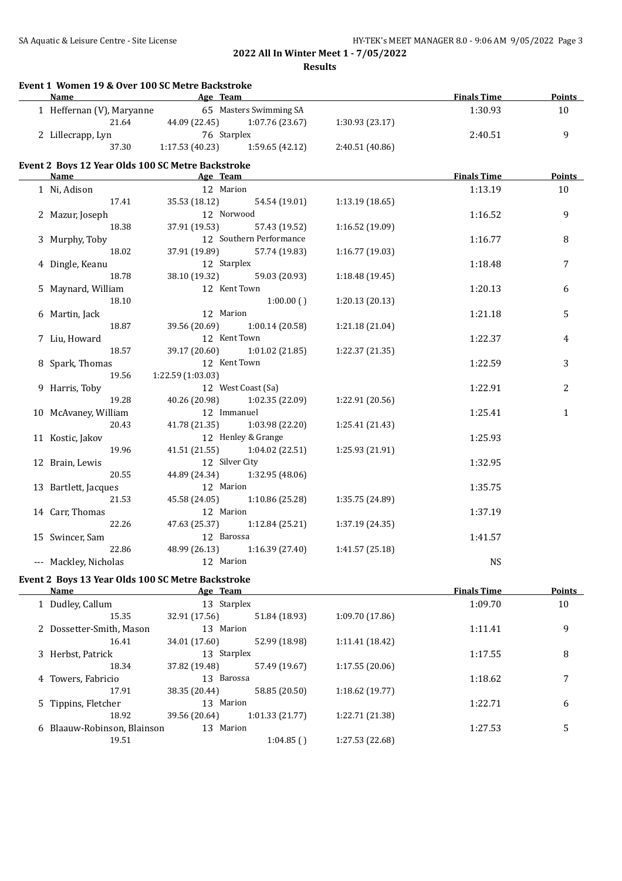**2022 All In Winter Meet 1 - 7/05/2022**

**Results**

### Event 1 Women 19 & Over 100 SC Metre Backstroke

| | Name | Age | Team | | | | Finals Time | Points |
|---|---|---|---|---|---|---|---|---|
| 1 | Heffernan (V), Maryanne | 65 | Masters Swimming SA | | | | 1:30.93 | 10 |
| | 21.64 | 44.09 (22.45) | 1:07.76 (23.67) | 1:30.93 (23.17) | | | | |
| 2 | Lillecrapp, Lyn | 76 | Starplex | | | | 2:40.51 | 9 |
| | 37.30 | 1:17.53 (40.23) | 1:59.65 (42.12) | 2:40.51 (40.86) | | | | |

### Event 2 Boys 12 Year Olds 100 SC Metre Backstroke

| | Name | Age | Team | | | | Finals Time | Points |
|---|---|---|---|---|---|---|---|---|
| 1 | Ni, Adison | 12 | Marion | | | | 1:13.19 | 10 |
| | 17.41 | 35.53 (18.12) | 54.54 (19.01) | 1:13.19 (18.65) | | | | |
| 2 | Mazur, Joseph | 12 | Norwood | | | | 1:16.52 | 9 |
| | 18.38 | 37.91 (19.53) | 57.43 (19.52) | 1:16.52 (19.09) | | | | |
| 3 | Murphy, Toby | 12 | Southern Performance | | | | 1:16.77 | 8 |
| | 18.02 | 37.91 (19.89) | 57.74 (19.83) | 1:16.77 (19.03) | | | | |
| 4 | Dingle, Keanu | 12 | Starplex | | | | 1:18.48 | 7 |
| | 18.78 | 38.10 (19.32) | 59.03 (20.93) | 1:18.48 (19.45) | | | | |
| 5 | Maynard, William | 12 | Kent Town | | | | 1:20.13 | 6 |
| | 18.10 | | 1:00.00 ( ) | 1:20.13 (20.13) | | | | |
| 6 | Martin, Jack | 12 | Marion | | | | 1:21.18 | 5 |
| | 18.87 | 39.56 (20.69) | 1:00.14 (20.58) | 1:21.18 (21.04) | | | | |
| 7 | Liu, Howard | 12 | Kent Town | | | | 1:22.37 | 4 |
| | 18.57 | 39.17 (20.60) | 1:01.02 (21.85) | 1:22.37 (21.35) | | | | |
| 8 | Spark, Thomas | 12 | Kent Town | | | | 1:22.59 | 3 |
| | 19.56 | 1:22.59 (1:03.03) | | | | | | |
| 9 | Harris, Toby | 12 | West Coast (Sa) | | | | 1:22.91 | 2 |
| | 19.28 | 40.26 (20.98) | 1:02.35 (22.09) | 1:22.91 (20.56) | | | | |
| 10 | McAvaney, William | 12 | Immanuel | | | | 1:25.41 | 1 |
| | 20.43 | 41.78 (21.35) | 1:03.98 (22.20) | 1:25.41 (21.43) | | | | |
| 11 | Kostic, Jakov | 12 | Henley & Grange | | | | 1:25.93 | |
| | 19.96 | 41.51 (21.55) | 1:04.02 (22.51) | 1:25.93 (21.91) | | | | |
| 12 | Brain, Lewis | 12 | Silver City | | | | 1:32.95 | |
| | 20.55 | 44.89 (24.34) | 1:32.95 (48.06) | | | | | |
| 13 | Bartlett, Jacques | 12 | Marion | | | | 1:35.75 | |
| | 21.53 | 45.58 (24.05) | 1:10.86 (25.28) | 1:35.75 (24.89) | | | | |
| 14 | Carr, Thomas | 12 | Marion | | | | 1:37.19 | |
| | 22.26 | 47.63 (25.37) | 1:12.84 (25.21) | 1:37.19 (24.35) | | | | |
| 15 | Swincer, Sam | 12 | Barossa | | | | 1:41.57 | |
| | 22.86 | 48.99 (26.13) | 1:16.39 (27.40) | 1:41.57 (25.18) | | | | |
| --- | Mackley, Nicholas | 12 | Marion | | | | NS | |

### Event 2 Boys 13 Year Olds 100 SC Metre Backstroke

| | Name | Age | Team | | | | Finals Time | Points |
|---|---|---|---|---|---|---|---|---|
| 1 | Dudley, Callum | 13 | Starplex | | | | 1:09.70 | 10 |
| | 15.35 | 32.91 (17.56) | 51.84 (18.93) | 1:09.70 (17.86) | | | | |
| 2 | Dossetter-Smith, Mason | 13 | Marion | | | | 1:11.41 | 9 |
| | 16.41 | 34.01 (17.60) | 52.99 (18.98) | 1:11.41 (18.42) | | | | |
| 3 | Herbst, Patrick | 13 | Starplex | | | | 1:17.55 | 8 |
| | 18.34 | 37.82 (19.48) | 57.49 (19.67) | 1:17.55 (20.06) | | | | |
| 4 | Towers, Fabricio | 13 | Barossa | | | | 1:18.62 | 7 |
| | 17.91 | 38.35 (20.44) | 58.85 (20.50) | 1:18.62 (19.77) | | | | |
| 5 | Tippins, Fletcher | 13 | Marion | | | | 1:22.71 | 6 |
| | 18.92 | 39.56 (20.64) | 1:01.33 (21.77) | 1:22.71 (21.38) | | | | |
| 6 | Blaauw-Robinson, Blainson | 13 | Marion | | | | 1:27.53 | 5 |
| | 19.51 | | 1:04.85 ( ) | 1:27.53 (22.68) | | | | |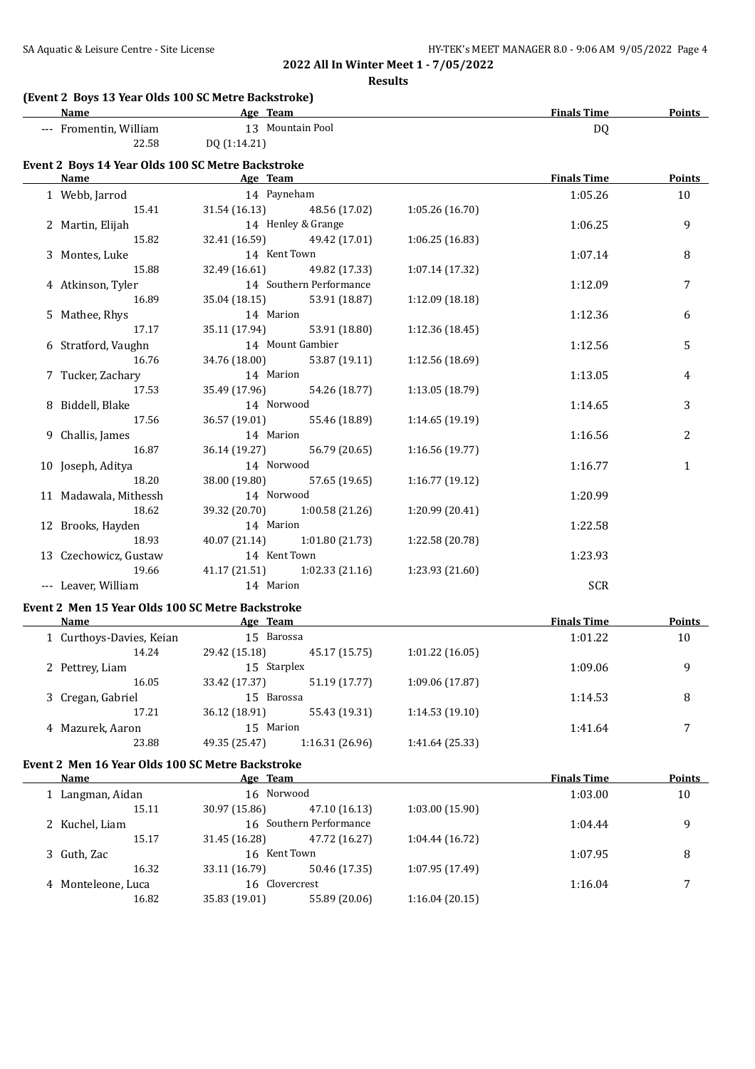**2022 All In Winter Meet 1 - 7/05/2022**

**Results**

### (Event 2 Boys 13 Year Olds 100 SC Metre Backstroke)

| Name | Age | Team | | | Finals Time | Points |
|---|---|---|---|---|---|---|
| --- Fromentin, William | 13 | Mountain Pool | | | DQ | |
| 22.58 | DQ (1:14.21) | | | | | |

### Event 2 Boys 14 Year Olds 100 SC Metre Backstroke

| Name | Age | Team | | | Finals Time | Points |
|---|---|---|---|---|---|---|
| 1 Webb, Jarrod | 14 | Payneham | | | 1:05.26 | 10 |
| 15.41 | 31.54 (16.13) | 48.56 (17.02) | 1:05.26 (16.70) | | | |
| 2 Martin, Elijah | 14 | Henley & Grange | | | 1:06.25 | 9 |
| 15.82 | 32.41 (16.59) | 49.42 (17.01) | 1:06.25 (16.83) | | | |
| 3 Montes, Luke | 14 | Kent Town | | | 1:07.14 | 8 |
| 15.88 | 32.49 (16.61) | 49.82 (17.33) | 1:07.14 (17.32) | | | |
| 4 Atkinson, Tyler | 14 | Southern Performance | | | 1:12.09 | 7 |
| 16.89 | 35.04 (18.15) | 53.91 (18.87) | 1:12.09 (18.18) | | | |
| 5 Mathee, Rhys | 14 | Marion | | | 1:12.36 | 6 |
| 17.17 | 35.11 (17.94) | 53.91 (18.80) | 1:12.36 (18.45) | | | |
| 6 Stratford, Vaughn | 14 | Mount Gambier | | | 1:12.56 | 5 |
| 16.76 | 34.76 (18.00) | 53.87 (19.11) | 1:12.56 (18.69) | | | |
| 7 Tucker, Zachary | 14 | Marion | | | 1:13.05 | 4 |
| 17.53 | 35.49 (17.96) | 54.26 (18.77) | 1:13.05 (18.79) | | | |
| 8 Biddell, Blake | 14 | Norwood | | | 1:14.65 | 3 |
| 17.56 | 36.57 (19.01) | 55.46 (18.89) | 1:14.65 (19.19) | | | |
| 9 Challis, James | 14 | Marion | | | 1:16.56 | 2 |
| 16.87 | 36.14 (19.27) | 56.79 (20.65) | 1:16.56 (19.77) | | | |
| 10 Joseph, Aditya | 14 | Norwood | | | 1:16.77 | 1 |
| 18.20 | 38.00 (19.80) | 57.65 (19.65) | 1:16.77 (19.12) | | | |
| 11 Madawala, Mithessh | 14 | Norwood | | | 1:20.99 | |
| 18.62 | 39.32 (20.70) | 1:00.58 (21.26) | 1:20.99 (20.41) | | | |
| 12 Brooks, Hayden | 14 | Marion | | | 1:22.58 | |
| 18.93 | 40.07 (21.14) | 1:01.80 (21.73) | 1:22.58 (20.78) | | | |
| 13 Czechowicz, Gustaw | 14 | Kent Town | | | 1:23.93 | |
| 19.66 | 41.17 (21.51) | 1:02.33 (21.16) | 1:23.93 (21.60) | | | |
| --- Leaver, William | 14 | Marion | | | SCR | |

### Event 2 Men 15 Year Olds 100 SC Metre Backstroke

| Name | Age | Team | | | Finals Time | Points |
|---|---|---|---|---|---|---|
| 1 Curthoys-Davies, Keian | 15 | Barossa | | | 1:01.22 | 10 |
| 14.24 | 29.42 (15.18) | 45.17 (15.75) | 1:01.22 (16.05) | | | |
| 2 Pettrey, Liam | 15 | Starplex | | | 1:09.06 | 9 |
| 16.05 | 33.42 (17.37) | 51.19 (17.77) | 1:09.06 (17.87) | | | |
| 3 Cregan, Gabriel | 15 | Barossa | | | 1:14.53 | 8 |
| 17.21 | 36.12 (18.91) | 55.43 (19.31) | 1:14.53 (19.10) | | | |
| 4 Mazurek, Aaron | 15 | Marion | | | 1:41.64 | 7 |
| 23.88 | 49.35 (25.47) | 1:16.31 (26.96) | 1:41.64 (25.33) | | | |

### Event 2 Men 16 Year Olds 100 SC Metre Backstroke

| Name | Age | Team | | | Finals Time | Points |
|---|---|---|---|---|---|---|
| 1 Langman, Aidan | 16 | Norwood | | | 1:03.00 | 10 |
| 15.11 | 30.97 (15.86) | 47.10 (16.13) | 1:03.00 (15.90) | | | |
| 2 Kuchel, Liam | 16 | Southern Performance | | | 1:04.44 | 9 |
| 15.17 | 31.45 (16.28) | 47.72 (16.27) | 1:04.44 (16.72) | | | |
| 3 Guth, Zac | 16 | Kent Town | | | 1:07.95 | 8 |
| 16.32 | 33.11 (16.79) | 50.46 (17.35) | 1:07.95 (17.49) | | | |
| 4 Monteleone, Luca | 16 | Clovercrest | | | 1:16.04 | 7 |
| 16.82 | 35.83 (19.01) | 55.89 (20.06) | 1:16.04 (20.15) | | | |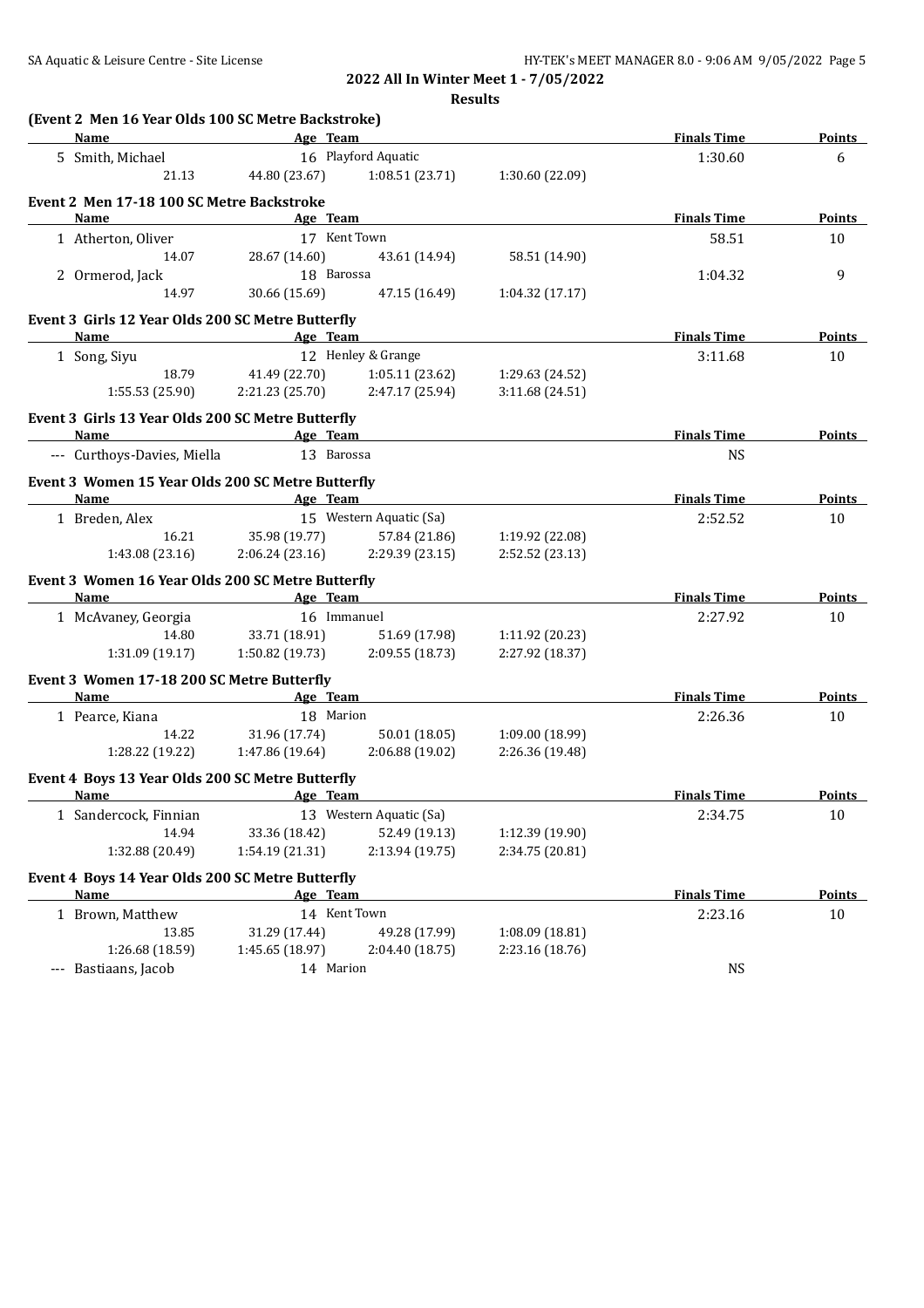**2022 All In Winter Meet 1 - 7/05/2022**

**Results**

### (Event 2 Men 16 Year Olds 100 SC Metre Backstroke)

| Name | Age | Team | | Finals Time | Points |
|---|---|---|---|---|---|
| 5 Smith, Michael | 16 | Playford Aquatic | | 1:30.60 | 6 |
| 21.13 | 44.80 (23.67) | 1:08.51 (23.71) | 1:30.60 (22.09) | | |

### Event 2 Men 17-18 100 SC Metre Backstroke

| Name | Age | Team | | Finals Time | Points |
|---|---|---|---|---|---|
| 1 Atherton, Oliver | 17 | Kent Town | | 58.51 | 10 |
| 14.07 | 28.67 (14.60) | 43.61 (14.94) | 58.51 (14.90) | | |
| 2 Ormerod, Jack | 18 | Barossa | | 1:04.32 | 9 |
| 14.97 | 30.66 (15.69) | 47.15 (16.49) | 1:04.32 (17.17) | | |

### Event 3 Girls 12 Year Olds 200 SC Metre Butterfly

| Name | Age | Team | | Finals Time | Points |
|---|---|---|---|---|---|
| 1 Song, Siyu | 12 | Henley & Grange | | 3:11.68 | 10 |
| 18.79 | 41.49 (22.70) | 1:05.11 (23.62) | 1:29.63 (24.52) | | |
| 1:55.53 (25.90) | 2:21.23 (25.70) | 2:47.17 (25.94) | 3:11.68 (24.51) | | |

### Event 3 Girls 13 Year Olds 200 SC Metre Butterfly

| Name | Age | Team | Finals Time | Points |
|---|---|---|---|---|
| --- Curthoys-Davies, Miella | 13 | Barossa | NS | |

### Event 3 Women 15 Year Olds 200 SC Metre Butterfly

| Name | Age | Team | | Finals Time | Points |
|---|---|---|---|---|---|
| 1 Breden, Alex | 15 | Western Aquatic (Sa) | | 2:52.52 | 10 |
| 16.21 | 35.98 (19.77) | 57.84 (21.86) | 1:19.92 (22.08) | | |
| 1:43.08 (23.16) | 2:06.24 (23.16) | 2:29.39 (23.15) | 2:52.52 (23.13) | | |

### Event 3 Women 16 Year Olds 200 SC Metre Butterfly

| Name | Age | Team | | Finals Time | Points |
|---|---|---|---|---|---|
| 1 McAvaney, Georgia | 16 | Immanuel | | 2:27.92 | 10 |
| 14.80 | 33.71 (18.91) | 51.69 (17.98) | 1:11.92 (20.23) | | |
| 1:31.09 (19.17) | 1:50.82 (19.73) | 2:09.55 (18.73) | 2:27.92 (18.37) | | |

### Event 3 Women 17-18 200 SC Metre Butterfly

| Name | Age | Team | | Finals Time | Points |
|---|---|---|---|---|---|
| 1 Pearce, Kiana | 18 | Marion | | 2:26.36 | 10 |
| 14.22 | 31.96 (17.74) | 50.01 (18.05) | 1:09.00 (18.99) | | |
| 1:28.22 (19.22) | 1:47.86 (19.64) | 2:06.88 (19.02) | 2:26.36 (19.48) | | |

### Event 4 Boys 13 Year Olds 200 SC Metre Butterfly

| Name | Age | Team | | Finals Time | Points |
|---|---|---|---|---|---|
| 1 Sandercock, Finnian | 13 | Western Aquatic (Sa) | | 2:34.75 | 10 |
| 14.94 | 33.36 (18.42) | 52.49 (19.13) | 1:12.39 (19.90) | | |
| 1:32.88 (20.49) | 1:54.19 (21.31) | 2:13.94 (19.75) | 2:34.75 (20.81) | | |

### Event 4 Boys 14 Year Olds 200 SC Metre Butterfly

| Name | Age | Team | | Finals Time | Points |
|---|---|---|---|---|---|
| 1 Brown, Matthew | 14 | Kent Town | | 2:23.16 | 10 |
| 13.85 | 31.29 (17.44) | 49.28 (17.99) | 1:08.09 (18.81) | | |
| 1:26.68 (18.59) | 1:45.65 (18.97) | 2:04.40 (18.75) | 2:23.16 (18.76) | | |
| --- Bastiaans, Jacob | 14 | Marion | | NS | |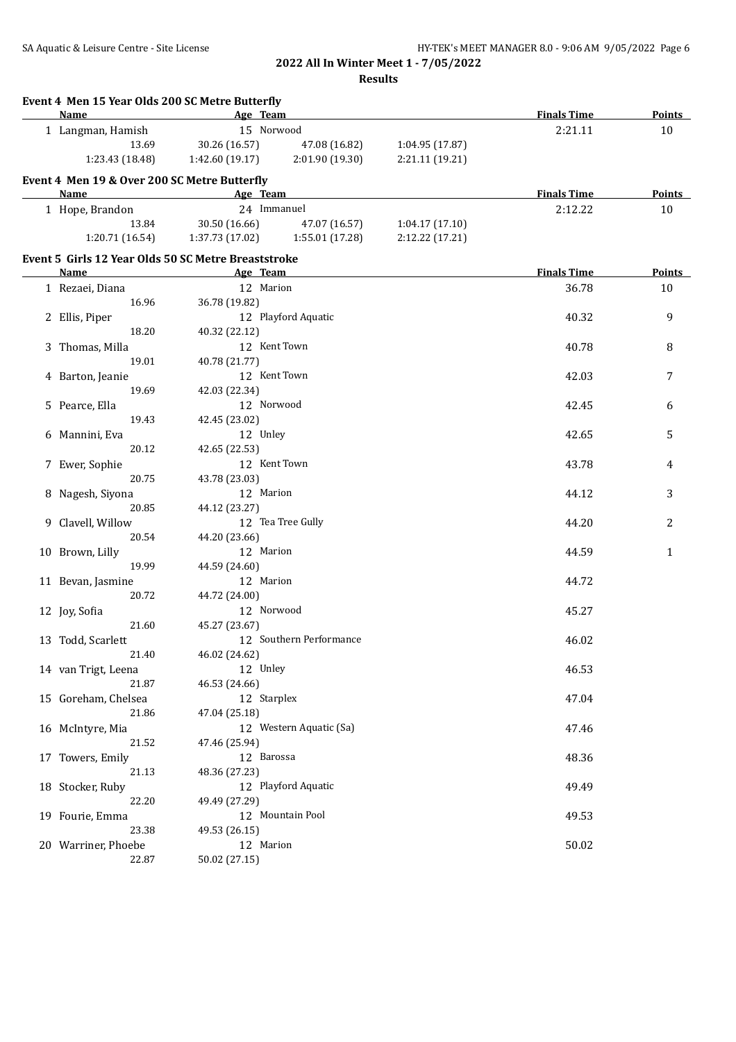**2022 All In Winter Meet 1 - 7/05/2022**

**Results**

### Event 4 Men 15 Year Olds 200 SC Metre Butterfly

| | Name | Age | Team | Finals Time | Points |
|---|---|---|---|---|---|
| 1 | Langman, Hamish | 15 | Norwood | 2:21.11 | 10 |
| | 13.69 | 30.26 (16.57) | 47.08 (16.82) | 1:04.95 (17.87) | |
| | 1:23.43 (18.48) | 1:42.60 (19.17) | 2:01.90 (19.30) | 2:21.11 (19.21) | |

### Event 4 Men 19 & Over 200 SC Metre Butterfly

| | Name | Age | Team | Finals Time | Points |
|---|---|---|---|---|---|
| 1 | Hope, Brandon | 24 | Immanuel | 2:12.22 | 10 |
| | 13.84 | 30.50 (16.66) | 47.07 (16.57) | 1:04.17 (17.10) | |
| | 1:20.71 (16.54) | 1:37.73 (17.02) | 1:55.01 (17.28) | 2:12.22 (17.21) | |

### Event 5 Girls 12 Year Olds 50 SC Metre Breaststroke

| | Name | Age | Team | Finals Time | Points |
|---|---|---|---|---|---|
| 1 | Rezaei, Diana | 12 | Marion | 36.78 | 10 |
| | 16.96 | 36.78 (19.82) | | | |
| 2 | Ellis, Piper | 12 | Playford Aquatic | 40.32 | 9 |
| | 18.20 | 40.32 (22.12) | | | |
| 3 | Thomas, Milla | 12 | Kent Town | 40.78 | 8 |
| | 19.01 | 40.78 (21.77) | | | |
| 4 | Barton, Jeanie | 12 | Kent Town | 42.03 | 7 |
| | 19.69 | 42.03 (22.34) | | | |
| 5 | Pearce, Ella | 12 | Norwood | 42.45 | 6 |
| | 19.43 | 42.45 (23.02) | | | |
| 6 | Mannini, Eva | 12 | Unley | 42.65 | 5 |
| | 20.12 | 42.65 (22.53) | | | |
| 7 | Ewer, Sophie | 12 | Kent Town | 43.78 | 4 |
| | 20.75 | 43.78 (23.03) | | | |
| 8 | Nagesh, Siyona | 12 | Marion | 44.12 | 3 |
| | 20.85 | 44.12 (23.27) | | | |
| 9 | Clavell, Willow | 12 | Tea Tree Gully | 44.20 | 2 |
| | 20.54 | 44.20 (23.66) | | | |
| 10 | Brown, Lilly | 12 | Marion | 44.59 | 1 |
| | 19.99 | 44.59 (24.60) | | | |
| 11 | Bevan, Jasmine | 12 | Marion | 44.72 | |
| | 20.72 | 44.72 (24.00) | | | |
| 12 | Joy, Sofia | 12 | Norwood | 45.27 | |
| | 21.60 | 45.27 (23.67) | | | |
| 13 | Todd, Scarlett | 12 | Southern Performance | 46.02 | |
| | 21.40 | 46.02 (24.62) | | | |
| 14 | van Trigt, Leena | 12 | Unley | 46.53 | |
| | 21.87 | 46.53 (24.66) | | | |
| 15 | Goreham, Chelsea | 12 | Starplex | 47.04 | |
| | 21.86 | 47.04 (25.18) | | | |
| 16 | McIntyre, Mia | 12 | Western Aquatic (Sa) | 47.46 | |
| | 21.52 | 47.46 (25.94) | | | |
| 17 | Towers, Emily | 12 | Barossa | 48.36 | |
| | 21.13 | 48.36 (27.23) | | | |
| 18 | Stocker, Ruby | 12 | Playford Aquatic | 49.49 | |
| | 22.20 | 49.49 (27.29) | | | |
| 19 | Fourie, Emma | 12 | Mountain Pool | 49.53 | |
| | 23.38 | 49.53 (26.15) | | | |
| 20 | Warriner, Phoebe | 12 | Marion | 50.02 | |
| | 22.87 | 50.02 (27.15) | | | |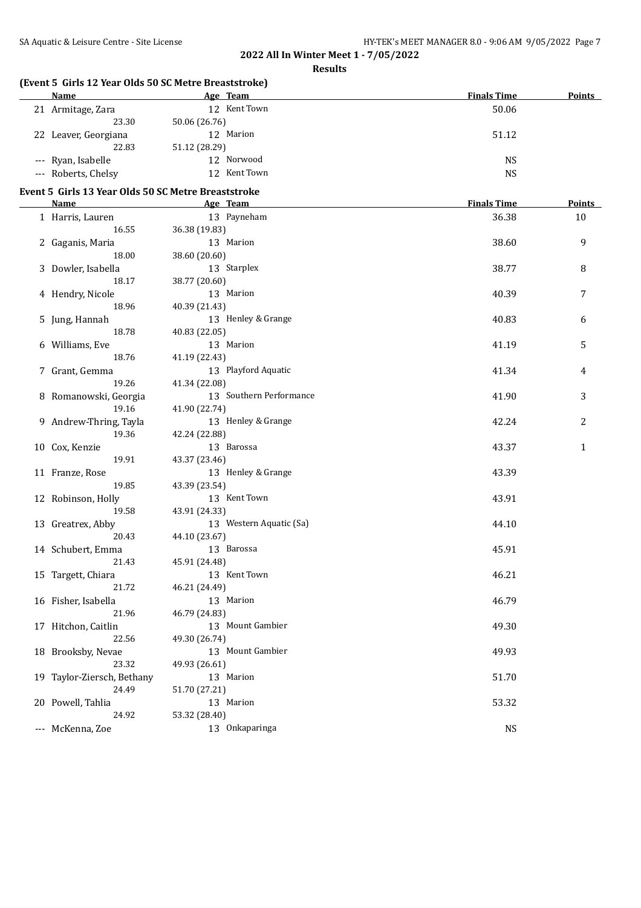**2022 All In Winter Meet 1 - 7/05/2022**

**Results**

### (Event 5 Girls 12 Year Olds 50 SC Metre Breaststroke)

| | Name | Age | Team | Finals Time | Points |
|---|---|---|---|---|---|
| 21 | Armitage, Zara | 12 | Kent Town | 50.06 | |
| | 23.30 | 50.06 (26.76) | | | |
| 22 | Leaver, Georgiana | 12 | Marion | 51.12 | |
| | 22.83 | 51.12 (28.29) | | | |
| --- | Ryan, Isabelle | 12 | Norwood | NS | |
| --- | Roberts, Chelsy | 12 | Kent Town | NS | |

### Event 5 Girls 13 Year Olds 50 SC Metre Breaststroke

| | Name | Age | Team | Finals Time | Points |
|---|---|---|---|---|---|
| 1 | Harris, Lauren | 13 | Payneham | 36.38 | 10 |
| | 16.55 | 36.38 (19.83) | | | |
| 2 | Gaganis, Maria | 13 | Marion | 38.60 | 9 |
| | 18.00 | 38.60 (20.60) | | | |
| 3 | Dowler, Isabella | 13 | Starplex | 38.77 | 8 |
| | 18.17 | 38.77 (20.60) | | | |
| 4 | Hendry, Nicole | 13 | Marion | 40.39 | 7 |
| | 18.96 | 40.39 (21.43) | | | |
| 5 | Jung, Hannah | 13 | Henley & Grange | 40.83 | 6 |
| | 18.78 | 40.83 (22.05) | | | |
| 6 | Williams, Eve | 13 | Marion | 41.19 | 5 |
| | 18.76 | 41.19 (22.43) | | | |
| 7 | Grant, Gemma | 13 | Playford Aquatic | 41.34 | 4 |
| | 19.26 | 41.34 (22.08) | | | |
| 8 | Romanowski, Georgia | 13 | Southern Performance | 41.90 | 3 |
| | 19.16 | 41.90 (22.74) | | | |
| 9 | Andrew-Thring, Tayla | 13 | Henley & Grange | 42.24 | 2 |
| | 19.36 | 42.24 (22.88) | | | |
| 10 | Cox, Kenzie | 13 | Barossa | 43.37 | 1 |
| | 19.91 | 43.37 (23.46) | | | |
| 11 | Franze, Rose | 13 | Henley & Grange | 43.39 | |
| | 19.85 | 43.39 (23.54) | | | |
| 12 | Robinson, Holly | 13 | Kent Town | 43.91 | |
| | 19.58 | 43.91 (24.33) | | | |
| 13 | Greatrex, Abby | 13 | Western Aquatic (Sa) | 44.10 | |
| | 20.43 | 44.10 (23.67) | | | |
| 14 | Schubert, Emma | 13 | Barossa | 45.91 | |
| | 21.43 | 45.91 (24.48) | | | |
| 15 | Targett, Chiara | 13 | Kent Town | 46.21 | |
| | 21.72 | 46.21 (24.49) | | | |
| 16 | Fisher, Isabella | 13 | Marion | 46.79 | |
| | 21.96 | 46.79 (24.83) | | | |
| 17 | Hitchon, Caitlin | 13 | Mount Gambier | 49.30 | |
| | 22.56 | 49.30 (26.74) | | | |
| 18 | Brooksby, Nevae | 13 | Mount Gambier | 49.93 | |
| | 23.32 | 49.93 (26.61) | | | |
| 19 | Taylor-Ziersch, Bethany | 13 | Marion | 51.70 | |
| | 24.49 | 51.70 (27.21) | | | |
| 20 | Powell, Tahlia | 13 | Marion | 53.32 | |
| | 24.92 | 53.32 (28.40) | | | |
| --- | McKenna, Zoe | 13 | Onkaparinga | NS | |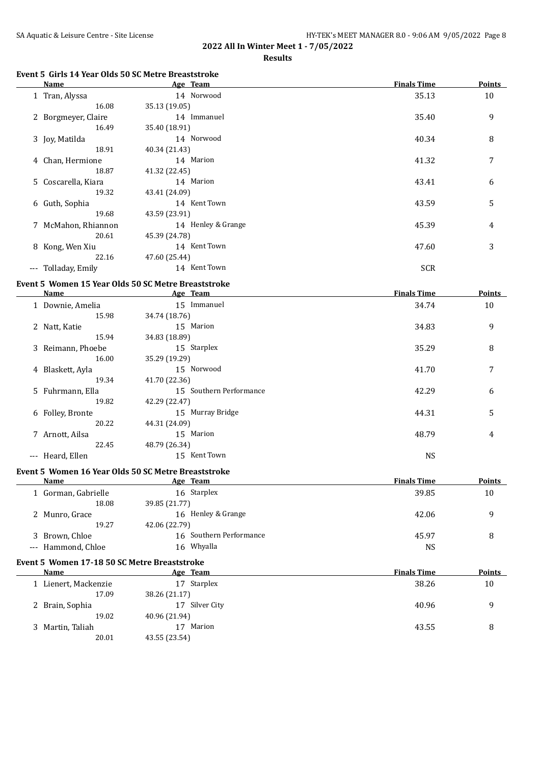**2022 All In Winter Meet 1 - 7/05/2022**

**Results**

### Event 5 Girls 14 Year Olds 50 SC Metre Breaststroke

| | Name | Age | Team | Finals Time | Points |
|---|---|---|---|---|---|
| 1 | Tran, Alyssa | 14 | Norwood | 35.13 | 10 |
| | 16.08 | 35.13 (19.05) | | | |
| 2 | Borgmeyer, Claire | 14 | Immanuel | 35.40 | 9 |
| | 16.49 | 35.40 (18.91) | | | |
| 3 | Joy, Matilda | 14 | Norwood | 40.34 | 8 |
| | 18.91 | 40.34 (21.43) | | | |
| 4 | Chan, Hermione | 14 | Marion | 41.32 | 7 |
| | 18.87 | 41.32 (22.45) | | | |
| 5 | Coscarella, Kiara | 14 | Marion | 43.41 | 6 |
| | 19.32 | 43.41 (24.09) | | | |
| 6 | Guth, Sophia | 14 | Kent Town | 43.59 | 5 |
| | 19.68 | 43.59 (23.91) | | | |
| 7 | McMahon, Rhiannon | 14 | Henley & Grange | 45.39 | 4 |
| | 20.61 | 45.39 (24.78) | | | |
| 8 | Kong, Wen Xiu | 14 | Kent Town | 47.60 | 3 |
| | 22.16 | 47.60 (25.44) | | | |
| --- | Tolladay, Emily | 14 | Kent Town | SCR | |

### Event 5 Women 15 Year Olds 50 SC Metre Breaststroke

| | Name | Age | Team | Finals Time | Points |
|---|---|---|---|---|---|
| 1 | Downie, Amelia | 15 | Immanuel | 34.74 | 10 |
| | 15.98 | 34.74 (18.76) | | | |
| 2 | Natt, Katie | 15 | Marion | 34.83 | 9 |
| | 15.94 | 34.83 (18.89) | | | |
| 3 | Reimann, Phoebe | 15 | Starplex | 35.29 | 8 |
| | 16.00 | 35.29 (19.29) | | | |
| 4 | Blaskett, Ayla | 15 | Norwood | 41.70 | 7 |
| | 19.34 | 41.70 (22.36) | | | |
| 5 | Fuhrmann, Ella | 15 | Southern Performance | 42.29 | 6 |
| | 19.82 | 42.29 (22.47) | | | |
| 6 | Folley, Bronte | 15 | Murray Bridge | 44.31 | 5 |
| | 20.22 | 44.31 (24.09) | | | |
| 7 | Arnott, Ailsa | 15 | Marion | 48.79 | 4 |
| | 22.45 | 48.79 (26.34) | | | |
| --- | Heard, Ellen | 15 | Kent Town | NS | |

### Event 5 Women 16 Year Olds 50 SC Metre Breaststroke

| | Name | Age | Team | Finals Time | Points |
|---|---|---|---|---|---|
| 1 | Gorman, Gabrielle | 16 | Starplex | 39.85 | 10 |
| | 18.08 | 39.85 (21.77) | | | |
| 2 | Munro, Grace | 16 | Henley & Grange | 42.06 | 9 |
| | 19.27 | 42.06 (22.79) | | | |
| 3 | Brown, Chloe | 16 | Southern Performance | 45.97 | 8 |
| --- | Hammond, Chloe | 16 | Whyalla | NS | |

### Event 5 Women 17-18 50 SC Metre Breaststroke

| | Name | Age | Team | Finals Time | Points |
|---|---|---|---|---|---|
| 1 | Lienert, Mackenzie | 17 | Starplex | 38.26 | 10 |
| | 17.09 | 38.26 (21.17) | | | |
| 2 | Brain, Sophia | 17 | Silver City | 40.96 | 9 |
| | 19.02 | 40.96 (21.94) | | | |
| 3 | Martin, Taliah | 17 | Marion | 43.55 | 8 |
| | 20.01 | 43.55 (23.54) | | | |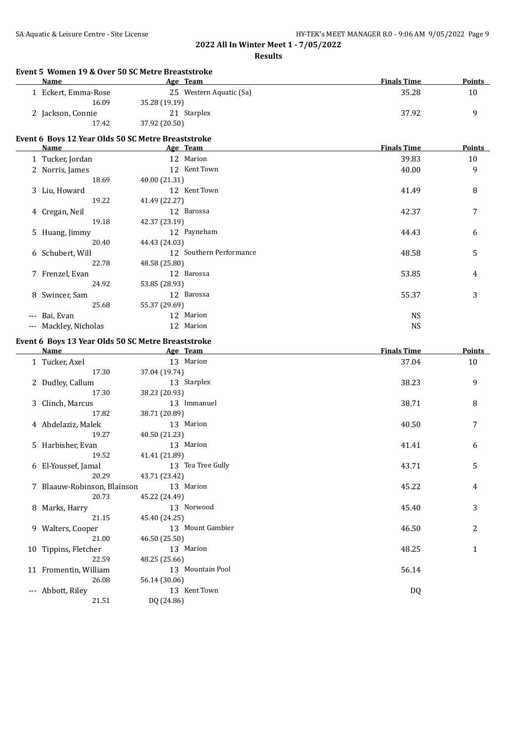## 2022 All In Winter Meet 1 - 7/05/2022

### Results

#### Event 5 Women 19 & Over 50 SC Metre Breaststroke

| | Name | Age | Team | Finals Time | Points |
|---|---|---|---|---|---|
| 1 | Eckert, Emma-Rose | 25 | Western Aquatic (Sa) | 35.28 | 10 |
| | 16.09 | 35.28 (19.19) | | | |
| 2 | Jackson, Connie | 21 | Starplex | 37.92 | 9 |
| | 17.42 | 37.92 (20.50) | | | |

#### Event 6 Boys 12 Year Olds 50 SC Metre Breaststroke

| | Name | Age | Team | Finals Time | Points |
|---|---|---|---|---|---|
| 1 | Tucker, Jordan | 12 | Marion | 39.83 | 10 |
| 2 | Norris, James | 12 | Kent Town | 40.00 | 9 |
| | 18.69 | 40.00 (21.31) | | | |
| 3 | Liu, Howard | 12 | Kent Town | 41.49 | 8 |
| | 19.22 | 41.49 (22.27) | | | |
| 4 | Cregan, Neil | 12 | Barossa | 42.37 | 7 |
| | 19.18 | 42.37 (23.19) | | | |
| 5 | Huang, Jimmy | 12 | Payneham | 44.43 | 6 |
| | 20.40 | 44.43 (24.03) | | | |
| 6 | Schubert, Will | 12 | Southern Performance | 48.58 | 5 |
| | 22.78 | 48.58 (25.80) | | | |
| 7 | Frenzel, Evan | 12 | Barossa | 53.85 | 4 |
| | 24.92 | 53.85 (28.93) | | | |
| 8 | Swincer, Sam | 12 | Barossa | 55.37 | 3 |
| | 25.68 | 55.37 (29.69) | | | |
| --- | Bai, Evan | 12 | Marion | NS | |
| --- | Mackley, Nicholas | 12 | Marion | NS | |

#### Event 6 Boys 13 Year Olds 50 SC Metre Breaststroke

| | Name | Age | Team | Finals Time | Points |
|---|---|---|---|---|---|
| 1 | Tucker, Axel | 13 | Marion | 37.04 | 10 |
| | 17.30 | 37.04 (19.74) | | | |
| 2 | Dudley, Callum | 13 | Starplex | 38.23 | 9 |
| | 17.30 | 38.23 (20.93) | | | |
| 3 | Clinch, Marcus | 13 | Immanuel | 38.71 | 8 |
| | 17.82 | 38.71 (20.89) | | | |
| 4 | Abdelaziz, Malek | 13 | Marion | 40.50 | 7 |
| | 19.27 | 40.50 (21.23) | | | |
| 5 | Harbisher, Evan | 13 | Marion | 41.41 | 6 |
| | 19.52 | 41.41 (21.89) | | | |
| 6 | El-Youssef, Jamal | 13 | Tea Tree Gully | 43.71 | 5 |
| | 20.29 | 43.71 (23.42) | | | |
| 7 | Blaauw-Robinson, Blainson | 13 | Marion | 45.22 | 4 |
| | 20.73 | 45.22 (24.49) | | | |
| 8 | Marks, Harry | 13 | Norwood | 45.40 | 3 |
| | 21.15 | 45.40 (24.25) | | | |
| 9 | Walters, Cooper | 13 | Mount Gambier | 46.50 | 2 |
| | 21.00 | 46.50 (25.50) | | | |
| 10 | Tippins, Fletcher | 13 | Marion | 48.25 | 1 |
| | 22.59 | 48.25 (25.66) | | | |
| 11 | Fromentin, William | 13 | Mountain Pool | 56.14 | |
| | 26.08 | 56.14 (30.06) | | | |
| --- | Abbott, Riley | 13 | Kent Town | DQ | |
| | 21.51 | DQ (24.86) | | | |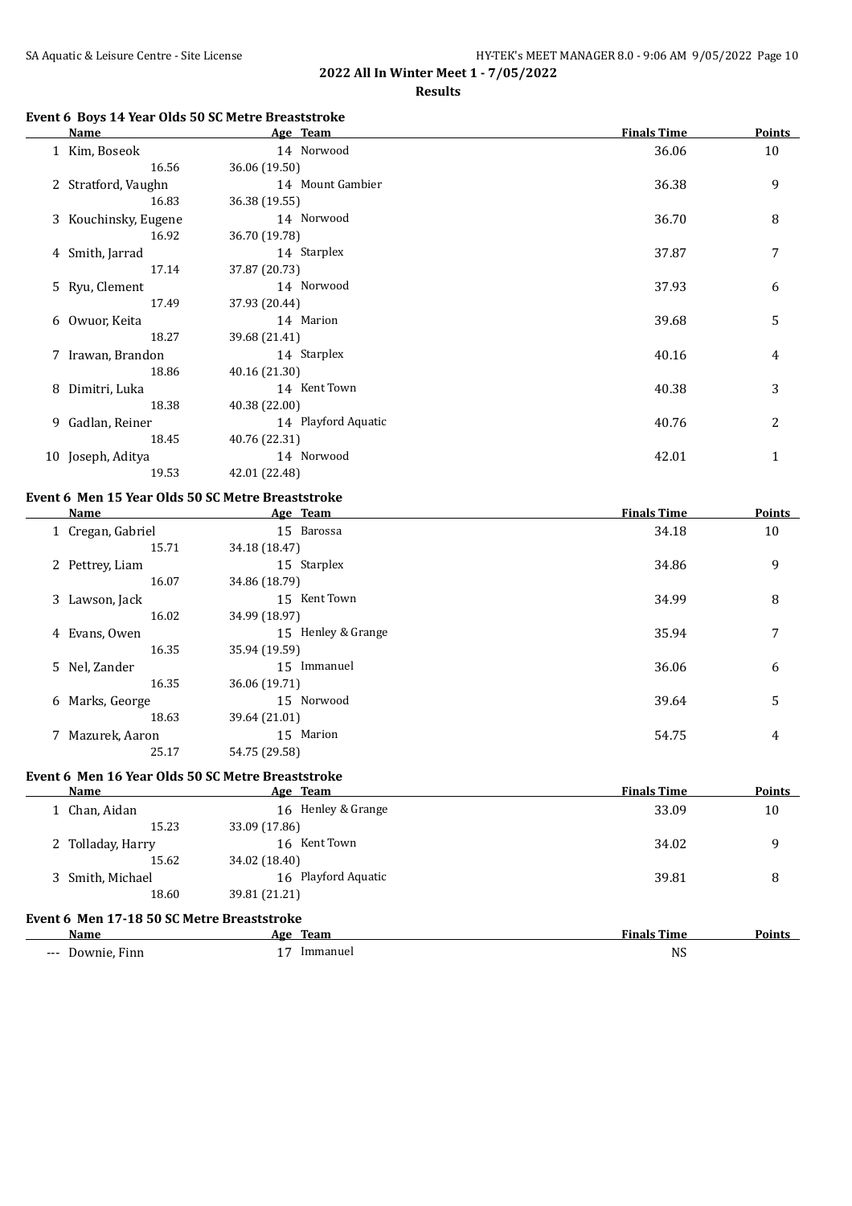## 2022 All In Winter Meet 1 - 7/05/2022

### Results

#### Event 6 Boys 14 Year Olds 50 SC Metre Breaststroke

| | Name | Age | Team | Finals Time | Points |
|---|---|---|---|---|---|
| 1 | Kim, Boseok | 14 | Norwood | 36.06 | 10 |
| | 16.56 | 36.06 (19.50) | | | |
| 2 | Stratford, Vaughn | 14 | Mount Gambier | 36.38 | 9 |
| | 16.83 | 36.38 (19.55) | | | |
| 3 | Kouchinsky, Eugene | 14 | Norwood | 36.70 | 8 |
| | 16.92 | 36.70 (19.78) | | | |
| 4 | Smith, Jarrad | 14 | Starplex | 37.87 | 7 |
| | 17.14 | 37.87 (20.73) | | | |
| 5 | Ryu, Clement | 14 | Norwood | 37.93 | 6 |
| | 17.49 | 37.93 (20.44) | | | |
| 6 | Owuor, Keita | 14 | Marion | 39.68 | 5 |
| | 18.27 | 39.68 (21.41) | | | |
| 7 | Irawan, Brandon | 14 | Starplex | 40.16 | 4 |
| | 18.86 | 40.16 (21.30) | | | |
| 8 | Dimitri, Luka | 14 | Kent Town | 40.38 | 3 |
| | 18.38 | 40.38 (22.00) | | | |
| 9 | Gadlan, Reiner | 14 | Playford Aquatic | 40.76 | 2 |
| | 18.45 | 40.76 (22.31) | | | |
| 10 | Joseph, Aditya | 14 | Norwood | 42.01 | 1 |
| | 19.53 | 42.01 (22.48) | | | |

#### Event 6 Men 15 Year Olds 50 SC Metre Breaststroke

| | Name | Age | Team | Finals Time | Points |
|---|---|---|---|---|---|
| 1 | Cregan, Gabriel | 15 | Barossa | 34.18 | 10 |
| | 15.71 | 34.18 (18.47) | | | |
| 2 | Pettrey, Liam | 15 | Starplex | 34.86 | 9 |
| | 16.07 | 34.86 (18.79) | | | |
| 3 | Lawson, Jack | 15 | Kent Town | 34.99 | 8 |
| | 16.02 | 34.99 (18.97) | | | |
| 4 | Evans, Owen | 15 | Henley & Grange | 35.94 | 7 |
| | 16.35 | 35.94 (19.59) | | | |
| 5 | Nel, Zander | 15 | Immanuel | 36.06 | 6 |
| | 16.35 | 36.06 (19.71) | | | |
| 6 | Marks, George | 15 | Norwood | 39.64 | 5 |
| | 18.63 | 39.64 (21.01) | | | |
| 7 | Mazurek, Aaron | 15 | Marion | 54.75 | 4 |
| | 25.17 | 54.75 (29.58) | | | |

#### Event 6 Men 16 Year Olds 50 SC Metre Breaststroke

| | Name | Age | Team | Finals Time | Points |
|---|---|---|---|---|---|
| 1 | Chan, Aidan | 16 | Henley & Grange | 33.09 | 10 |
| | 15.23 | 33.09 (17.86) | | | |
| 2 | Tolladay, Harry | 16 | Kent Town | 34.02 | 9 |
| | 15.62 | 34.02 (18.40) | | | |
| 3 | Smith, Michael | 16 | Playford Aquatic | 39.81 | 8 |
| | 18.60 | 39.81 (21.21) | | | |

#### Event 6 Men 17-18 50 SC Metre Breaststroke

| | Name | Age | Team | Finals Time | Points |
|---|---|---|---|---|---|
| --- | Downie, Finn | 17 | Immanuel | NS | |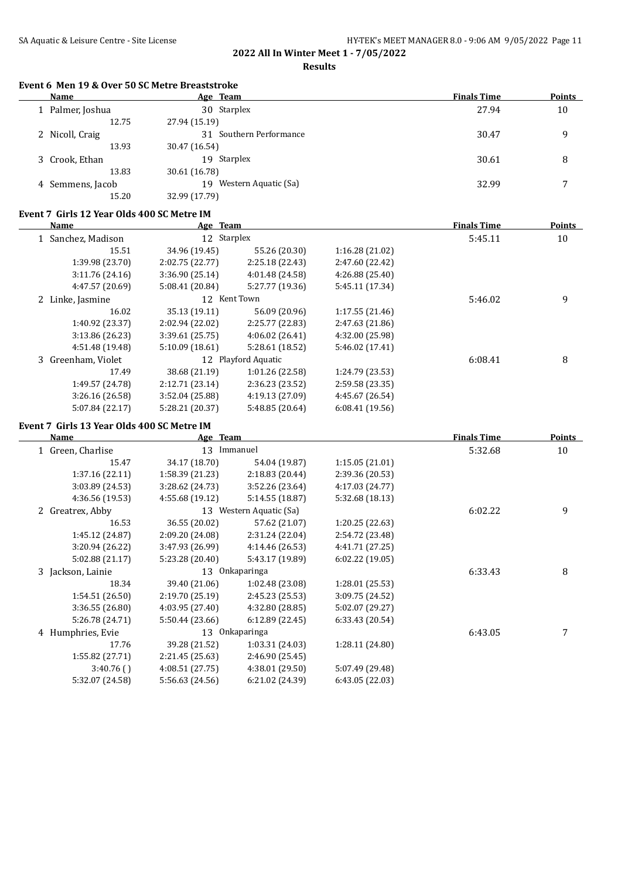## 2022 All In Winter Meet 1 - 7/05/2022

### Results

#### Event 6 Men 19 & Over 50 SC Metre Breaststroke

| Name | Age | Team | Finals Time | Points |
|---|---|---|---|---|
| 1 Palmer, Joshua | 30 | Starplex | 27.94 | 10 |
| 12.75 | 27.94 (15.19) | | | |
| 2 Nicoll, Craig | 31 | Southern Performance | 30.47 | 9 |
| 13.93 | 30.47 (16.54) | | | |
| 3 Crook, Ethan | 19 | Starplex | 30.61 | 8 |
| 13.83 | 30.61 (16.78) | | | |
| 4 Semmens, Jacob | 19 | Western Aquatic (Sa) | 32.99 | 7 |
| 15.20 | 32.99 (17.79) | | | |

#### Event 7 Girls 12 Year Olds 400 SC Metre IM

| Name | Age | Team | | Finals Time | Points |
|---|---|---|---|---|---|
| 1 Sanchez, Madison | 12 | Starplex | | 5:45.11 | 10 |
| 15.51 | 34.96 (19.45) | 55.26 (20.30) | 1:16.28 (21.02) | | |
| 1:39.98 (23.70) | 2:02.75 (22.77) | 2:25.18 (22.43) | 2:47.60 (22.42) | | |
| 3:11.76 (24.16) | 3:36.90 (25.14) | 4:01.48 (24.58) | 4:26.88 (25.40) | | |
| 4:47.57 (20.69) | 5:08.41 (20.84) | 5:27.77 (19.36) | 5:45.11 (17.34) | | |
| 2 Linke, Jasmine | 12 | Kent Town | | 5:46.02 | 9 |
| 16.02 | 35.13 (19.11) | 56.09 (20.96) | 1:17.55 (21.46) | | |
| 1:40.92 (23.37) | 2:02.94 (22.02) | 2:25.77 (22.83) | 2:47.63 (21.86) | | |
| 3:13.86 (26.23) | 3:39.61 (25.75) | 4:06.02 (26.41) | 4:32.00 (25.98) | | |
| 4:51.48 (19.48) | 5:10.09 (18.61) | 5:28.61 (18.52) | 5:46.02 (17.41) | | |
| 3 Greenham, Violet | 12 | Playford Aquatic | | 6:08.41 | 8 |
| 17.49 | 38.68 (21.19) | 1:01.26 (22.58) | 1:24.79 (23.53) | | |
| 1:49.57 (24.78) | 2:12.71 (23.14) | 2:36.23 (23.52) | 2:59.58 (23.35) | | |
| 3:26.16 (26.58) | 3:52.04 (25.88) | 4:19.13 (27.09) | 4:45.67 (26.54) | | |
| 5:07.84 (22.17) | 5:28.21 (20.37) | 5:48.85 (20.64) | 6:08.41 (19.56) | | |

#### Event 7 Girls 13 Year Olds 400 SC Metre IM

| Name | Age | Team | | Finals Time | Points |
|---|---|---|---|---|---|
| 1 Green, Charlise | 13 | Immanuel | | 5:32.68 | 10 |
| 15.47 | 34.17 (18.70) | 54.04 (19.87) | 1:15.05 (21.01) | | |
| 1:37.16 (22.11) | 1:58.39 (21.23) | 2:18.83 (20.44) | 2:39.36 (20.53) | | |
| 3:03.89 (24.53) | 3:28.62 (24.73) | 3:52.26 (23.64) | 4:17.03 (24.77) | | |
| 4:36.56 (19.53) | 4:55.68 (19.12) | 5:14.55 (18.87) | 5:32.68 (18.13) | | |
| 2 Greatrex, Abby | 13 | Western Aquatic (Sa) | | 6:02.22 | 9 |
| 16.53 | 36.55 (20.02) | 57.62 (21.07) | 1:20.25 (22.63) | | |
| 1:45.12 (24.87) | 2:09.20 (24.08) | 2:31.24 (22.04) | 2:54.72 (23.48) | | |
| 3:20.94 (26.22) | 3:47.93 (26.99) | 4:14.46 (26.53) | 4:41.71 (27.25) | | |
| 5:02.88 (21.17) | 5:23.28 (20.40) | 5:43.17 (19.89) | 6:02.22 (19.05) | | |
| 3 Jackson, Lainie | 13 | Onkaparinga | | 6:33.43 | 8 |
| 18.34 | 39.40 (21.06) | 1:02.48 (23.08) | 1:28.01 (25.53) | | |
| 1:54.51 (26.50) | 2:19.70 (25.19) | 2:45.23 (25.53) | 3:09.75 (24.52) | | |
| 3:36.55 (26.80) | 4:03.95 (27.40) | 4:32.80 (28.85) | 5:02.07 (29.27) | | |
| 5:26.78 (24.71) | 5:50.44 (23.66) | 6:12.89 (22.45) | 6:33.43 (20.54) | | |
| 4 Humphries, Evie | 13 | Onkaparinga | | 6:43.05 | 7 |
| 17.76 | 39.28 (21.52) | 1:03.31 (24.03) | 1:28.11 (24.80) | | |
| 1:55.82 (27.71) | 2:21.45 (25.63) | 2:46.90 (25.45) | | | |
| 3:40.76 ( ) | 4:08.51 (27.75) | 4:38.01 (29.50) | 5:07.49 (29.48) | | |
| 5:32.07 (24.58) | 5:56.63 (24.56) | 6:21.02 (24.39) | 6:43.05 (22.03) | | |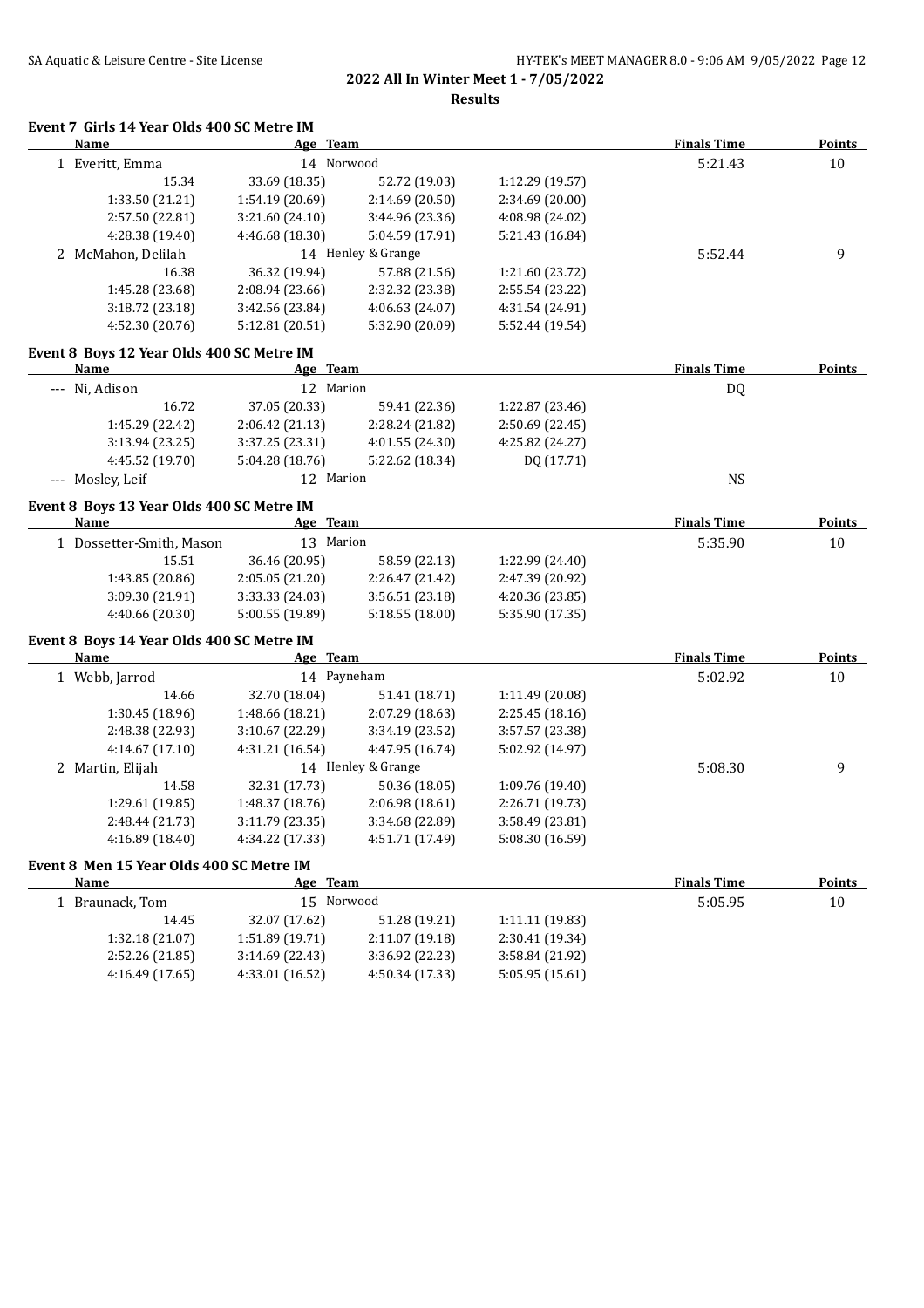## 2022 All In Winter Meet 1 - 7/05/2022

### Results

#### Event 7 Girls 14 Year Olds 400 SC Metre IM

| Name | Age | Team | | Finals Time | Points |
|---|---|---|---|---|---|
| 1 Everitt, Emma | 14 | Norwood | | 5:21.43 | 10 |
| 15.34 | 33.69 (18.35) | 52.72 (19.03) | 1:12.29 (19.57) | | |
| 1:33.50 (21.21) | 1:54.19 (20.69) | 2:14.69 (20.50) | 2:34.69 (20.00) | | |
| 2:57.50 (22.81) | 3:21.60 (24.10) | 3:44.96 (23.36) | 4:08.98 (24.02) | | |
| 4:28.38 (19.40) | 4:46.68 (18.30) | 5:04.59 (17.91) | 5:21.43 (16.84) | | |
| 2 McMahon, Delilah | 14 | Henley & Grange | | 5:52.44 | 9 |
| 16.38 | 36.32 (19.94) | 57.88 (21.56) | 1:21.60 (23.72) | | |
| 1:45.28 (23.68) | 2:08.94 (23.66) | 2:32.32 (23.38) | 2:55.54 (23.22) | | |
| 3:18.72 (23.18) | 3:42.56 (23.84) | 4:06.63 (24.07) | 4:31.54 (24.91) | | |
| 4:52.30 (20.76) | 5:12.81 (20.51) | 5:32.90 (20.09) | 5:52.44 (19.54) | | |

#### Event 8 Boys 12 Year Olds 400 SC Metre IM

| Name | Age | Team | | Finals Time | Points |
|---|---|---|---|---|---|
| --- Ni, Adison | 12 | Marion | | DQ | |
| 16.72 | 37.05 (20.33) | 59.41 (22.36) | 1:22.87 (23.46) | | |
| 1:45.29 (22.42) | 2:06.42 (21.13) | 2:28.24 (21.82) | 2:50.69 (22.45) | | |
| 3:13.94 (23.25) | 3:37.25 (23.31) | 4:01.55 (24.30) | 4:25.82 (24.27) | | |
| 4:45.52 (19.70) | 5:04.28 (18.76) | 5:22.62 (18.34) | DQ (17.71) | | |
| --- Mosley, Leif | 12 | Marion | | NS | |

#### Event 8 Boys 13 Year Olds 400 SC Metre IM

| Name | Age | Team | | Finals Time | Points |
|---|---|---|---|---|---|
| 1 Dossetter-Smith, Mason | 13 | Marion | | 5:35.90 | 10 |
| 15.51 | 36.46 (20.95) | 58.59 (22.13) | 1:22.99 (24.40) | | |
| 1:43.85 (20.86) | 2:05.05 (21.20) | 2:26.47 (21.42) | 2:47.39 (20.92) | | |
| 3:09.30 (21.91) | 3:33.33 (24.03) | 3:56.51 (23.18) | 4:20.36 (23.85) | | |
| 4:40.66 (20.30) | 5:00.55 (19.89) | 5:18.55 (18.00) | 5:35.90 (17.35) | | |

#### Event 8 Boys 14 Year Olds 400 SC Metre IM

| Name | Age | Team | | Finals Time | Points |
|---|---|---|---|---|---|
| 1 Webb, Jarrod | 14 | Payneham | | 5:02.92 | 10 |
| 14.66 | 32.70 (18.04) | 51.41 (18.71) | 1:11.49 (20.08) | | |
| 1:30.45 (18.96) | 1:48.66 (18.21) | 2:07.29 (18.63) | 2:25.45 (18.16) | | |
| 2:48.38 (22.93) | 3:10.67 (22.29) | 3:34.19 (23.52) | 3:57.57 (23.38) | | |
| 4:14.67 (17.10) | 4:31.21 (16.54) | 4:47.95 (16.74) | 5:02.92 (14.97) | | |
| 2 Martin, Elijah | 14 | Henley & Grange | | 5:08.30 | 9 |
| 14.58 | 32.31 (17.73) | 50.36 (18.05) | 1:09.76 (19.40) | | |
| 1:29.61 (19.85) | 1:48.37 (18.76) | 2:06.98 (18.61) | 2:26.71 (19.73) | | |
| 2:48.44 (21.73) | 3:11.79 (23.35) | 3:34.68 (22.89) | 3:58.49 (23.81) | | |
| 4:16.89 (18.40) | 4:34.22 (17.33) | 4:51.71 (17.49) | 5:08.30 (16.59) | | |

#### Event 8 Men 15 Year Olds 400 SC Metre IM

| Name | Age | Team | | Finals Time | Points |
|---|---|---|---|---|---|
| 1 Braunack, Tom | 15 | Norwood | | 5:05.95 | 10 |
| 14.45 | 32.07 (17.62) | 51.28 (19.21) | 1:11.11 (19.83) | | |
| 1:32.18 (21.07) | 1:51.89 (19.71) | 2:11.07 (19.18) | 2:30.41 (19.34) | | |
| 2:52.26 (21.85) | 3:14.69 (22.43) | 3:36.92 (22.23) | 3:58.84 (21.92) | | |
| 4:16.49 (17.65) | 4:33.01 (16.52) | 4:50.34 (17.33) | 5:05.95 (15.61) | | |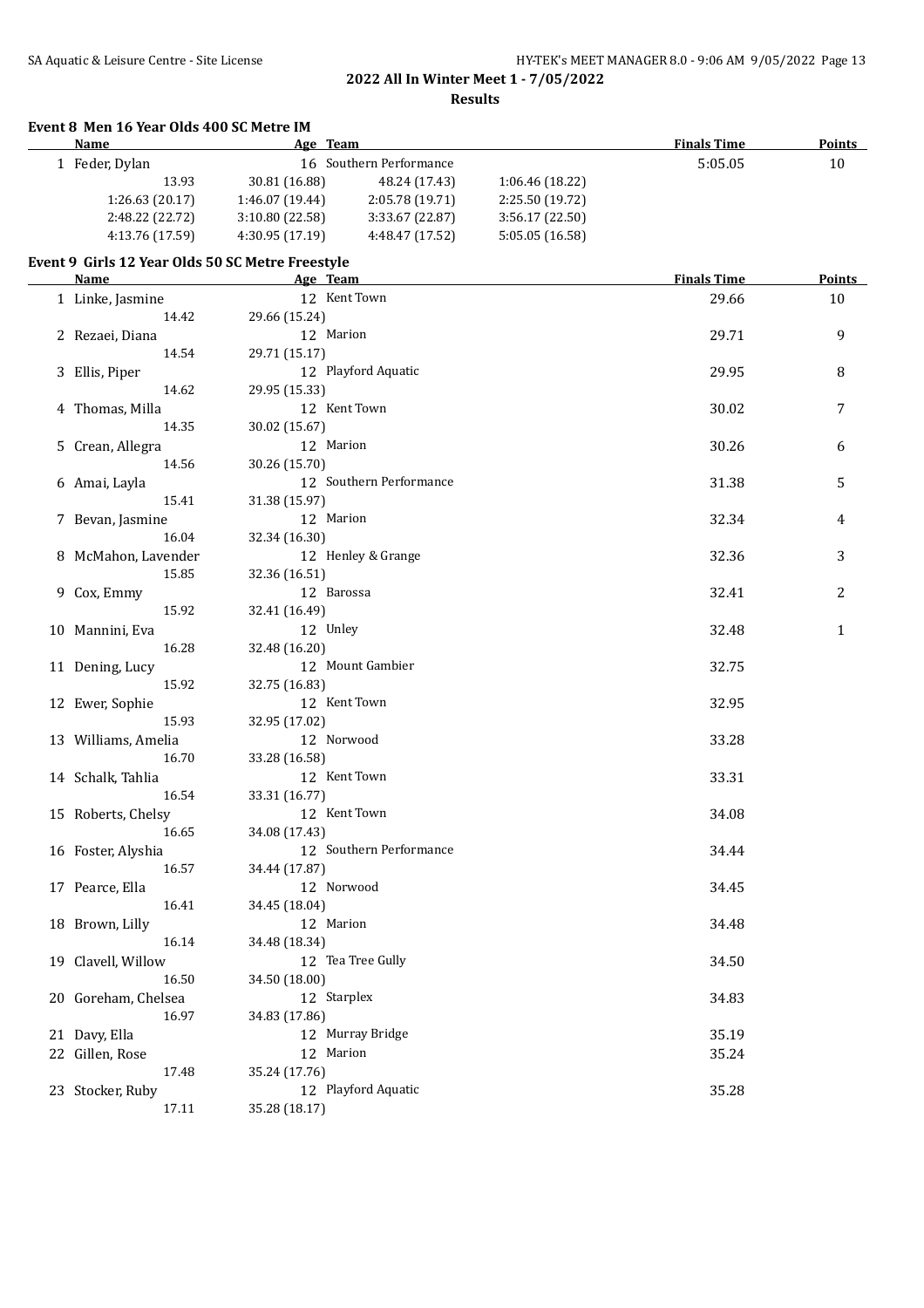**2022 All In Winter Meet 1 - 7/05/2022**

**Results**

### Event 8 Men 16 Year Olds 400 SC Metre IM

| Name | Age | Team | Finals Time | Points |
|---|---|---|---|---|
| 1 Feder, Dylan | 16 | Southern Performance | 5:05.05 | 10 |

| | | | |
|---|---|---|---|
| 13.93 | 30.81 (16.88) | 48.24 (17.43) | 1:06.46 (18.22) |
| 1:26.63 (20.17) | 1:46.07 (19.44) | 2:05.78 (19.71) | 2:25.50 (19.72) |
| 2:48.22 (22.72) | 3:10.80 (22.58) | 3:33.67 (22.87) | 3:56.17 (22.50) |
| 4:13.76 (17.59) | 4:30.95 (17.19) | 4:48.47 (17.52) | 5:05.05 (16.58) |

### Event 9 Girls 12 Year Olds 50 SC Metre Freestyle

| Name | Age | Team | Finals Time | Points |
|---|---|---|---|---|
| 1 Linke, Jasmine | 12 | Kent Town | 29.66 | 10 |
| 14.42 | 29.66 (15.24) | | | |
| 2 Rezaei, Diana | 12 | Marion | 29.71 | 9 |
| 14.54 | 29.71 (15.17) | | | |
| 3 Ellis, Piper | 12 | Playford Aquatic | 29.95 | 8 |
| 14.62 | 29.95 (15.33) | | | |
| 4 Thomas, Milla | 12 | Kent Town | 30.02 | 7 |
| 14.35 | 30.02 (15.67) | | | |
| 5 Crean, Allegra | 12 | Marion | 30.26 | 6 |
| 14.56 | 30.26 (15.70) | | | |
| 6 Amai, Layla | 12 | Southern Performance | 31.38 | 5 |
| 15.41 | 31.38 (15.97) | | | |
| 7 Bevan, Jasmine | 12 | Marion | 32.34 | 4 |
| 16.04 | 32.34 (16.30) | | | |
| 8 McMahon, Lavender | 12 | Henley & Grange | 32.36 | 3 |
| 15.85 | 32.36 (16.51) | | | |
| 9 Cox, Emmy | 12 | Barossa | 32.41 | 2 |
| 15.92 | 32.41 (16.49) | | | |
| 10 Mannini, Eva | 12 | Unley | 32.48 | 1 |
| 16.28 | 32.48 (16.20) | | | |
| 11 Dening, Lucy | 12 | Mount Gambier | 32.75 | |
| 15.92 | 32.75 (16.83) | | | |
| 12 Ewer, Sophie | 12 | Kent Town | 32.95 | |
| 15.93 | 32.95 (17.02) | | | |
| 13 Williams, Amelia | 12 | Norwood | 33.28 | |
| 16.70 | 33.28 (16.58) | | | |
| 14 Schalk, Tahlia | 12 | Kent Town | 33.31 | |
| 16.54 | 33.31 (16.77) | | | |
| 15 Roberts, Chelsy | 12 | Kent Town | 34.08 | |
| 16.65 | 34.08 (17.43) | | | |
| 16 Foster, Alyshia | 12 | Southern Performance | 34.44 | |
| 16.57 | 34.44 (17.87) | | | |
| 17 Pearce, Ella | 12 | Norwood | 34.45 | |
| 16.41 | 34.45 (18.04) | | | |
| 18 Brown, Lilly | 12 | Marion | 34.48 | |
| 16.14 | 34.48 (18.34) | | | |
| 19 Clavell, Willow | 12 | Tea Tree Gully | 34.50 | |
| 16.50 | 34.50 (18.00) | | | |
| 20 Goreham, Chelsea | 12 | Starplex | 34.83 | |
| 16.97 | 34.83 (17.86) | | | |
| 21 Davy, Ella | 12 | Murray Bridge | 35.19 | |
| 22 Gillen, Rose | 12 | Marion | 35.24 | |
| 17.48 | 35.24 (17.76) | | | |
| 23 Stocker, Ruby | 12 | Playford Aquatic | 35.28 | |
| 17.11 | 35.28 (18.17) | | | |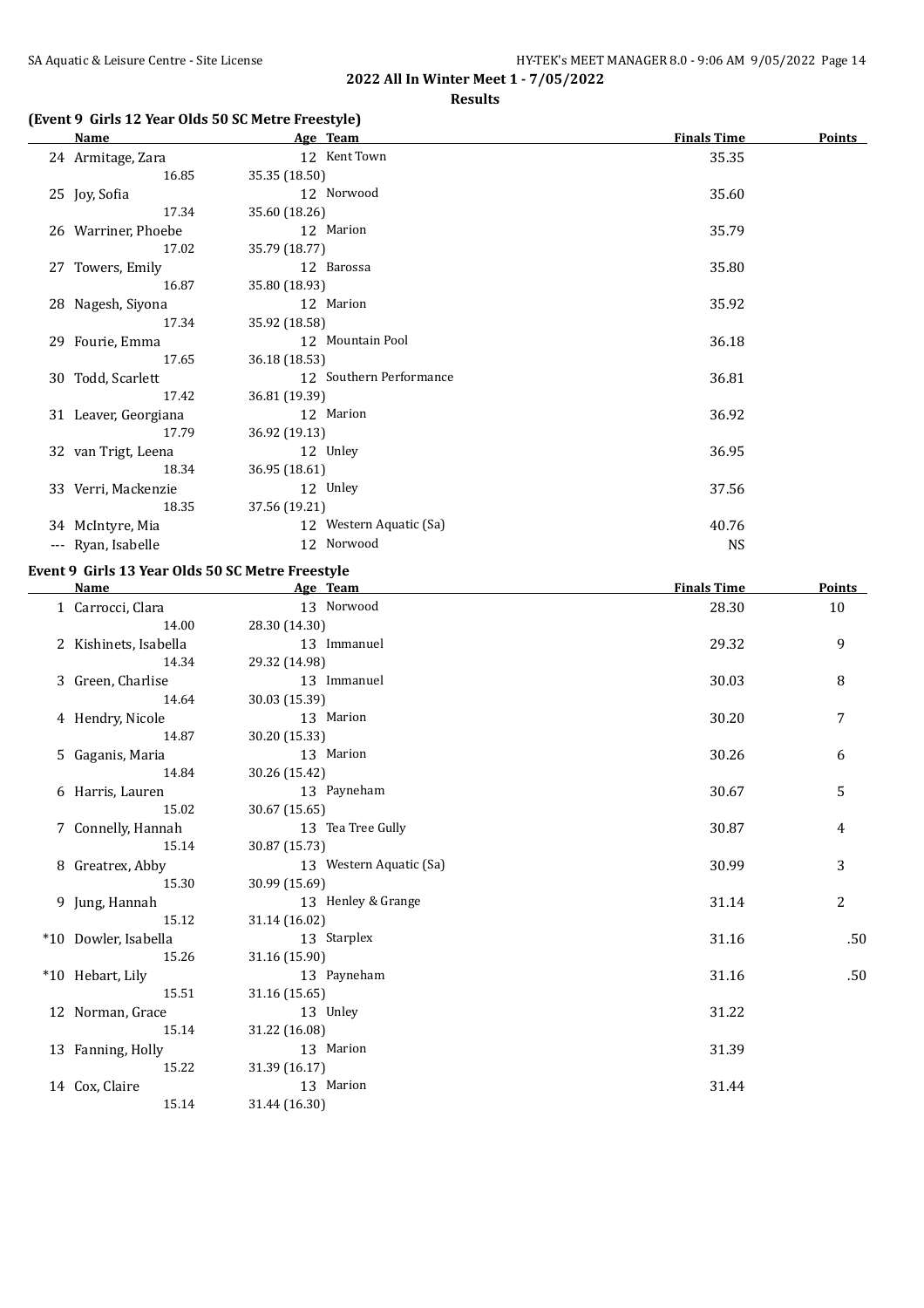## 2022 All In Winter Meet 1 - 7/05/2022

### Results

#### (Event 9 Girls 12 Year Olds 50 SC Metre Freestyle)

| | Name | Age | Team | Finals Time | Points |
|---|---|---|---|---|---|
| 24 | Armitage, Zara | 12 | Kent Town | 35.35 | |
| | 16.85 | 35.35 (18.50) | | | |
| 25 | Joy, Sofia | 12 | Norwood | 35.60 | |
| | 17.34 | 35.60 (18.26) | | | |
| 26 | Warriner, Phoebe | 12 | Marion | 35.79 | |
| | 17.02 | 35.79 (18.77) | | | |
| 27 | Towers, Emily | 12 | Barossa | 35.80 | |
| | 16.87 | 35.80 (18.93) | | | |
| 28 | Nagesh, Siyona | 12 | Marion | 35.92 | |
| | 17.34 | 35.92 (18.58) | | | |
| 29 | Fourie, Emma | 12 | Mountain Pool | 36.18 | |
| | 17.65 | 36.18 (18.53) | | | |
| 30 | Todd, Scarlett | 12 | Southern Performance | 36.81 | |
| | 17.42 | 36.81 (19.39) | | | |
| 31 | Leaver, Georgiana | 12 | Marion | 36.92 | |
| | 17.79 | 36.92 (19.13) | | | |
| 32 | van Trigt, Leena | 12 | Unley | 36.95 | |
| | 18.34 | 36.95 (18.61) | | | |
| 33 | Verri, Mackenzie | 12 | Unley | 37.56 | |
| | 18.35 | 37.56 (19.21) | | | |
| 34 | McIntyre, Mia | 12 | Western Aquatic (Sa) | 40.76 | |
| --- | Ryan, Isabelle | 12 | Norwood | NS | |

#### Event 9 Girls 13 Year Olds 50 SC Metre Freestyle

| | Name | Age | Team | Finals Time | Points |
|---|---|---|---|---|---|
| 1 | Carrocci, Clara | 13 | Norwood | 28.30 | 10 |
| | 14.00 | 28.30 (14.30) | | | |
| 2 | Kishinets, Isabella | 13 | Immanuel | 29.32 | 9 |
| | 14.34 | 29.32 (14.98) | | | |
| 3 | Green, Charlise | 13 | Immanuel | 30.03 | 8 |
| | 14.64 | 30.03 (15.39) | | | |
| 4 | Hendry, Nicole | 13 | Marion | 30.20 | 7 |
| | 14.87 | 30.20 (15.33) | | | |
| 5 | Gaganis, Maria | 13 | Marion | 30.26 | 6 |
| | 14.84 | 30.26 (15.42) | | | |
| 6 | Harris, Lauren | 13 | Payneham | 30.67 | 5 |
| | 15.02 | 30.67 (15.65) | | | |
| 7 | Connelly, Hannah | 13 | Tea Tree Gully | 30.87 | 4 |
| | 15.14 | 30.87 (15.73) | | | |
| 8 | Greatrex, Abby | 13 | Western Aquatic (Sa) | 30.99 | 3 |
| | 15.30 | 30.99 (15.69) | | | |
| 9 | Jung, Hannah | 13 | Henley & Grange | 31.14 | 2 |
| | 15.12 | 31.14 (16.02) | | | |
| *10 | Dowler, Isabella | 13 | Starplex | 31.16 | .50 |
| | 15.26 | 31.16 (15.90) | | | |
| *10 | Hebart, Lily | 13 | Payneham | 31.16 | .50 |
| | 15.51 | 31.16 (15.65) | | | |
| 12 | Norman, Grace | 13 | Unley | 31.22 | |
| | 15.14 | 31.22 (16.08) | | | |
| 13 | Fanning, Holly | 13 | Marion | 31.39 | |
| | 15.22 | 31.39 (16.17) | | | |
| 14 | Cox, Claire | 13 | Marion | 31.44 | |
| | 15.14 | 31.44 (16.30) | | | |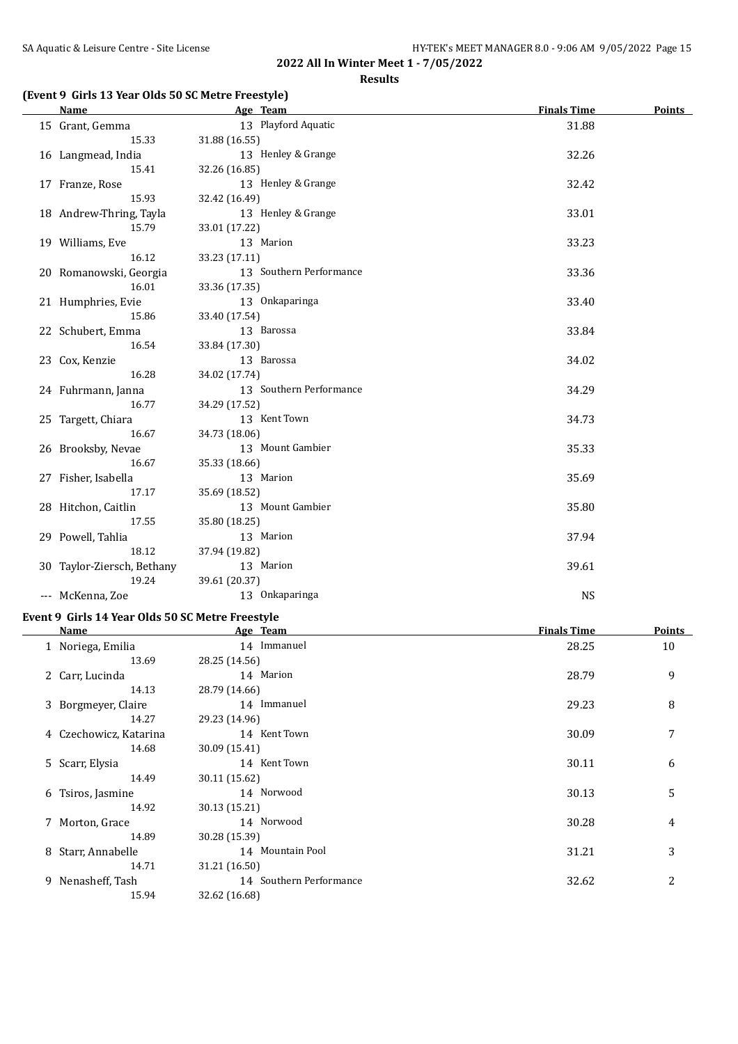**2022 All In Winter Meet 1 - 7/05/2022**

**Results**

### (Event 9 Girls 13 Year Olds 50 SC Metre Freestyle)

| | Name | Age | Team | Finals Time | Points |
|---|---|---|---|---|---|
| 15 | Grant, Gemma | 13 | Playford Aquatic | 31.88 | |
| | 15.33 | 31.88 (16.55) | | | |
| 16 | Langmead, India | 13 | Henley & Grange | 32.26 | |
| | 15.41 | 32.26 (16.85) | | | |
| 17 | Franze, Rose | 13 | Henley & Grange | 32.42 | |
| | 15.93 | 32.42 (16.49) | | | |
| 18 | Andrew-Thring, Tayla | 13 | Henley & Grange | 33.01 | |
| | 15.79 | 33.01 (17.22) | | | |
| 19 | Williams, Eve | 13 | Marion | 33.23 | |
| | 16.12 | 33.23 (17.11) | | | |
| 20 | Romanowski, Georgia | 13 | Southern Performance | 33.36 | |
| | 16.01 | 33.36 (17.35) | | | |
| 21 | Humphries, Evie | 13 | Onkaparinga | 33.40 | |
| | 15.86 | 33.40 (17.54) | | | |
| 22 | Schubert, Emma | 13 | Barossa | 33.84 | |
| | 16.54 | 33.84 (17.30) | | | |
| 23 | Cox, Kenzie | 13 | Barossa | 34.02 | |
| | 16.28 | 34.02 (17.74) | | | |
| 24 | Fuhrmann, Janna | 13 | Southern Performance | 34.29 | |
| | 16.77 | 34.29 (17.52) | | | |
| 25 | Targett, Chiara | 13 | Kent Town | 34.73 | |
| | 16.67 | 34.73 (18.06) | | | |
| 26 | Brooksby, Nevae | 13 | Mount Gambier | 35.33 | |
| | 16.67 | 35.33 (18.66) | | | |
| 27 | Fisher, Isabella | 13 | Marion | 35.69 | |
| | 17.17 | 35.69 (18.52) | | | |
| 28 | Hitchon, Caitlin | 13 | Mount Gambier | 35.80 | |
| | 17.55 | 35.80 (18.25) | | | |
| 29 | Powell, Tahlia | 13 | Marion | 37.94 | |
| | 18.12 | 37.94 (19.82) | | | |
| 30 | Taylor-Ziersch, Bethany | 13 | Marion | 39.61 | |
| | 19.24 | 39.61 (20.37) | | | |
| --- | McKenna, Zoe | 13 | Onkaparinga | NS | |

### Event 9 Girls 14 Year Olds 50 SC Metre Freestyle

| | Name | Age | Team | Finals Time | Points |
|---|---|---|---|---|---|
| 1 | Noriega, Emilia | 14 | Immanuel | 28.25 | 10 |
| | 13.69 | 28.25 (14.56) | | | |
| 2 | Carr, Lucinda | 14 | Marion | 28.79 | 9 |
| | 14.13 | 28.79 (14.66) | | | |
| 3 | Borgmeyer, Claire | 14 | Immanuel | 29.23 | 8 |
| | 14.27 | 29.23 (14.96) | | | |
| 4 | Czechowicz, Katarina | 14 | Kent Town | 30.09 | 7 |
| | 14.68 | 30.09 (15.41) | | | |
| 5 | Scarr, Elysia | 14 | Kent Town | 30.11 | 6 |
| | 14.49 | 30.11 (15.62) | | | |
| 6 | Tsiros, Jasmine | 14 | Norwood | 30.13 | 5 |
| | 14.92 | 30.13 (15.21) | | | |
| 7 | Morton, Grace | 14 | Norwood | 30.28 | 4 |
| | 14.89 | 30.28 (15.39) | | | |
| 8 | Starr, Annabelle | 14 | Mountain Pool | 31.21 | 3 |
| | 14.71 | 31.21 (16.50) | | | |
| 9 | Nenasheff, Tash | 14 | Southern Performance | 32.62 | 2 |
| | 15.94 | 32.62 (16.68) | | | |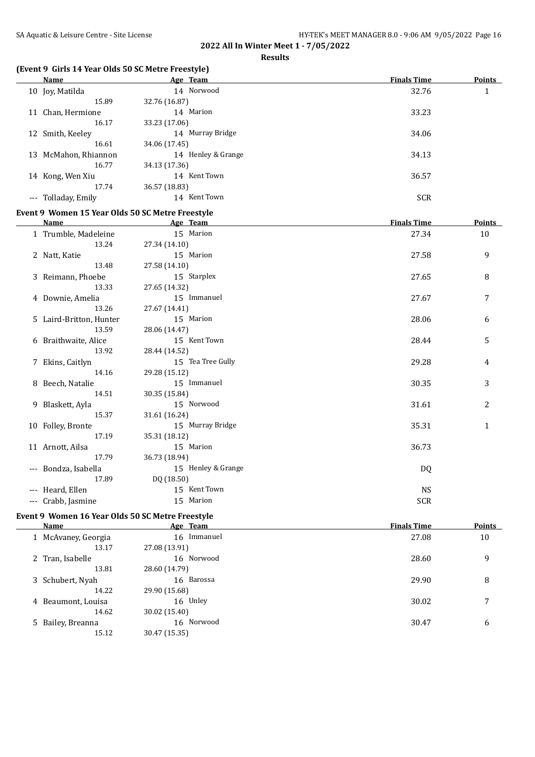**2022 All In Winter Meet 1 - 7/05/2022**

**Results**

### (Event 9 Girls 14 Year Olds 50 SC Metre Freestyle)

| | Name | Age | Team | Finals Time | Points |
|---|---|---|---|---|---|
| 10 | Joy, Matilda | 14 | Norwood | 32.76 | 1 |
| | 15.89 | 32.76 (16.87) | | | |
| 11 | Chan, Hermione | 14 | Marion | 33.23 | |
| | 16.17 | 33.23 (17.06) | | | |
| 12 | Smith, Keeley | 14 | Murray Bridge | 34.06 | |
| | 16.61 | 34.06 (17.45) | | | |
| 13 | McMahon, Rhiannon | 14 | Henley & Grange | 34.13 | |
| | 16.77 | 34.13 (17.36) | | | |
| 14 | Kong, Wen Xiu | 14 | Kent Town | 36.57 | |
| | 17.74 | 36.57 (18.83) | | | |
| --- | Tolladay, Emily | 14 | Kent Town | SCR | |

### Event 9 Women 15 Year Olds 50 SC Metre Freestyle

| | Name | Age | Team | Finals Time | Points |
|---|---|---|---|---|---|
| 1 | Trumble, Madeleine | 15 | Marion | 27.34 | 10 |
| | 13.24 | 27.34 (14.10) | | | |
| 2 | Natt, Katie | 15 | Marion | 27.58 | 9 |
| | 13.48 | 27.58 (14.10) | | | |
| 3 | Reimann, Phoebe | 15 | Starplex | 27.65 | 8 |
| | 13.33 | 27.65 (14.32) | | | |
| 4 | Downie, Amelia | 15 | Immanuel | 27.67 | 7 |
| | 13.26 | 27.67 (14.41) | | | |
| 5 | Laird-Britton, Hunter | 15 | Marion | 28.06 | 6 |
| | 13.59 | 28.06 (14.47) | | | |
| 6 | Braithwaite, Alice | 15 | Kent Town | 28.44 | 5 |
| | 13.92 | 28.44 (14.52) | | | |
| 7 | Ekins, Caitlyn | 15 | Tea Tree Gully | 29.28 | 4 |
| | 14.16 | 29.28 (15.12) | | | |
| 8 | Beech, Natalie | 15 | Immanuel | 30.35 | 3 |
| | 14.51 | 30.35 (15.84) | | | |
| 9 | Blaskett, Ayla | 15 | Norwood | 31.61 | 2 |
| | 15.37 | 31.61 (16.24) | | | |
| 10 | Folley, Bronte | 15 | Murray Bridge | 35.31 | 1 |
| | 17.19 | 35.31 (18.12) | | | |
| 11 | Arnott, Ailsa | 15 | Marion | 36.73 | |
| | 17.79 | 36.73 (18.94) | | | |
| --- | Bondza, Isabella | 15 | Henley & Grange | DQ | |
| | 17.89 | DQ (18.50) | | | |
| --- | Heard, Ellen | 15 | Kent Town | NS | |
| --- | Crabb, Jasmine | 15 | Marion | SCR | |

### Event 9 Women 16 Year Olds 50 SC Metre Freestyle

| | Name | Age | Team | Finals Time | Points |
|---|---|---|---|---|---|
| 1 | McAvaney, Georgia | 16 | Immanuel | 27.08 | 10 |
| | 13.17 | 27.08 (13.91) | | | |
| 2 | Tran, Isabelle | 16 | Norwood | 28.60 | 9 |
| | 13.81 | 28.60 (14.79) | | | |
| 3 | Schubert, Nyah | 16 | Barossa | 29.90 | 8 |
| | 14.22 | 29.90 (15.68) | | | |
| 4 | Beaumont, Louisa | 16 | Unley | 30.02 | 7 |
| | 14.62 | 30.02 (15.40) | | | |
| 5 | Bailey, Breanna | 16 | Norwood | 30.47 | 6 |
| | 15.12 | 30.47 (15.35) | | | |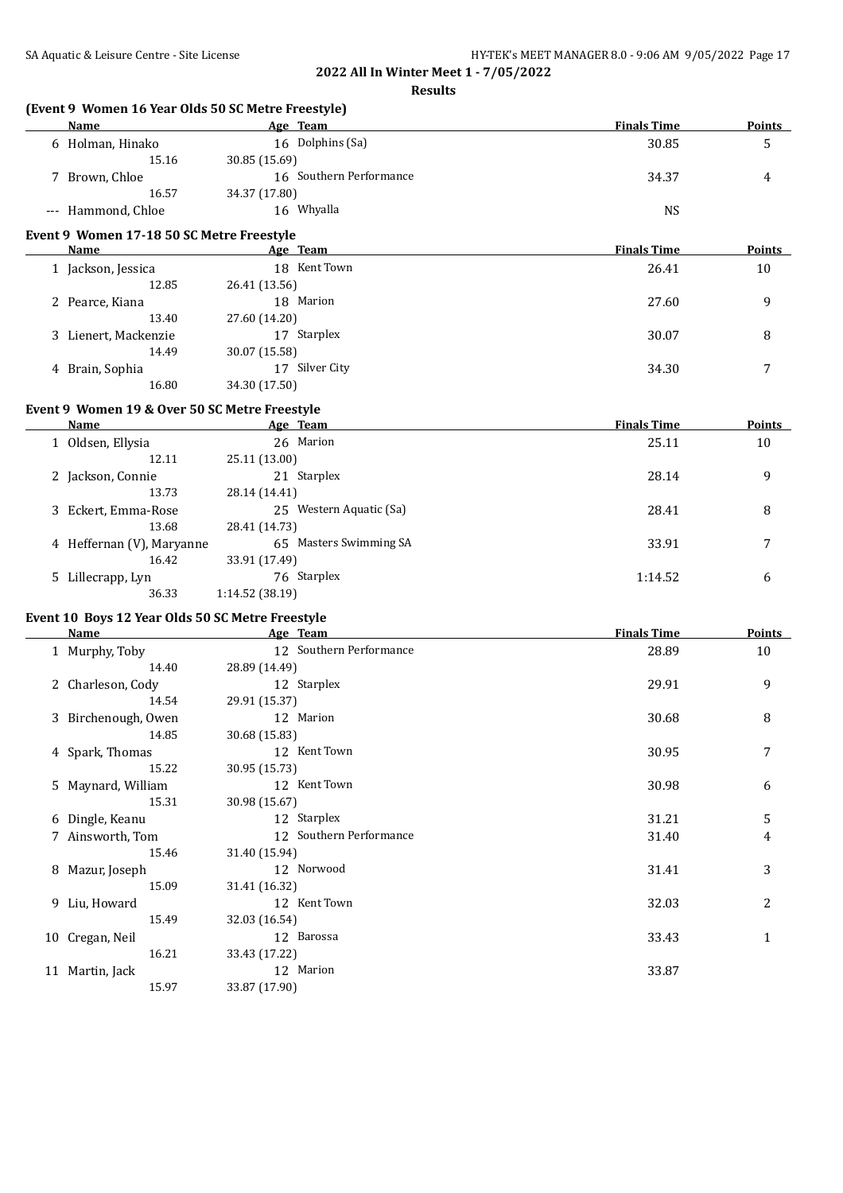**2022 All In Winter Meet 1 - 7/05/2022**

**Results**

### (Event 9 Women 16 Year Olds 50 SC Metre Freestyle)

| Name | Age | Team | Finals Time | Points |
|---|---|---|---|---|
| 6 Holman, Hinako | 16 | Dolphins (Sa) | 30.85 | 5 |
| 15.16 | 30.85 (15.69) | | | |
| 7 Brown, Chloe | 16 | Southern Performance | 34.37 | 4 |
| 16.57 | 34.37 (17.80) | | | |
| --- Hammond, Chloe | 16 | Whyalla | NS | |

### Event 9 Women 17-18 50 SC Metre Freestyle

| Name | Age | Team | Finals Time | Points |
|---|---|---|---|---|
| 1 Jackson, Jessica | 18 | Kent Town | 26.41 | 10 |
| 12.85 | 26.41 (13.56) | | | |
| 2 Pearce, Kiana | 18 | Marion | 27.60 | 9 |
| 13.40 | 27.60 (14.20) | | | |
| 3 Lienert, Mackenzie | 17 | Starplex | 30.07 | 8 |
| 14.49 | 30.07 (15.58) | | | |
| 4 Brain, Sophia | 17 | Silver City | 34.30 | 7 |
| 16.80 | 34.30 (17.50) | | | |

### Event 9 Women 19 & Over 50 SC Metre Freestyle

| Name | Age | Team | Finals Time | Points |
|---|---|---|---|---|
| 1 Oldsen, Ellysia | 26 | Marion | 25.11 | 10 |
| 12.11 | 25.11 (13.00) | | | |
| 2 Jackson, Connie | 21 | Starplex | 28.14 | 9 |
| 13.73 | 28.14 (14.41) | | | |
| 3 Eckert, Emma-Rose | 25 | Western Aquatic (Sa) | 28.41 | 8 |
| 13.68 | 28.41 (14.73) | | | |
| 4 Heffernan (V), Maryanne | 65 | Masters Swimming SA | 33.91 | 7 |
| 16.42 | 33.91 (17.49) | | | |
| 5 Lillecrapp, Lyn | 76 | Starplex | 1:14.52 | 6 |
| 36.33 | 1:14.52 (38.19) | | | |

### Event 10 Boys 12 Year Olds 50 SC Metre Freestyle

| Name | Age | Team | Finals Time | Points |
|---|---|---|---|---|
| 1 Murphy, Toby | 12 | Southern Performance | 28.89 | 10 |
| 14.40 | 28.89 (14.49) | | | |
| 2 Charleson, Cody | 12 | Starplex | 29.91 | 9 |
| 14.54 | 29.91 (15.37) | | | |
| 3 Birchenough, Owen | 12 | Marion | 30.68 | 8 |
| 14.85 | 30.68 (15.83) | | | |
| 4 Spark, Thomas | 12 | Kent Town | 30.95 | 7 |
| 15.22 | 30.95 (15.73) | | | |
| 5 Maynard, William | 12 | Kent Town | 30.98 | 6 |
| 15.31 | 30.98 (15.67) | | | |
| 6 Dingle, Keanu | 12 | Starplex | 31.21 | 5 |
| 7 Ainsworth, Tom | 12 | Southern Performance | 31.40 | 4 |
| 15.46 | 31.40 (15.94) | | | |
| 8 Mazur, Joseph | 12 | Norwood | 31.41 | 3 |
| 15.09 | 31.41 (16.32) | | | |
| 9 Liu, Howard | 12 | Kent Town | 32.03 | 2 |
| 15.49 | 32.03 (16.54) | | | |
| 10 Cregan, Neil | 12 | Barossa | 33.43 | 1 |
| 16.21 | 33.43 (17.22) | | | |
| 11 Martin, Jack | 12 | Marion | 33.87 | |
| 15.97 | 33.87 (17.90) | | | |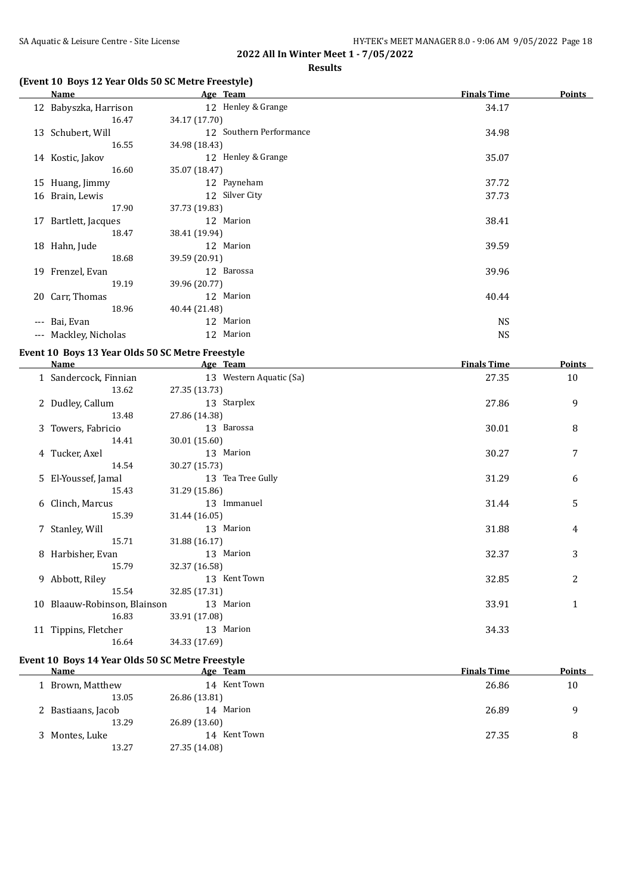**2022 All In Winter Meet 1 - 7/05/2022**

**Results**

### (Event 10 Boys 12 Year Olds 50 SC Metre Freestyle)

| | Name | Age | Team | Finals Time | Points |
|---|---|---|---|---|---|
| 12 | Babyszka, Harrison | 12 | Henley & Grange | 34.17 | |
| | 16.47 | 34.17 (17.70) | | | |
| 13 | Schubert, Will | 12 | Southern Performance | 34.98 | |
| | 16.55 | 34.98 (18.43) | | | |
| 14 | Kostic, Jakov | 12 | Henley & Grange | 35.07 | |
| | 16.60 | 35.07 (18.47) | | | |
| 15 | Huang, Jimmy | 12 | Payneham | 37.72 | |
| 16 | Brain, Lewis | 12 | Silver City | 37.73 | |
| | 17.90 | 37.73 (19.83) | | | |
| 17 | Bartlett, Jacques | 12 | Marion | 38.41 | |
| | 18.47 | 38.41 (19.94) | | | |
| 18 | Hahn, Jude | 12 | Marion | 39.59 | |
| | 18.68 | 39.59 (20.91) | | | |
| 19 | Frenzel, Evan | 12 | Barossa | 39.96 | |
| | 19.19 | 39.96 (20.77) | | | |
| 20 | Carr, Thomas | 12 | Marion | 40.44 | |
| | 18.96 | 40.44 (21.48) | | | |
| --- | Bai, Evan | 12 | Marion | NS | |
| --- | Mackley, Nicholas | 12 | Marion | NS | |

### Event 10 Boys 13 Year Olds 50 SC Metre Freestyle

| | Name | Age | Team | Finals Time | Points |
|---|---|---|---|---|---|
| 1 | Sandercock, Finnian | 13 | Western Aquatic (Sa) | 27.35 | 10 |
| | 13.62 | 27.35 (13.73) | | | |
| 2 | Dudley, Callum | 13 | Starplex | 27.86 | 9 |
| | 13.48 | 27.86 (14.38) | | | |
| 3 | Towers, Fabricio | 13 | Barossa | 30.01 | 8 |
| | 14.41 | 30.01 (15.60) | | | |
| 4 | Tucker, Axel | 13 | Marion | 30.27 | 7 |
| | 14.54 | 30.27 (15.73) | | | |
| 5 | El-Youssef, Jamal | 13 | Tea Tree Gully | 31.29 | 6 |
| | 15.43 | 31.29 (15.86) | | | |
| 6 | Clinch, Marcus | 13 | Immanuel | 31.44 | 5 |
| | 15.39 | 31.44 (16.05) | | | |
| 7 | Stanley, Will | 13 | Marion | 31.88 | 4 |
| | 15.71 | 31.88 (16.17) | | | |
| 8 | Harbisher, Evan | 13 | Marion | 32.37 | 3 |
| | 15.79 | 32.37 (16.58) | | | |
| 9 | Abbott, Riley | 13 | Kent Town | 32.85 | 2 |
| | 15.54 | 32.85 (17.31) | | | |
| 10 | Blaauw-Robinson, Blainson | 13 | Marion | 33.91 | 1 |
| | 16.83 | 33.91 (17.08) | | | |
| 11 | Tippins, Fletcher | 13 | Marion | 34.33 | |
| | 16.64 | 34.33 (17.69) | | | |

### Event 10 Boys 14 Year Olds 50 SC Metre Freestyle

| | Name | Age | Team | Finals Time | Points |
|---|---|---|---|---|---|
| 1 | Brown, Matthew | 14 | Kent Town | 26.86 | 10 |
| | 13.05 | 26.86 (13.81) | | | |
| 2 | Bastiaans, Jacob | 14 | Marion | 26.89 | 9 |
| | 13.29 | 26.89 (13.60) | | | |
| 3 | Montes, Luke | 14 | Kent Town | 27.35 | 8 |
| | 13.27 | 27.35 (14.08) | | | |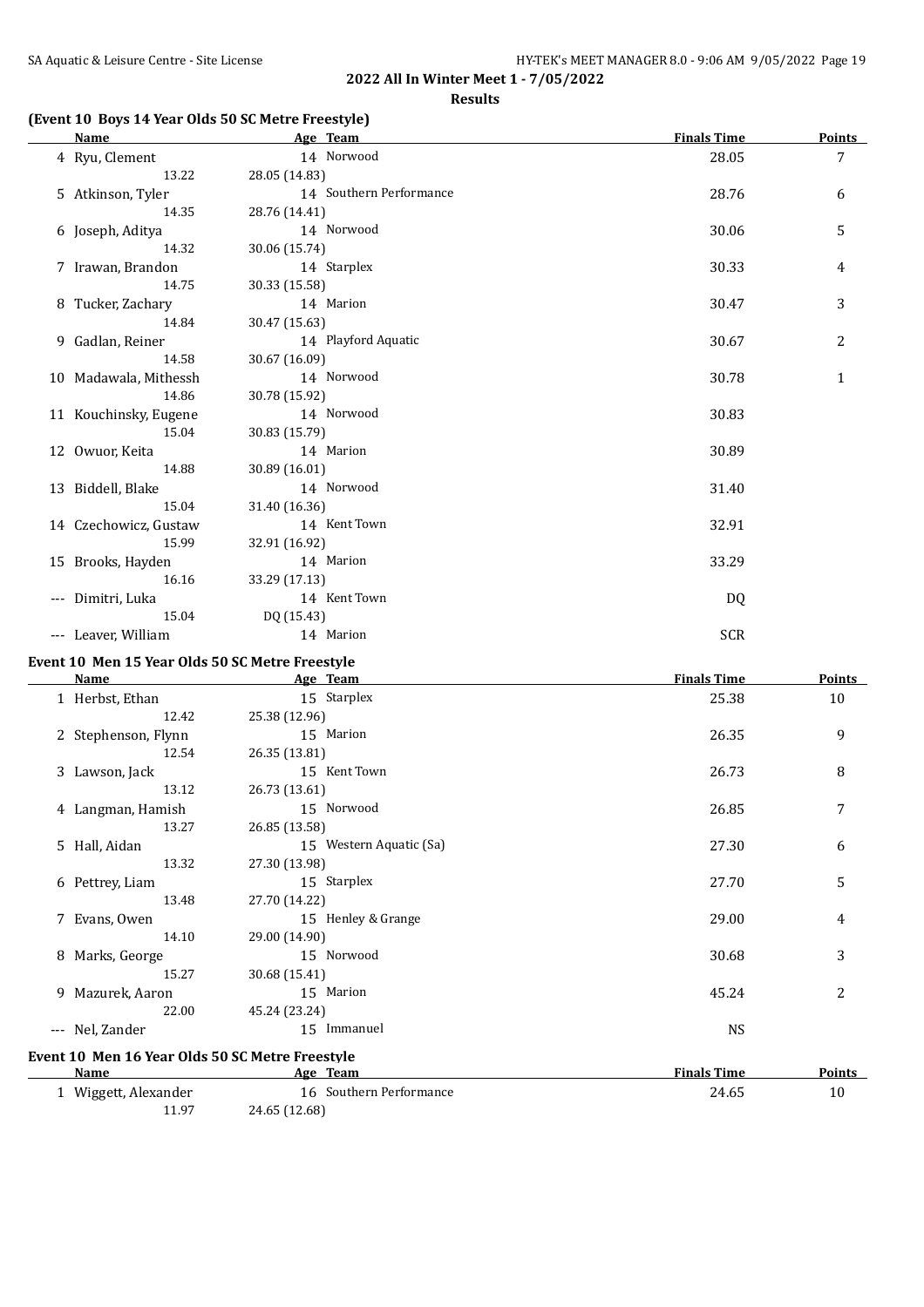## 2022 All In Winter Meet 1 - 7/05/2022

### Results

### (Event 10 Boys 14 Year Olds 50 SC Metre Freestyle)

| | Name | Age | Team | Finals Time | Points |
|---|---|---|---|---|---|
| 4 | Ryu, Clement | 14 | Norwood | 28.05 | 7 |
| | 13.22 | 28.05 (14.83) | | | |
| 5 | Atkinson, Tyler | 14 | Southern Performance | 28.76 | 6 |
| | 14.35 | 28.76 (14.41) | | | |
| 6 | Joseph, Aditya | 14 | Norwood | 30.06 | 5 |
| | 14.32 | 30.06 (15.74) | | | |
| 7 | Irawan, Brandon | 14 | Starplex | 30.33 | 4 |
| | 14.75 | 30.33 (15.58) | | | |
| 8 | Tucker, Zachary | 14 | Marion | 30.47 | 3 |
| | 14.84 | 30.47 (15.63) | | | |
| 9 | Gadlan, Reiner | 14 | Playford Aquatic | 30.67 | 2 |
| | 14.58 | 30.67 (16.09) | | | |
| 10 | Madawala, Mithessh | 14 | Norwood | 30.78 | 1 |
| | 14.86 | 30.78 (15.92) | | | |
| 11 | Kouchinsky, Eugene | 14 | Norwood | 30.83 | |
| | 15.04 | 30.83 (15.79) | | | |
| 12 | Owuor, Keita | 14 | Marion | 30.89 | |
| | 14.88 | 30.89 (16.01) | | | |
| 13 | Biddell, Blake | 14 | Norwood | 31.40 | |
| | 15.04 | 31.40 (16.36) | | | |
| 14 | Czechowicz, Gustaw | 14 | Kent Town | 32.91 | |
| | 15.99 | 32.91 (16.92) | | | |
| 15 | Brooks, Hayden | 14 | Marion | 33.29 | |
| | 16.16 | 33.29 (17.13) | | | |
| --- | Dimitri, Luka | 14 | Kent Town | DQ | |
| | 15.04 | DQ (15.43) | | | |
| --- | Leaver, William | 14 | Marion | SCR | |

### Event 10 Men 15 Year Olds 50 SC Metre Freestyle

| | Name | Age | Team | Finals Time | Points |
|---|---|---|---|---|---|
| 1 | Herbst, Ethan | 15 | Starplex | 25.38 | 10 |
| | 12.42 | 25.38 (12.96) | | | |
| 2 | Stephenson, Flynn | 15 | Marion | 26.35 | 9 |
| | 12.54 | 26.35 (13.81) | | | |
| 3 | Lawson, Jack | 15 | Kent Town | 26.73 | 8 |
| | 13.12 | 26.73 (13.61) | | | |
| 4 | Langman, Hamish | 15 | Norwood | 26.85 | 7 |
| | 13.27 | 26.85 (13.58) | | | |
| 5 | Hall, Aidan | 15 | Western Aquatic (Sa) | 27.30 | 6 |
| | 13.32 | 27.30 (13.98) | | | |
| 6 | Pettrey, Liam | 15 | Starplex | 27.70 | 5 |
| | 13.48 | 27.70 (14.22) | | | |
| 7 | Evans, Owen | 15 | Henley & Grange | 29.00 | 4 |
| | 14.10 | 29.00 (14.90) | | | |
| 8 | Marks, George | 15 | Norwood | 30.68 | 3 |
| | 15.27 | 30.68 (15.41) | | | |
| 9 | Mazurek, Aaron | 15 | Marion | 45.24 | 2 |
| | 22.00 | 45.24 (23.24) | | | |
| --- | Nel, Zander | 15 | Immanuel | NS | |

### Event 10 Men 16 Year Olds 50 SC Metre Freestyle

| | Name | Age | Team | Finals Time | Points |
|---|---|---|---|---|---|
| 1 | Wiggett, Alexander | 16 | Southern Performance | 24.65 | 10 |
| | 11.97 | 24.65 (12.68) | | | |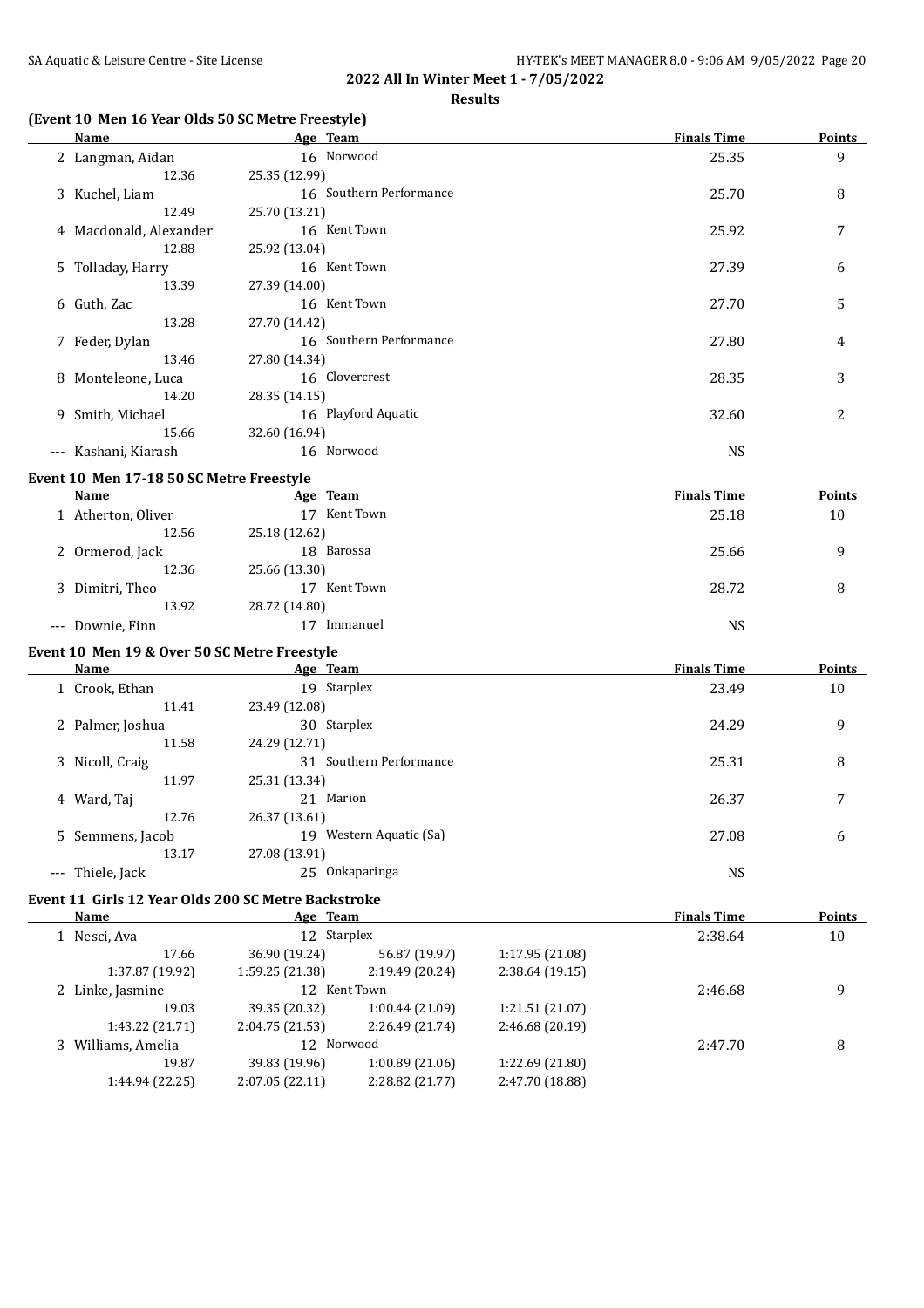**2022 All In Winter Meet 1 - 7/05/2022**

**Results**

### (Event 10 Men 16 Year Olds 50 SC Metre Freestyle)

| | Name | Age | Team | Finals Time | Points |
|---|---|---|---|---|---|
| 2 | Langman, Aidan | 16 | Norwood | 25.35 | 9 |
| | 12.36 | 25.35 (12.99) | | | |
| 3 | Kuchel, Liam | 16 | Southern Performance | 25.70 | 8 |
| | 12.49 | 25.70 (13.21) | | | |
| 4 | Macdonald, Alexander | 16 | Kent Town | 25.92 | 7 |
| | 12.88 | 25.92 (13.04) | | | |
| 5 | Tolladay, Harry | 16 | Kent Town | 27.39 | 6 |
| | 13.39 | 27.39 (14.00) | | | |
| 6 | Guth, Zac | 16 | Kent Town | 27.70 | 5 |
| | 13.28 | 27.70 (14.42) | | | |
| 7 | Feder, Dylan | 16 | Southern Performance | 27.80 | 4 |
| | 13.46 | 27.80 (14.34) | | | |
| 8 | Monteleone, Luca | 16 | Clovercrest | 28.35 | 3 |
| | 14.20 | 28.35 (14.15) | | | |
| 9 | Smith, Michael | 16 | Playford Aquatic | 32.60 | 2 |
| | 15.66 | 32.60 (16.94) | | | |
| --- | Kashani, Kiarash | 16 | Norwood | NS | |

### Event 10 Men 17-18 50 SC Metre Freestyle

| | Name | Age | Team | Finals Time | Points |
|---|---|---|---|---|---|
| 1 | Atherton, Oliver | 17 | Kent Town | 25.18 | 10 |
| | 12.56 | 25.18 (12.62) | | | |
| 2 | Ormerod, Jack | 18 | Barossa | 25.66 | 9 |
| | 12.36 | 25.66 (13.30) | | | |
| 3 | Dimitri, Theo | 17 | Kent Town | 28.72 | 8 |
| | 13.92 | 28.72 (14.80) | | | |
| --- | Downie, Finn | 17 | Immanuel | NS | |

### Event 10 Men 19 & Over 50 SC Metre Freestyle

| | Name | Age | Team | Finals Time | Points |
|---|---|---|---|---|---|
| 1 | Crook, Ethan | 19 | Starplex | 23.49 | 10 |
| | 11.41 | 23.49 (12.08) | | | |
| 2 | Palmer, Joshua | 30 | Starplex | 24.29 | 9 |
| | 11.58 | 24.29 (12.71) | | | |
| 3 | Nicoll, Craig | 31 | Southern Performance | 25.31 | 8 |
| | 11.97 | 25.31 (13.34) | | | |
| 4 | Ward, Taj | 21 | Marion | 26.37 | 7 |
| | 12.76 | 26.37 (13.61) | | | |
| 5 | Semmens, Jacob | 19 | Western Aquatic (Sa) | 27.08 | 6 |
| | 13.17 | 27.08 (13.91) | | | |
| --- | Thiele, Jack | 25 | Onkaparinga | NS | |

### Event 11 Girls 12 Year Olds 200 SC Metre Backstroke

| | Name | Age | Team | | Finals Time | Points |
|---|---|---|---|---|---|---|
| 1 | Nesci, Ava | 12 | Starplex | | 2:38.64 | 10 |
| | 17.66 | 36.90 (19.24) | 56.87 (19.97) | 1:17.95 (21.08) | | |
| | 1:37.87 (19.92) | 1:59.25 (21.38) | 2:19.49 (20.24) | 2:38.64 (19.15) | | |
| 2 | Linke, Jasmine | 12 | Kent Town | | 2:46.68 | 9 |
| | 19.03 | 39.35 (20.32) | 1:00.44 (21.09) | 1:21.51 (21.07) | | |
| | 1:43.22 (21.71) | 2:04.75 (21.53) | 2:26.49 (21.74) | 2:46.68 (20.19) | | |
| 3 | Williams, Amelia | 12 | Norwood | | 2:47.70 | 8 |
| | 19.87 | 39.83 (19.96) | 1:00.89 (21.06) | 1:22.69 (21.80) | | |
| | 1:44.94 (22.25) | 2:07.05 (22.11) | 2:28.82 (21.77) | 2:47.70 (18.88) | | |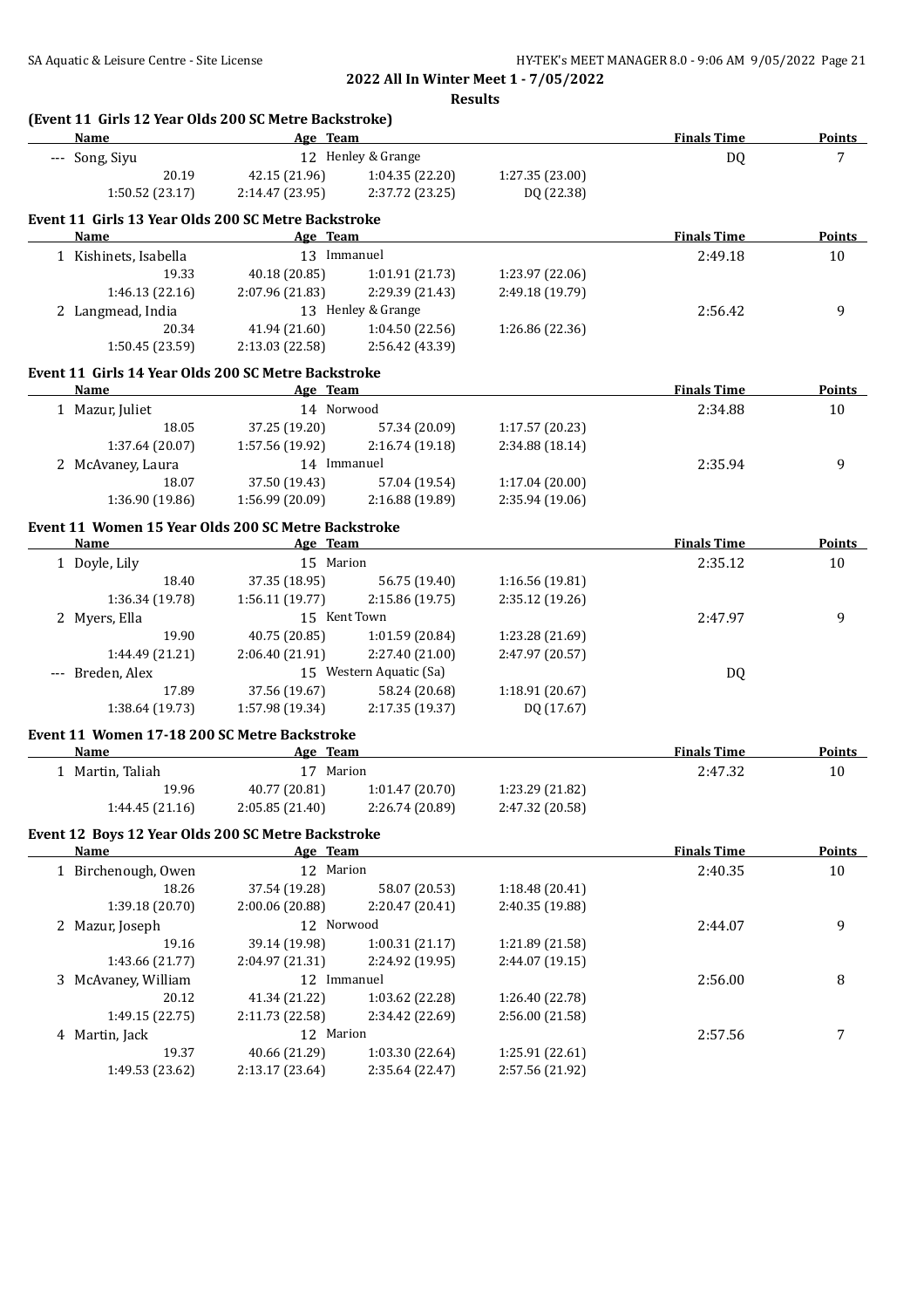**2022 All In Winter Meet 1 - 7/05/2022**

**Results**

### (Event 11 Girls 12 Year Olds 200 SC Metre Backstroke)

| Name | Age | Team | | | Finals Time | Points |
|---|---|---|---|---|---|---|
| --- Song, Siyu | 12 | Henley & Grange | | | DQ | 7 |
| 20.19 | 42.15 (21.96) | 1:04.35 (22.20) | 1:27.35 (23.00) | | | |
| 1:50.52 (23.17) | 2:14.47 (23.95) | 2:37.72 (23.25) | DQ (22.38) | | | |

### Event 11 Girls 13 Year Olds 200 SC Metre Backstroke

| Name | Age | Team | | | Finals Time | Points |
|---|---|---|---|---|---|---|
| 1 Kishinets, Isabella | 13 | Immanuel | | | 2:49.18 | 10 |
| 19.33 | 40.18 (20.85) | 1:01.91 (21.73) | 1:23.97 (22.06) | | | |
| 1:46.13 (22.16) | 2:07.96 (21.83) | 2:29.39 (21.43) | 2:49.18 (19.79) | | | |
| 2 Langmead, India | 13 | Henley & Grange | | | 2:56.42 | 9 |
| 20.34 | 41.94 (21.60) | 1:04.50 (22.56) | 1:26.86 (22.36) | | | |
| 1:50.45 (23.59) | 2:13.03 (22.58) | 2:56.42 (43.39) | | | | |

### Event 11 Girls 14 Year Olds 200 SC Metre Backstroke

| Name | Age | Team | | | Finals Time | Points |
|---|---|---|---|---|---|---|
| 1 Mazur, Juliet | 14 | Norwood | | | 2:34.88 | 10 |
| 18.05 | 37.25 (19.20) | 57.34 (20.09) | 1:17.57 (20.23) | | | |
| 1:37.64 (20.07) | 1:57.56 (19.92) | 2:16.74 (19.18) | 2:34.88 (18.14) | | | |
| 2 McAvaney, Laura | 14 | Immanuel | | | 2:35.94 | 9 |
| 18.07 | 37.50 (19.43) | 57.04 (19.54) | 1:17.04 (20.00) | | | |
| 1:36.90 (19.86) | 1:56.99 (20.09) | 2:16.88 (19.89) | 2:35.94 (19.06) | | | |

### Event 11 Women 15 Year Olds 200 SC Metre Backstroke

| Name | Age | Team | | | Finals Time | Points |
|---|---|---|---|---|---|---|
| 1 Doyle, Lily | 15 | Marion | | | 2:35.12 | 10 |
| 18.40 | 37.35 (18.95) | 56.75 (19.40) | 1:16.56 (19.81) | | | |
| 1:36.34 (19.78) | 1:56.11 (19.77) | 2:15.86 (19.75) | 2:35.12 (19.26) | | | |
| 2 Myers, Ella | 15 | Kent Town | | | 2:47.97 | 9 |
| 19.90 | 40.75 (20.85) | 1:01.59 (20.84) | 1:23.28 (21.69) | | | |
| 1:44.49 (21.21) | 2:06.40 (21.91) | 2:27.40 (21.00) | 2:47.97 (20.57) | | | |
| --- Breden, Alex | 15 | Western Aquatic (Sa) | | | DQ | |
| 17.89 | 37.56 (19.67) | 58.24 (20.68) | 1:18.91 (20.67) | | | |
| 1:38.64 (19.73) | 1:57.98 (19.34) | 2:17.35 (19.37) | DQ (17.67) | | | |

### Event 11 Women 17-18 200 SC Metre Backstroke

| Name | Age | Team | | | Finals Time | Points |
|---|---|---|---|---|---|---|
| 1 Martin, Taliah | 17 | Marion | | | 2:47.32 | 10 |
| 19.96 | 40.77 (20.81) | 1:01.47 (20.70) | 1:23.29 (21.82) | | | |
| 1:44.45 (21.16) | 2:05.85 (21.40) | 2:26.74 (20.89) | 2:47.32 (20.58) | | | |

### Event 12 Boys 12 Year Olds 200 SC Metre Backstroke

| Name | Age | Team | | | Finals Time | Points |
|---|---|---|---|---|---|---|
| 1 Birchenough, Owen | 12 | Marion | | | 2:40.35 | 10 |
| 18.26 | 37.54 (19.28) | 58.07 (20.53) | 1:18.48 (20.41) | | | |
| 1:39.18 (20.70) | 2:00.06 (20.88) | 2:20.47 (20.41) | 2:40.35 (19.88) | | | |
| 2 Mazur, Joseph | 12 | Norwood | | | 2:44.07 | 9 |
| 19.16 | 39.14 (19.98) | 1:00.31 (21.17) | 1:21.89 (21.58) | | | |
| 1:43.66 (21.77) | 2:04.97 (21.31) | 2:24.92 (19.95) | 2:44.07 (19.15) | | | |
| 3 McAvaney, William | 12 | Immanuel | | | 2:56.00 | 8 |
| 20.12 | 41.34 (21.22) | 1:03.62 (22.28) | 1:26.40 (22.78) | | | |
| 1:49.15 (22.75) | 2:11.73 (22.58) | 2:34.42 (22.69) | 2:56.00 (21.58) | | | |
| 4 Martin, Jack | 12 | Marion | | | 2:57.56 | 7 |
| 19.37 | 40.66 (21.29) | 1:03.30 (22.64) | 1:25.91 (22.61) | | | |
| 1:49.53 (23.62) | 2:13.17 (23.64) | 2:35.64 (22.47) | 2:57.56 (21.92) | | | |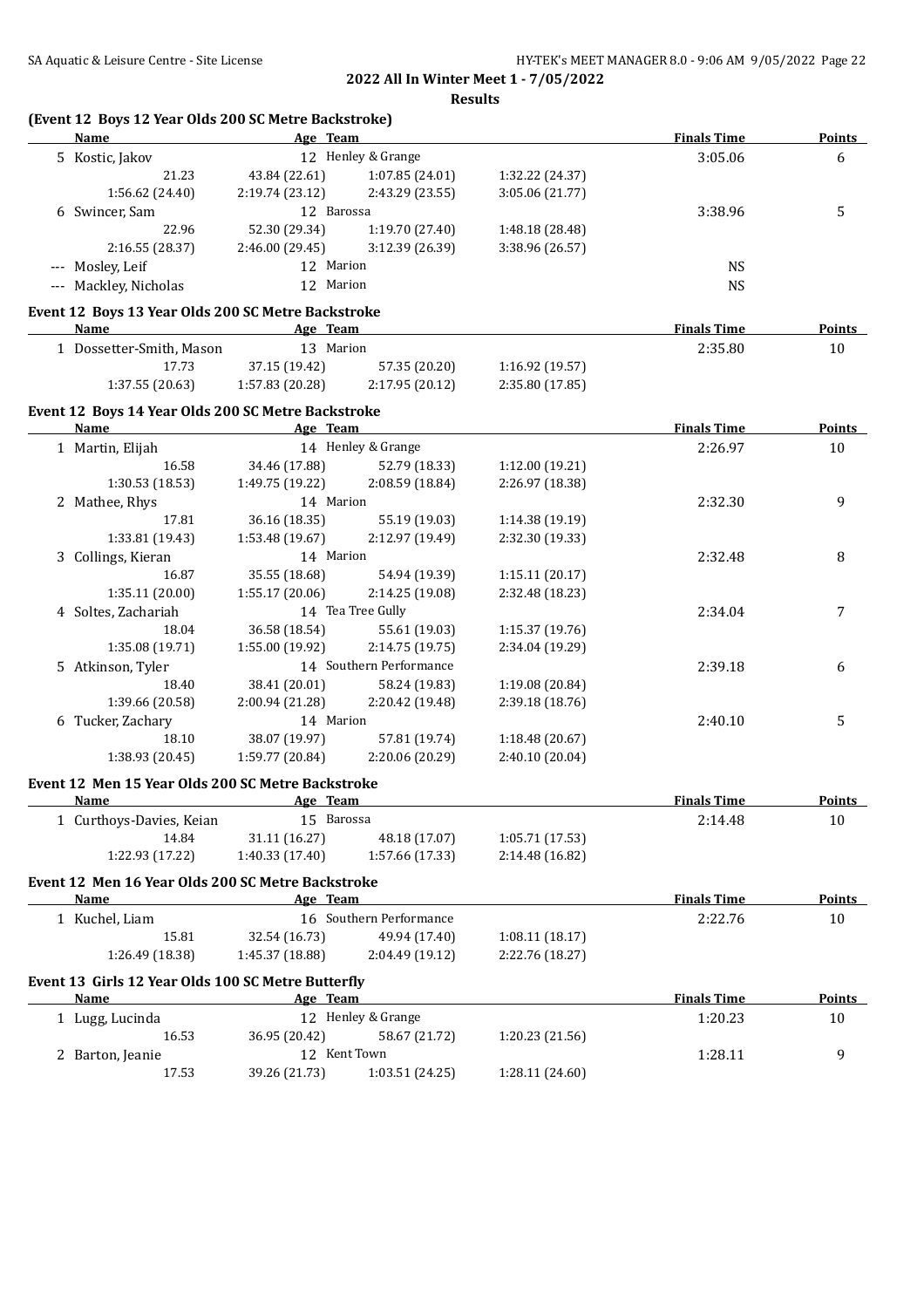**2022 All In Winter Meet 1 - 7/05/2022**

**Results**

## (Event 12 Boys 12 Year Olds 200 SC Metre Backstroke)

| | Name | Age | Team | | Finals Time | Points |
|---|---|---|---|---|---|---|
| 5 | Kostic, Jakov | 12 | Henley & Grange | | 3:05.06 | 6 |
| | 21.23 | 43.84 (22.61) | 1:07.85 (24.01) | 1:32.22 (24.37) | | |
| | 1:56.62 (24.40) | 2:19.74 (23.12) | 2:43.29 (23.55) | 3:05.06 (21.77) | | |
| 6 | Swincer, Sam | 12 | Barossa | | 3:38.96 | 5 |
| | 22.96 | 52.30 (29.34) | 1:19.70 (27.40) | 1:48.18 (28.48) | | |
| | 2:16.55 (28.37) | 2:46.00 (29.45) | 3:12.39 (26.39) | 3:38.96 (26.57) | | |
| --- | Mosley, Leif | 12 | Marion | | NS | |
| --- | Mackley, Nicholas | 12 | Marion | | NS | |

## Event 12 Boys 13 Year Olds 200 SC Metre Backstroke

| | Name | Age | Team | | Finals Time | Points |
|---|---|---|---|---|---|---|
| 1 | Dossetter-Smith, Mason | 13 | Marion | | 2:35.80 | 10 |
| | 17.73 | 37.15 (19.42) | 57.35 (20.20) | 1:16.92 (19.57) | | |
| | 1:37.55 (20.63) | 1:57.83 (20.28) | 2:17.95 (20.12) | 2:35.80 (17.85) | | |

## Event 12 Boys 14 Year Olds 200 SC Metre Backstroke

| | Name | Age | Team | | Finals Time | Points |
|---|---|---|---|---|---|---|
| 1 | Martin, Elijah | 14 | Henley & Grange | | 2:26.97 | 10 |
| | 16.58 | 34.46 (17.88) | 52.79 (18.33) | 1:12.00 (19.21) | | |
| | 1:30.53 (18.53) | 1:49.75 (19.22) | 2:08.59 (18.84) | 2:26.97 (18.38) | | |
| 2 | Mathee, Rhys | 14 | Marion | | 2:32.30 | 9 |
| | 17.81 | 36.16 (18.35) | 55.19 (19.03) | 1:14.38 (19.19) | | |
| | 1:33.81 (19.43) | 1:53.48 (19.67) | 2:12.97 (19.49) | 2:32.30 (19.33) | | |
| 3 | Collings, Kieran | 14 | Marion | | 2:32.48 | 8 |
| | 16.87 | 35.55 (18.68) | 54.94 (19.39) | 1:15.11 (20.17) | | |
| | 1:35.11 (20.00) | 1:55.17 (20.06) | 2:14.25 (19.08) | 2:32.48 (18.23) | | |
| 4 | Soltes, Zachariah | 14 | Tea Tree Gully | | 2:34.04 | 7 |
| | 18.04 | 36.58 (18.54) | 55.61 (19.03) | 1:15.37 (19.76) | | |
| | 1:35.08 (19.71) | 1:55.00 (19.92) | 2:14.75 (19.75) | 2:34.04 (19.29) | | |
| 5 | Atkinson, Tyler | 14 | Southern Performance | | 2:39.18 | 6 |
| | 18.40 | 38.41 (20.01) | 58.24 (19.83) | 1:19.08 (20.84) | | |
| | 1:39.66 (20.58) | 2:00.94 (21.28) | 2:20.42 (19.48) | 2:39.18 (18.76) | | |
| 6 | Tucker, Zachary | 14 | Marion | | 2:40.10 | 5 |
| | 18.10 | 38.07 (19.97) | 57.81 (19.74) | 1:18.48 (20.67) | | |
| | 1:38.93 (20.45) | 1:59.77 (20.84) | 2:20.06 (20.29) | 2:40.10 (20.04) | | |

## Event 12 Men 15 Year Olds 200 SC Metre Backstroke

| | Name | Age | Team | | Finals Time | Points |
|---|---|---|---|---|---|---|
| 1 | Curthoys-Davies, Keian | 15 | Barossa | | 2:14.48 | 10 |
| | 14.84 | 31.11 (16.27) | 48.18 (17.07) | 1:05.71 (17.53) | | |
| | 1:22.93 (17.22) | 1:40.33 (17.40) | 1:57.66 (17.33) | 2:14.48 (16.82) | | |

## Event 12 Men 16 Year Olds 200 SC Metre Backstroke

| | Name | Age | Team | | Finals Time | Points |
|---|---|---|---|---|---|---|
| 1 | Kuchel, Liam | 16 | Southern Performance | | 2:22.76 | 10 |
| | 15.81 | 32.54 (16.73) | 49.94 (17.40) | 1:08.11 (18.17) | | |
| | 1:26.49 (18.38) | 1:45.37 (18.88) | 2:04.49 (19.12) | 2:22.76 (18.27) | | |

## Event 13 Girls 12 Year Olds 100 SC Metre Butterfly

| | Name | Age | Team | | Finals Time | Points |
|---|---|---|---|---|---|---|
| 1 | Lugg, Lucinda | 12 | Henley & Grange | | 1:20.23 | 10 |
| | 16.53 | 36.95 (20.42) | 58.67 (21.72) | 1:20.23 (21.56) | | |
| 2 | Barton, Jeanie | 12 | Kent Town | | 1:28.11 | 9 |
| | 17.53 | 39.26 (21.73) | 1:03.51 (24.25) | 1:28.11 (24.60) | | |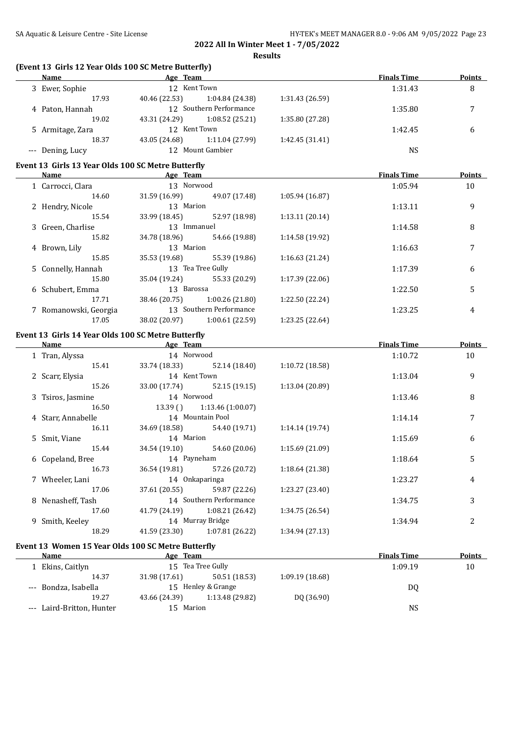2022 All In Winter Meet 1 - 7/05/2022

Results

## (Event 13 Girls 12 Year Olds 100 SC Metre Butterfly)

| Name | Age | Team | | Finals Time | Points |
|---|---|---|---|---|---|
| 3 Ewer, Sophie | 12 | Kent Town | | 1:31.43 | 8 |
| 17.93 | 40.46 (22.53) | 1:04.84 (24.38) | 1:31.43 (26.59) | | |
| 4 Paton, Hannah | 12 | Southern Performance | | 1:35.80 | 7 |
| 19.02 | 43.31 (24.29) | 1:08.52 (25.21) | 1:35.80 (27.28) | | |
| 5 Armitage, Zara | 12 | Kent Town | | 1:42.45 | 6 |
| 18.37 | 43.05 (24.68) | 1:11.04 (27.99) | 1:42.45 (31.41) | | |
| --- Dening, Lucy | 12 | Mount Gambier | | NS | |

## Event 13 Girls 13 Year Olds 100 SC Metre Butterfly

| Name | Age | Team | | Finals Time | Points |
|---|---|---|---|---|---|
| 1 Carrocci, Clara | 13 | Norwood | | 1:05.94 | 10 |
| 14.60 | 31.59 (16.99) | 49.07 (17.48) | 1:05.94 (16.87) | | |
| 2 Hendry, Nicole | 13 | Marion | | 1:13.11 | 9 |
| 15.54 | 33.99 (18.45) | 52.97 (18.98) | 1:13.11 (20.14) | | |
| 3 Green, Charlise | 13 | Immanuel | | 1:14.58 | 8 |
| 15.82 | 34.78 (18.96) | 54.66 (19.88) | 1:14.58 (19.92) | | |
| 4 Brown, Lily | 13 | Marion | | 1:16.63 | 7 |
| 15.85 | 35.53 (19.68) | 55.39 (19.86) | 1:16.63 (21.24) | | |
| 5 Connelly, Hannah | 13 | Tea Tree Gully | | 1:17.39 | 6 |
| 15.80 | 35.04 (19.24) | 55.33 (20.29) | 1:17.39 (22.06) | | |
| 6 Schubert, Emma | 13 | Barossa | | 1:22.50 | 5 |
| 17.71 | 38.46 (20.75) | 1:00.26 (21.80) | 1:22.50 (22.24) | | |
| 7 Romanowski, Georgia | 13 | Southern Performance | | 1:23.25 | 4 |
| 17.05 | 38.02 (20.97) | 1:00.61 (22.59) | 1:23.25 (22.64) | | |

## Event 13 Girls 14 Year Olds 100 SC Metre Butterfly

| Name | Age | Team | | Finals Time | Points |
|---|---|---|---|---|---|
| 1 Tran, Alyssa | 14 | Norwood | | 1:10.72 | 10 |
| 15.41 | 33.74 (18.33) | 52.14 (18.40) | 1:10.72 (18.58) | | |
| 2 Scarr, Elysia | 14 | Kent Town | | 1:13.04 | 9 |
| 15.26 | 33.00 (17.74) | 52.15 (19.15) | 1:13.04 (20.89) | | |
| 3 Tsiros, Jasmine | 14 | Norwood | | 1:13.46 | 8 |
| 16.50 | 13.39 () | 1:13.46 (1:00.07) | | | |
| 4 Starr, Annabelle | 14 | Mountain Pool | | 1:14.14 | 7 |
| 16.11 | 34.69 (18.58) | 54.40 (19.71) | 1:14.14 (19.74) | | |
| 5 Smit, Viane | 14 | Marion | | 1:15.69 | 6 |
| 15.44 | 34.54 (19.10) | 54.60 (20.06) | 1:15.69 (21.09) | | |
| 6 Copeland, Bree | 14 | Payneham | | 1:18.64 | 5 |
| 16.73 | 36.54 (19.81) | 57.26 (20.72) | 1:18.64 (21.38) | | |
| 7 Wheeler, Lani | 14 | Onkaparinga | | 1:23.27 | 4 |
| 17.06 | 37.61 (20.55) | 59.87 (22.26) | 1:23.27 (23.40) | | |
| 8 Nenasheff, Tash | 14 | Southern Performance | | 1:34.75 | 3 |
| 17.60 | 41.79 (24.19) | 1:08.21 (26.42) | 1:34.75 (26.54) | | |
| 9 Smith, Keeley | 14 | Murray Bridge | | 1:34.94 | 2 |
| 18.29 | 41.59 (23.30) | 1:07.81 (26.22) | 1:34.94 (27.13) | | |

## Event 13 Women 15 Year Olds 100 SC Metre Butterfly

| Name | Age | Team | | Finals Time | Points |
|---|---|---|---|---|---|
| 1 Ekins, Caitlyn | 15 | Tea Tree Gully | | 1:09.19 | 10 |
| 14.37 | 31.98 (17.61) | 50.51 (18.53) | 1:09.19 (18.68) | | |
| --- Bondza, Isabella | 15 | Henley & Grange | | DQ | |
| 19.27 | 43.66 (24.39) | 1:13.48 (29.82) | DQ (36.90) | | |
| --- Laird-Britton, Hunter | 15 | Marion | | NS | |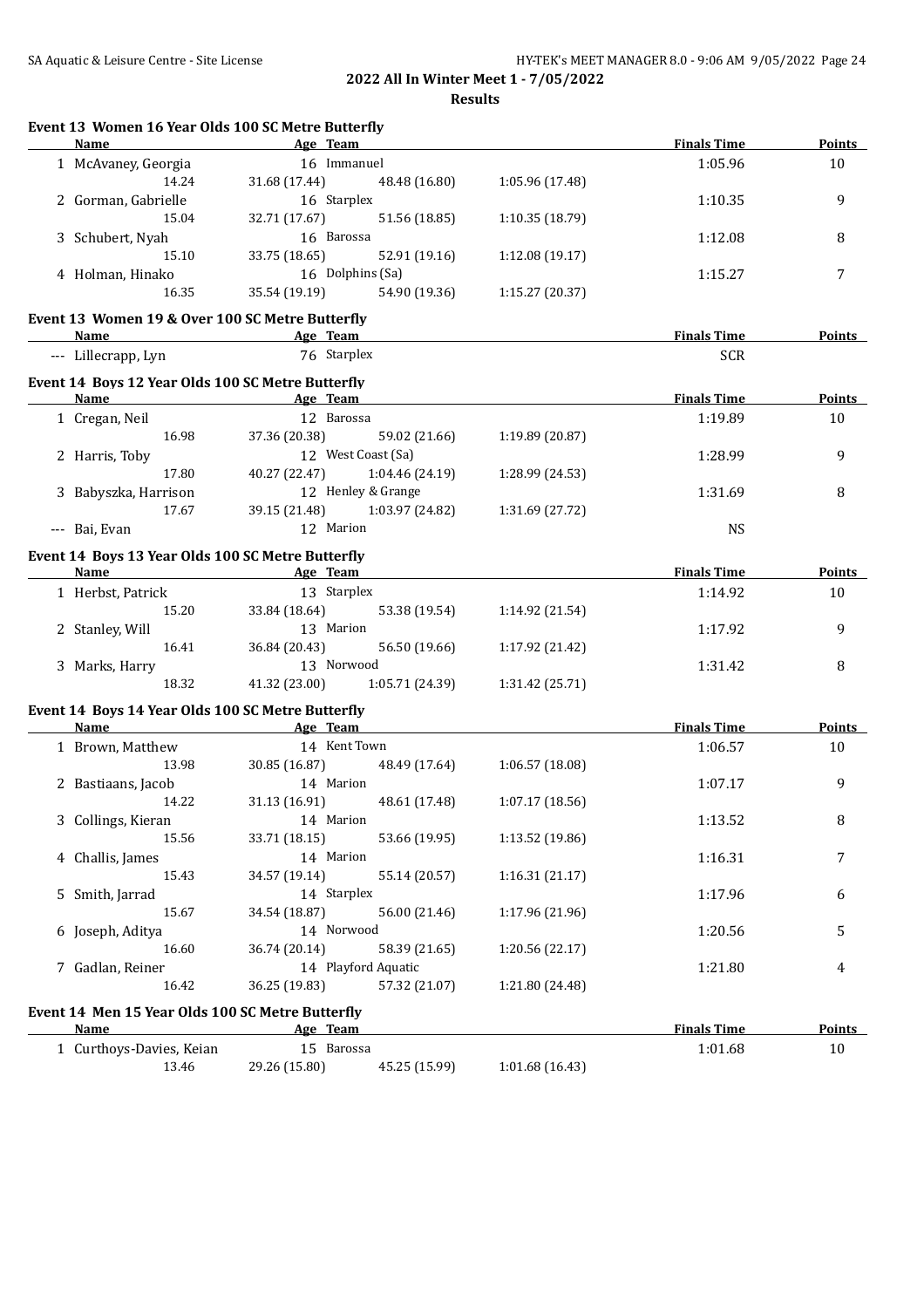**2022 All In Winter Meet 1 - 7/05/2022**

**Results**

### Event 13 Women 16 Year Olds 100 SC Metre Butterfly

| Name | Age | Team | | | | Finals Time | Points |
|---|---|---|---|---|---|---|---|
| 1 McAvaney, Georgia | 16 | Immanuel | | | | 1:05.96 | 10 |
| | | 14.24 | 31.68 (17.44) | 48.48 (16.80) | 1:05.96 (17.48) | | |
| 2 Gorman, Gabrielle | 16 | Starplex | | | | 1:10.35 | 9 |
| | | 15.04 | 32.71 (17.67) | 51.56 (18.85) | 1:10.35 (18.79) | | |
| 3 Schubert, Nyah | 16 | Barossa | | | | 1:12.08 | 8 |
| | | 15.10 | 33.75 (18.65) | 52.91 (19.16) | 1:12.08 (19.17) | | |
| 4 Holman, Hinako | 16 | Dolphins (Sa) | | | | 1:15.27 | 7 |
| | | 16.35 | 35.54 (19.19) | 54.90 (19.36) | 1:15.27 (20.37) | | |

### Event 13 Women 19 & Over 100 SC Metre Butterfly

| Name | Age | Team | Finals Time | Points |
|---|---|---|---|---|
| --- Lillecrapp, Lyn | 76 | Starplex | SCR | |

### Event 14 Boys 12 Year Olds 100 SC Metre Butterfly

| Name | Age | Team | | | | Finals Time | Points |
|---|---|---|---|---|---|---|---|
| 1 Cregan, Neil | 12 | Barossa | | | | 1:19.89 | 10 |
| | | 16.98 | 37.36 (20.38) | 59.02 (21.66) | 1:19.89 (20.87) | | |
| 2 Harris, Toby | 12 | West Coast (Sa) | | | | 1:28.99 | 9 |
| | | 17.80 | 40.27 (22.47) | 1:04.46 (24.19) | 1:28.99 (24.53) | | |
| 3 Babyszka, Harrison | 12 | Henley & Grange | | | | 1:31.69 | 8 |
| | | 17.67 | 39.15 (21.48) | 1:03.97 (24.82) | 1:31.69 (27.72) | | |
| --- Bai, Evan | 12 | Marion | | | | NS | |

### Event 14 Boys 13 Year Olds 100 SC Metre Butterfly

| Name | Age | Team | | | | Finals Time | Points |
|---|---|---|---|---|---|---|---|
| 1 Herbst, Patrick | 13 | Starplex | | | | 1:14.92 | 10 |
| | | 15.20 | 33.84 (18.64) | 53.38 (19.54) | 1:14.92 (21.54) | | |
| 2 Stanley, Will | 13 | Marion | | | | 1:17.92 | 9 |
| | | 16.41 | 36.84 (20.43) | 56.50 (19.66) | 1:17.92 (21.42) | | |
| 3 Marks, Harry | 13 | Norwood | | | | 1:31.42 | 8 |
| | | 18.32 | 41.32 (23.00) | 1:05.71 (24.39) | 1:31.42 (25.71) | | |

### Event 14 Boys 14 Year Olds 100 SC Metre Butterfly

| Name | Age | Team | | | | Finals Time | Points |
|---|---|---|---|---|---|---|---|
| 1 Brown, Matthew | 14 | Kent Town | | | | 1:06.57 | 10 |
| | | 13.98 | 30.85 (16.87) | 48.49 (17.64) | 1:06.57 (18.08) | | |
| 2 Bastiaans, Jacob | 14 | Marion | | | | 1:07.17 | 9 |
| | | 14.22 | 31.13 (16.91) | 48.61 (17.48) | 1:07.17 (18.56) | | |
| 3 Collings, Kieran | 14 | Marion | | | | 1:13.52 | 8 |
| | | 15.56 | 33.71 (18.15) | 53.66 (19.95) | 1:13.52 (19.86) | | |
| 4 Challis, James | 14 | Marion | | | | 1:16.31 | 7 |
| | | 15.43 | 34.57 (19.14) | 55.14 (20.57) | 1:16.31 (21.17) | | |
| 5 Smith, Jarrad | 14 | Starplex | | | | 1:17.96 | 6 |
| | | 15.67 | 34.54 (18.87) | 56.00 (21.46) | 1:17.96 (21.96) | | |
| 6 Joseph, Aditya | 14 | Norwood | | | | 1:20.56 | 5 |
| | | 16.60 | 36.74 (20.14) | 58.39 (21.65) | 1:20.56 (22.17) | | |
| 7 Gadlan, Reiner | 14 | Playford Aquatic | | | | 1:21.80 | 4 |
| | | 16.42 | 36.25 (19.83) | 57.32 (21.07) | 1:21.80 (24.48) | | |

### Event 14 Men 15 Year Olds 100 SC Metre Butterfly

| Name | Age | Team | | | | Finals Time | Points |
|---|---|---|---|---|---|---|---|
| 1 Curthoys-Davies, Keian | 15 | Barossa | | | | 1:01.68 | 10 |
| | | 13.46 | 29.26 (15.80) | 45.25 (15.99) | 1:01.68 (16.43) | | |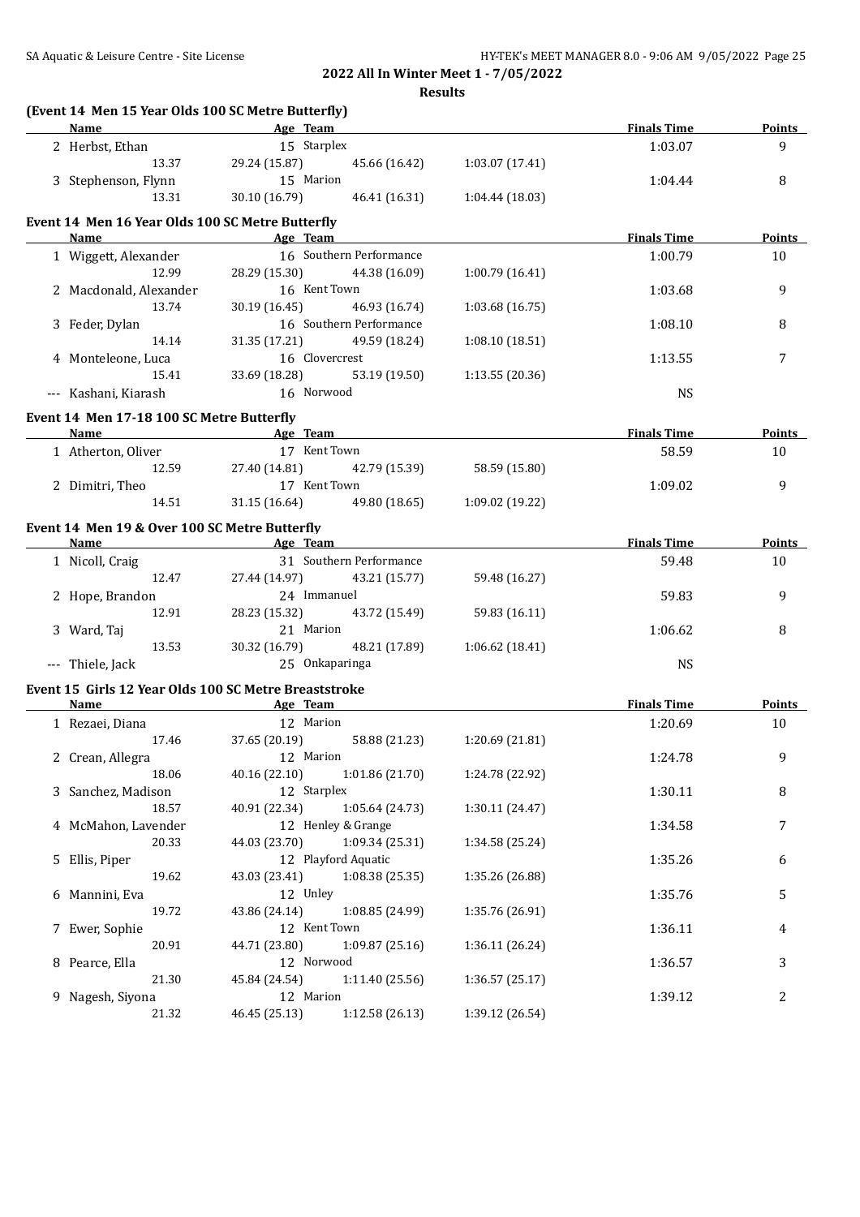**2022 All In Winter Meet 1 - 7/05/2022**

**Results**

### (Event 14 Men 15 Year Olds 100 SC Metre Butterfly)

| Name | Age | Team | | | Finals Time | Points |
|---|---|---|---|---|---|---|
| 2 Herbst, Ethan | 15 | Starplex | | | 1:03.07 | 9 |
| 13.37 | 29.24 (15.87) | 45.66 (16.42) | 1:03.07 (17.41) | | | |
| 3 Stephenson, Flynn | 15 | Marion | | | 1:04.44 | 8 |
| 13.31 | 30.10 (16.79) | 46.41 (16.31) | 1:04.44 (18.03) | | | |

### Event 14 Men 16 Year Olds 100 SC Metre Butterfly

| Name | Age | Team | | | Finals Time | Points |
|---|---|---|---|---|---|---|
| 1 Wiggett, Alexander | 16 | Southern Performance | | | 1:00.79 | 10 |
| 12.99 | 28.29 (15.30) | 44.38 (16.09) | 1:00.79 (16.41) | | | |
| 2 Macdonald, Alexander | 16 | Kent Town | | | 1:03.68 | 9 |
| 13.74 | 30.19 (16.45) | 46.93 (16.74) | 1:03.68 (16.75) | | | |
| 3 Feder, Dylan | 16 | Southern Performance | | | 1:08.10 | 8 |
| 14.14 | 31.35 (17.21) | 49.59 (18.24) | 1:08.10 (18.51) | | | |
| 4 Monteleone, Luca | 16 | Clovercrest | | | 1:13.55 | 7 |
| 15.41 | 33.69 (18.28) | 53.19 (19.50) | 1:13.55 (20.36) | | | |
| --- Kashani, Kiarash | 16 | Norwood | | | NS | |

### Event 14 Men 17-18 100 SC Metre Butterfly

| Name | Age | Team | | | Finals Time | Points |
|---|---|---|---|---|---|---|
| 1 Atherton, Oliver | 17 | Kent Town | | | 58.59 | 10 |
| 12.59 | 27.40 (14.81) | 42.79 (15.39) | 58.59 (15.80) | | | |
| 2 Dimitri, Theo | 17 | Kent Town | | | 1:09.02 | 9 |
| 14.51 | 31.15 (16.64) | 49.80 (18.65) | 1:09.02 (19.22) | | | |

### Event 14 Men 19 & Over 100 SC Metre Butterfly

| Name | Age | Team | | | Finals Time | Points |
|---|---|---|---|---|---|---|
| 1 Nicoll, Craig | 31 | Southern Performance | | | 59.48 | 10 |
| 12.47 | 27.44 (14.97) | 43.21 (15.77) | 59.48 (16.27) | | | |
| 2 Hope, Brandon | 24 | Immanuel | | | 59.83 | 9 |
| 12.91 | 28.23 (15.32) | 43.72 (15.49) | 59.83 (16.11) | | | |
| 3 Ward, Taj | 21 | Marion | | | 1:06.62 | 8 |
| 13.53 | 30.32 (16.79) | 48.21 (17.89) | 1:06.62 (18.41) | | | |
| --- Thiele, Jack | 25 | Onkaparinga | | | NS | |

### Event 15 Girls 12 Year Olds 100 SC Metre Breaststroke

| Name | Age | Team | | | Finals Time | Points |
|---|---|---|---|---|---|---|
| 1 Rezaei, Diana | 12 | Marion | | | 1:20.69 | 10 |
| 17.46 | 37.65 (20.19) | 58.88 (21.23) | 1:20.69 (21.81) | | | |
| 2 Crean, Allegra | 12 | Marion | | | 1:24.78 | 9 |
| 18.06 | 40.16 (22.10) | 1:01.86 (21.70) | 1:24.78 (22.92) | | | |
| 3 Sanchez, Madison | 12 | Starplex | | | 1:30.11 | 8 |
| 18.57 | 40.91 (22.34) | 1:05.64 (24.73) | 1:30.11 (24.47) | | | |
| 4 McMahon, Lavender | 12 | Henley & Grange | | | 1:34.58 | 7 |
| 20.33 | 44.03 (23.70) | 1:09.34 (25.31) | 1:34.58 (25.24) | | | |
| 5 Ellis, Piper | 12 | Playford Aquatic | | | 1:35.26 | 6 |
| 19.62 | 43.03 (23.41) | 1:08.38 (25.35) | 1:35.26 (26.88) | | | |
| 6 Mannini, Eva | 12 | Unley | | | 1:35.76 | 5 |
| 19.72 | 43.86 (24.14) | 1:08.85 (24.99) | 1:35.76 (26.91) | | | |
| 7 Ewer, Sophie | 12 | Kent Town | | | 1:36.11 | 4 |
| 20.91 | 44.71 (23.80) | 1:09.87 (25.16) | 1:36.11 (26.24) | | | |
| 8 Pearce, Ella | 12 | Norwood | | | 1:36.57 | 3 |
| 21.30 | 45.84 (24.54) | 1:11.40 (25.56) | 1:36.57 (25.17) | | | |
| 9 Nagesh, Siyona | 12 | Marion | | | 1:39.12 | 2 |
| 21.32 | 46.45 (25.13) | 1:12.58 (26.13) | 1:39.12 (26.54) | | | |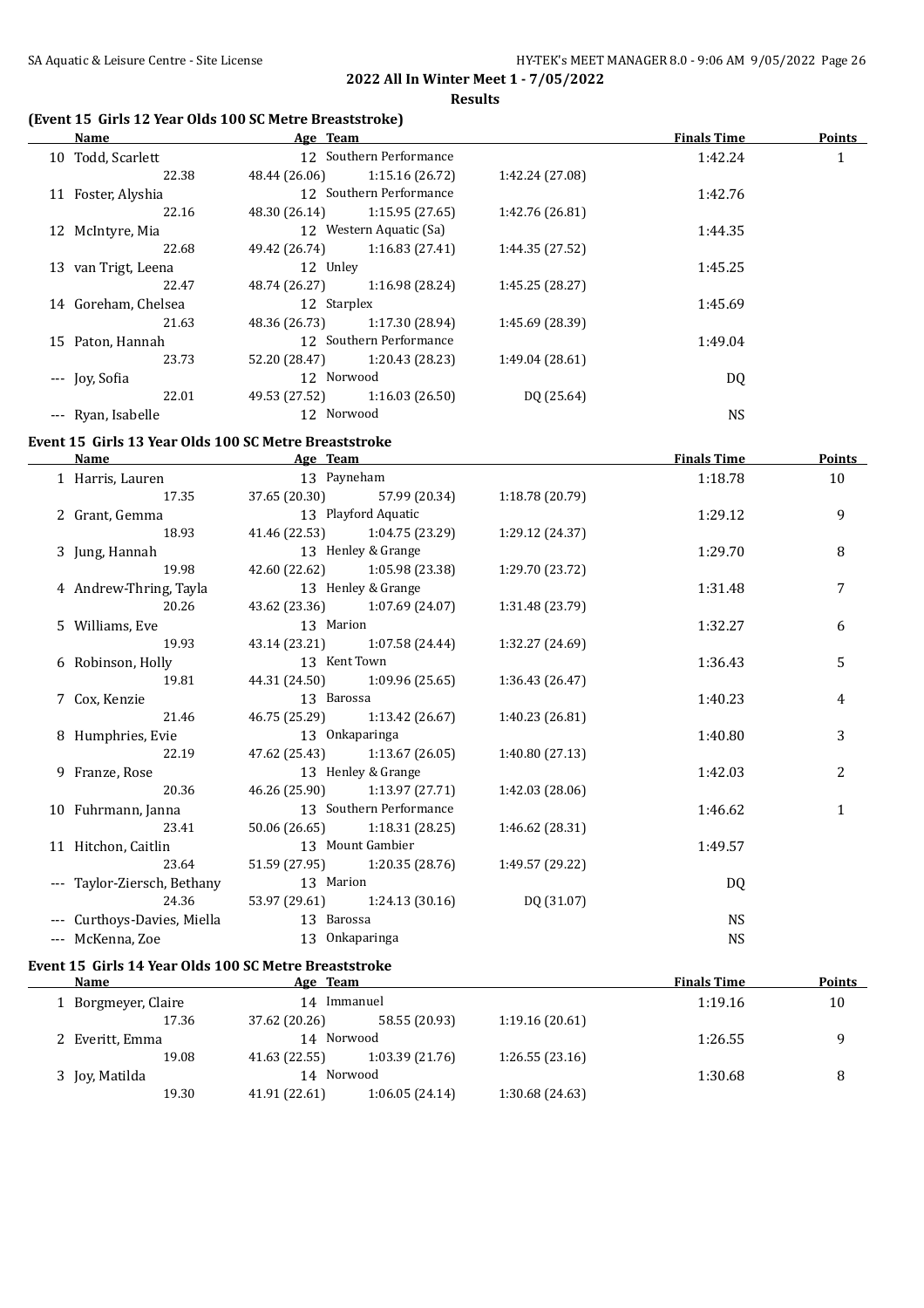**2022 All In Winter Meet 1 - 7/05/2022**

**Results**

### (Event 15 Girls 12 Year Olds 100 SC Metre Breaststroke)

| | Name | Age | Team | | | Finals Time | Points |
|---|---|---|---|---|---|---|---|
| 10 | Todd, Scarlett | 12 | Southern Performance | | | 1:42.24 | 1 |
| | 22.38 | 48.44 (26.06) | 1:15.16 (26.72) | 1:42.24 (27.08) | | | |
| 11 | Foster, Alyshia | 12 | Southern Performance | | | 1:42.76 | |
| | 22.16 | 48.30 (26.14) | 1:15.95 (27.65) | 1:42.76 (26.81) | | | |
| 12 | McIntyre, Mia | 12 | Western Aquatic (Sa) | | | 1:44.35 | |
| | 22.68 | 49.42 (26.74) | 1:16.83 (27.41) | 1:44.35 (27.52) | | | |
| 13 | van Trigt, Leena | 12 | Unley | | | 1:45.25 | |
| | 22.47 | 48.74 (26.27) | 1:16.98 (28.24) | 1:45.25 (28.27) | | | |
| 14 | Goreham, Chelsea | 12 | Starplex | | | 1:45.69 | |
| | 21.63 | 48.36 (26.73) | 1:17.30 (28.94) | 1:45.69 (28.39) | | | |
| 15 | Paton, Hannah | 12 | Southern Performance | | | 1:49.04 | |
| | 23.73 | 52.20 (28.47) | 1:20.43 (28.23) | 1:49.04 (28.61) | | | |
| --- | Joy, Sofia | 12 | Norwood | | | DQ | |
| | 22.01 | 49.53 (27.52) | 1:16.03 (26.50) | DQ (25.64) | | | |
| --- | Ryan, Isabelle | 12 | Norwood | | | NS | |

### Event 15 Girls 13 Year Olds 100 SC Metre Breaststroke

| | Name | Age | Team | | | Finals Time | Points |
|---|---|---|---|---|---|---|---|
| 1 | Harris, Lauren | 13 | Payneham | | | 1:18.78 | 10 |
| | 17.35 | 37.65 (20.30) | 57.99 (20.34) | 1:18.78 (20.79) | | | |
| 2 | Grant, Gemma | 13 | Playford Aquatic | | | 1:29.12 | 9 |
| | 18.93 | 41.46 (22.53) | 1:04.75 (23.29) | 1:29.12 (24.37) | | | |
| 3 | Jung, Hannah | 13 | Henley & Grange | | | 1:29.70 | 8 |
| | 19.98 | 42.60 (22.62) | 1:05.98 (23.38) | 1:29.70 (23.72) | | | |
| 4 | Andrew-Thring, Tayla | 13 | Henley & Grange | | | 1:31.48 | 7 |
| | 20.26 | 43.62 (23.36) | 1:07.69 (24.07) | 1:31.48 (23.79) | | | |
| 5 | Williams, Eve | 13 | Marion | | | 1:32.27 | 6 |
| | 19.93 | 43.14 (23.21) | 1:07.58 (24.44) | 1:32.27 (24.69) | | | |
| 6 | Robinson, Holly | 13 | Kent Town | | | 1:36.43 | 5 |
| | 19.81 | 44.31 (24.50) | 1:09.96 (25.65) | 1:36.43 (26.47) | | | |
| 7 | Cox, Kenzie | 13 | Barossa | | | 1:40.23 | 4 |
| | 21.46 | 46.75 (25.29) | 1:13.42 (26.67) | 1:40.23 (26.81) | | | |
| 8 | Humphries, Evie | 13 | Onkaparinga | | | 1:40.80 | 3 |
| | 22.19 | 47.62 (25.43) | 1:13.67 (26.05) | 1:40.80 (27.13) | | | |
| 9 | Franze, Rose | 13 | Henley & Grange | | | 1:42.03 | 2 |
| | 20.36 | 46.26 (25.90) | 1:13.97 (27.71) | 1:42.03 (28.06) | | | |
| 10 | Fuhrmann, Janna | 13 | Southern Performance | | | 1:46.62 | 1 |
| | 23.41 | 50.06 (26.65) | 1:18.31 (28.25) | 1:46.62 (28.31) | | | |
| 11 | Hitchon, Caitlin | 13 | Mount Gambier | | | 1:49.57 | |
| | 23.64 | 51.59 (27.95) | 1:20.35 (28.76) | 1:49.57 (29.22) | | | |
| --- | Taylor-Ziersch, Bethany | 13 | Marion | | | DQ | |
| | 24.36 | 53.97 (29.61) | 1:24.13 (30.16) | DQ (31.07) | | | |
| --- | Curthoys-Davies, Miella | 13 | Barossa | | | NS | |
| --- | McKenna, Zoe | 13 | Onkaparinga | | | NS | |

### Event 15 Girls 14 Year Olds 100 SC Metre Breaststroke

| | Name | Age | Team | | | Finals Time | Points |
|---|---|---|---|---|---|---|---|
| 1 | Borgmeyer, Claire | 14 | Immanuel | | | 1:19.16 | 10 |
| | 17.36 | 37.62 (20.26) | 58.55 (20.93) | 1:19.16 (20.61) | | | |
| 2 | Everitt, Emma | 14 | Norwood | | | 1:26.55 | 9 |
| | 19.08 | 41.63 (22.55) | 1:03.39 (21.76) | 1:26.55 (23.16) | | | |
| 3 | Joy, Matilda | 14 | Norwood | | | 1:30.68 | 8 |
| | 19.30 | 41.91 (22.61) | 1:06.05 (24.14) | 1:30.68 (24.63) | | | |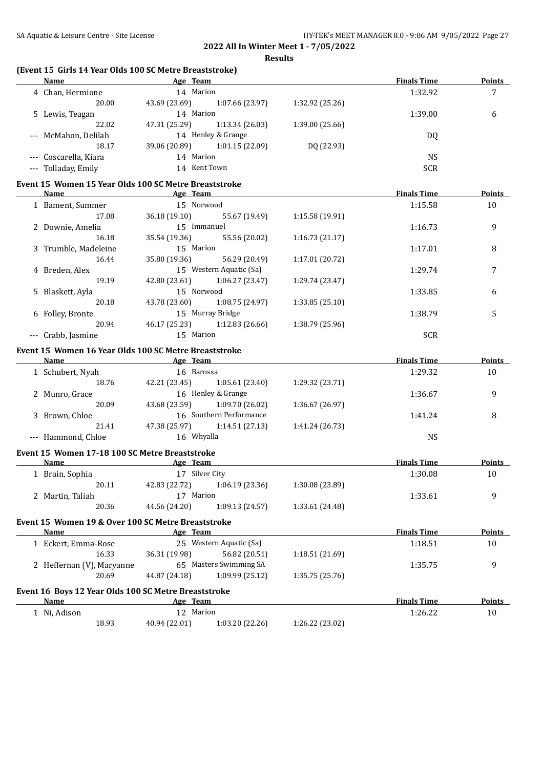## 2022 All In Winter Meet 1 - 7/05/2022

### Results

#### (Event 15 Girls 14 Year Olds 100 SC Metre Breaststroke)

| Name | Age | Team | | | Finals Time | Points |
|---|---|---|---|---|---|---|
| 4 Chan, Hermione | 14 | Marion | | | 1:32.92 | 7 |
| 20.00 | 43.69 (23.69) | 1:07.66 (23.97) | 1:32.92 (25.26) | | | |
| 5 Lewis, Teagan | 14 | Marion | | | 1:39.00 | 6 |
| 22.02 | 47.31 (25.29) | 1:13.34 (26.03) | 1:39.00 (25.66) | | | |
| --- McMahon, Delilah | 14 | Henley & Grange | | | DQ | |
| 18.17 | 39.06 (20.89) | 1:01.15 (22.09) | DQ (22.93) | | | |
| --- Coscarella, Kiara | 14 | Marion | | | NS | |
| --- Tolladay, Emily | 14 | Kent Town | | | SCR | |

#### Event 15 Women 15 Year Olds 100 SC Metre Breaststroke

| Name | Age | Team | | | Finals Time | Points |
|---|---|---|---|---|---|---|
| 1 Bament, Summer | 15 | Norwood | | | 1:15.58 | 10 |
| 17.08 | 36.18 (19.10) | 55.67 (19.49) | 1:15.58 (19.91) | | | |
| 2 Downie, Amelia | 15 | Immanuel | | | 1:16.73 | 9 |
| 16.18 | 35.54 (19.36) | 55.56 (20.02) | 1:16.73 (21.17) | | | |
| 3 Trumble, Madeleine | 15 | Marion | | | 1:17.01 | 8 |
| 16.44 | 35.80 (19.36) | 56.29 (20.49) | 1:17.01 (20.72) | | | |
| 4 Breden, Alex | 15 | Western Aquatic (Sa) | | | 1:29.74 | 7 |
| 19.19 | 42.80 (23.61) | 1:06.27 (23.47) | 1:29.74 (23.47) | | | |
| 5 Blaskett, Ayla | 15 | Norwood | | | 1:33.85 | 6 |
| 20.18 | 43.78 (23.60) | 1:08.75 (24.97) | 1:33.85 (25.10) | | | |
| 6 Folley, Bronte | 15 | Murray Bridge | | | 1:38.79 | 5 |
| 20.94 | 46.17 (25.23) | 1:12.83 (26.66) | 1:38.79 (25.96) | | | |
| --- Crabb, Jasmine | 15 | Marion | | | SCR | |

#### Event 15 Women 16 Year Olds 100 SC Metre Breaststroke

| Name | Age | Team | | | Finals Time | Points |
|---|---|---|---|---|---|---|
| 1 Schubert, Nyah | 16 | Barossa | | | 1:29.32 | 10 |
| 18.76 | 42.21 (23.45) | 1:05.61 (23.40) | 1:29.32 (23.71) | | | |
| 2 Munro, Grace | 16 | Henley & Grange | | | 1:36.67 | 9 |
| 20.09 | 43.68 (23.59) | 1:09.70 (26.02) | 1:36.67 (26.97) | | | |
| 3 Brown, Chloe | 16 | Southern Performance | | | 1:41.24 | 8 |
| 21.41 | 47.38 (25.97) | 1:14.51 (27.13) | 1:41.24 (26.73) | | | |
| --- Hammond, Chloe | 16 | Whyalla | | | NS | |

#### Event 15 Women 17-18 100 SC Metre Breaststroke

| Name | Age | Team | | | Finals Time | Points |
|---|---|---|---|---|---|---|
| 1 Brain, Sophia | 17 | Silver City | | | 1:30.08 | 10 |
| 20.11 | 42.83 (22.72) | 1:06.19 (23.36) | 1:30.08 (23.89) | | | |
| 2 Martin, Taliah | 17 | Marion | | | 1:33.61 | 9 |
| 20.36 | 44.56 (24.20) | 1:09.13 (24.57) | 1:33.61 (24.48) | | | |

#### Event 15 Women 19 & Over 100 SC Metre Breaststroke

| Name | Age | Team | | | Finals Time | Points |
|---|---|---|---|---|---|---|
| 1 Eckert, Emma-Rose | 25 | Western Aquatic (Sa) | | | 1:18.51 | 10 |
| 16.33 | 36.31 (19.98) | 56.82 (20.51) | 1:18.51 (21.69) | | | |
| 2 Heffernan (V), Maryanne | 65 | Masters Swimming SA | | | 1:35.75 | 9 |
| 20.69 | 44.87 (24.18) | 1:09.99 (25.12) | 1:35.75 (25.76) | | | |

#### Event 16 Boys 12 Year Olds 100 SC Metre Breaststroke

| Name | Age | Team | | | Finals Time | Points |
|---|---|---|---|---|---|---|
| 1 Ni, Adison | 12 | Marion | | | 1:26.22 | 10 |
| 18.93 | 40.94 (22.01) | 1:03.20 (22.26) | 1:26.22 (23.02) | | | |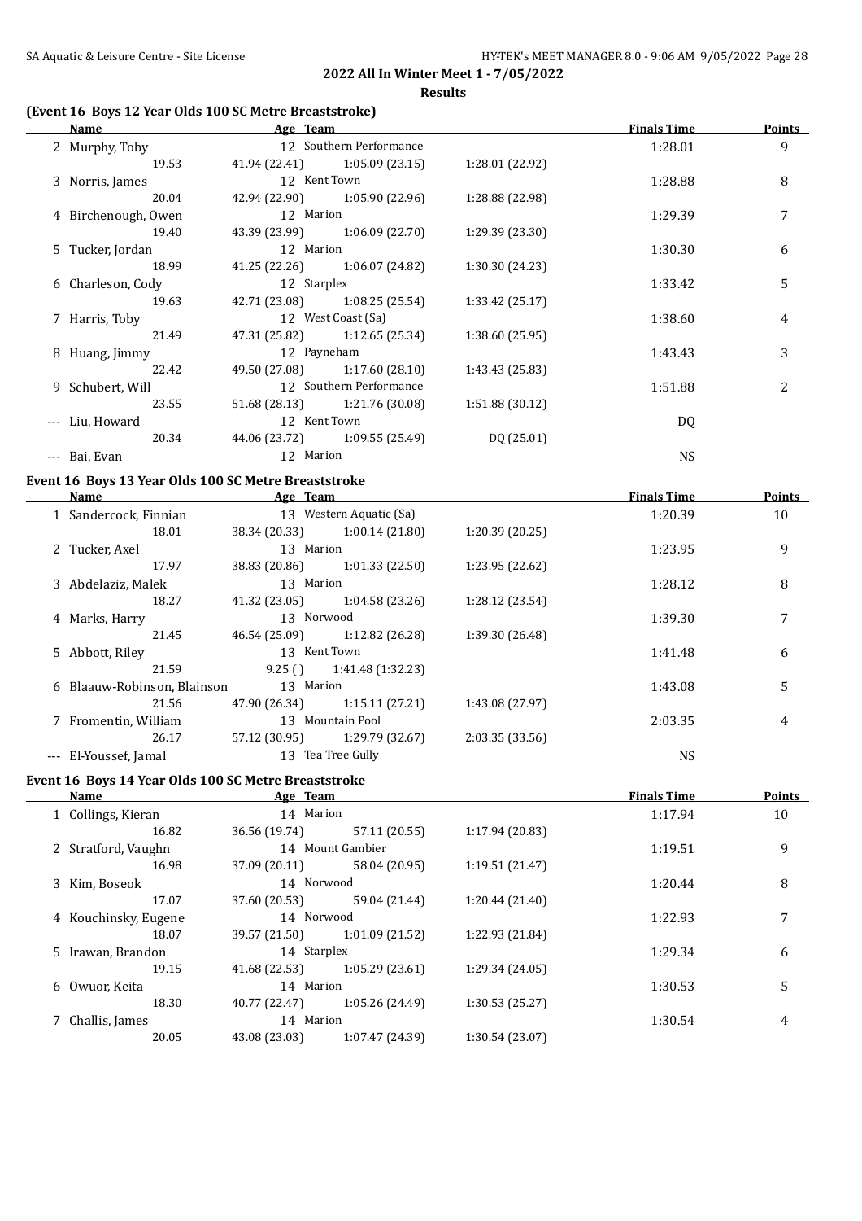**2022 All In Winter Meet 1 - 7/05/2022**

**Results**

### (Event 16 Boys 12 Year Olds 100 SC Metre Breaststroke)

| Name | Age | Team | | | Finals Time | Points |
|---|---|---|---|---|---|---|
| 2 Murphy, Toby | 12 | Southern Performance | | | 1:28.01 | 9 |
| 19.53 | 41.94 (22.41) | 1:05.09 (23.15) | 1:28.01 (22.92) | | | |
| 3 Norris, James | 12 | Kent Town | | | 1:28.88 | 8 |
| 20.04 | 42.94 (22.90) | 1:05.90 (22.96) | 1:28.88 (22.98) | | | |
| 4 Birchenough, Owen | 12 | Marion | | | 1:29.39 | 7 |
| 19.40 | 43.39 (23.99) | 1:06.09 (22.70) | 1:29.39 (23.30) | | | |
| 5 Tucker, Jordan | 12 | Marion | | | 1:30.30 | 6 |
| 18.99 | 41.25 (22.26) | 1:06.07 (24.82) | 1:30.30 (24.23) | | | |
| 6 Charleson, Cody | 12 | Starplex | | | 1:33.42 | 5 |
| 19.63 | 42.71 (23.08) | 1:08.25 (25.54) | 1:33.42 (25.17) | | | |
| 7 Harris, Toby | 12 | West Coast (Sa) | | | 1:38.60 | 4 |
| 21.49 | 47.31 (25.82) | 1:12.65 (25.34) | 1:38.60 (25.95) | | | |
| 8 Huang, Jimmy | 12 | Payneham | | | 1:43.43 | 3 |
| 22.42 | 49.50 (27.08) | 1:17.60 (28.10) | 1:43.43 (25.83) | | | |
| 9 Schubert, Will | 12 | Southern Performance | | | 1:51.88 | 2 |
| 23.55 | 51.68 (28.13) | 1:21.76 (30.08) | 1:51.88 (30.12) | | | |
| --- Liu, Howard | 12 | Kent Town | | | DQ | |
| 20.34 | 44.06 (23.72) | 1:09.55 (25.49) | DQ (25.01) | | | |
| --- Bai, Evan | 12 | Marion | | | NS | |

### Event 16 Boys 13 Year Olds 100 SC Metre Breaststroke

| Name | Age | Team | | | Finals Time | Points |
|---|---|---|---|---|---|---|
| 1 Sandercock, Finnian | 13 | Western Aquatic (Sa) | | | 1:20.39 | 10 |
| 18.01 | 38.34 (20.33) | 1:00.14 (21.80) | 1:20.39 (20.25) | | | |
| 2 Tucker, Axel | 13 | Marion | | | 1:23.95 | 9 |
| 17.97 | 38.83 (20.86) | 1:01.33 (22.50) | 1:23.95 (22.62) | | | |
| 3 Abdelaziz, Malek | 13 | Marion | | | 1:28.12 | 8 |
| 18.27 | 41.32 (23.05) | 1:04.58 (23.26) | 1:28.12 (23.54) | | | |
| 4 Marks, Harry | 13 | Norwood | | | 1:39.30 | 7 |
| 21.45 | 46.54 (25.09) | 1:12.82 (26.28) | 1:39.30 (26.48) | | | |
| 5 Abbott, Riley | 13 | Kent Town | | | 1:41.48 | 6 |
| 21.59 | 9.25 () | 1:41.48 (1:32.23) | | | | |
| 6 Blaauw-Robinson, Blainson | 13 | Marion | | | 1:43.08 | 5 |
| 21.56 | 47.90 (26.34) | 1:15.11 (27.21) | 1:43.08 (27.97) | | | |
| 7 Fromentin, William | 13 | Mountain Pool | | | 2:03.35 | 4 |
| 26.17 | 57.12 (30.95) | 1:29.79 (32.67) | 2:03.35 (33.56) | | | |
| --- El-Youssef, Jamal | 13 | Tea Tree Gully | | | NS | |

### Event 16 Boys 14 Year Olds 100 SC Metre Breaststroke

| Name | Age | Team | | | Finals Time | Points |
|---|---|---|---|---|---|---|
| 1 Collings, Kieran | 14 | Marion | | | 1:17.94 | 10 |
| 16.82 | 36.56 (19.74) | 57.11 (20.55) | 1:17.94 (20.83) | | | |
| 2 Stratford, Vaughn | 14 | Mount Gambier | | | 1:19.51 | 9 |
| 16.98 | 37.09 (20.11) | 58.04 (20.95) | 1:19.51 (21.47) | | | |
| 3 Kim, Boseok | 14 | Norwood | | | 1:20.44 | 8 |
| 17.07 | 37.60 (20.53) | 59.04 (21.44) | 1:20.44 (21.40) | | | |
| 4 Kouchinsky, Eugene | 14 | Norwood | | | 1:22.93 | 7 |
| 18.07 | 39.57 (21.50) | 1:01.09 (21.52) | 1:22.93 (21.84) | | | |
| 5 Irawan, Brandon | 14 | Starplex | | | 1:29.34 | 6 |
| 19.15 | 41.68 (22.53) | 1:05.29 (23.61) | 1:29.34 (24.05) | | | |
| 6 Owuor, Keita | 14 | Marion | | | 1:30.53 | 5 |
| 18.30 | 40.77 (22.47) | 1:05.26 (24.49) | 1:30.53 (25.27) | | | |
| 7 Challis, James | 14 | Marion | | | 1:30.54 | 4 |
| 20.05 | 43.08 (23.03) | 1:07.47 (24.39) | 1:30.54 (23.07) | | | |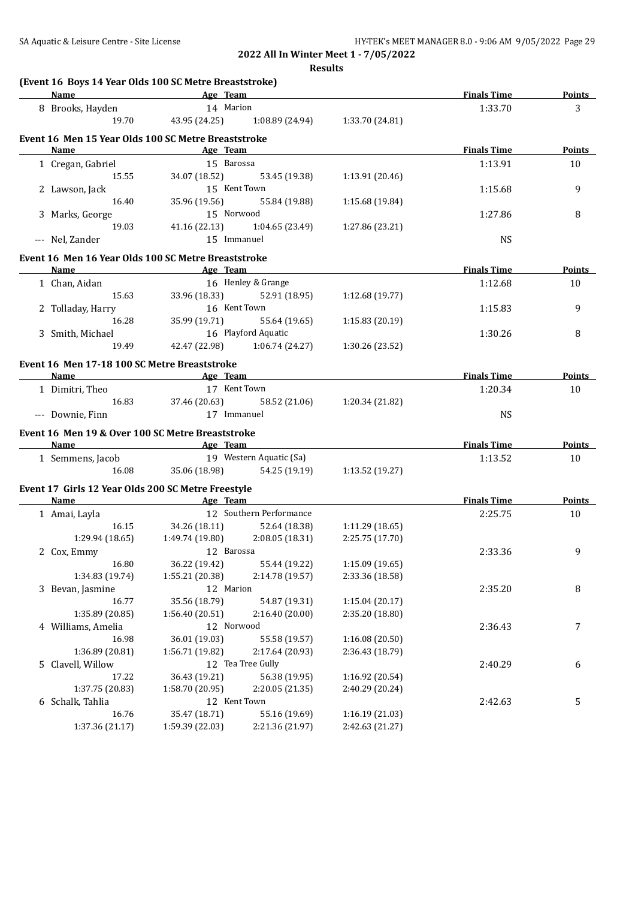**2022 All In Winter Meet 1 - 7/05/2022**

**Results**

### (Event 16 Boys 14 Year Olds 100 SC Metre Breaststroke)

| Name | Age | Team | | | Finals Time | Points |
|---|---|---|---|---|---|---|
| 8 Brooks, Hayden | 14 | Marion | | | 1:33.70 | 3 |
| 19.70 | 43.95 (24.25) | 1:08.89 (24.94) | 1:33.70 (24.81) | | | |

### Event 16 Men 15 Year Olds 100 SC Metre Breaststroke

| Name | Age | Team | | | Finals Time | Points |
|---|---|---|---|---|---|---|
| 1 Cregan, Gabriel | 15 | Barossa | | | 1:13.91 | 10 |
| 15.55 | 34.07 (18.52) | 53.45 (19.38) | 1:13.91 (20.46) | | | |
| 2 Lawson, Jack | 15 | Kent Town | | | 1:15.68 | 9 |
| 16.40 | 35.96 (19.56) | 55.84 (19.88) | 1:15.68 (19.84) | | | |
| 3 Marks, George | 15 | Norwood | | | 1:27.86 | 8 |
| 19.03 | 41.16 (22.13) | 1:04.65 (23.49) | 1:27.86 (23.21) | | | |
| --- Nel, Zander | 15 | Immanuel | | | NS | |

### Event 16 Men 16 Year Olds 100 SC Metre Breaststroke

| Name | Age | Team | | | Finals Time | Points |
|---|---|---|---|---|---|---|
| 1 Chan, Aidan | 16 | Henley & Grange | | | 1:12.68 | 10 |
| 15.63 | 33.96 (18.33) | 52.91 (18.95) | 1:12.68 (19.77) | | | |
| 2 Tolladay, Harry | 16 | Kent Town | | | 1:15.83 | 9 |
| 16.28 | 35.99 (19.71) | 55.64 (19.65) | 1:15.83 (20.19) | | | |
| 3 Smith, Michael | 16 | Playford Aquatic | | | 1:30.26 | 8 |
| 19.49 | 42.47 (22.98) | 1:06.74 (24.27) | 1:30.26 (23.52) | | | |

### Event 16 Men 17-18 100 SC Metre Breaststroke

| Name | Age | Team | | | Finals Time | Points |
|---|---|---|---|---|---|---|
| 1 Dimitri, Theo | 17 | Kent Town | | | 1:20.34 | 10 |
| 16.83 | 37.46 (20.63) | 58.52 (21.06) | 1:20.34 (21.82) | | | |
| --- Downie, Finn | 17 | Immanuel | | | NS | |

### Event 16 Men 19 & Over 100 SC Metre Breaststroke

| Name | Age | Team | | | Finals Time | Points |
|---|---|---|---|---|---|---|
| 1 Semmens, Jacob | 19 | Western Aquatic (Sa) | | | 1:13.52 | 10 |
| 16.08 | 35.06 (18.98) | 54.25 (19.19) | 1:13.52 (19.27) | | | |

### Event 17 Girls 12 Year Olds 200 SC Metre Freestyle

| Name | Age | Team | | | Finals Time | Points |
|---|---|---|---|---|---|---|
| 1 Amai, Layla | 12 | Southern Performance | | | 2:25.75 | 10 |
| 16.15 | 34.26 (18.11) | 52.64 (18.38) | 1:11.29 (18.65) | | | |
| 1:29.94 (18.65) | 1:49.74 (19.80) | 2:08.05 (18.31) | 2:25.75 (17.70) | | | |
| 2 Cox, Emmy | 12 | Barossa | | | 2:33.36 | 9 |
| 16.80 | 36.22 (19.42) | 55.44 (19.22) | 1:15.09 (19.65) | | | |
| 1:34.83 (19.74) | 1:55.21 (20.38) | 2:14.78 (19.57) | 2:33.36 (18.58) | | | |
| 3 Bevan, Jasmine | 12 | Marion | | | 2:35.20 | 8 |
| 16.77 | 35.56 (18.79) | 54.87 (19.31) | 1:15.04 (20.17) | | | |
| 1:35.89 (20.85) | 1:56.40 (20.51) | 2:16.40 (20.00) | 2:35.20 (18.80) | | | |
| 4 Williams, Amelia | 12 | Norwood | | | 2:36.43 | 7 |
| 16.98 | 36.01 (19.03) | 55.58 (19.57) | 1:16.08 (20.50) | | | |
| 1:36.89 (20.81) | 1:56.71 (19.82) | 2:17.64 (20.93) | 2:36.43 (18.79) | | | |
| 5 Clavell, Willow | 12 | Tea Tree Gully | | | 2:40.29 | 6 |
| 17.22 | 36.43 (19.21) | 56.38 (19.95) | 1:16.92 (20.54) | | | |
| 1:37.75 (20.83) | 1:58.70 (20.95) | 2:20.05 (21.35) | 2:40.29 (20.24) | | | |
| 6 Schalk, Tahlia | 12 | Kent Town | | | 2:42.63 | 5 |
| 16.76 | 35.47 (18.71) | 55.16 (19.69) | 1:16.19 (21.03) | | | |
| 1:37.36 (21.17) | 1:59.39 (22.03) | 2:21.36 (21.97) | 2:42.63 (21.27) | | | |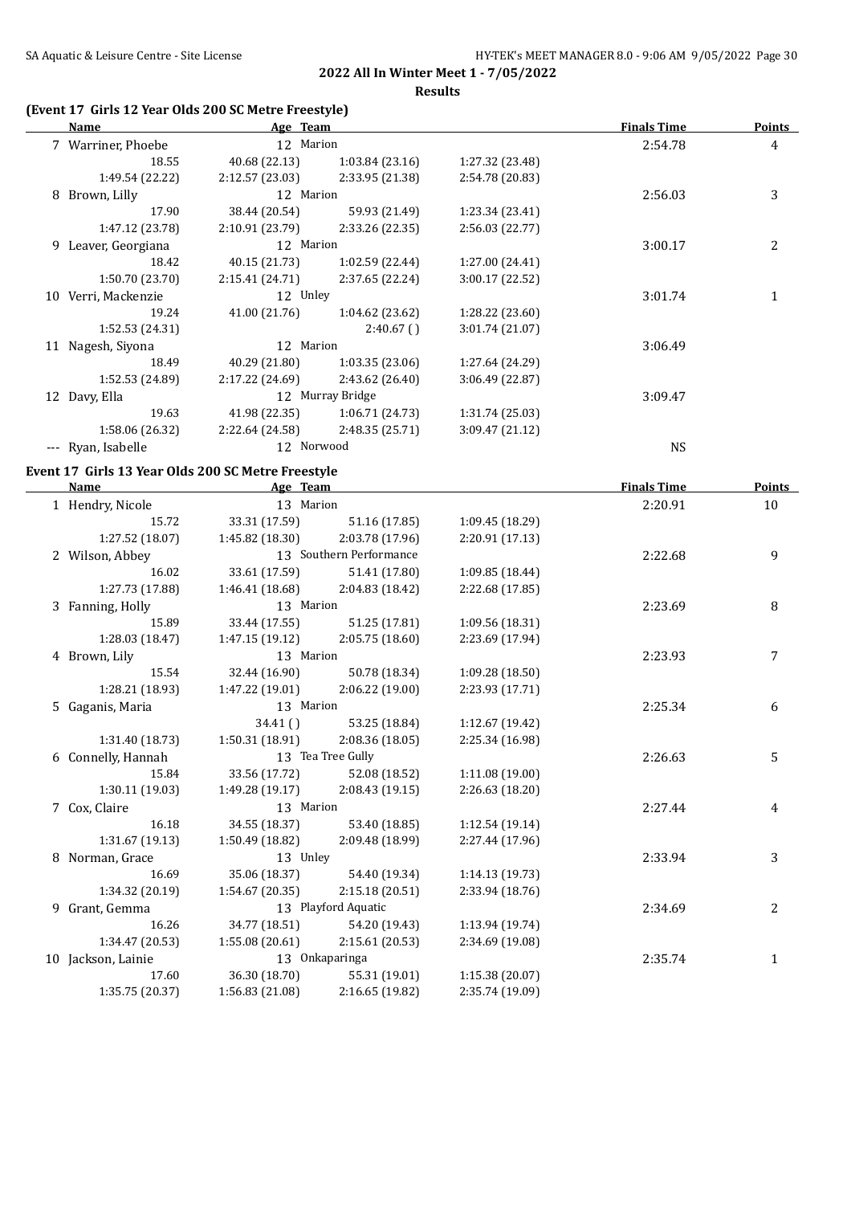**2022 All In Winter Meet 1 - 7/05/2022**

**Results**

### (Event 17 Girls 12 Year Olds 200 SC Metre Freestyle)

| | Name | Age | Team | | Finals Time | Points |
|---|---|---|---|---|---|---|
| 7 | Warriner, Phoebe | 12 | Marion | | 2:54.78 | 4 |
| | 18.55 | 40.68 (22.13) | 1:03.84 (23.16) | 1:27.32 (23.48) | | |
| | 1:49.54 (22.22) | 2:12.57 (23.03) | 2:33.95 (21.38) | 2:54.78 (20.83) | | |
| 8 | Brown, Lilly | 12 | Marion | | 2:56.03 | 3 |
| | 17.90 | 38.44 (20.54) | 59.93 (21.49) | 1:23.34 (23.41) | | |
| | 1:47.12 (23.78) | 2:10.91 (23.79) | 2:33.26 (22.35) | 2:56.03 (22.77) | | |
| 9 | Leaver, Georgiana | 12 | Marion | | 3:00.17 | 2 |
| | 18.42 | 40.15 (21.73) | 1:02.59 (22.44) | 1:27.00 (24.41) | | |
| | 1:50.70 (23.70) | 2:15.41 (24.71) | 2:37.65 (22.24) | 3:00.17 (22.52) | | |
| 10 | Verri, Mackenzie | 12 | Unley | | 3:01.74 | 1 |
| | 19.24 | 41.00 (21.76) | 1:04.62 (23.62) | 1:28.22 (23.60) | | |
| | 1:52.53 (24.31) | | 2:40.67 ( ) | 3:01.74 (21.07) | | |
| 11 | Nagesh, Siyona | 12 | Marion | | 3:06.49 | |
| | 18.49 | 40.29 (21.80) | 1:03.35 (23.06) | 1:27.64 (24.29) | | |
| | 1:52.53 (24.89) | 2:17.22 (24.69) | 2:43.62 (26.40) | 3:06.49 (22.87) | | |
| 12 | Davy, Ella | 12 | Murray Bridge | | 3:09.47 | |
| | 19.63 | 41.98 (22.35) | 1:06.71 (24.73) | 1:31.74 (25.03) | | |
| | 1:58.06 (26.32) | 2:22.64 (24.58) | 2:48.35 (25.71) | 3:09.47 (21.12) | | |
| --- | Ryan, Isabelle | 12 | Norwood | | NS | |

### Event 17 Girls 13 Year Olds 200 SC Metre Freestyle

| | Name | Age | Team | | Finals Time | Points |
|---|---|---|---|---|---|---|
| 1 | Hendry, Nicole | 13 | Marion | | 2:20.91 | 10 |
| | 15.72 | 33.31 (17.59) | 51.16 (17.85) | 1:09.45 (18.29) | | |
| | 1:27.52 (18.07) | 1:45.82 (18.30) | 2:03.78 (17.96) | 2:20.91 (17.13) | | |
| 2 | Wilson, Abbey | 13 | Southern Performance | | 2:22.68 | 9 |
| | 16.02 | 33.61 (17.59) | 51.41 (17.80) | 1:09.85 (18.44) | | |
| | 1:27.73 (17.88) | 1:46.41 (18.68) | 2:04.83 (18.42) | 2:22.68 (17.85) | | |
| 3 | Fanning, Holly | 13 | Marion | | 2:23.69 | 8 |
| | 15.89 | 33.44 (17.55) | 51.25 (17.81) | 1:09.56 (18.31) | | |
| | 1:28.03 (18.47) | 1:47.15 (19.12) | 2:05.75 (18.60) | 2:23.69 (17.94) | | |
| 4 | Brown, Lily | 13 | Marion | | 2:23.93 | 7 |
| | 15.54 | 32.44 (16.90) | 50.78 (18.34) | 1:09.28 (18.50) | | |
| | 1:28.21 (18.93) | 1:47.22 (19.01) | 2:06.22 (19.00) | 2:23.93 (17.71) | | |
| 5 | Gaganis, Maria | 13 | Marion | | 2:25.34 | 6 |
| | | 34.41 ( ) | 53.25 (18.84) | 1:12.67 (19.42) | | |
| | 1:31.40 (18.73) | 1:50.31 (18.91) | 2:08.36 (18.05) | 2:25.34 (16.98) | | |
| 6 | Connelly, Hannah | 13 | Tea Tree Gully | | 2:26.63 | 5 |
| | 15.84 | 33.56 (17.72) | 52.08 (18.52) | 1:11.08 (19.00) | | |
| | 1:30.11 (19.03) | 1:49.28 (19.17) | 2:08.43 (19.15) | 2:26.63 (18.20) | | |
| 7 | Cox, Claire | 13 | Marion | | 2:27.44 | 4 |
| | 16.18 | 34.55 (18.37) | 53.40 (18.85) | 1:12.54 (19.14) | | |
| | 1:31.67 (19.13) | 1:50.49 (18.82) | 2:09.48 (18.99) | 2:27.44 (17.96) | | |
| 8 | Norman, Grace | 13 | Unley | | 2:33.94 | 3 |
| | 16.69 | 35.06 (18.37) | 54.40 (19.34) | 1:14.13 (19.73) | | |
| | 1:34.32 (20.19) | 1:54.67 (20.35) | 2:15.18 (20.51) | 2:33.94 (18.76) | | |
| 9 | Grant, Gemma | 13 | Playford Aquatic | | 2:34.69 | 2 |
| | 16.26 | 34.77 (18.51) | 54.20 (19.43) | 1:13.94 (19.74) | | |
| | 1:34.47 (20.53) | 1:55.08 (20.61) | 2:15.61 (20.53) | 2:34.69 (19.08) | | |
| 10 | Jackson, Lainie | 13 | Onkaparinga | | 2:35.74 | 1 |
| | 17.60 | 36.30 (18.70) | 55.31 (19.01) | 1:15.38 (20.07) | | |
| | 1:35.75 (20.37) | 1:56.83 (21.08) | 2:16.65 (19.82) | 2:35.74 (19.09) | | |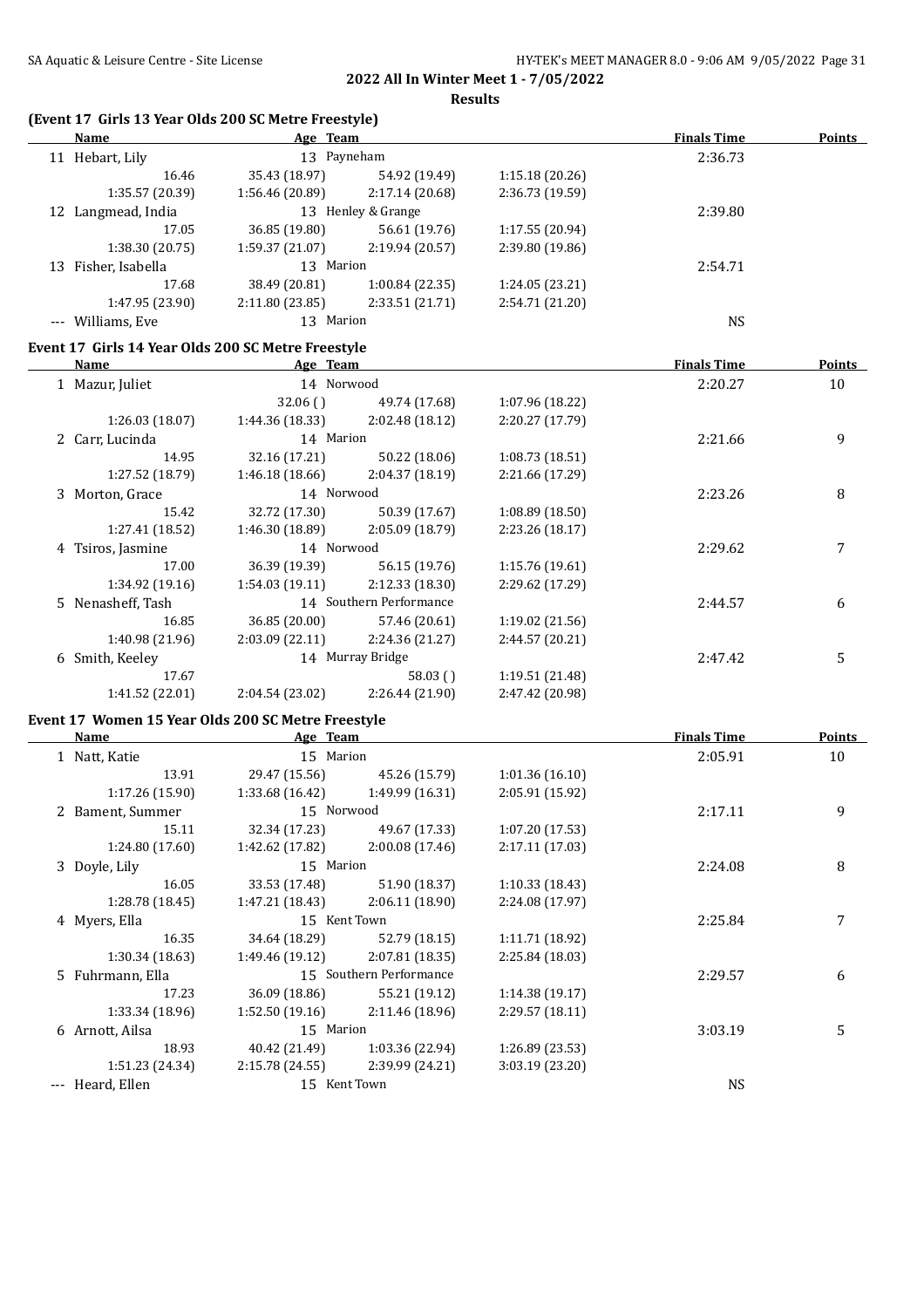**2022 All In Winter Meet 1 - 7/05/2022**

**Results**

### (Event 17 Girls 13 Year Olds 200 SC Metre Freestyle)

| | Name | Age | Team | Finals Time | Points |
|---|---|---|---|---|---|
| 11 | Hebart, Lily | 13 | Payneham | 2:36.73 | |
| | 16.46 / 35.43 (18.97) / 54.92 (19.49) / 1:15.18 (20.26) | | | | |
| | 1:35.57 (20.39) / 1:56.46 (20.89) / 2:17.14 (20.68) / 2:36.73 (19.59) | | | | |
| 12 | Langmead, India | 13 | Henley & Grange | 2:39.80 | |
| | 17.05 / 36.85 (19.80) / 56.61 (19.76) / 1:17.55 (20.94) | | | | |
| | 1:38.30 (20.75) / 1:59.37 (21.07) / 2:19.94 (20.57) / 2:39.80 (19.86) | | | | |
| 13 | Fisher, Isabella | 13 | Marion | 2:54.71 | |
| | 17.68 / 38.49 (20.81) / 1:00.84 (22.35) / 1:24.05 (23.21) | | | | |
| | 1:47.95 (23.90) / 2:11.80 (23.85) / 2:33.51 (21.71) / 2:54.71 (21.20) | | | | |
| --- | Williams, Eve | 13 | Marion | NS | |

### Event 17 Girls 14 Year Olds 200 SC Metre Freestyle

| | Name | Age | Team | Finals Time | Points |
|---|---|---|---|---|---|
| 1 | Mazur, Juliet | 14 | Norwood | 2:20.27 | 10 |
| | 32.06 ( ) / 49.74 (17.68) / 1:07.96 (18.22) | | | | |
| | 1:26.03 (18.07) / 1:44.36 (18.33) / 2:02.48 (18.12) / 2:20.27 (17.79) | | | | |
| 2 | Carr, Lucinda | 14 | Marion | 2:21.66 | 9 |
| | 14.95 / 32.16 (17.21) / 50.22 (18.06) / 1:08.73 (18.51) | | | | |
| | 1:27.52 (18.79) / 1:46.18 (18.66) / 2:04.37 (18.19) / 2:21.66 (17.29) | | | | |
| 3 | Morton, Grace | 14 | Norwood | 2:23.26 | 8 |
| | 15.42 / 32.72 (17.30) / 50.39 (17.67) / 1:08.89 (18.50) | | | | |
| | 1:27.41 (18.52) / 1:46.30 (18.89) / 2:05.09 (18.79) / 2:23.26 (18.17) | | | | |
| 4 | Tsiros, Jasmine | 14 | Norwood | 2:29.62 | 7 |
| | 17.00 / 36.39 (19.39) / 56.15 (19.76) / 1:15.76 (19.61) | | | | |
| | 1:34.92 (19.16) / 1:54.03 (19.11) / 2:12.33 (18.30) / 2:29.62 (17.29) | | | | |
| 5 | Nenasheff, Tash | 14 | Southern Performance | 2:44.57 | 6 |
| | 16.85 / 36.85 (20.00) / 57.46 (20.61) / 1:19.02 (21.56) | | | | |
| | 1:40.98 (21.96) / 2:03.09 (22.11) / 2:24.36 (21.27) / 2:44.57 (20.21) | | | | |
| 6 | Smith, Keeley | 14 | Murray Bridge | 2:47.42 | 5 |
| | 17.67 / 58.03 ( ) / 1:19.51 (21.48) | | | | |
| | 1:41.52 (22.01) / 2:04.54 (23.02) / 2:26.44 (21.90) / 2:47.42 (20.98) | | | | |

### Event 17 Women 15 Year Olds 200 SC Metre Freestyle

| | Name | Age | Team | Finals Time | Points |
|---|---|---|---|---|---|
| 1 | Natt, Katie | 15 | Marion | 2:05.91 | 10 |
| | 13.91 / 29.47 (15.56) / 45.26 (15.79) / 1:01.36 (16.10) | | | | |
| | 1:17.26 (15.90) / 1:33.68 (16.42) / 1:49.99 (16.31) / 2:05.91 (15.92) | | | | |
| 2 | Bament, Summer | 15 | Norwood | 2:17.11 | 9 |
| | 15.11 / 32.34 (17.23) / 49.67 (17.33) / 1:07.20 (17.53) | | | | |
| | 1:24.80 (17.60) / 1:42.62 (17.82) / 2:00.08 (17.46) / 2:17.11 (17.03) | | | | |
| 3 | Doyle, Lily | 15 | Marion | 2:24.08 | 8 |
| | 16.05 / 33.53 (17.48) / 51.90 (18.37) / 1:10.33 (18.43) | | | | |
| | 1:28.78 (18.45) / 1:47.21 (18.43) / 2:06.11 (18.90) / 2:24.08 (17.97) | | | | |
| 4 | Myers, Ella | 15 | Kent Town | 2:25.84 | 7 |
| | 16.35 / 34.64 (18.29) / 52.79 (18.15) / 1:11.71 (18.92) | | | | |
| | 1:30.34 (18.63) / 1:49.46 (19.12) / 2:07.81 (18.35) / 2:25.84 (18.03) | | | | |
| 5 | Fuhrmann, Ella | 15 | Southern Performance | 2:29.57 | 6 |
| | 17.23 / 36.09 (18.86) / 55.21 (19.12) / 1:14.38 (19.17) | | | | |
| | 1:33.34 (18.96) / 1:52.50 (19.16) / 2:11.46 (18.96) / 2:29.57 (18.11) | | | | |
| 6 | Arnott, Ailsa | 15 | Marion | 3:03.19 | 5 |
| | 18.93 / 40.42 (21.49) / 1:03.36 (22.94) / 1:26.89 (23.53) | | | | |
| | 1:51.23 (24.34) / 2:15.78 (24.55) / 2:39.99 (24.21) / 3:03.19 (23.20) | | | | |
| --- | Heard, Ellen | 15 | Kent Town | NS | |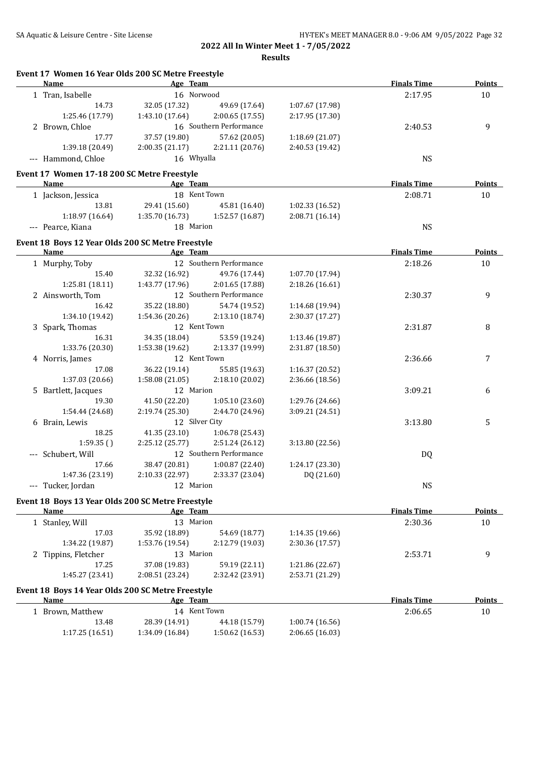## 2022 All In Winter Meet 1 - 7/05/2022

### Results

#### Event 17 Women 16 Year Olds 200 SC Metre Freestyle

| Name | Age | Team | | Finals Time | Points |
|---|---|---|---|---|---|
| 1 Tran, Isabelle | 16 | Norwood | | 2:17.95 | 10 |
| 14.73 | 32.05 (17.32) | 49.69 (17.64) | 1:07.67 (17.98) | | |
| 1:25.46 (17.79) | 1:43.10 (17.64) | 2:00.65 (17.55) | 2:17.95 (17.30) | | |
| 2 Brown, Chloe | 16 | Southern Performance | | 2:40.53 | 9 |
| 17.77 | 37.57 (19.80) | 57.62 (20.05) | 1:18.69 (21.07) | | |
| 1:39.18 (20.49) | 2:00.35 (21.17) | 2:21.11 (20.76) | 2:40.53 (19.42) | | |
| --- Hammond, Chloe | 16 | Whyalla | | NS | |

#### Event 17 Women 17-18 200 SC Metre Freestyle

| Name | Age | Team | | Finals Time | Points |
|---|---|---|---|---|---|
| 1 Jackson, Jessica | 18 | Kent Town | | 2:08.71 | 10 |
| 13.81 | 29.41 (15.60) | 45.81 (16.40) | 1:02.33 (16.52) | | |
| 1:18.97 (16.64) | 1:35.70 (16.73) | 1:52.57 (16.87) | 2:08.71 (16.14) | | |
| --- Pearce, Kiana | 18 | Marion | | NS | |

#### Event 18 Boys 12 Year Olds 200 SC Metre Freestyle

| Name | Age | Team | | Finals Time | Points |
|---|---|---|---|---|---|
| 1 Murphy, Toby | 12 | Southern Performance | | 2:18.26 | 10 |
| 15.40 | 32.32 (16.92) | 49.76 (17.44) | 1:07.70 (17.94) | | |
| 1:25.81 (18.11) | 1:43.77 (17.96) | 2:01.65 (17.88) | 2:18.26 (16.61) | | |
| 2 Ainsworth, Tom | 12 | Southern Performance | | 2:30.37 | 9 |
| 16.42 | 35.22 (18.80) | 54.74 (19.52) | 1:14.68 (19.94) | | |
| 1:34.10 (19.42) | 1:54.36 (20.26) | 2:13.10 (18.74) | 2:30.37 (17.27) | | |
| 3 Spark, Thomas | 12 | Kent Town | | 2:31.87 | 8 |
| 16.31 | 34.35 (18.04) | 53.59 (19.24) | 1:13.46 (19.87) | | |
| 1:33.76 (20.30) | 1:53.38 (19.62) | 2:13.37 (19.99) | 2:31.87 (18.50) | | |
| 4 Norris, James | 12 | Kent Town | | 2:36.66 | 7 |
| 17.08 | 36.22 (19.14) | 55.85 (19.63) | 1:16.37 (20.52) | | |
| 1:37.03 (20.66) | 1:58.08 (21.05) | 2:18.10 (20.02) | 2:36.66 (18.56) | | |
| 5 Bartlett, Jacques | 12 | Marion | | 3:09.21 | 6 |
| 19.30 | 41.50 (22.20) | 1:05.10 (23.60) | 1:29.76 (24.66) | | |
| 1:54.44 (24.68) | 2:19.74 (25.30) | 2:44.70 (24.96) | 3:09.21 (24.51) | | |
| 6 Brain, Lewis | 12 | Silver City | | 3:13.80 | 5 |
| 18.25 | 41.35 (23.10) | 1:06.78 (25.43) | | | |
| 1:59.35 ( ) | 2:25.12 (25.77) | 2:51.24 (26.12) | 3:13.80 (22.56) | | |
| --- Schubert, Will | 12 | Southern Performance | | DQ | |
| 17.66 | 38.47 (20.81) | 1:00.87 (22.40) | 1:24.17 (23.30) | | |
| 1:47.36 (23.19) | 2:10.33 (22.97) | 2:33.37 (23.04) | DQ (21.60) | | |
| --- Tucker, Jordan | 12 | Marion | | NS | |

#### Event 18 Boys 13 Year Olds 200 SC Metre Freestyle

| Name | Age | Team | | Finals Time | Points |
|---|---|---|---|---|---|
| 1 Stanley, Will | 13 | Marion | | 2:30.36 | 10 |
| 17.03 | 35.92 (18.89) | 54.69 (18.77) | 1:14.35 (19.66) | | |
| 1:34.22 (19.87) | 1:53.76 (19.54) | 2:12.79 (19.03) | 2:30.36 (17.57) | | |
| 2 Tippins, Fletcher | 13 | Marion | | 2:53.71 | 9 |
| 17.25 | 37.08 (19.83) | 59.19 (22.11) | 1:21.86 (22.67) | | |
| 1:45.27 (23.41) | 2:08.51 (23.24) | 2:32.42 (23.91) | 2:53.71 (21.29) | | |

#### Event 18 Boys 14 Year Olds 200 SC Metre Freestyle

| Name | Age | Team | | Finals Time | Points |
|---|---|---|---|---|---|
| 1 Brown, Matthew | 14 | Kent Town | | 2:06.65 | 10 |
| 13.48 | 28.39 (14.91) | 44.18 (15.79) | 1:00.74 (16.56) | | |
| 1:17.25 (16.51) | 1:34.09 (16.84) | 1:50.62 (16.53) | 2:06.65 (16.03) | | |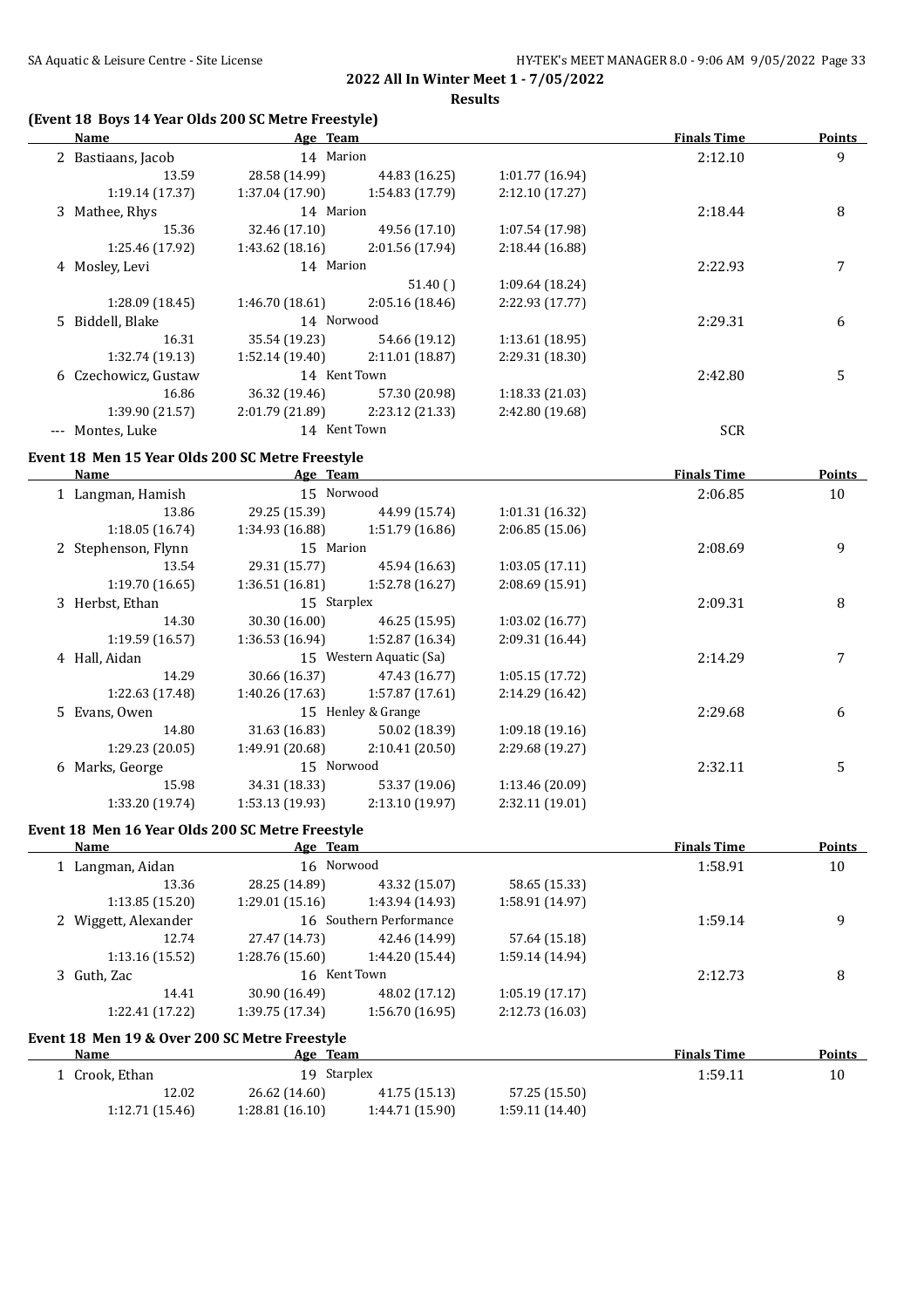**2022 All In Winter Meet 1 - 7/05/2022**

**Results**

### (Event 18 Boys 14 Year Olds 200 SC Metre Freestyle)

| | Name | Age | Team | | Finals Time | Points |
|---|---|---|---|---|---|---|
| 2 | Bastiaans, Jacob | 14 | Marion | | 2:12.10 | 9 |
| | 13.59 | 28.58 (14.99) | 44.83 (16.25) | 1:01.77 (16.94) | | |
| | 1:19.14 (17.37) | 1:37.04 (17.90) | 1:54.83 (17.79) | 2:12.10 (17.27) | | |
| 3 | Mathee, Rhys | 14 | Marion | | 2:18.44 | 8 |
| | 15.36 | 32.46 (17.10) | 49.56 (17.10) | 1:07.54 (17.98) | | |
| | 1:25.46 (17.92) | 1:43.62 (18.16) | 2:01.56 (17.94) | 2:18.44 (16.88) | | |
| 4 | Mosley, Levi | 14 | Marion | | 2:22.93 | 7 |
| | | | 51.40 ( ) | 1:09.64 (18.24) | | |
| | 1:28.09 (18.45) | 1:46.70 (18.61) | 2:05.16 (18.46) | 2:22.93 (17.77) | | |
| 5 | Biddell, Blake | 14 | Norwood | | 2:29.31 | 6 |
| | 16.31 | 35.54 (19.23) | 54.66 (19.12) | 1:13.61 (18.95) | | |
| | 1:32.74 (19.13) | 1:52.14 (19.40) | 2:11.01 (18.87) | 2:29.31 (18.30) | | |
| 6 | Czechowicz, Gustaw | 14 | Kent Town | | 2:42.80 | 5 |
| | 16.86 | 36.32 (19.46) | 57.30 (20.98) | 1:18.33 (21.03) | | |
| | 1:39.90 (21.57) | 2:01.79 (21.89) | 2:23.12 (21.33) | 2:42.80 (19.68) | | |
| --- | Montes, Luke | 14 | Kent Town | | SCR | |

### Event 18 Men 15 Year Olds 200 SC Metre Freestyle

| | Name | Age | Team | | Finals Time | Points |
|---|---|---|---|---|---|---|
| 1 | Langman, Hamish | 15 | Norwood | | 2:06.85 | 10 |
| | 13.86 | 29.25 (15.39) | 44.99 (15.74) | 1:01.31 (16.32) | | |
| | 1:18.05 (16.74) | 1:34.93 (16.88) | 1:51.79 (16.86) | 2:06.85 (15.06) | | |
| 2 | Stephenson, Flynn | 15 | Marion | | 2:08.69 | 9 |
| | 13.54 | 29.31 (15.77) | 45.94 (16.63) | 1:03.05 (17.11) | | |
| | 1:19.70 (16.65) | 1:36.51 (16.81) | 1:52.78 (16.27) | 2:08.69 (15.91) | | |
| 3 | Herbst, Ethan | 15 | Starplex | | 2:09.31 | 8 |
| | 14.30 | 30.30 (16.00) | 46.25 (15.95) | 1:03.02 (16.77) | | |
| | 1:19.59 (16.57) | 1:36.53 (16.94) | 1:52.87 (16.34) | 2:09.31 (16.44) | | |
| 4 | Hall, Aidan | 15 | Western Aquatic (Sa) | | 2:14.29 | 7 |
| | 14.29 | 30.66 (16.37) | 47.43 (16.77) | 1:05.15 (17.72) | | |
| | 1:22.63 (17.48) | 1:40.26 (17.63) | 1:57.87 (17.61) | 2:14.29 (16.42) | | |
| 5 | Evans, Owen | 15 | Henley & Grange | | 2:29.68 | 6 |
| | 14.80 | 31.63 (16.83) | 50.02 (18.39) | 1:09.18 (19.16) | | |
| | 1:29.23 (20.05) | 1:49.91 (20.68) | 2:10.41 (20.50) | 2:29.68 (19.27) | | |
| 6 | Marks, George | 15 | Norwood | | 2:32.11 | 5 |
| | 15.98 | 34.31 (18.33) | 53.37 (19.06) | 1:13.46 (20.09) | | |
| | 1:33.20 (19.74) | 1:53.13 (19.93) | 2:13.10 (19.97) | 2:32.11 (19.01) | | |

### Event 18 Men 16 Year Olds 200 SC Metre Freestyle

| | Name | Age | Team | | Finals Time | Points |
|---|---|---|---|---|---|---|
| 1 | Langman, Aidan | 16 | Norwood | | 1:58.91 | 10 |
| | 13.36 | 28.25 (14.89) | 43.32 (15.07) | 58.65 (15.33) | | |
| | 1:13.85 (15.20) | 1:29.01 (15.16) | 1:43.94 (14.93) | 1:58.91 (14.97) | | |
| 2 | Wiggett, Alexander | 16 | Southern Performance | | 1:59.14 | 9 |
| | 12.74 | 27.47 (14.73) | 42.46 (14.99) | 57.64 (15.18) | | |
| | 1:13.16 (15.52) | 1:28.76 (15.60) | 1:44.20 (15.44) | 1:59.14 (14.94) | | |
| 3 | Guth, Zac | 16 | Kent Town | | 2:12.73 | 8 |
| | 14.41 | 30.90 (16.49) | 48.02 (17.12) | 1:05.19 (17.17) | | |
| | 1:22.41 (17.22) | 1:39.75 (17.34) | 1:56.70 (16.95) | 2:12.73 (16.03) | | |

### Event 18 Men 19 & Over 200 SC Metre Freestyle

| | Name | Age | Team | | Finals Time | Points |
|---|---|---|---|---|---|---|
| 1 | Crook, Ethan | 19 | Starplex | | 1:59.11 | 10 |
| | 12.02 | 26.62 (14.60) | 41.75 (15.13) | 57.25 (15.50) | | |
| | 1:12.71 (15.46) | 1:28.81 (16.10) | 1:44.71 (15.90) | 1:59.11 (14.40) | | |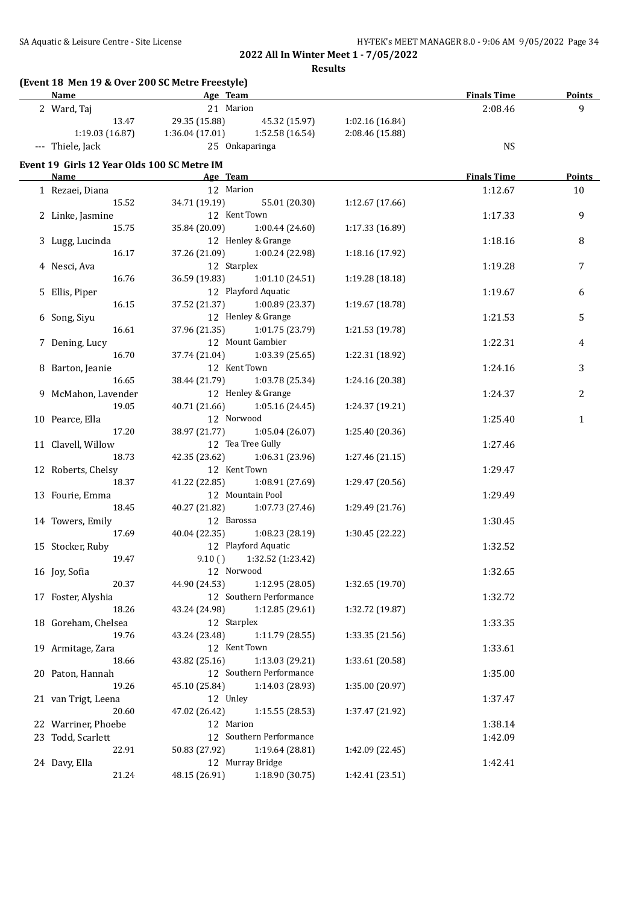**2022 All In Winter Meet 1 - 7/05/2022**

**Results**

### (Event 18 Men 19 & Over 200 SC Metre Freestyle)

| Name | Age | Team | Finals Time | Points |
|---|---|---|---|---|
| 2 Ward, Taj | 21 | Marion | 2:08.46 | 9 |
| 13.47 / 29.35 (15.88) / 45.32 (15.97) / 1:02.16 (16.84) / 1:19.03 (16.87) / 1:36.04 (17.01) / 1:52.58 (16.54) / 2:08.46 (15.88) | | | | |
| --- Thiele, Jack | 25 | Onkaparinga | NS | |

### Event 19 Girls 12 Year Olds 100 SC Metre IM

| Name | Age | Team | Finals Time | Points |
|---|---|---|---|---|
| 1 Rezaei, Diana | 12 | Marion | 1:12.67 | 10 |
| 15.52 / 34.71 (19.19) / 55.01 (20.30) / 1:12.67 (17.66) | | | | |
| 2 Linke, Jasmine | 12 | Kent Town | 1:17.33 | 9 |
| 15.75 / 35.84 (20.09) / 1:00.44 (24.60) / 1:17.33 (16.89) | | | | |
| 3 Lugg, Lucinda | 12 | Henley & Grange | 1:18.16 | 8 |
| 16.17 / 37.26 (21.09) / 1:00.24 (22.98) / 1:18.16 (17.92) | | | | |
| 4 Nesci, Ava | 12 | Starplex | 1:19.28 | 7 |
| 16.76 / 36.59 (19.83) / 1:01.10 (24.51) / 1:19.28 (18.18) | | | | |
| 5 Ellis, Piper | 12 | Playford Aquatic | 1:19.67 | 6 |
| 16.15 / 37.52 (21.37) / 1:00.89 (23.37) / 1:19.67 (18.78) | | | | |
| 6 Song, Siyu | 12 | Henley & Grange | 1:21.53 | 5 |
| 16.61 / 37.96 (21.35) / 1:01.75 (23.79) / 1:21.53 (19.78) | | | | |
| 7 Dening, Lucy | 12 | Mount Gambier | 1:22.31 | 4 |
| 16.70 / 37.74 (21.04) / 1:03.39 (25.65) / 1:22.31 (18.92) | | | | |
| 8 Barton, Jeanie | 12 | Kent Town | 1:24.16 | 3 |
| 16.65 / 38.44 (21.79) / 1:03.78 (25.34) / 1:24.16 (20.38) | | | | |
| 9 McMahon, Lavender | 12 | Henley & Grange | 1:24.37 | 2 |
| 19.05 / 40.71 (21.66) / 1:05.16 (24.45) / 1:24.37 (19.21) | | | | |
| 10 Pearce, Ella | 12 | Norwood | 1:25.40 | 1 |
| 17.20 / 38.97 (21.77) / 1:05.04 (26.07) / 1:25.40 (20.36) | | | | |
| 11 Clavell, Willow | 12 | Tea Tree Gully | 1:27.46 | |
| 18.73 / 42.35 (23.62) / 1:06.31 (23.96) / 1:27.46 (21.15) | | | | |
| 12 Roberts, Chelsy | 12 | Kent Town | 1:29.47 | |
| 18.37 / 41.22 (22.85) / 1:08.91 (27.69) / 1:29.47 (20.56) | | | | |
| 13 Fourie, Emma | 12 | Mountain Pool | 1:29.49 | |
| 18.45 / 40.27 (21.82) / 1:07.73 (27.46) / 1:29.49 (21.76) | | | | |
| 14 Towers, Emily | 12 | Barossa | 1:30.45 | |
| 17.69 / 40.04 (22.35) / 1:08.23 (28.19) / 1:30.45 (22.22) | | | | |
| 15 Stocker, Ruby | 12 | Playford Aquatic | 1:32.52 | |
| 19.47 / 9.10 ( ) / 1:32.52 (1:23.42) | | | | |
| 16 Joy, Sofia | 12 | Norwood | 1:32.65 | |
| 20.37 / 44.90 (24.53) / 1:12.95 (28.05) / 1:32.65 (19.70) | | | | |
| 17 Foster, Alyshia | 12 | Southern Performance | 1:32.72 | |
| 18.26 / 43.24 (24.98) / 1:12.85 (29.61) / 1:32.72 (19.87) | | | | |
| 18 Goreham, Chelsea | 12 | Starplex | 1:33.35 | |
| 19.76 / 43.24 (23.48) / 1:11.79 (28.55) / 1:33.35 (21.56) | | | | |
| 19 Armitage, Zara | 12 | Kent Town | 1:33.61 | |
| 18.66 / 43.82 (25.16) / 1:13.03 (29.21) / 1:33.61 (20.58) | | | | |
| 20 Paton, Hannah | 12 | Southern Performance | 1:35.00 | |
| 19.26 / 45.10 (25.84) / 1:14.03 (28.93) / 1:35.00 (20.97) | | | | |
| 21 van Trigt, Leena | 12 | Unley | 1:37.47 | |
| 20.60 / 47.02 (26.42) / 1:15.55 (28.53) / 1:37.47 (21.92) | | | | |
| 22 Warriner, Phoebe | 12 | Marion | 1:38.14 | |
| 23 Todd, Scarlett | 12 | Southern Performance | 1:42.09 | |
| 22.91 / 50.83 (27.92) / 1:19.64 (28.81) / 1:42.09 (22.45) | | | | |
| 24 Davy, Ella | 12 | Murray Bridge | 1:42.41 | |
| 21.24 / 48.15 (26.91) / 1:18.90 (30.75) / 1:42.41 (23.51) | | | | |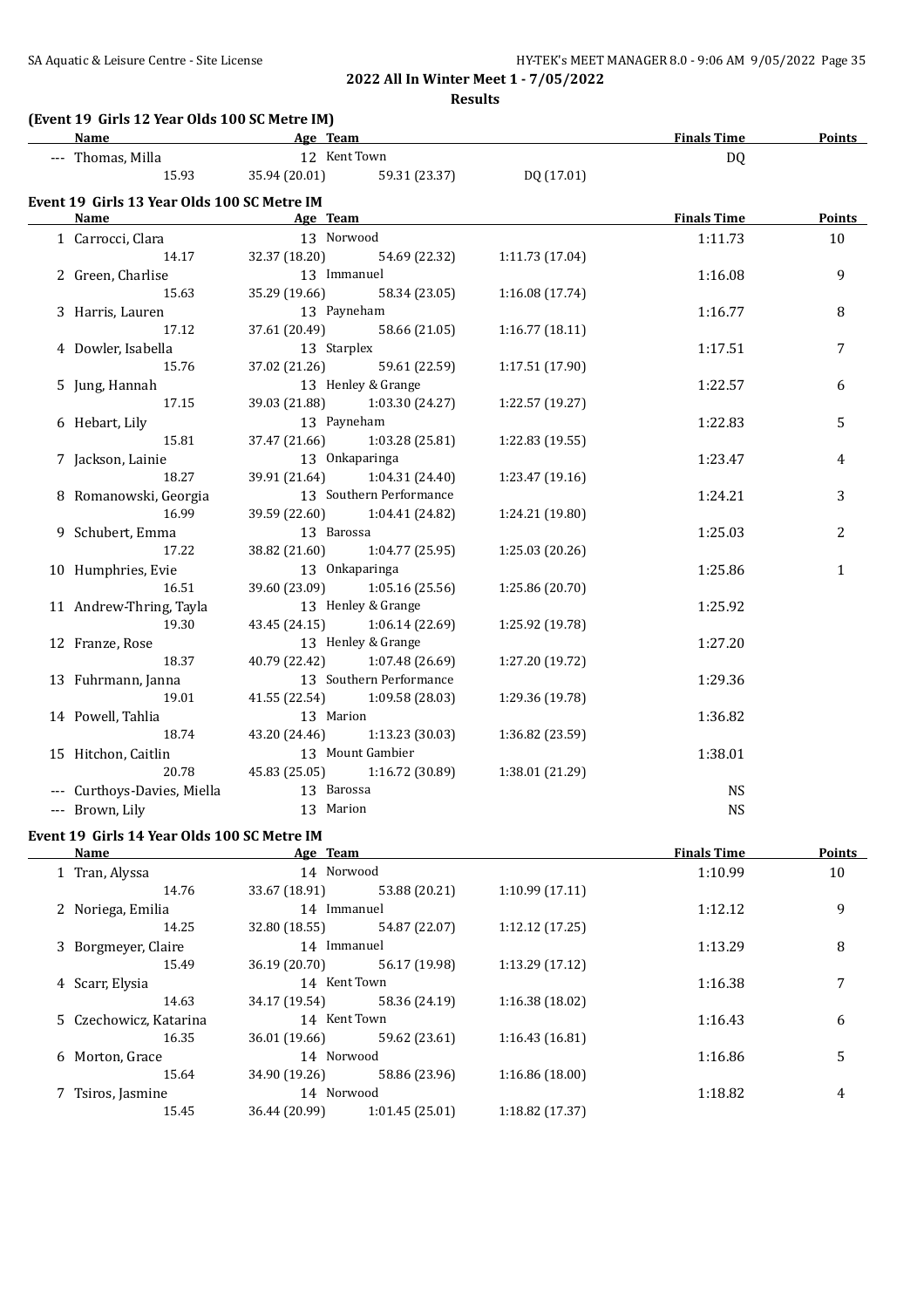# 2022 All In Winter Meet 1 - 7/05/2022

**Results**

### (Event 19 Girls 12 Year Olds 100 SC Metre IM)

| Name | Age | Team | | | Finals Time | Points |
|---|---|---|---|---|---|---|
| --- Thomas, Milla | 12 | Kent Town | | | DQ | |
| 15.93 | 35.94 (20.01) | 59.31 (23.37) | DQ (17.01) | | | |

### Event 19 Girls 13 Year Olds 100 SC Metre IM

| Name | Age | Team | | | Finals Time | Points |
|---|---|---|---|---|---|---|
| 1 Carrocci, Clara | 13 | Norwood | | | 1:11.73 | 10 |
| 14.17 | 32.37 (18.20) | 54.69 (22.32) | 1:11.73 (17.04) | | | |
| 2 Green, Charlise | 13 | Immanuel | | | 1:16.08 | 9 |
| 15.63 | 35.29 (19.66) | 58.34 (23.05) | 1:16.08 (17.74) | | | |
| 3 Harris, Lauren | 13 | Payneham | | | 1:16.77 | 8 |
| 17.12 | 37.61 (20.49) | 58.66 (21.05) | 1:16.77 (18.11) | | | |
| 4 Dowler, Isabella | 13 | Starplex | | | 1:17.51 | 7 |
| 15.76 | 37.02 (21.26) | 59.61 (22.59) | 1:17.51 (17.90) | | | |
| 5 Jung, Hannah | 13 | Henley & Grange | | | 1:22.57 | 6 |
| 17.15 | 39.03 (21.88) | 1:03.30 (24.27) | 1:22.57 (19.27) | | | |
| 6 Hebart, Lily | 13 | Payneham | | | 1:22.83 | 5 |
| 15.81 | 37.47 (21.66) | 1:03.28 (25.81) | 1:22.83 (19.55) | | | |
| 7 Jackson, Lainie | 13 | Onkaparinga | | | 1:23.47 | 4 |
| 18.27 | 39.91 (21.64) | 1:04.31 (24.40) | 1:23.47 (19.16) | | | |
| 8 Romanowski, Georgia | 13 | Southern Performance | | | 1:24.21 | 3 |
| 16.99 | 39.59 (22.60) | 1:04.41 (24.82) | 1:24.21 (19.80) | | | |
| 9 Schubert, Emma | 13 | Barossa | | | 1:25.03 | 2 |
| 17.22 | 38.82 (21.60) | 1:04.77 (25.95) | 1:25.03 (20.26) | | | |
| 10 Humphries, Evie | 13 | Onkaparinga | | | 1:25.86 | 1 |
| 16.51 | 39.60 (23.09) | 1:05.16 (25.56) | 1:25.86 (20.70) | | | |
| 11 Andrew-Thring, Tayla | 13 | Henley & Grange | | | 1:25.92 | |
| 19.30 | 43.45 (24.15) | 1:06.14 (22.69) | 1:25.92 (19.78) | | | |
| 12 Franze, Rose | 13 | Henley & Grange | | | 1:27.20 | |
| 18.37 | 40.79 (22.42) | 1:07.48 (26.69) | 1:27.20 (19.72) | | | |
| 13 Fuhrmann, Janna | 13 | Southern Performance | | | 1:29.36 | |
| 19.01 | 41.55 (22.54) | 1:09.58 (28.03) | 1:29.36 (19.78) | | | |
| 14 Powell, Tahlia | 13 | Marion | | | 1:36.82 | |
| 18.74 | 43.20 (24.46) | 1:13.23 (30.03) | 1:36.82 (23.59) | | | |
| 15 Hitchon, Caitlin | 13 | Mount Gambier | | | 1:38.01 | |
| 20.78 | 45.83 (25.05) | 1:16.72 (30.89) | 1:38.01 (21.29) | | | |
| --- Curthoys-Davies, Miella | 13 | Barossa | | | NS | |
| --- Brown, Lily | 13 | Marion | | | NS | |

### Event 19 Girls 14 Year Olds 100 SC Metre IM

| Name | Age | Team | | | Finals Time | Points |
|---|---|---|---|---|---|---|
| 1 Tran, Alyssa | 14 | Norwood | | | 1:10.99 | 10 |
| 14.76 | 33.67 (18.91) | 53.88 (20.21) | 1:10.99 (17.11) | | | |
| 2 Noriega, Emilia | 14 | Immanuel | | | 1:12.12 | 9 |
| 14.25 | 32.80 (18.55) | 54.87 (22.07) | 1:12.12 (17.25) | | | |
| 3 Borgmeyer, Claire | 14 | Immanuel | | | 1:13.29 | 8 |
| 15.49 | 36.19 (20.70) | 56.17 (19.98) | 1:13.29 (17.12) | | | |
| 4 Scarr, Elysia | 14 | Kent Town | | | 1:16.38 | 7 |
| 14.63 | 34.17 (19.54) | 58.36 (24.19) | 1:16.38 (18.02) | | | |
| 5 Czechowicz, Katarina | 14 | Kent Town | | | 1:16.43 | 6 |
| 16.35 | 36.01 (19.66) | 59.62 (23.61) | 1:16.43 (16.81) | | | |
| 6 Morton, Grace | 14 | Norwood | | | 1:16.86 | 5 |
| 15.64 | 34.90 (19.26) | 58.86 (23.96) | 1:16.86 (18.00) | | | |
| 7 Tsiros, Jasmine | 14 | Norwood | | | 1:18.82 | 4 |
| 15.45 | 36.44 (20.99) | 1:01.45 (25.01) | 1:18.82 (17.37) | | | |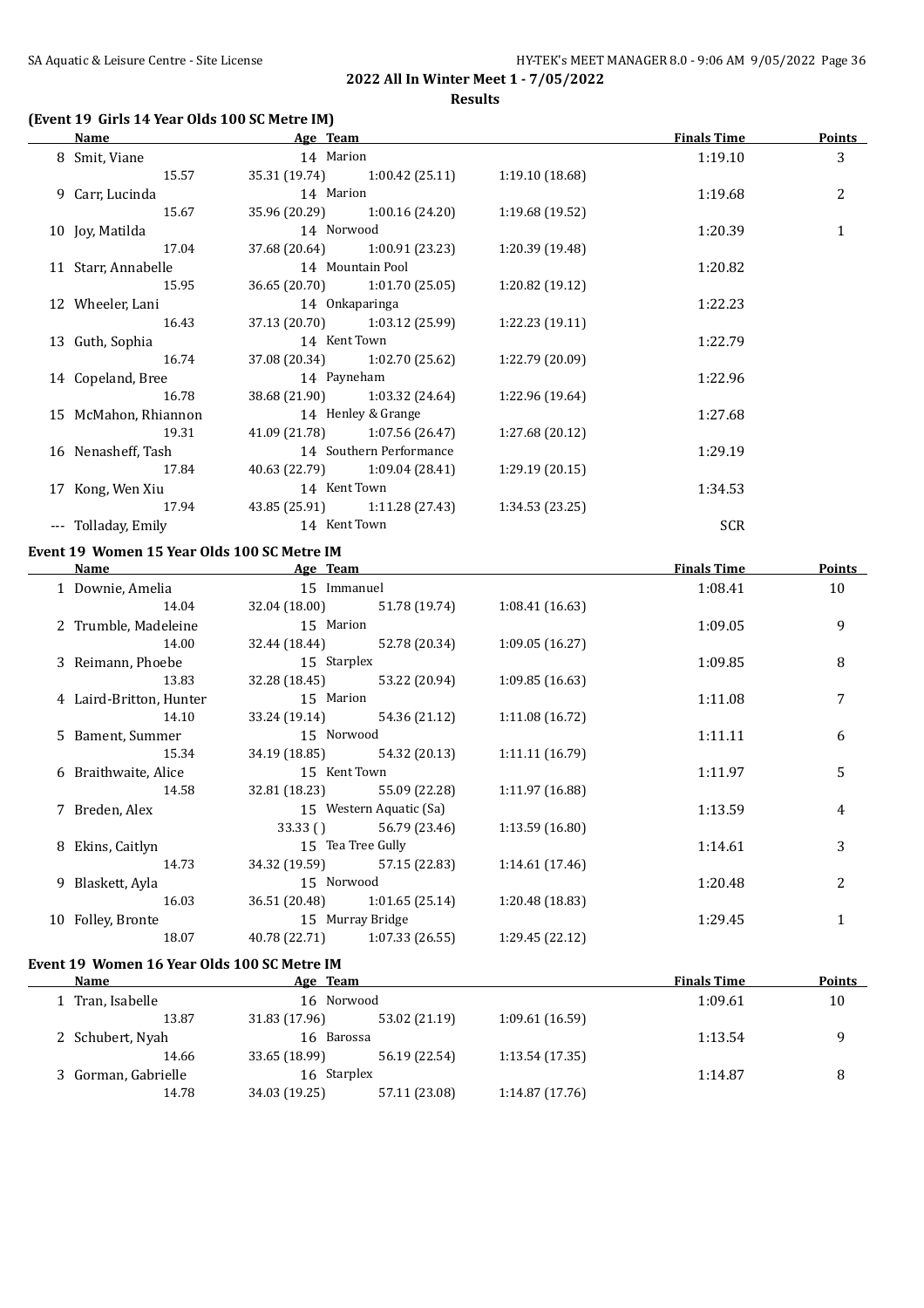## 2022 All In Winter Meet 1 - 7/05/2022

### Results

#### (Event 19 Girls 14 Year Olds 100 SC Metre IM)

| | Name | Age | Team | | | | Finals Time | Points |
|---|---|---|---|---|---|---|---|---|
| 8 | Smit, Viane | 14 | Marion | | | | 1:19.10 | 3 |
| | 15.57 | | 35.31 (19.74) | 1:00.42 (25.11) | 1:19.10 (18.68) | | | |
| 9 | Carr, Lucinda | 14 | Marion | | | | 1:19.68 | 2 |
| | 15.67 | | 35.96 (20.29) | 1:00.16 (24.20) | 1:19.68 (19.52) | | | |
| 10 | Joy, Matilda | 14 | Norwood | | | | 1:20.39 | 1 |
| | 17.04 | | 37.68 (20.64) | 1:00.91 (23.23) | 1:20.39 (19.48) | | | |
| 11 | Starr, Annabelle | 14 | Mountain Pool | | | | 1:20.82 | |
| | 15.95 | | 36.65 (20.70) | 1:01.70 (25.05) | 1:20.82 (19.12) | | | |
| 12 | Wheeler, Lani | 14 | Onkaparinga | | | | 1:22.23 | |
| | 16.43 | | 37.13 (20.70) | 1:03.12 (25.99) | 1:22.23 (19.11) | | | |
| 13 | Guth, Sophia | 14 | Kent Town | | | | 1:22.79 | |
| | 16.74 | | 37.08 (20.34) | 1:02.70 (25.62) | 1:22.79 (20.09) | | | |
| 14 | Copeland, Bree | 14 | Payneham | | | | 1:22.96 | |
| | 16.78 | | 38.68 (21.90) | 1:03.32 (24.64) | 1:22.96 (19.64) | | | |
| 15 | McMahon, Rhiannon | 14 | Henley & Grange | | | | 1:27.68 | |
| | 19.31 | | 41.09 (21.78) | 1:07.56 (26.47) | 1:27.68 (20.12) | | | |
| 16 | Nenasheff, Tash | 14 | Southern Performance | | | | 1:29.19 | |
| | 17.84 | | 40.63 (22.79) | 1:09.04 (28.41) | 1:29.19 (20.15) | | | |
| 17 | Kong, Wen Xiu | 14 | Kent Town | | | | 1:34.53 | |
| | 17.94 | | 43.85 (25.91) | 1:11.28 (27.43) | 1:34.53 (23.25) | | | |
| --- | Tolladay, Emily | 14 | Kent Town | | | | SCR | |

#### Event 19 Women 15 Year Olds 100 SC Metre IM

| | Name | Age | Team | | | | Finals Time | Points |
|---|---|---|---|---|---|---|---|---|
| 1 | Downie, Amelia | 15 | Immanuel | | | | 1:08.41 | 10 |
| | 14.04 | | 32.04 (18.00) | 51.78 (19.74) | 1:08.41 (16.63) | | | |
| 2 | Trumble, Madeleine | 15 | Marion | | | | 1:09.05 | 9 |
| | 14.00 | | 32.44 (18.44) | 52.78 (20.34) | 1:09.05 (16.27) | | | |
| 3 | Reimann, Phoebe | 15 | Starplex | | | | 1:09.85 | 8 |
| | 13.83 | | 32.28 (18.45) | 53.22 (20.94) | 1:09.85 (16.63) | | | |
| 4 | Laird-Britton, Hunter | 15 | Marion | | | | 1:11.08 | 7 |
| | 14.10 | | 33.24 (19.14) | 54.36 (21.12) | 1:11.08 (16.72) | | | |
| 5 | Bament, Summer | 15 | Norwood | | | | 1:11.11 | 6 |
| | 15.34 | | 34.19 (18.85) | 54.32 (20.13) | 1:11.11 (16.79) | | | |
| 6 | Braithwaite, Alice | 15 | Kent Town | | | | 1:11.97 | 5 |
| | 14.58 | | 32.81 (18.23) | 55.09 (22.28) | 1:11.97 (16.88) | | | |
| 7 | Breden, Alex | 15 | Western Aquatic (Sa) | | | | 1:13.59 | 4 |
| | | | 33.33 () | 56.79 (23.46) | 1:13.59 (16.80) | | | |
| 8 | Ekins, Caitlyn | 15 | Tea Tree Gully | | | | 1:14.61 | 3 |
| | 14.73 | | 34.32 (19.59) | 57.15 (22.83) | 1:14.61 (17.46) | | | |
| 9 | Blaskett, Ayla | 15 | Norwood | | | | 1:20.48 | 2 |
| | 16.03 | | 36.51 (20.48) | 1:01.65 (25.14) | 1:20.48 (18.83) | | | |
| 10 | Folley, Bronte | 15 | Murray Bridge | | | | 1:29.45 | 1 |
| | 18.07 | | 40.78 (22.71) | 1:07.33 (26.55) | 1:29.45 (22.12) | | | |

#### Event 19 Women 16 Year Olds 100 SC Metre IM

| | Name | Age | Team | | | | Finals Time | Points |
|---|---|---|---|---|---|---|---|---|
| 1 | Tran, Isabelle | 16 | Norwood | | | | 1:09.61 | 10 |
| | 13.87 | | 31.83 (17.96) | 53.02 (21.19) | 1:09.61 (16.59) | | | |
| 2 | Schubert, Nyah | 16 | Barossa | | | | 1:13.54 | 9 |
| | 14.66 | | 33.65 (18.99) | 56.19 (22.54) | 1:13.54 (17.35) | | | |
| 3 | Gorman, Gabrielle | 16 | Starplex | | | | 1:14.87 | 8 |
| | 14.78 | | 34.03 (19.25) | 57.11 (23.08) | 1:14.87 (17.76) | | | |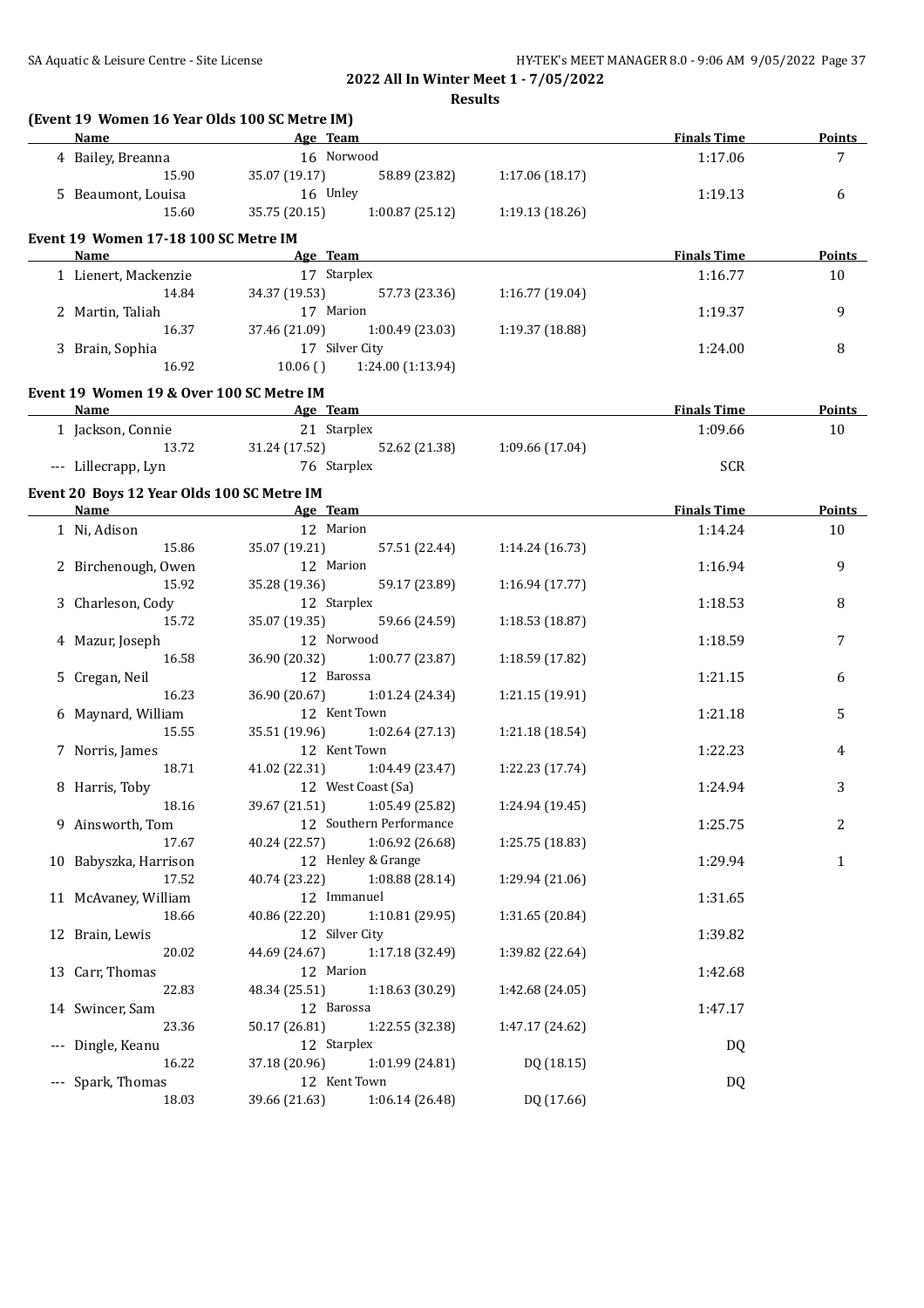**2022 All In Winter Meet 1 - 7/05/2022**

**Results**

### (Event 19 Women 16 Year Olds 100 SC Metre IM)

| Name | Age | Team | | | | Finals Time | Points |
|---|---|---|---|---|---|---|---|
| 4 Bailey, Breanna | 16 | Norwood | | | | 1:17.06 | 7 |
| 15.90 | | 35.07 (19.17) | 58.89 (23.82) | 1:17.06 (18.17) | | | |
| 5 Beaumont, Louisa | 16 | Unley | | | | 1:19.13 | 6 |
| 15.60 | | 35.75 (20.15) | 1:00.87 (25.12) | 1:19.13 (18.26) | | | |

### Event 19 Women 17-18 100 SC Metre IM

| Name | Age | Team | | | | Finals Time | Points |
|---|---|---|---|---|---|---|---|
| 1 Lienert, Mackenzie | 17 | Starplex | | | | 1:16.77 | 10 |
| 14.84 | | 34.37 (19.53) | 57.73 (23.36) | 1:16.77 (19.04) | | | |
| 2 Martin, Taliah | 17 | Marion | | | | 1:19.37 | 9 |
| 16.37 | | 37.46 (21.09) | 1:00.49 (23.03) | 1:19.37 (18.88) | | | |
| 3 Brain, Sophia | 17 | Silver City | | | | 1:24.00 | 8 |
| 16.92 | | 10.06 ( ) | 1:24.00 (1:13.94) | | | | |

### Event 19 Women 19 & Over 100 SC Metre IM

| Name | Age | Team | | | | Finals Time | Points |
|---|---|---|---|---|---|---|---|
| 1 Jackson, Connie | 21 | Starplex | | | | 1:09.66 | 10 |
| 13.72 | | 31.24 (17.52) | 52.62 (21.38) | 1:09.66 (17.04) | | | |
| --- Lillecrapp, Lyn | 76 | Starplex | | | | SCR | |

### Event 20 Boys 12 Year Olds 100 SC Metre IM

| Name | Age | Team | | | | Finals Time | Points |
|---|---|---|---|---|---|---|---|
| 1 Ni, Adison | 12 | Marion | | | | 1:14.24 | 10 |
| 15.86 | | 35.07 (19.21) | 57.51 (22.44) | 1:14.24 (16.73) | | | |
| 2 Birchenough, Owen | 12 | Marion | | | | 1:16.94 | 9 |
| 15.92 | | 35.28 (19.36) | 59.17 (23.89) | 1:16.94 (17.77) | | | |
| 3 Charleson, Cody | 12 | Starplex | | | | 1:18.53 | 8 |
| 15.72 | | 35.07 (19.35) | 59.66 (24.59) | 1:18.53 (18.87) | | | |
| 4 Mazur, Joseph | 12 | Norwood | | | | 1:18.59 | 7 |
| 16.58 | | 36.90 (20.32) | 1:00.77 (23.87) | 1:18.59 (17.82) | | | |
| 5 Cregan, Neil | 12 | Barossa | | | | 1:21.15 | 6 |
| 16.23 | | 36.90 (20.67) | 1:01.24 (24.34) | 1:21.15 (19.91) | | | |
| 6 Maynard, William | 12 | Kent Town | | | | 1:21.18 | 5 |
| 15.55 | | 35.51 (19.96) | 1:02.64 (27.13) | 1:21.18 (18.54) | | | |
| 7 Norris, James | 12 | Kent Town | | | | 1:22.23 | 4 |
| 18.71 | | 41.02 (22.31) | 1:04.49 (23.47) | 1:22.23 (17.74) | | | |
| 8 Harris, Toby | 12 | West Coast (Sa) | | | | 1:24.94 | 3 |
| 18.16 | | 39.67 (21.51) | 1:05.49 (25.82) | 1:24.94 (19.45) | | | |
| 9 Ainsworth, Tom | 12 | Southern Performance | | | | 1:25.75 | 2 |
| 17.67 | | 40.24 (22.57) | 1:06.92 (26.68) | 1:25.75 (18.83) | | | |
| 10 Babyszka, Harrison | 12 | Henley & Grange | | | | 1:29.94 | 1 |
| 17.52 | | 40.74 (23.22) | 1:08.88 (28.14) | 1:29.94 (21.06) | | | |
| 11 McAvaney, William | 12 | Immanuel | | | | 1:31.65 | |
| 18.66 | | 40.86 (22.20) | 1:10.81 (29.95) | 1:31.65 (20.84) | | | |
| 12 Brain, Lewis | 12 | Silver City | | | | 1:39.82 | |
| 20.02 | | 44.69 (24.67) | 1:17.18 (32.49) | 1:39.82 (22.64) | | | |
| 13 Carr, Thomas | 12 | Marion | | | | 1:42.68 | |
| 22.83 | | 48.34 (25.51) | 1:18.63 (30.29) | 1:42.68 (24.05) | | | |
| 14 Swincer, Sam | 12 | Barossa | | | | 1:47.17 | |
| 23.36 | | 50.17 (26.81) | 1:22.55 (32.38) | 1:47.17 (24.62) | | | |
| --- Dingle, Keanu | 12 | Starplex | | | | DQ | |
| 16.22 | | 37.18 (20.96) | 1:01.99 (24.81) | DQ (18.15) | | | |
| --- Spark, Thomas | 12 | Kent Town | | | | DQ | |
| 18.03 | | 39.66 (21.63) | 1:06.14 (26.48) | DQ (17.66) | | | |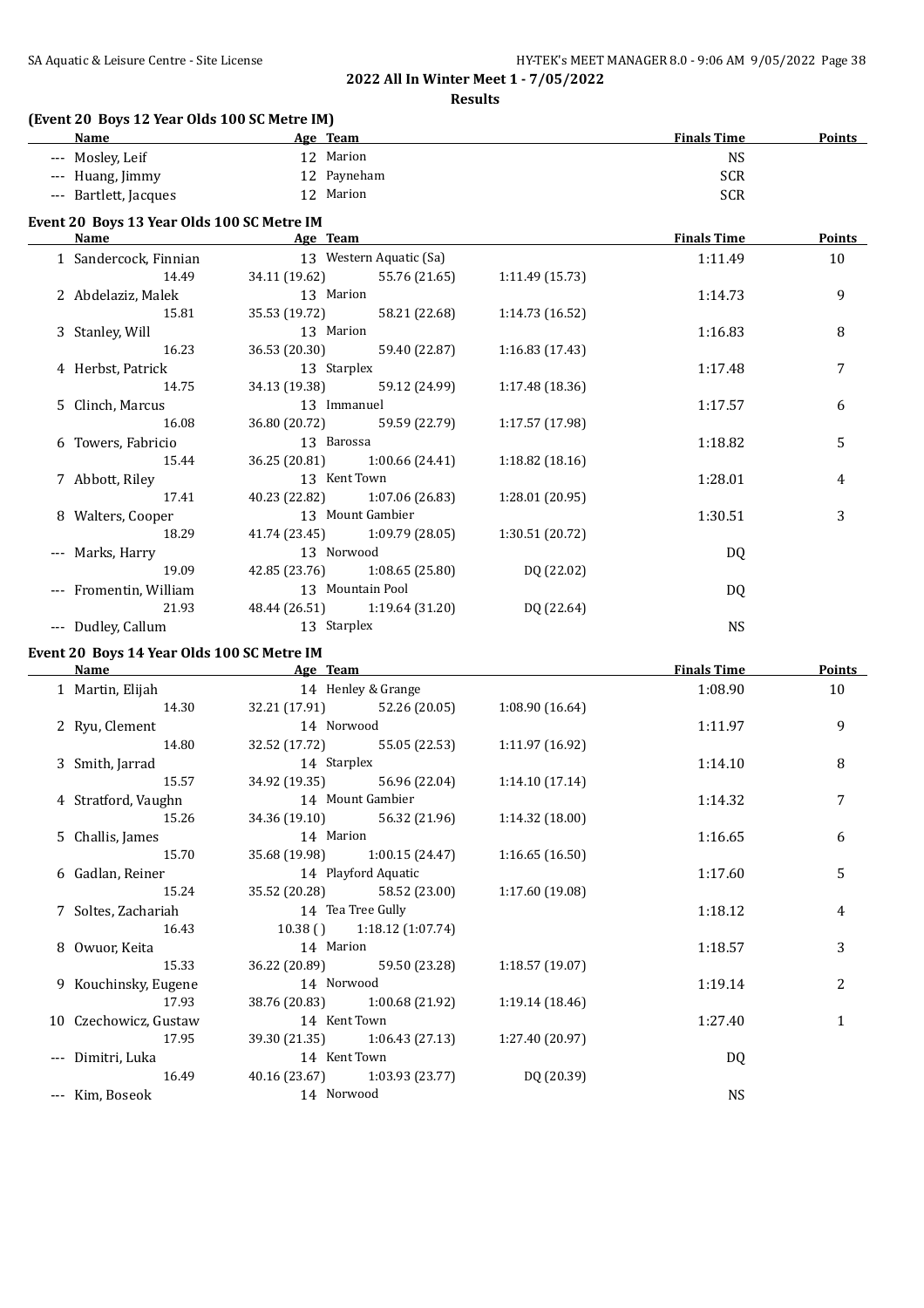## 2022 All In Winter Meet 1 - 7/05/2022

**Results**

### (Event 20 Boys 12 Year Olds 100 SC Metre IM)

| | Name | Age | Team | Finals Time | Points |
|---|---|---|---|---|---|
| --- | Mosley, Leif | 12 | Marion | NS | |
| --- | Huang, Jimmy | 12 | Payneham | SCR | |
| --- | Bartlett, Jacques | 12 | Marion | SCR | |

### Event 20 Boys 13 Year Olds 100 SC Metre IM

| | Name | Age | Team | Finals Time | Points |
|---|---|---|---|---|---|
| 1 | Sandercock, Finnian | 13 | Western Aquatic (Sa) | 1:11.49 | 10 |
| | 14.49 | 34.11 (19.62) | 55.76 (21.65) | 1:11.49 (15.73) | |
| 2 | Abdelaziz, Malek | 13 | Marion | 1:14.73 | 9 |
| | 15.81 | 35.53 (19.72) | 58.21 (22.68) | 1:14.73 (16.52) | |
| 3 | Stanley, Will | 13 | Marion | 1:16.83 | 8 |
| | 16.23 | 36.53 (20.30) | 59.40 (22.87) | 1:16.83 (17.43) | |
| 4 | Herbst, Patrick | 13 | Starplex | 1:17.48 | 7 |
| | 14.75 | 34.13 (19.38) | 59.12 (24.99) | 1:17.48 (18.36) | |
| 5 | Clinch, Marcus | 13 | Immanuel | 1:17.57 | 6 |
| | 16.08 | 36.80 (20.72) | 59.59 (22.79) | 1:17.57 (17.98) | |
| 6 | Towers, Fabricio | 13 | Barossa | 1:18.82 | 5 |
| | 15.44 | 36.25 (20.81) | 1:00.66 (24.41) | 1:18.82 (18.16) | |
| 7 | Abbott, Riley | 13 | Kent Town | 1:28.01 | 4 |
| | 17.41 | 40.23 (22.82) | 1:07.06 (26.83) | 1:28.01 (20.95) | |
| 8 | Walters, Cooper | 13 | Mount Gambier | 1:30.51 | 3 |
| | 18.29 | 41.74 (23.45) | 1:09.79 (28.05) | 1:30.51 (20.72) | |
| --- | Marks, Harry | 13 | Norwood | DQ | |
| | 19.09 | 42.85 (23.76) | 1:08.65 (25.80) | DQ (22.02) | |
| --- | Fromentin, William | 13 | Mountain Pool | DQ | |
| | 21.93 | 48.44 (26.51) | 1:19.64 (31.20) | DQ (22.64) | |
| --- | Dudley, Callum | 13 | Starplex | NS | |

### Event 20 Boys 14 Year Olds 100 SC Metre IM

| | Name | Age | Team | Finals Time | Points |
|---|---|---|---|---|---|
| 1 | Martin, Elijah | 14 | Henley & Grange | 1:08.90 | 10 |
| | 14.30 | 32.21 (17.91) | 52.26 (20.05) | 1:08.90 (16.64) | |
| 2 | Ryu, Clement | 14 | Norwood | 1:11.97 | 9 |
| | 14.80 | 32.52 (17.72) | 55.05 (22.53) | 1:11.97 (16.92) | |
| 3 | Smith, Jarrad | 14 | Starplex | 1:14.10 | 8 |
| | 15.57 | 34.92 (19.35) | 56.96 (22.04) | 1:14.10 (17.14) | |
| 4 | Stratford, Vaughn | 14 | Mount Gambier | 1:14.32 | 7 |
| | 15.26 | 34.36 (19.10) | 56.32 (21.96) | 1:14.32 (18.00) | |
| 5 | Challis, James | 14 | Marion | 1:16.65 | 6 |
| | 15.70 | 35.68 (19.98) | 1:00.15 (24.47) | 1:16.65 (16.50) | |
| 6 | Gadlan, Reiner | 14 | Playford Aquatic | 1:17.60 | 5 |
| | 15.24 | 35.52 (20.28) | 58.52 (23.00) | 1:17.60 (19.08) | |
| 7 | Soltes, Zachariah | 14 | Tea Tree Gully | 1:18.12 | 4 |
| | 16.43 | 10.38 ( ) | 1:18.12 (1:07.74) | | |
| 8 | Owuor, Keita | 14 | Marion | 1:18.57 | 3 |
| | 15.33 | 36.22 (20.89) | 59.50 (23.28) | 1:18.57 (19.07) | |
| 9 | Kouchinsky, Eugene | 14 | Norwood | 1:19.14 | 2 |
| | 17.93 | 38.76 (20.83) | 1:00.68 (21.92) | 1:19.14 (18.46) | |
| 10 | Czechowicz, Gustaw | 14 | Kent Town | 1:27.40 | 1 |
| | 17.95 | 39.30 (21.35) | 1:06.43 (27.13) | 1:27.40 (20.97) | |
| --- | Dimitri, Luka | 14 | Kent Town | DQ | |
| | 16.49 | 40.16 (23.67) | 1:03.93 (23.77) | DQ (20.39) | |
| --- | Kim, Boseok | 14 | Norwood | NS | |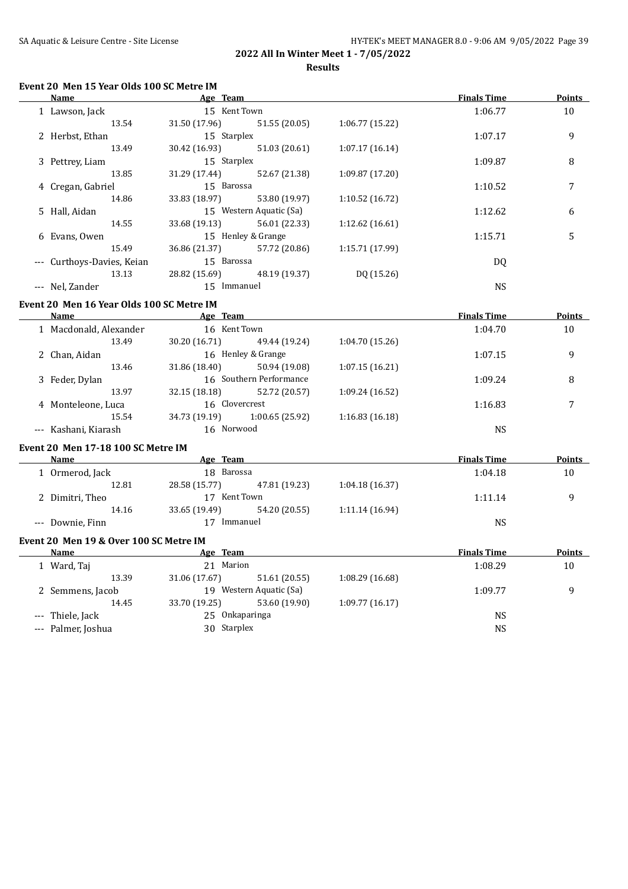## 2022 All In Winter Meet 1 - 7/05/2022

### Results

#### Event 20 Men 15 Year Olds 100 SC Metre IM

| Name | Age | Team | | | | Finals Time | Points |
|---|---|---|---|---|---|---|---|
| 1 Lawson, Jack | 15 | Kent Town | | | | 1:06.77 | 10 |
| 13.54 | | 31.50 (17.96) | 51.55 (20.05) | 1:06.77 (15.22) | | | |
| 2 Herbst, Ethan | 15 | Starplex | | | | 1:07.17 | 9 |
| 13.49 | | 30.42 (16.93) | 51.03 (20.61) | 1:07.17 (16.14) | | | |
| 3 Pettrey, Liam | 15 | Starplex | | | | 1:09.87 | 8 |
| 13.85 | | 31.29 (17.44) | 52.67 (21.38) | 1:09.87 (17.20) | | | |
| 4 Cregan, Gabriel | 15 | Barossa | | | | 1:10.52 | 7 |
| 14.86 | | 33.83 (18.97) | 53.80 (19.97) | 1:10.52 (16.72) | | | |
| 5 Hall, Aidan | 15 | Western Aquatic (Sa) | | | | 1:12.62 | 6 |
| 14.55 | | 33.68 (19.13) | 56.01 (22.33) | 1:12.62 (16.61) | | | |
| 6 Evans, Owen | 15 | Henley & Grange | | | | 1:15.71 | 5 |
| 15.49 | | 36.86 (21.37) | 57.72 (20.86) | 1:15.71 (17.99) | | | |
| --- Curthoys-Davies, Keian | 15 | Barossa | | | | DQ | |
| 13.13 | | 28.82 (15.69) | 48.19 (19.37) | DQ (15.26) | | | |
| --- Nel, Zander | 15 | Immanuel | | | | NS | |

#### Event 20 Men 16 Year Olds 100 SC Metre IM

| Name | Age | Team | | | | Finals Time | Points |
|---|---|---|---|---|---|---|---|
| 1 Macdonald, Alexander | 16 | Kent Town | | | | 1:04.70 | 10 |
| 13.49 | | 30.20 (16.71) | 49.44 (19.24) | 1:04.70 (15.26) | | | |
| 2 Chan, Aidan | 16 | Henley & Grange | | | | 1:07.15 | 9 |
| 13.46 | | 31.86 (18.40) | 50.94 (19.08) | 1:07.15 (16.21) | | | |
| 3 Feder, Dylan | 16 | Southern Performance | | | | 1:09.24 | 8 |
| 13.97 | | 32.15 (18.18) | 52.72 (20.57) | 1:09.24 (16.52) | | | |
| 4 Monteleone, Luca | 16 | Clovercrest | | | | 1:16.83 | 7 |
| 15.54 | | 34.73 (19.19) | 1:00.65 (25.92) | 1:16.83 (16.18) | | | |
| --- Kashani, Kiarash | 16 | Norwood | | | | NS | |

#### Event 20 Men 17-18 100 SC Metre IM

| Name | Age | Team | | | | Finals Time | Points |
|---|---|---|---|---|---|---|---|
| 1 Ormerod, Jack | 18 | Barossa | | | | 1:04.18 | 10 |
| 12.81 | | 28.58 (15.77) | 47.81 (19.23) | 1:04.18 (16.37) | | | |
| 2 Dimitri, Theo | 17 | Kent Town | | | | 1:11.14 | 9 |
| 14.16 | | 33.65 (19.49) | 54.20 (20.55) | 1:11.14 (16.94) | | | |
| --- Downie, Finn | 17 | Immanuel | | | | NS | |

#### Event 20 Men 19 & Over 100 SC Metre IM

| Name | Age | Team | | | | Finals Time | Points |
|---|---|---|---|---|---|---|---|
| 1 Ward, Taj | 21 | Marion | | | | 1:08.29 | 10 |
| 13.39 | | 31.06 (17.67) | 51.61 (20.55) | 1:08.29 (16.68) | | | |
| 2 Semmens, Jacob | 19 | Western Aquatic (Sa) | | | | 1:09.77 | 9 |
| 14.45 | | 33.70 (19.25) | 53.60 (19.90) | 1:09.77 (16.17) | | | |
| --- Thiele, Jack | 25 | Onkaparinga | | | | NS | |
| --- Palmer, Joshua | 30 | Starplex | | | | NS | |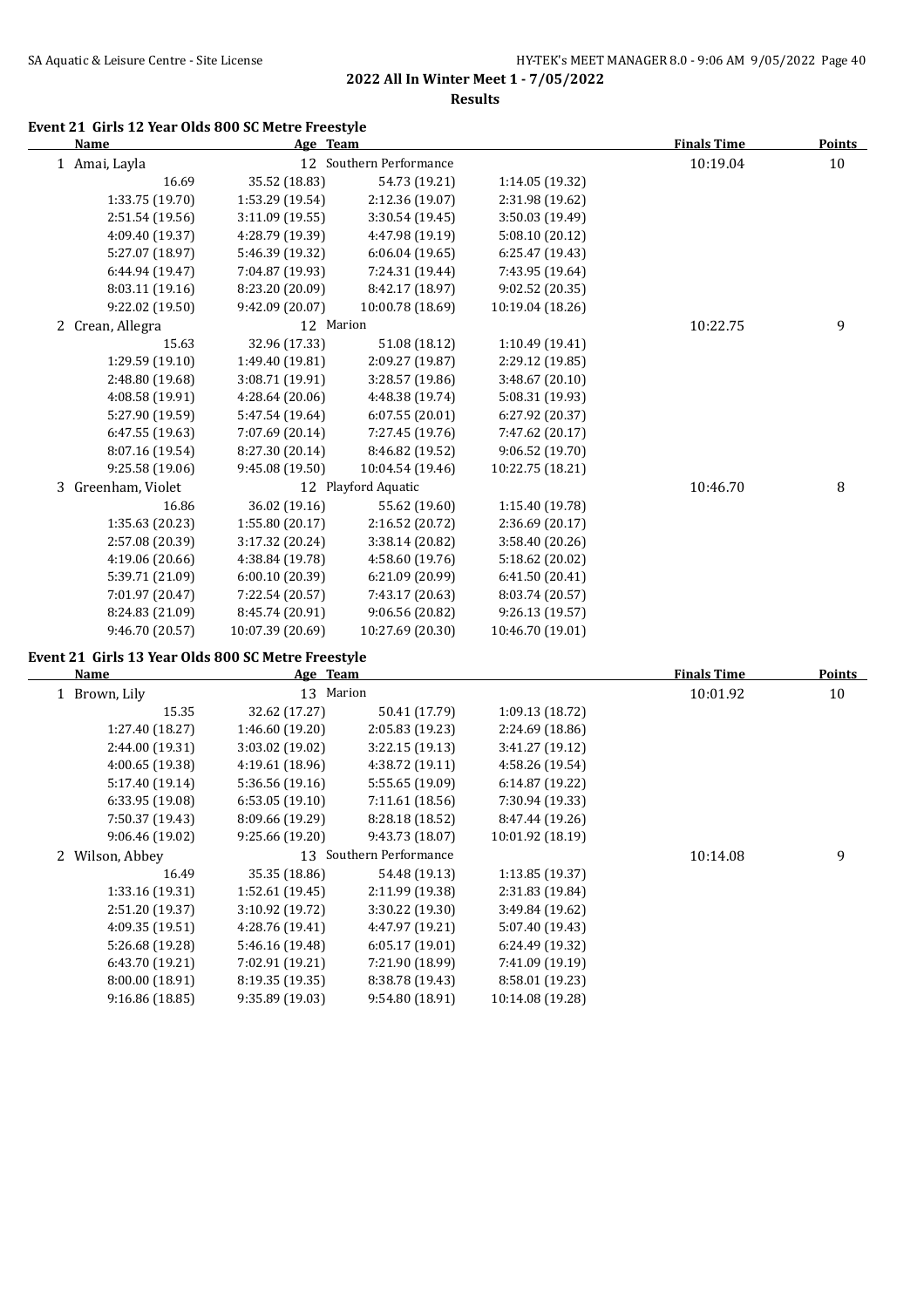**2022 All In Winter Meet 1 - 7/05/2022**

**Results**

### Event 21 Girls 12 Year Olds 800 SC Metre Freestyle

| Name | Age | Team | | Finals Time | Points |
|---|---|---|---|---|---|
| 1 Amai, Layla | 12 | Southern Performance | | 10:19.04 | 10 |
| 16.69 | 35.52 (18.83) | 54.73 (19.21) | 1:14.05 (19.32) | | |
| 1:33.75 (19.70) | 1:53.29 (19.54) | 2:12.36 (19.07) | 2:31.98 (19.62) | | |
| 2:51.54 (19.56) | 3:11.09 (19.55) | 3:30.54 (19.45) | 3:50.03 (19.49) | | |
| 4:09.40 (19.37) | 4:28.79 (19.39) | 4:47.98 (19.19) | 5:08.10 (20.12) | | |
| 5:27.07 (18.97) | 5:46.39 (19.32) | 6:06.04 (19.65) | 6:25.47 (19.43) | | |
| 6:44.94 (19.47) | 7:04.87 (19.93) | 7:24.31 (19.44) | 7:43.95 (19.64) | | |
| 8:03.11 (19.16) | 8:23.20 (20.09) | 8:42.17 (18.97) | 9:02.52 (20.35) | | |
| 9:22.02 (19.50) | 9:42.09 (20.07) | 10:00.78 (18.69) | 10:19.04 (18.26) | | |
| 2 Crean, Allegra | 12 | Marion | | 10:22.75 | 9 |
| 15.63 | 32.96 (17.33) | 51.08 (18.12) | 1:10.49 (19.41) | | |
| 1:29.59 (19.10) | 1:49.40 (19.81) | 2:09.27 (19.87) | 2:29.12 (19.85) | | |
| 2:48.80 (19.68) | 3:08.71 (19.91) | 3:28.57 (19.86) | 3:48.67 (20.10) | | |
| 4:08.58 (19.91) | 4:28.64 (20.06) | 4:48.38 (19.74) | 5:08.31 (19.93) | | |
| 5:27.90 (19.59) | 5:47.54 (19.64) | 6:07.55 (20.01) | 6:27.92 (20.37) | | |
| 6:47.55 (19.63) | 7:07.69 (20.14) | 7:27.45 (19.76) | 7:47.62 (20.17) | | |
| 8:07.16 (19.54) | 8:27.30 (20.14) | 8:46.82 (19.52) | 9:06.52 (19.70) | | |
| 9:25.58 (19.06) | 9:45.08 (19.50) | 10:04.54 (19.46) | 10:22.75 (18.21) | | |
| 3 Greenham, Violet | 12 | Playford Aquatic | | 10:46.70 | 8 |
| 16.86 | 36.02 (19.16) | 55.62 (19.60) | 1:15.40 (19.78) | | |
| 1:35.63 (20.23) | 1:55.80 (20.17) | 2:16.52 (20.72) | 2:36.69 (20.17) | | |
| 2:57.08 (20.39) | 3:17.32 (20.24) | 3:38.14 (20.82) | 3:58.40 (20.26) | | |
| 4:19.06 (20.66) | 4:38.84 (19.78) | 4:58.60 (19.76) | 5:18.62 (20.02) | | |
| 5:39.71 (21.09) | 6:00.10 (20.39) | 6:21.09 (20.99) | 6:41.50 (20.41) | | |
| 7:01.97 (20.47) | 7:22.54 (20.57) | 7:43.17 (20.63) | 8:03.74 (20.57) | | |
| 8:24.83 (21.09) | 8:45.74 (20.91) | 9:06.56 (20.82) | 9:26.13 (19.57) | | |
| 9:46.70 (20.57) | 10:07.39 (20.69) | 10:27.69 (20.30) | 10:46.70 (19.01) | | |

### Event 21 Girls 13 Year Olds 800 SC Metre Freestyle

| Name | Age | Team | | Finals Time | Points |
|---|---|---|---|---|---|
| 1 Brown, Lily | 13 | Marion | | 10:01.92 | 10 |
| 15.35 | 32.62 (17.27) | 50.41 (17.79) | 1:09.13 (18.72) | | |
| 1:27.40 (18.27) | 1:46.60 (19.20) | 2:05.83 (19.23) | 2:24.69 (18.86) | | |
| 2:44.00 (19.31) | 3:03.02 (19.02) | 3:22.15 (19.13) | 3:41.27 (19.12) | | |
| 4:00.65 (19.38) | 4:19.61 (18.96) | 4:38.72 (19.11) | 4:58.26 (19.54) | | |
| 5:17.40 (19.14) | 5:36.56 (19.16) | 5:55.65 (19.09) | 6:14.87 (19.22) | | |
| 6:33.95 (19.08) | 6:53.05 (19.10) | 7:11.61 (18.56) | 7:30.94 (19.33) | | |
| 7:50.37 (19.43) | 8:09.66 (19.29) | 8:28.18 (18.52) | 8:47.44 (19.26) | | |
| 9:06.46 (19.02) | 9:25.66 (19.20) | 9:43.73 (18.07) | 10:01.92 (18.19) | | |
| 2 Wilson, Abbey | 13 | Southern Performance | | 10:14.08 | 9 |
| 16.49 | 35.35 (18.86) | 54.48 (19.13) | 1:13.85 (19.37) | | |
| 1:33.16 (19.31) | 1:52.61 (19.45) | 2:11.99 (19.38) | 2:31.83 (19.84) | | |
| 2:51.20 (19.37) | 3:10.92 (19.72) | 3:30.22 (19.30) | 3:49.84 (19.62) | | |
| 4:09.35 (19.51) | 4:28.76 (19.41) | 4:47.97 (19.21) | 5:07.40 (19.43) | | |
| 5:26.68 (19.28) | 5:46.16 (19.48) | 6:05.17 (19.01) | 6:24.49 (19.32) | | |
| 6:43.70 (19.21) | 7:02.91 (19.21) | 7:21.90 (18.99) | 7:41.09 (19.19) | | |
| 8:00.00 (18.91) | 8:19.35 (19.35) | 8:38.78 (19.43) | 8:58.01 (19.23) | | |
| 9:16.86 (18.85) | 9:35.89 (19.03) | 9:54.80 (18.91) | 10:14.08 (19.28) | | |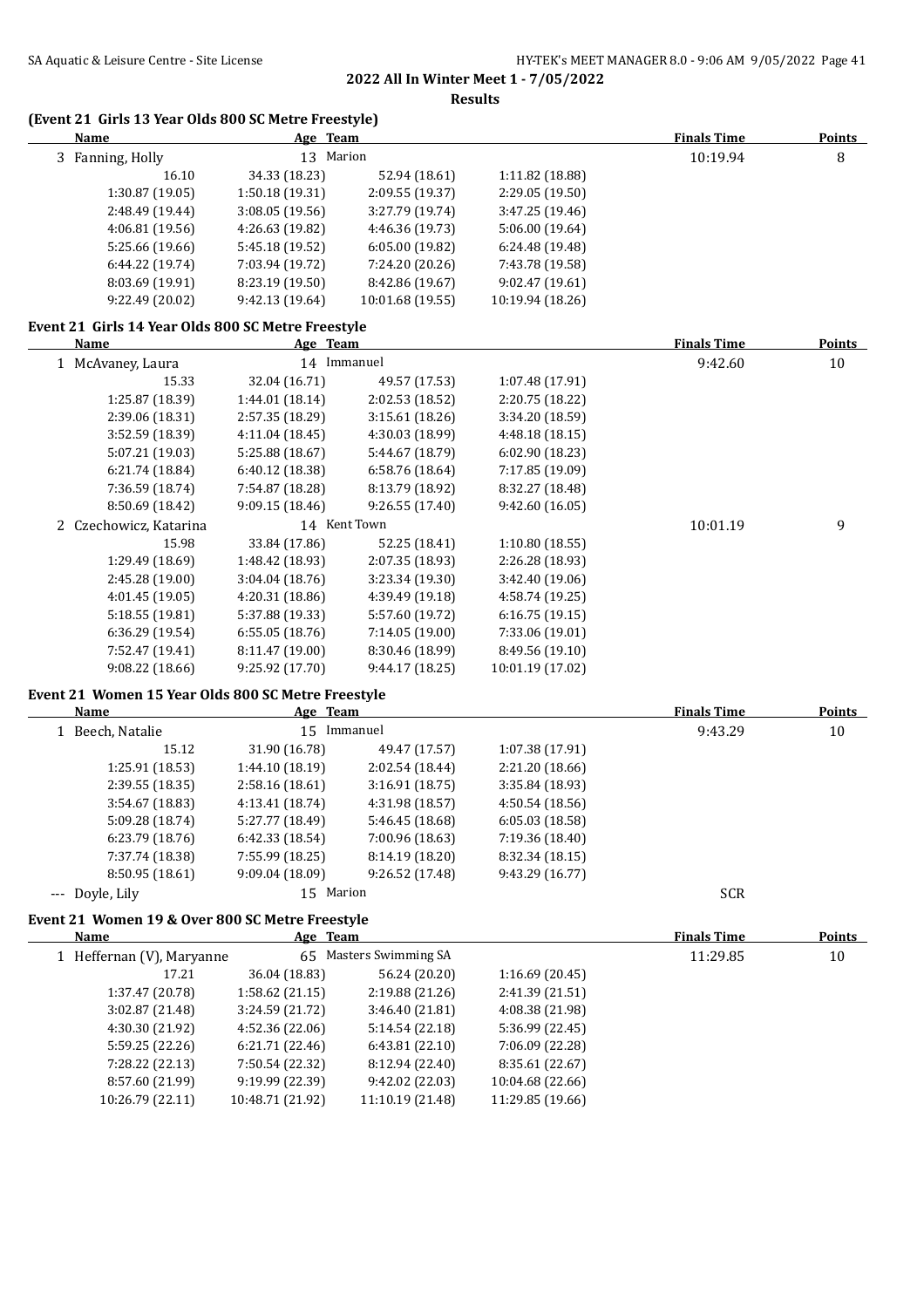**2022 All In Winter Meet 1 - 7/05/2022**

**Results**

### (Event 21 Girls 13 Year Olds 800 SC Metre Freestyle)

| Name | Age | Team | | Finals Time | Points |
|---|---|---|---|---|---|
| 3 Fanning, Holly | 13 | Marion | | 10:19.94 | 8 |
| 16.10 | 34.33 (18.23) | 52.94 (18.61) | 1:11.82 (18.88) | | |
| 1:30.87 (19.05) | 1:50.18 (19.31) | 2:09.55 (19.37) | 2:29.05 (19.50) | | |
| 2:48.49 (19.44) | 3:08.05 (19.56) | 3:27.79 (19.74) | 3:47.25 (19.46) | | |
| 4:06.81 (19.56) | 4:26.63 (19.82) | 4:46.36 (19.73) | 5:06.00 (19.64) | | |
| 5:25.66 (19.66) | 5:45.18 (19.52) | 6:05.00 (19.82) | 6:24.48 (19.48) | | |
| 6:44.22 (19.74) | 7:03.94 (19.72) | 7:24.20 (20.26) | 7:43.78 (19.58) | | |
| 8:03.69 (19.91) | 8:23.19 (19.50) | 8:42.86 (19.67) | 9:02.47 (19.61) | | |
| 9:22.49 (20.02) | 9:42.13 (19.64) | 10:01.68 (19.55) | 10:19.94 (18.26) | | |

### Event 21 Girls 14 Year Olds 800 SC Metre Freestyle

| Name | Age | Team | | Finals Time | Points |
|---|---|---|---|---|---|
| 1 McAvaney, Laura | 14 | Immanuel | | 9:42.60 | 10 |
| 15.33 | 32.04 (16.71) | 49.57 (17.53) | 1:07.48 (17.91) | | |
| 1:25.87 (18.39) | 1:44.01 (18.14) | 2:02.53 (18.52) | 2:20.75 (18.22) | | |
| 2:39.06 (18.31) | 2:57.35 (18.29) | 3:15.61 (18.26) | 3:34.20 (18.59) | | |
| 3:52.59 (18.39) | 4:11.04 (18.45) | 4:30.03 (18.99) | 4:48.18 (18.15) | | |
| 5:07.21 (19.03) | 5:25.88 (18.67) | 5:44.67 (18.79) | 6:02.90 (18.23) | | |
| 6:21.74 (18.84) | 6:40.12 (18.38) | 6:58.76 (18.64) | 7:17.85 (19.09) | | |
| 7:36.59 (18.74) | 7:54.87 (18.28) | 8:13.79 (18.92) | 8:32.27 (18.48) | | |
| 8:50.69 (18.42) | 9:09.15 (18.46) | 9:26.55 (17.40) | 9:42.60 (16.05) | | |
| 2 Czechowicz, Katarina | 14 | Kent Town | | 10:01.19 | 9 |
| 15.98 | 33.84 (17.86) | 52.25 (18.41) | 1:10.80 (18.55) | | |
| 1:29.49 (18.69) | 1:48.42 (18.93) | 2:07.35 (18.93) | 2:26.28 (18.93) | | |
| 2:45.28 (19.00) | 3:04.04 (18.76) | 3:23.34 (19.30) | 3:42.40 (19.06) | | |
| 4:01.45 (19.05) | 4:20.31 (18.86) | 4:39.49 (19.18) | 4:58.74 (19.25) | | |
| 5:18.55 (19.81) | 5:37.88 (19.33) | 5:57.60 (19.72) | 6:16.75 (19.15) | | |
| 6:36.29 (19.54) | 6:55.05 (18.76) | 7:14.05 (19.00) | 7:33.06 (19.01) | | |
| 7:52.47 (19.41) | 8:11.47 (19.00) | 8:30.46 (18.99) | 8:49.56 (19.10) | | |
| 9:08.22 (18.66) | 9:25.92 (17.70) | 9:44.17 (18.25) | 10:01.19 (17.02) | | |

### Event 21 Women 15 Year Olds 800 SC Metre Freestyle

| Name | Age | Team | | Finals Time | Points |
|---|---|---|---|---|---|
| 1 Beech, Natalie | 15 | Immanuel | | 9:43.29 | 10 |
| 15.12 | 31.90 (16.78) | 49.47 (17.57) | 1:07.38 (17.91) | | |
| 1:25.91 (18.53) | 1:44.10 (18.19) | 2:02.54 (18.44) | 2:21.20 (18.66) | | |
| 2:39.55 (18.35) | 2:58.16 (18.61) | 3:16.91 (18.75) | 3:35.84 (18.93) | | |
| 3:54.67 (18.83) | 4:13.41 (18.74) | 4:31.98 (18.57) | 4:50.54 (18.56) | | |
| 5:09.28 (18.74) | 5:27.77 (18.49) | 5:46.45 (18.68) | 6:05.03 (18.58) | | |
| 6:23.79 (18.76) | 6:42.33 (18.54) | 7:00.96 (18.63) | 7:19.36 (18.40) | | |
| 7:37.74 (18.38) | 7:55.99 (18.25) | 8:14.19 (18.20) | 8:32.34 (18.15) | | |
| 8:50.95 (18.61) | 9:09.04 (18.09) | 9:26.52 (17.48) | 9:43.29 (16.77) | | |
| --- Doyle, Lily | 15 | Marion | | SCR | |

### Event 21 Women 19 & Over 800 SC Metre Freestyle

| Name | Age | Team | | Finals Time | Points |
|---|---|---|---|---|---|
| 1 Heffernan (V), Maryanne | 65 | Masters Swimming SA | | 11:29.85 | 10 |
| 17.21 | 36.04 (18.83) | 56.24 (20.20) | 1:16.69 (20.45) | | |
| 1:37.47 (20.78) | 1:58.62 (21.15) | 2:19.88 (21.26) | 2:41.39 (21.51) | | |
| 3:02.87 (21.48) | 3:24.59 (21.72) | 3:46.40 (21.81) | 4:08.38 (21.98) | | |
| 4:30.30 (21.92) | 4:52.36 (22.06) | 5:14.54 (22.18) | 5:36.99 (22.45) | | |
| 5:59.25 (22.26) | 6:21.71 (22.46) | 6:43.81 (22.10) | 7:06.09 (22.28) | | |
| 7:28.22 (22.13) | 7:50.54 (22.32) | 8:12.94 (22.40) | 8:35.61 (22.67) | | |
| 8:57.60 (21.99) | 9:19.99 (22.39) | 9:42.02 (22.03) | 10:04.68 (22.66) | | |
| 10:26.79 (22.11) | 10:48.71 (21.92) | 11:10.19 (21.48) | 11:29.85 (19.66) | | |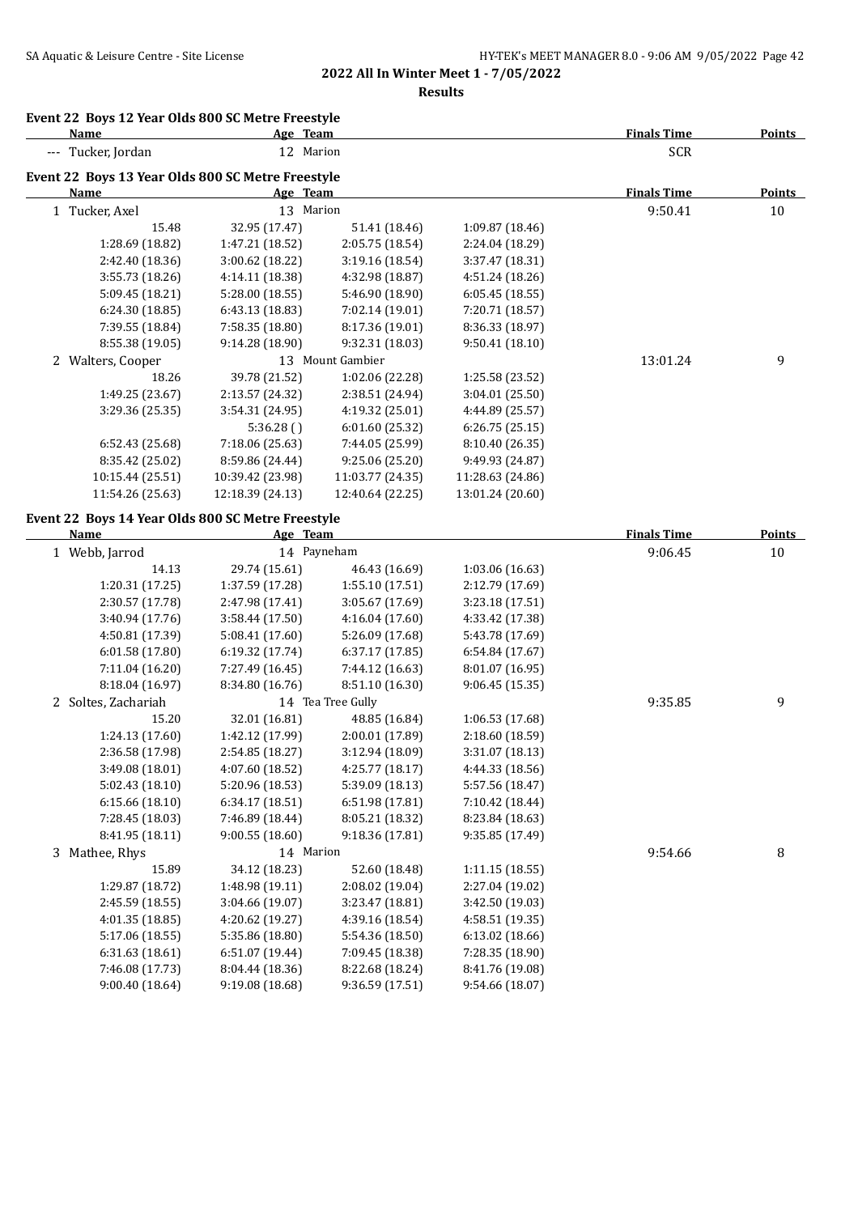**2022 All In Winter Meet 1 - 7/05/2022**

**Results**

## Event 22 Boys 12 Year Olds 800 SC Metre Freestyle

| Name | Age | Team | Finals Time | Points |
|---|---|---|---|---|
| --- Tucker, Jordan | 12 | Marion | SCR | |

## Event 22 Boys 13 Year Olds 800 SC Metre Freestyle

| Name | Age | Team | Finals Time | Points |
|---|---|---|---|---|
| 1 Tucker, Axel | 13 | Marion | 9:50.41 | 10 |

| | | | |
|---|---|---|---|
| 15.48 | 32.95 (17.47) | 51.41 (18.46) | 1:09.87 (18.46) |
| 1:28.69 (18.82) | 1:47.21 (18.52) | 2:05.75 (18.54) | 2:24.04 (18.29) |
| 2:42.40 (18.36) | 3:00.62 (18.22) | 3:19.16 (18.54) | 3:37.47 (18.31) |
| 3:55.73 (18.26) | 4:14.11 (18.38) | 4:32.98 (18.87) | 4:51.24 (18.26) |
| 5:09.45 (18.21) | 5:28.00 (18.55) | 5:46.90 (18.90) | 6:05.45 (18.55) |
| 6:24.30 (18.85) | 6:43.13 (18.83) | 7:02.14 (19.01) | 7:20.71 (18.57) |
| 7:39.55 (18.84) | 7:58.35 (18.80) | 8:17.36 (19.01) | 8:36.33 (18.97) |
| 8:55.38 (19.05) | 9:14.28 (18.90) | 9:32.31 (18.03) | 9:50.41 (18.10) |

| Name | Age | Team | Finals Time | Points |
|---|---|---|---|---|
| 2 Walters, Cooper | 13 | Mount Gambier | 13:01.24 | 9 |

| | | | |
|---|---|---|---|
| 18.26 | 39.78 (21.52) | 1:02.06 (22.28) | 1:25.58 (23.52) |
| 1:49.25 (23.67) | 2:13.57 (24.32) | 2:38.51 (24.94) | 3:04.01 (25.50) |
| 3:29.36 (25.35) | 3:54.31 (24.95) | 4:19.32 (25.01) | 4:44.89 (25.57) |
| | 5:36.28 () | 6:01.60 (25.32) | 6:26.75 (25.15) |
| 6:52.43 (25.68) | 7:18.06 (25.63) | 7:44.05 (25.99) | 8:10.40 (26.35) |
| 8:35.42 (25.02) | 8:59.86 (24.44) | 9:25.06 (25.20) | 9:49.93 (24.87) |
| 10:15.44 (25.51) | 10:39.42 (23.98) | 11:03.77 (24.35) | 11:28.63 (24.86) |
| 11:54.26 (25.63) | 12:18.39 (24.13) | 12:40.64 (22.25) | 13:01.24 (20.60) |

## Event 22 Boys 14 Year Olds 800 SC Metre Freestyle

| Name | Age | Team | Finals Time | Points |
|---|---|---|---|---|
| 1 Webb, Jarrod | 14 | Payneham | 9:06.45 | 10 |

| | | | |
|---|---|---|---|
| 14.13 | 29.74 (15.61) | 46.43 (16.69) | 1:03.06 (16.63) |
| 1:20.31 (17.25) | 1:37.59 (17.28) | 1:55.10 (17.51) | 2:12.79 (17.69) |
| 2:30.57 (17.78) | 2:47.98 (17.41) | 3:05.67 (17.69) | 3:23.18 (17.51) |
| 3:40.94 (17.76) | 3:58.44 (17.50) | 4:16.04 (17.60) | 4:33.42 (17.38) |
| 4:50.81 (17.39) | 5:08.41 (17.60) | 5:26.09 (17.68) | 5:43.78 (17.69) |
| 6:01.58 (17.80) | 6:19.32 (17.74) | 6:37.17 (17.85) | 6:54.84 (17.67) |
| 7:11.04 (16.20) | 7:27.49 (16.45) | 7:44.12 (16.63) | 8:01.07 (16.95) |
| 8:18.04 (16.97) | 8:34.80 (16.76) | 8:51.10 (16.30) | 9:06.45 (15.35) |

| Name | Age | Team | Finals Time | Points |
|---|---|---|---|---|
| 2 Soltes, Zachariah | 14 | Tea Tree Gully | 9:35.85 | 9 |

| | | | |
|---|---|---|---|
| 15.20 | 32.01 (16.81) | 48.85 (16.84) | 1:06.53 (17.68) |
| 1:24.13 (17.60) | 1:42.12 (17.99) | 2:00.01 (17.89) | 2:18.60 (18.59) |
| 2:36.58 (17.98) | 2:54.85 (18.27) | 3:12.94 (18.09) | 3:31.07 (18.13) |
| 3:49.08 (18.01) | 4:07.60 (18.52) | 4:25.77 (18.17) | 4:44.33 (18.56) |
| 5:02.43 (18.10) | 5:20.96 (18.53) | 5:39.09 (18.13) | 5:57.56 (18.47) |
| 6:15.66 (18.10) | 6:34.17 (18.51) | 6:51.98 (17.81) | 7:10.42 (18.44) |
| 7:28.45 (18.03) | 7:46.89 (18.44) | 8:05.21 (18.32) | 8:23.84 (18.63) |
| 8:41.95 (18.11) | 9:00.55 (18.60) | 9:18.36 (17.81) | 9:35.85 (17.49) |

| Name | Age | Team | Finals Time | Points |
|---|---|---|---|---|
| 3 Mathee, Rhys | 14 | Marion | 9:54.66 | 8 |

| | | | |
|---|---|---|---|
| 15.89 | 34.12 (18.23) | 52.60 (18.48) | 1:11.15 (18.55) |
| 1:29.87 (18.72) | 1:48.98 (19.11) | 2:08.02 (19.04) | 2:27.04 (19.02) |
| 2:45.59 (18.55) | 3:04.66 (19.07) | 3:23.47 (18.81) | 3:42.50 (19.03) |
| 4:01.35 (18.85) | 4:20.62 (19.27) | 4:39.16 (18.54) | 4:58.51 (19.35) |
| 5:17.06 (18.55) | 5:35.86 (18.80) | 5:54.36 (18.50) | 6:13.02 (18.66) |
| 6:31.63 (18.61) | 6:51.07 (19.44) | 7:09.45 (18.38) | 7:28.35 (18.90) |
| 7:46.08 (17.73) | 8:04.44 (18.36) | 8:22.68 (18.24) | 8:41.76 (19.08) |
| 9:00.40 (18.64) | 9:19.08 (18.68) | 9:36.59 (17.51) | 9:54.66 (18.07) |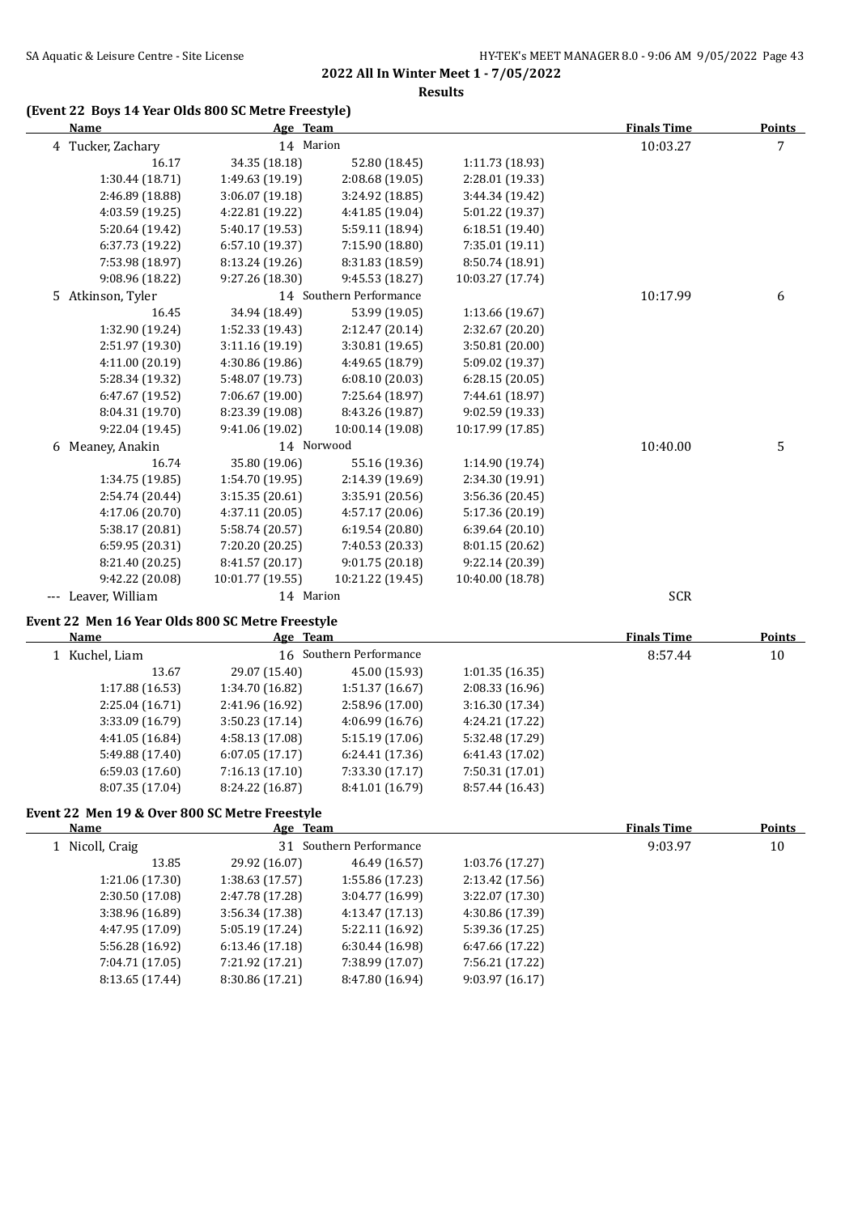## 2022 All In Winter Meet 1 - 7/05/2022

### Results

### (Event 22 Boys 14 Year Olds 800 SC Metre Freestyle)

| Name | Age | Team | | | Finals Time | Points |
|---|---|---|---|---|---|---|
| 4 Tucker, Zachary | 14 | Marion | | | 10:03.27 | 7 |
| 16.17 | 34.35 (18.18) | 52.80 (18.45) | 1:11.73 (18.93) | | | |
| 1:30.44 (18.71) | 1:49.63 (19.19) | 2:08.68 (19.05) | 2:28.01 (19.33) | | | |
| 2:46.89 (18.88) | 3:06.07 (19.18) | 3:24.92 (18.85) | 3:44.34 (19.42) | | | |
| 4:03.59 (19.25) | 4:22.81 (19.22) | 4:41.85 (19.04) | 5:01.22 (19.37) | | | |
| 5:20.64 (19.42) | 5:40.17 (19.53) | 5:59.11 (18.94) | 6:18.51 (19.40) | | | |
| 6:37.73 (19.22) | 6:57.10 (19.37) | 7:15.90 (18.80) | 7:35.01 (19.11) | | | |
| 7:53.98 (18.97) | 8:13.24 (19.26) | 8:31.83 (18.59) | 8:50.74 (18.91) | | | |
| 9:08.96 (18.22) | 9:27.26 (18.30) | 9:45.53 (18.27) | 10:03.27 (17.74) | | | |
| 5 Atkinson, Tyler | 14 | Southern Performance | | | 10:17.99 | 6 |
| 16.45 | 34.94 (18.49) | 53.99 (19.05) | 1:13.66 (19.67) | | | |
| 1:32.90 (19.24) | 1:52.33 (19.43) | 2:12.47 (20.14) | 2:32.67 (20.20) | | | |
| 2:51.97 (19.30) | 3:11.16 (19.19) | 3:30.81 (19.65) | 3:50.81 (20.00) | | | |
| 4:11.00 (20.19) | 4:30.86 (19.86) | 4:49.65 (18.79) | 5:09.02 (19.37) | | | |
| 5:28.34 (19.32) | 5:48.07 (19.73) | 6:08.10 (20.03) | 6:28.15 (20.05) | | | |
| 6:47.67 (19.52) | 7:06.67 (19.00) | 7:25.64 (18.97) | 7:44.61 (18.97) | | | |
| 8:04.31 (19.70) | 8:23.39 (19.08) | 8:43.26 (19.87) | 9:02.59 (19.33) | | | |
| 9:22.04 (19.45) | 9:41.06 (19.02) | 10:00.14 (19.08) | 10:17.99 (17.85) | | | |
| 6 Meaney, Anakin | 14 | Norwood | | | 10:40.00 | 5 |
| 16.74 | 35.80 (19.06) | 55.16 (19.36) | 1:14.90 (19.74) | | | |
| 1:34.75 (19.85) | 1:54.70 (19.95) | 2:14.39 (19.69) | 2:34.30 (19.91) | | | |
| 2:54.74 (20.44) | 3:15.35 (20.61) | 3:35.91 (20.56) | 3:56.36 (20.45) | | | |
| 4:17.06 (20.70) | 4:37.11 (20.05) | 4:57.17 (20.06) | 5:17.36 (20.19) | | | |
| 5:38.17 (20.81) | 5:58.74 (20.57) | 6:19.54 (20.80) | 6:39.64 (20.10) | | | |
| 6:59.95 (20.31) | 7:20.20 (20.25) | 7:40.53 (20.33) | 8:01.15 (20.62) | | | |
| 8:21.40 (20.25) | 8:41.57 (20.17) | 9:01.75 (20.18) | 9:22.14 (20.39) | | | |
| 9:42.22 (20.08) | 10:01.77 (19.55) | 10:21.22 (19.45) | 10:40.00 (18.78) | | | |
| --- Leaver, William | 14 | Marion | | | SCR | |

### Event 22 Men 16 Year Olds 800 SC Metre Freestyle

| Name | Age | Team | | | Finals Time | Points |
|---|---|---|---|---|---|---|
| 1 Kuchel, Liam | 16 | Southern Performance | | | 8:57.44 | 10 |
| 13.67 | 29.07 (15.40) | 45.00 (15.93) | 1:01.35 (16.35) | | | |
| 1:17.88 (16.53) | 1:34.70 (16.82) | 1:51.37 (16.67) | 2:08.33 (16.96) | | | |
| 2:25.04 (16.71) | 2:41.96 (16.92) | 2:58.96 (17.00) | 3:16.30 (17.34) | | | |
| 3:33.09 (16.79) | 3:50.23 (17.14) | 4:06.99 (16.76) | 4:24.21 (17.22) | | | |
| 4:41.05 (16.84) | 4:58.13 (17.08) | 5:15.19 (17.06) | 5:32.48 (17.29) | | | |
| 5:49.88 (17.40) | 6:07.05 (17.17) | 6:24.41 (17.36) | 6:41.43 (17.02) | | | |
| 6:59.03 (17.60) | 7:16.13 (17.10) | 7:33.30 (17.17) | 7:50.31 (17.01) | | | |
| 8:07.35 (17.04) | 8:24.22 (16.87) | 8:41.01 (16.79) | 8:57.44 (16.43) | | | |

### Event 22 Men 19 & Over 800 SC Metre Freestyle

| Name | Age | Team | | | Finals Time | Points |
|---|---|---|---|---|---|---|
| 1 Nicoll, Craig | 31 | Southern Performance | | | 9:03.97 | 10 |
| 13.85 | 29.92 (16.07) | 46.49 (16.57) | 1:03.76 (17.27) | | | |
| 1:21.06 (17.30) | 1:38.63 (17.57) | 1:55.86 (17.23) | 2:13.42 (17.56) | | | |
| 2:30.50 (17.08) | 2:47.78 (17.28) | 3:04.77 (16.99) | 3:22.07 (17.30) | | | |
| 3:38.96 (16.89) | 3:56.34 (17.38) | 4:13.47 (17.13) | 4:30.86 (17.39) | | | |
| 4:47.95 (17.09) | 5:05.19 (17.24) | 5:22.11 (16.92) | 5:39.36 (17.25) | | | |
| 5:56.28 (16.92) | 6:13.46 (17.18) | 6:30.44 (16.98) | 6:47.66 (17.22) | | | |
| 7:04.71 (17.05) | 7:21.92 (17.21) | 7:38.99 (17.07) | 7:56.21 (17.22) | | | |
| 8:13.65 (17.44) | 8:30.86 (17.21) | 8:47.80 (16.94) | 9:03.97 (16.17) | | | |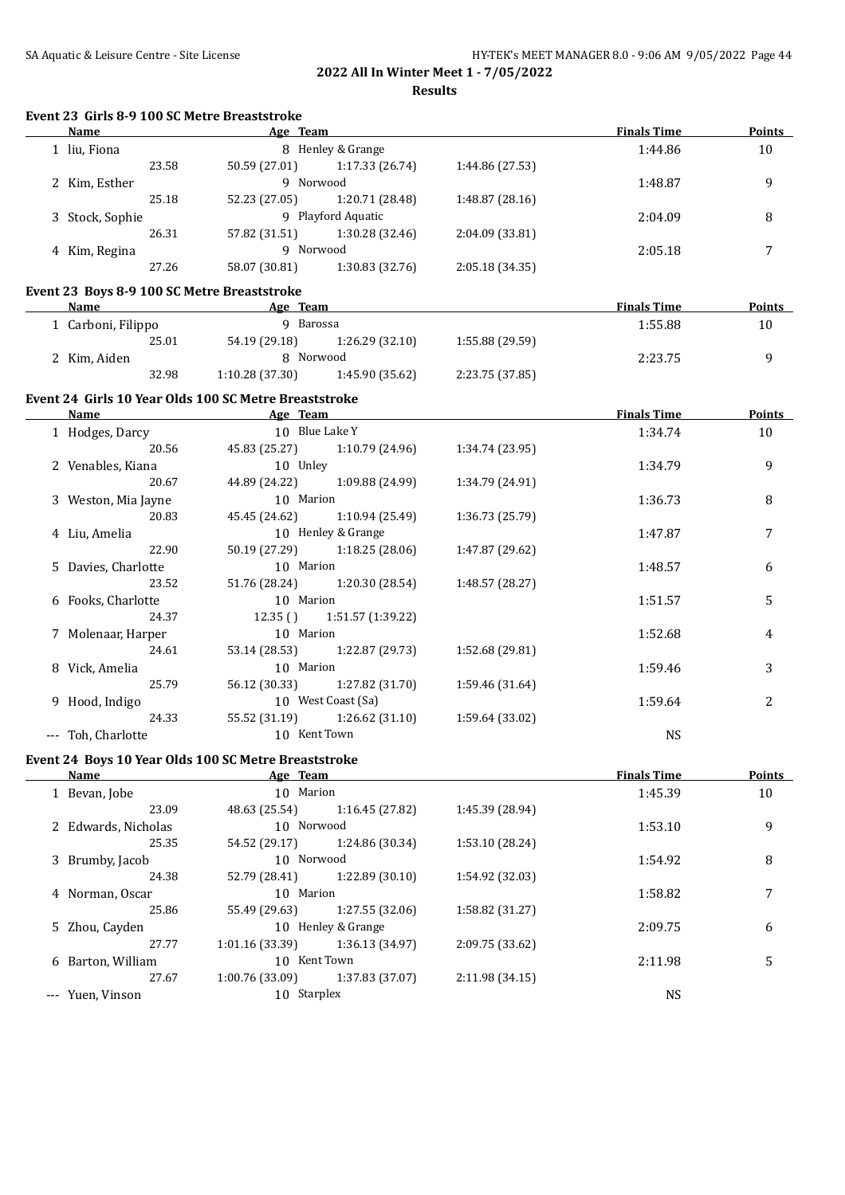# 2022 All In Winter Meet 1 - 7/05/2022

## Results

### Event 23 Girls 8-9 100 SC Metre Breaststroke

| Name | Age | Team | | | | Finals Time | Points |
|---|---|---|---|---|---|---|---|
| 1 liu, Fiona | 8 | Henley & Grange | | | | 1:44.86 | 10 |
| 23.58 | | 50.59 (27.01) | 1:17.33 (26.74) | 1:44.86 (27.53) | | | |
| 2 Kim, Esther | 9 | Norwood | | | | 1:48.87 | 9 |
| 25.18 | | 52.23 (27.05) | 1:20.71 (28.48) | 1:48.87 (28.16) | | | |
| 3 Stock, Sophie | 9 | Playford Aquatic | | | | 2:04.09 | 8 |
| 26.31 | | 57.82 (31.51) | 1:30.28 (32.46) | 2:04.09 (33.81) | | | |
| 4 Kim, Regina | 9 | Norwood | | | | 2:05.18 | 7 |
| 27.26 | | 58.07 (30.81) | 1:30.83 (32.76) | 2:05.18 (34.35) | | | |

### Event 23 Boys 8-9 100 SC Metre Breaststroke

| Name | Age | Team | | | | Finals Time | Points |
|---|---|---|---|---|---|---|---|
| 1 Carboni, Filippo | 9 | Barossa | | | | 1:55.88 | 10 |
| 25.01 | | 54.19 (29.18) | 1:26.29 (32.10) | 1:55.88 (29.59) | | | |
| 2 Kim, Aiden | 8 | Norwood | | | | 2:23.75 | 9 |
| 32.98 | | 1:10.28 (37.30) | 1:45.90 (35.62) | 2:23.75 (37.85) | | | |

### Event 24 Girls 10 Year Olds 100 SC Metre Breaststroke

| Name | Age | Team | | | | Finals Time | Points |
|---|---|---|---|---|---|---|---|
| 1 Hodges, Darcy | 10 | Blue Lake Y | | | | 1:34.74 | 10 |
| 20.56 | | 45.83 (25.27) | 1:10.79 (24.96) | 1:34.74 (23.95) | | | |
| 2 Venables, Kiana | 10 | Unley | | | | 1:34.79 | 9 |
| 20.67 | | 44.89 (24.22) | 1:09.88 (24.99) | 1:34.79 (24.91) | | | |
| 3 Weston, Mia Jayne | 10 | Marion | | | | 1:36.73 | 8 |
| 20.83 | | 45.45 (24.62) | 1:10.94 (25.49) | 1:36.73 (25.79) | | | |
| 4 Liu, Amelia | 10 | Henley & Grange | | | | 1:47.87 | 7 |
| 22.90 | | 50.19 (27.29) | 1:18.25 (28.06) | 1:47.87 (29.62) | | | |
| 5 Davies, Charlotte | 10 | Marion | | | | 1:48.57 | 6 |
| 23.52 | | 51.76 (28.24) | 1:20.30 (28.54) | 1:48.57 (28.27) | | | |
| 6 Fooks, Charlotte | 10 | Marion | | | | 1:51.57 | 5 |
| 24.37 | | 12.35 () | 1:51.57 (1:39.22) | | | | |
| 7 Molenaar, Harper | 10 | Marion | | | | 1:52.68 | 4 |
| 24.61 | | 53.14 (28.53) | 1:22.87 (29.73) | 1:52.68 (29.81) | | | |
| 8 Vick, Amelia | 10 | Marion | | | | 1:59.46 | 3 |
| 25.79 | | 56.12 (30.33) | 1:27.82 (31.70) | 1:59.46 (31.64) | | | |
| 9 Hood, Indigo | 10 | West Coast (Sa) | | | | 1:59.64 | 2 |
| 24.33 | | 55.52 (31.19) | 1:26.62 (31.10) | 1:59.64 (33.02) | | | |
| --- Toh, Charlotte | 10 | Kent Town | | | | NS | |

### Event 24 Boys 10 Year Olds 100 SC Metre Breaststroke

| Name | Age | Team | | | | Finals Time | Points |
|---|---|---|---|---|---|---|---|
| 1 Bevan, Jobe | 10 | Marion | | | | 1:45.39 | 10 |
| 23.09 | | 48.63 (25.54) | 1:16.45 (27.82) | 1:45.39 (28.94) | | | |
| 2 Edwards, Nicholas | 10 | Norwood | | | | 1:53.10 | 9 |
| 25.35 | | 54.52 (29.17) | 1:24.86 (30.34) | 1:53.10 (28.24) | | | |
| 3 Brumby, Jacob | 10 | Norwood | | | | 1:54.92 | 8 |
| 24.38 | | 52.79 (28.41) | 1:22.89 (30.10) | 1:54.92 (32.03) | | | |
| 4 Norman, Oscar | 10 | Marion | | | | 1:58.82 | 7 |
| 25.86 | | 55.49 (29.63) | 1:27.55 (32.06) | 1:58.82 (31.27) | | | |
| 5 Zhou, Cayden | 10 | Henley & Grange | | | | 2:09.75 | 6 |
| 27.77 | | 1:01.16 (33.39) | 1:36.13 (34.97) | 2:09.75 (33.62) | | | |
| 6 Barton, William | 10 | Kent Town | | | | 2:11.98 | 5 |
| 27.67 | | 1:00.76 (33.09) | 1:37.83 (37.07) | 2:11.98 (34.15) | | | |
| --- Yuen, Vinson | 10 | Starplex | | | | NS | |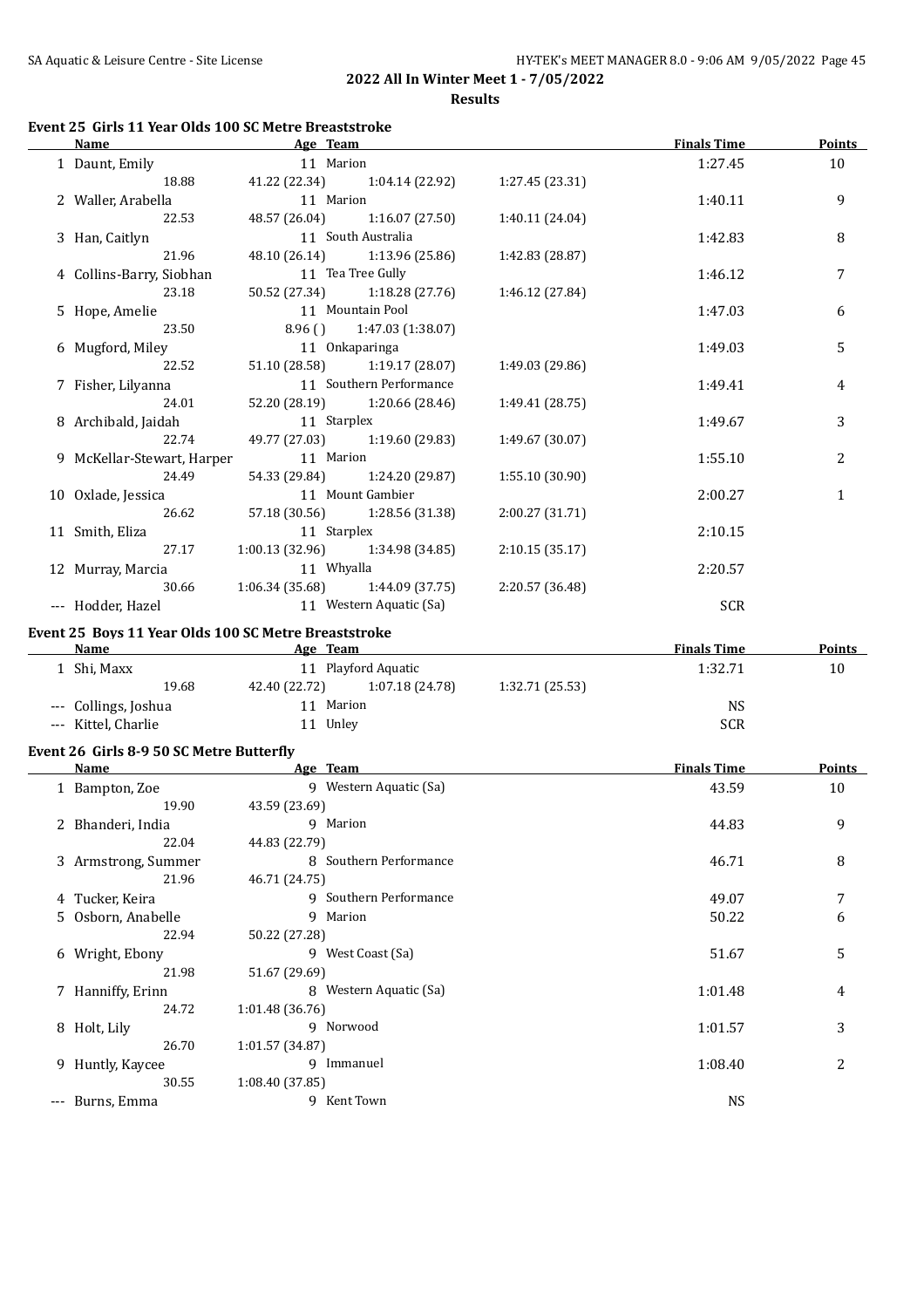**2022 All In Winter Meet 1 - 7/05/2022**

**Results**

### Event 25 Girls 11 Year Olds 100 SC Metre Breaststroke

| | Name | Age | Team | Finals Time | Points |
|---|---|---|---|---|---|
| 1 | Daunt, Emily | 11 | Marion | 1:27.45 | 10 |
| | 18.88 | 41.22 (22.34) | 1:04.14 (22.92) | 1:27.45 (23.31) | |
| 2 | Waller, Arabella | 11 | Marion | 1:40.11 | 9 |
| | 22.53 | 48.57 (26.04) | 1:16.07 (27.50) | 1:40.11 (24.04) | |
| 3 | Han, Caitlyn | 11 | South Australia | 1:42.83 | 8 |
| | 21.96 | 48.10 (26.14) | 1:13.96 (25.86) | 1:42.83 (28.87) | |
| 4 | Collins-Barry, Siobhan | 11 | Tea Tree Gully | 1:46.12 | 7 |
| | 23.18 | 50.52 (27.34) | 1:18.28 (27.76) | 1:46.12 (27.84) | |
| 5 | Hope, Amelie | 11 | Mountain Pool | 1:47.03 | 6 |
| | 23.50 | 8.96 ( ) | 1:47.03 (1:38.07) | | |
| 6 | Mugford, Miley | 11 | Onkaparinga | 1:49.03 | 5 |
| | 22.52 | 51.10 (28.58) | 1:19.17 (28.07) | 1:49.03 (29.86) | |
| 7 | Fisher, Lilyanna | 11 | Southern Performance | 1:49.41 | 4 |
| | 24.01 | 52.20 (28.19) | 1:20.66 (28.46) | 1:49.41 (28.75) | |
| 8 | Archibald, Jaidah | 11 | Starplex | 1:49.67 | 3 |
| | 22.74 | 49.77 (27.03) | 1:19.60 (29.83) | 1:49.67 (30.07) | |
| 9 | McKellar-Stewart, Harper | 11 | Marion | 1:55.10 | 2 |
| | 24.49 | 54.33 (29.84) | 1:24.20 (29.87) | 1:55.10 (30.90) | |
| 10 | Oxlade, Jessica | 11 | Mount Gambier | 2:00.27 | 1 |
| | 26.62 | 57.18 (30.56) | 1:28.56 (31.38) | 2:00.27 (31.71) | |
| 11 | Smith, Eliza | 11 | Starplex | 2:10.15 | |
| | 27.17 | 1:00.13 (32.96) | 1:34.98 (34.85) | 2:10.15 (35.17) | |
| 12 | Murray, Marcia | 11 | Whyalla | 2:20.57 | |
| | 30.66 | 1:06.34 (35.68) | 1:44.09 (37.75) | 2:20.57 (36.48) | |
| --- | Hodder, Hazel | 11 | Western Aquatic (Sa) | SCR | |

### Event 25 Boys 11 Year Olds 100 SC Metre Breaststroke

| | Name | Age | Team | Finals Time | Points |
|---|---|---|---|---|---|
| 1 | Shi, Maxx | 11 | Playford Aquatic | 1:32.71 | 10 |
| | 19.68 | 42.40 (22.72) | 1:07.18 (24.78) | 1:32.71 (25.53) | |
| --- | Collings, Joshua | 11 | Marion | NS | |
| --- | Kittel, Charlie | 11 | Unley | SCR | |

### Event 26 Girls 8-9 50 SC Metre Butterfly

| | Name | Age | Team | Finals Time | Points |
|---|---|---|---|---|---|
| 1 | Bampton, Zoe | 9 | Western Aquatic (Sa) | 43.59 | 10 |
| | 19.90 | 43.59 (23.69) | | | |
| 2 | Bhanderi, India | 9 | Marion | 44.83 | 9 |
| | 22.04 | 44.83 (22.79) | | | |
| 3 | Armstrong, Summer | 8 | Southern Performance | 46.71 | 8 |
| | 21.96 | 46.71 (24.75) | | | |
| 4 | Tucker, Keira | 9 | Southern Performance | 49.07 | 7 |
| 5 | Osborn, Anabelle | 9 | Marion | 50.22 | 6 |
| | 22.94 | 50.22 (27.28) | | | |
| 6 | Wright, Ebony | 9 | West Coast (Sa) | 51.67 | 5 |
| | 21.98 | 51.67 (29.69) | | | |
| 7 | Hanniffy, Erinn | 8 | Western Aquatic (Sa) | 1:01.48 | 4 |
| | 24.72 | 1:01.48 (36.76) | | | |
| 8 | Holt, Lily | 9 | Norwood | 1:01.57 | 3 |
| | 26.70 | 1:01.57 (34.87) | | | |
| 9 | Huntly, Kaycee | 9 | Immanuel | 1:08.40 | 2 |
| | 30.55 | 1:08.40 (37.85) | | | |
| --- | Burns, Emma | 9 | Kent Town | NS | |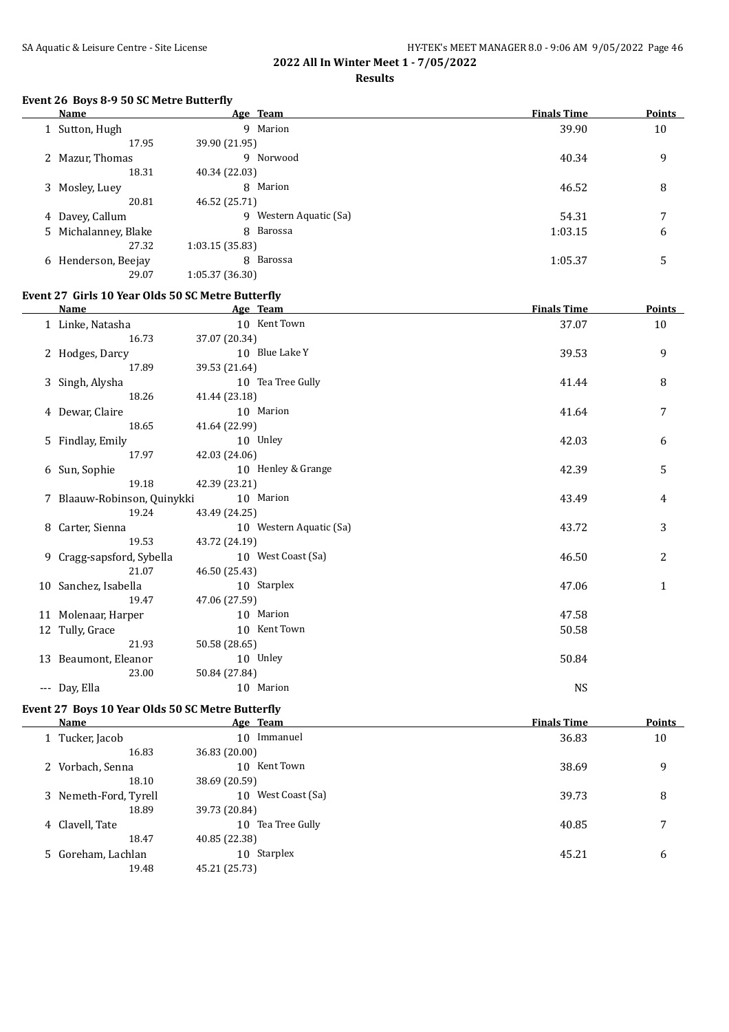**2022 All In Winter Meet 1 - 7/05/2022**

**Results**

### Event 26 Boys 8-9 50 SC Metre Butterfly

| | Name | Age | Team | Finals Time | Points |
|---|---|---|---|---|---|
| 1 | Sutton, Hugh | 9 | Marion | 39.90 | 10 |
| | 17.95 | 39.90 (21.95) | | | |
| 2 | Mazur, Thomas | 9 | Norwood | 40.34 | 9 |
| | 18.31 | 40.34 (22.03) | | | |
| 3 | Mosley, Luey | 8 | Marion | 46.52 | 8 |
| | 20.81 | 46.52 (25.71) | | | |
| 4 | Davey, Callum | 9 | Western Aquatic (Sa) | 54.31 | 7 |
| 5 | Michalanney, Blake | 8 | Barossa | 1:03.15 | 6 |
| | 27.32 | 1:03.15 (35.83) | | | |
| 6 | Henderson, Beejay | 8 | Barossa | 1:05.37 | 5 |
| | 29.07 | 1:05.37 (36.30) | | | |

### Event 27 Girls 10 Year Olds 50 SC Metre Butterfly

| | Name | Age | Team | Finals Time | Points |
|---|---|---|---|---|---|
| 1 | Linke, Natasha | 10 | Kent Town | 37.07 | 10 |
| | 16.73 | 37.07 (20.34) | | | |
| 2 | Hodges, Darcy | 10 | Blue Lake Y | 39.53 | 9 |
| | 17.89 | 39.53 (21.64) | | | |
| 3 | Singh, Alysha | 10 | Tea Tree Gully | 41.44 | 8 |
| | 18.26 | 41.44 (23.18) | | | |
| 4 | Dewar, Claire | 10 | Marion | 41.64 | 7 |
| | 18.65 | 41.64 (22.99) | | | |
| 5 | Findlay, Emily | 10 | Unley | 42.03 | 6 |
| | 17.97 | 42.03 (24.06) | | | |
| 6 | Sun, Sophie | 10 | Henley & Grange | 42.39 | 5 |
| | 19.18 | 42.39 (23.21) | | | |
| 7 | Blaauw-Robinson, Quinykki | 10 | Marion | 43.49 | 4 |
| | 19.24 | 43.49 (24.25) | | | |
| 8 | Carter, Sienna | 10 | Western Aquatic (Sa) | 43.72 | 3 |
| | 19.53 | 43.72 (24.19) | | | |
| 9 | Cragg-sapsford, Sybella | 10 | West Coast (Sa) | 46.50 | 2 |
| | 21.07 | 46.50 (25.43) | | | |
| 10 | Sanchez, Isabella | 10 | Starplex | 47.06 | 1 |
| | 19.47 | 47.06 (27.59) | | | |
| 11 | Molenaar, Harper | 10 | Marion | 47.58 | |
| 12 | Tully, Grace | 10 | Kent Town | 50.58 | |
| | 21.93 | 50.58 (28.65) | | | |
| 13 | Beaumont, Eleanor | 10 | Unley | 50.84 | |
| | 23.00 | 50.84 (27.84) | | | |
| --- | Day, Ella | 10 | Marion | NS | |

### Event 27 Boys 10 Year Olds 50 SC Metre Butterfly

| | Name | Age | Team | Finals Time | Points |
|---|---|---|---|---|---|
| 1 | Tucker, Jacob | 10 | Immanuel | 36.83 | 10 |
| | 16.83 | 36.83 (20.00) | | | |
| 2 | Vorbach, Senna | 10 | Kent Town | 38.69 | 9 |
| | 18.10 | 38.69 (20.59) | | | |
| 3 | Nemeth-Ford, Tyrell | 10 | West Coast (Sa) | 39.73 | 8 |
| | 18.89 | 39.73 (20.84) | | | |
| 4 | Clavell, Tate | 10 | Tea Tree Gully | 40.85 | 7 |
| | 18.47 | 40.85 (22.38) | | | |
| 5 | Goreham, Lachlan | 10 | Starplex | 45.21 | 6 |
| | 19.48 | 45.21 (25.73) | | | |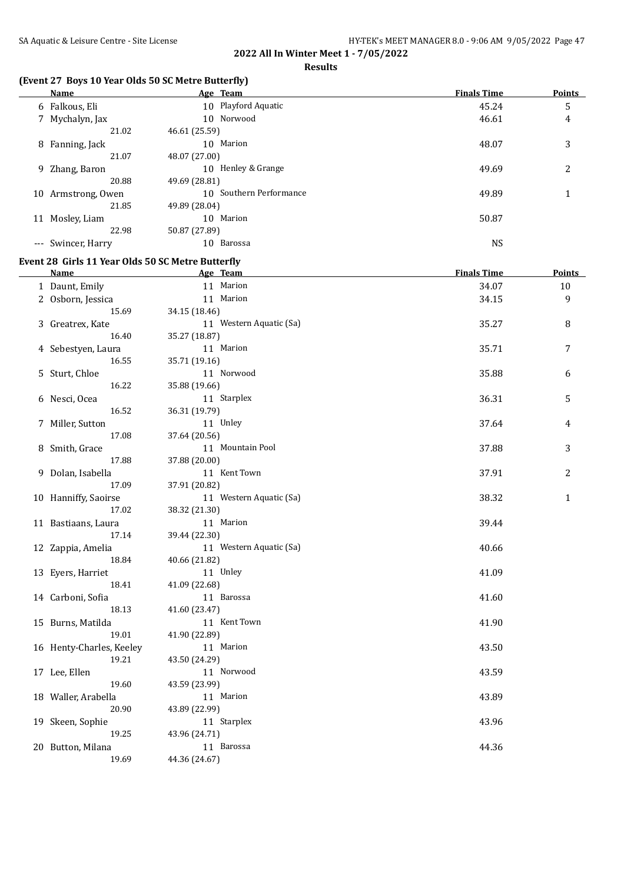## 2022 All In Winter Meet 1 - 7/05/2022

**Results**

### (Event 27 Boys 10 Year Olds 50 SC Metre Butterfly)

| Name | Age | Team | Finals Time | Points |
|---|---|---|---|---|
| 6 Falkous, Eli | 10 | Playford Aquatic | 45.24 | 5 |
| 7 Mychalyn, Jax | 10 | Norwood | 46.61 | 4 |
| 21.02 | 46.61 (25.59) | | | |
| 8 Fanning, Jack | 10 | Marion | 48.07 | 3 |
| 21.07 | 48.07 (27.00) | | | |
| 9 Zhang, Baron | 10 | Henley & Grange | 49.69 | 2 |
| 20.88 | 49.69 (28.81) | | | |
| 10 Armstrong, Owen | 10 | Southern Performance | 49.89 | 1 |
| 21.85 | 49.89 (28.04) | | | |
| 11 Mosley, Liam | 10 | Marion | 50.87 | |
| 22.98 | 50.87 (27.89) | | | |
| --- Swincer, Harry | 10 | Barossa | NS | |

### Event 28 Girls 11 Year Olds 50 SC Metre Butterfly

| Name | Age | Team | Finals Time | Points |
|---|---|---|---|---|
| 1 Daunt, Emily | 11 | Marion | 34.07 | 10 |
| 2 Osborn, Jessica | 11 | Marion | 34.15 | 9 |
| 15.69 | 34.15 (18.46) | | | |
| 3 Greatrex, Kate | 11 | Western Aquatic (Sa) | 35.27 | 8 |
| 16.40 | 35.27 (18.87) | | | |
| 4 Sebestyen, Laura | 11 | Marion | 35.71 | 7 |
| 16.55 | 35.71 (19.16) | | | |
| 5 Sturt, Chloe | 11 | Norwood | 35.88 | 6 |
| 16.22 | 35.88 (19.66) | | | |
| 6 Nesci, Ocea | 11 | Starplex | 36.31 | 5 |
| 16.52 | 36.31 (19.79) | | | |
| 7 Miller, Sutton | 11 | Unley | 37.64 | 4 |
| 17.08 | 37.64 (20.56) | | | |
| 8 Smith, Grace | 11 | Mountain Pool | 37.88 | 3 |
| 17.88 | 37.88 (20.00) | | | |
| 9 Dolan, Isabella | 11 | Kent Town | 37.91 | 2 |
| 17.09 | 37.91 (20.82) | | | |
| 10 Hanniffy, Saoirse | 11 | Western Aquatic (Sa) | 38.32 | 1 |
| 17.02 | 38.32 (21.30) | | | |
| 11 Bastiaans, Laura | 11 | Marion | 39.44 | |
| 17.14 | 39.44 (22.30) | | | |
| 12 Zappia, Amelia | 11 | Western Aquatic (Sa) | 40.66 | |
| 18.84 | 40.66 (21.82) | | | |
| 13 Eyers, Harriet | 11 | Unley | 41.09 | |
| 18.41 | 41.09 (22.68) | | | |
| 14 Carboni, Sofia | 11 | Barossa | 41.60 | |
| 18.13 | 41.60 (23.47) | | | |
| 15 Burns, Matilda | 11 | Kent Town | 41.90 | |
| 19.01 | 41.90 (22.89) | | | |
| 16 Henty-Charles, Keeley | 11 | Marion | 43.50 | |
| 19.21 | 43.50 (24.29) | | | |
| 17 Lee, Ellen | 11 | Norwood | 43.59 | |
| 19.60 | 43.59 (23.99) | | | |
| 18 Waller, Arabella | 11 | Marion | 43.89 | |
| 20.90 | 43.89 (22.99) | | | |
| 19 Skeen, Sophie | 11 | Starplex | 43.96 | |
| 19.25 | 43.96 (24.71) | | | |
| 20 Button, Milana | 11 | Barossa | 44.36 | |
| 19.69 | 44.36 (24.67) | | | |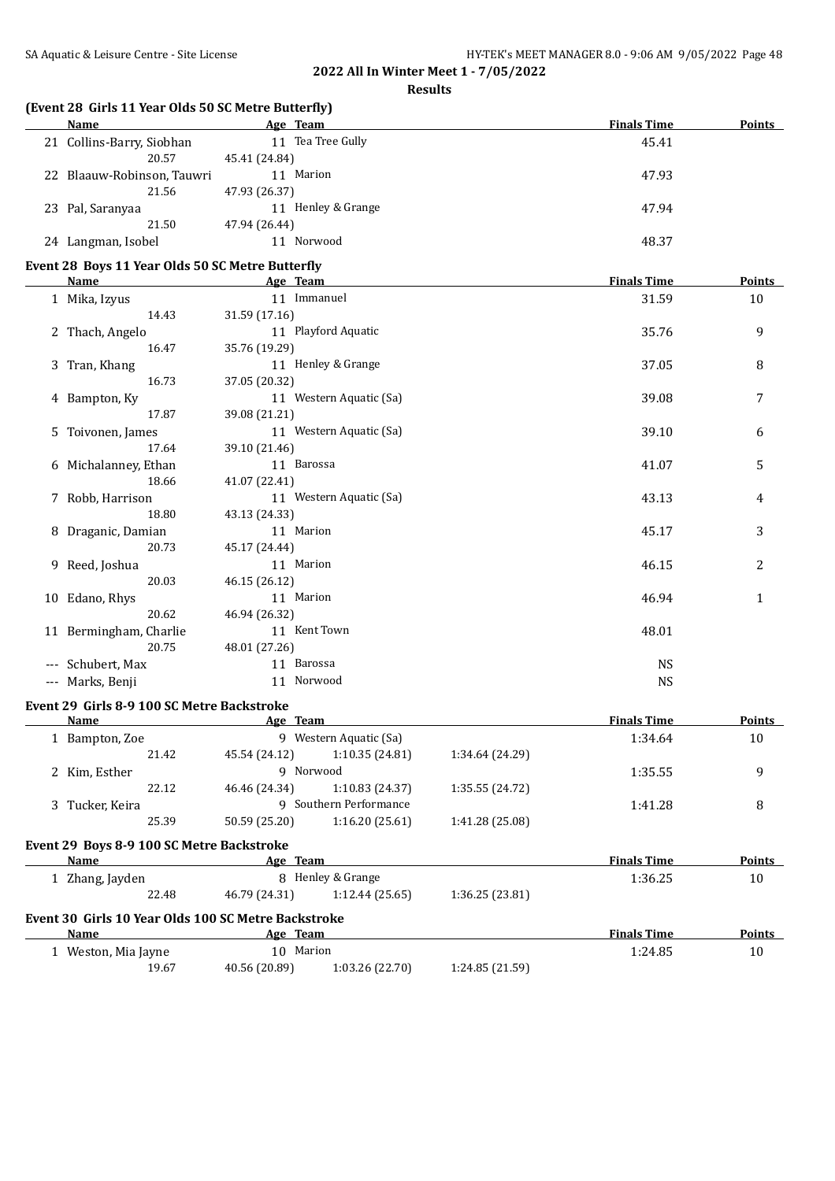## 2022 All In Winter Meet 1 - 7/05/2022

**Results**

### (Event 28 Girls 11 Year Olds 50 SC Metre Butterfly)

| | Name | Age | Team | Finals Time | Points |
|---|---|---|---|---|---|
| 21 | Collins-Barry, Siobhan | 11 | Tea Tree Gully | 45.41 | |
| | 20.57 | 45.41 (24.84) | | | |
| 22 | Blaauw-Robinson, Tauwri | 11 | Marion | 47.93 | |
| | 21.56 | 47.93 (26.37) | | | |
| 23 | Pal, Saranyaa | 11 | Henley & Grange | 47.94 | |
| | 21.50 | 47.94 (26.44) | | | |
| 24 | Langman, Isobel | 11 | Norwood | 48.37 | |

### Event 28 Boys 11 Year Olds 50 SC Metre Butterfly

| | Name | Age | Team | Finals Time | Points |
|---|---|---|---|---|---|
| 1 | Mika, Izyus | 11 | Immanuel | 31.59 | 10 |
| | 14.43 | 31.59 (17.16) | | | |
| 2 | Thach, Angelo | 11 | Playford Aquatic | 35.76 | 9 |
| | 16.47 | 35.76 (19.29) | | | |
| 3 | Tran, Khang | 11 | Henley & Grange | 37.05 | 8 |
| | 16.73 | 37.05 (20.32) | | | |
| 4 | Bampton, Ky | 11 | Western Aquatic (Sa) | 39.08 | 7 |
| | 17.87 | 39.08 (21.21) | | | |
| 5 | Toivonen, James | 11 | Western Aquatic (Sa) | 39.10 | 6 |
| | 17.64 | 39.10 (21.46) | | | |
| 6 | Michalanney, Ethan | 11 | Barossa | 41.07 | 5 |
| | 18.66 | 41.07 (22.41) | | | |
| 7 | Robb, Harrison | 11 | Western Aquatic (Sa) | 43.13 | 4 |
| | 18.80 | 43.13 (24.33) | | | |
| 8 | Draganic, Damian | 11 | Marion | 45.17 | 3 |
| | 20.73 | 45.17 (24.44) | | | |
| 9 | Reed, Joshua | 11 | Marion | 46.15 | 2 |
| | 20.03 | 46.15 (26.12) | | | |
| 10 | Edano, Rhys | 11 | Marion | 46.94 | 1 |
| | 20.62 | 46.94 (26.32) | | | |
| 11 | Bermingham, Charlie | 11 | Kent Town | 48.01 | |
| | 20.75 | 48.01 (27.26) | | | |
| --- | Schubert, Max | 11 | Barossa | NS | |
| --- | Marks, Benji | 11 | Norwood | NS | |

### Event 29 Girls 8-9 100 SC Metre Backstroke

| | Name | Age | Team | | | Finals Time | Points |
|---|---|---|---|---|---|---|---|
| 1 | Bampton, Zoe | 9 | Western Aquatic (Sa) | | | 1:34.64 | 10 |
| | 21.42 | 45.54 (24.12) | 1:10.35 (24.81) | 1:34.64 (24.29) | | | |
| 2 | Kim, Esther | 9 | Norwood | | | 1:35.55 | 9 |
| | 22.12 | 46.46 (24.34) | 1:10.83 (24.37) | 1:35.55 (24.72) | | | |
| 3 | Tucker, Keira | 9 | Southern Performance | | | 1:41.28 | 8 |
| | 25.39 | 50.59 (25.20) | 1:16.20 (25.61) | 1:41.28 (25.08) | | | |

### Event 29 Boys 8-9 100 SC Metre Backstroke

| | Name | Age | Team | | | Finals Time | Points |
|---|---|---|---|---|---|---|---|
| 1 | Zhang, Jayden | 8 | Henley & Grange | | | 1:36.25 | 10 |
| | 22.48 | 46.79 (24.31) | 1:12.44 (25.65) | 1:36.25 (23.81) | | | |

### Event 30 Girls 10 Year Olds 100 SC Metre Backstroke

| | Name | Age | Team | | | Finals Time | Points |
|---|---|---|---|---|---|---|---|
| 1 | Weston, Mia Jayne | 10 | Marion | | | 1:24.85 | 10 |
| | 19.67 | 40.56 (20.89) | 1:03.26 (22.70) | 1:24.85 (21.59) | | | |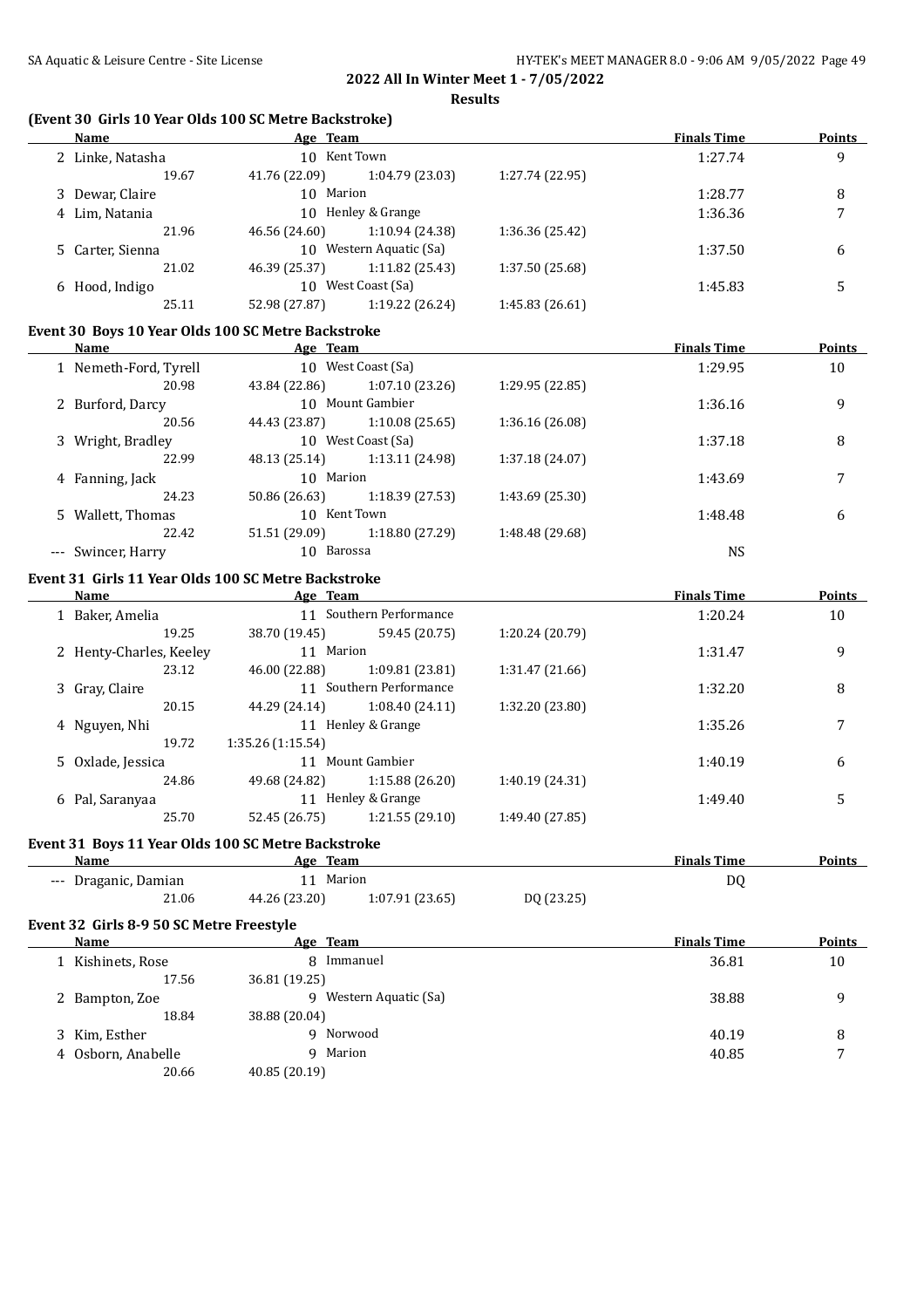**2022 All In Winter Meet 1 - 7/05/2022**

**Results**

### (Event 30 Girls 10 Year Olds 100 SC Metre Backstroke)

| | Name | Age | Team | | Finals Time | Points |
|---|---|---|---|---|---|---|
| 2 | Linke, Natasha | 10 | Kent Town | | 1:27.74 | 9 |
| | 19.67 | 41.76 (22.09) | 1:04.79 (23.03) | 1:27.74 (22.95) | | |
| 3 | Dewar, Claire | 10 | Marion | | 1:28.77 | 8 |
| 4 | Lim, Natania | 10 | Henley & Grange | | 1:36.36 | 7 |
| | 21.96 | 46.56 (24.60) | 1:10.94 (24.38) | 1:36.36 (25.42) | | |
| 5 | Carter, Sienna | 10 | Western Aquatic (Sa) | | 1:37.50 | 6 |
| | 21.02 | 46.39 (25.37) | 1:11.82 (25.43) | 1:37.50 (25.68) | | |
| 6 | Hood, Indigo | 10 | West Coast (Sa) | | 1:45.83 | 5 |
| | 25.11 | 52.98 (27.87) | 1:19.22 (26.24) | 1:45.83 (26.61) | | |

### Event 30 Boys 10 Year Olds 100 SC Metre Backstroke

| | Name | Age | Team | | Finals Time | Points |
|---|---|---|---|---|---|---|
| 1 | Nemeth-Ford, Tyrell | 10 | West Coast (Sa) | | 1:29.95 | 10 |
| | 20.98 | 43.84 (22.86) | 1:07.10 (23.26) | 1:29.95 (22.85) | | |
| 2 | Burford, Darcy | 10 | Mount Gambier | | 1:36.16 | 9 |
| | 20.56 | 44.43 (23.87) | 1:10.08 (25.65) | 1:36.16 (26.08) | | |
| 3 | Wright, Bradley | 10 | West Coast (Sa) | | 1:37.18 | 8 |
| | 22.99 | 48.13 (25.14) | 1:13.11 (24.98) | 1:37.18 (24.07) | | |
| 4 | Fanning, Jack | 10 | Marion | | 1:43.69 | 7 |
| | 24.23 | 50.86 (26.63) | 1:18.39 (27.53) | 1:43.69 (25.30) | | |
| 5 | Wallett, Thomas | 10 | Kent Town | | 1:48.48 | 6 |
| | 22.42 | 51.51 (29.09) | 1:18.80 (27.29) | 1:48.48 (29.68) | | |
| --- | Swincer, Harry | 10 | Barossa | | NS | |

### Event 31 Girls 11 Year Olds 100 SC Metre Backstroke

| | Name | Age | Team | | Finals Time | Points |
|---|---|---|---|---|---|---|
| 1 | Baker, Amelia | 11 | Southern Performance | | 1:20.24 | 10 |
| | 19.25 | 38.70 (19.45) | 59.45 (20.75) | 1:20.24 (20.79) | | |
| 2 | Henty-Charles, Keeley | 11 | Marion | | 1:31.47 | 9 |
| | 23.12 | 46.00 (22.88) | 1:09.81 (23.81) | 1:31.47 (21.66) | | |
| 3 | Gray, Claire | 11 | Southern Performance | | 1:32.20 | 8 |
| | 20.15 | 44.29 (24.14) | 1:08.40 (24.11) | 1:32.20 (23.80) | | |
| 4 | Nguyen, Nhi | 11 | Henley & Grange | | 1:35.26 | 7 |
| | 19.72 | 1:35.26 (1:15.54) | | | | |
| 5 | Oxlade, Jessica | 11 | Mount Gambier | | 1:40.19 | 6 |
| | 24.86 | 49.68 (24.82) | 1:15.88 (26.20) | 1:40.19 (24.31) | | |
| 6 | Pal, Saranyaa | 11 | Henley & Grange | | 1:49.40 | 5 |
| | 25.70 | 52.45 (26.75) | 1:21.55 (29.10) | 1:49.40 (27.85) | | |

### Event 31 Boys 11 Year Olds 100 SC Metre Backstroke

| | Name | Age | Team | | Finals Time | Points |
|---|---|---|---|---|---|---|
| --- | Draganic, Damian | 11 | Marion | | DQ | |
| | 21.06 | 44.26 (23.20) | 1:07.91 (23.65) | DQ (23.25) | | |

### Event 32 Girls 8-9 50 SC Metre Freestyle

| | Name | Age | Team | Finals Time | Points |
|---|---|---|---|---|---|
| 1 | Kishinets, Rose | 8 | Immanuel | 36.81 | 10 |
| | 17.56 | 36.81 (19.25) | | | |
| 2 | Bampton, Zoe | 9 | Western Aquatic (Sa) | 38.88 | 9 |
| | 18.84 | 38.88 (20.04) | | | |
| 3 | Kim, Esther | 9 | Norwood | 40.19 | 8 |
| 4 | Osborn, Anabelle | 9 | Marion | 40.85 | 7 |
| | 20.66 | 40.85 (20.19) | | | |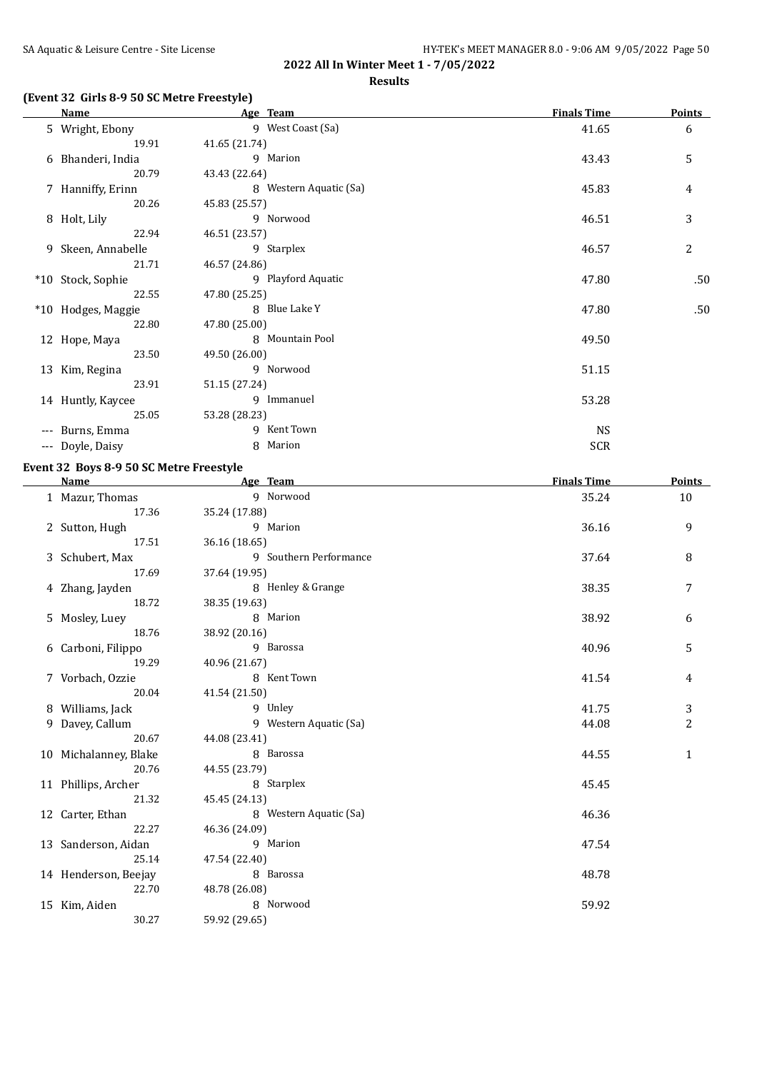**2022 All In Winter Meet 1 - 7/05/2022**

**Results**

### (Event 32 Girls 8-9 50 SC Metre Freestyle)

| | Name | Age | Team | Finals Time | Points |
|---|---|---|---|---|---|
| 5 | Wright, Ebony | 9 | West Coast (Sa) | 41.65 | 6 |
| | 19.91 | 41.65 (21.74) | | | |
| 6 | Bhanderi, India | 9 | Marion | 43.43 | 5 |
| | 20.79 | 43.43 (22.64) | | | |
| 7 | Hanniffy, Erinn | 8 | Western Aquatic (Sa) | 45.83 | 4 |
| | 20.26 | 45.83 (25.57) | | | |
| 8 | Holt, Lily | 9 | Norwood | 46.51 | 3 |
| | 22.94 | 46.51 (23.57) | | | |
| 9 | Skeen, Annabelle | 9 | Starplex | 46.57 | 2 |
| | 21.71 | 46.57 (24.86) | | | |
| *10 | Stock, Sophie | 9 | Playford Aquatic | 47.80 | .50 |
| | 22.55 | 47.80 (25.25) | | | |
| *10 | Hodges, Maggie | 8 | Blue Lake Y | 47.80 | .50 |
| | 22.80 | 47.80 (25.00) | | | |
| 12 | Hope, Maya | 8 | Mountain Pool | 49.50 | |
| | 23.50 | 49.50 (26.00) | | | |
| 13 | Kim, Regina | 9 | Norwood | 51.15 | |
| | 23.91 | 51.15 (27.24) | | | |
| 14 | Huntly, Kaycee | 9 | Immanuel | 53.28 | |
| | 25.05 | 53.28 (28.23) | | | |
| --- | Burns, Emma | 9 | Kent Town | NS | |
| --- | Doyle, Daisy | 8 | Marion | SCR | |

### Event 32 Boys 8-9 50 SC Metre Freestyle

| | Name | Age | Team | Finals Time | Points |
|---|---|---|---|---|---|
| 1 | Mazur, Thomas | 9 | Norwood | 35.24 | 10 |
| | 17.36 | 35.24 (17.88) | | | |
| 2 | Sutton, Hugh | 9 | Marion | 36.16 | 9 |
| | 17.51 | 36.16 (18.65) | | | |
| 3 | Schubert, Max | 9 | Southern Performance | 37.64 | 8 |
| | 17.69 | 37.64 (19.95) | | | |
| 4 | Zhang, Jayden | 8 | Henley & Grange | 38.35 | 7 |
| | 18.72 | 38.35 (19.63) | | | |
| 5 | Mosley, Luey | 8 | Marion | 38.92 | 6 |
| | 18.76 | 38.92 (20.16) | | | |
| 6 | Carboni, Filippo | 9 | Barossa | 40.96 | 5 |
| | 19.29 | 40.96 (21.67) | | | |
| 7 | Vorbach, Ozzie | 8 | Kent Town | 41.54 | 4 |
| | 20.04 | 41.54 (21.50) | | | |
| 8 | Williams, Jack | 9 | Unley | 41.75 | 3 |
| 9 | Davey, Callum | 9 | Western Aquatic (Sa) | 44.08 | 2 |
| | 20.67 | 44.08 (23.41) | | | |
| 10 | Michalanney, Blake | 8 | Barossa | 44.55 | 1 |
| | 20.76 | 44.55 (23.79) | | | |
| 11 | Phillips, Archer | 8 | Starplex | 45.45 | |
| | 21.32 | 45.45 (24.13) | | | |
| 12 | Carter, Ethan | 8 | Western Aquatic (Sa) | 46.36 | |
| | 22.27 | 46.36 (24.09) | | | |
| 13 | Sanderson, Aidan | 9 | Marion | 47.54 | |
| | 25.14 | 47.54 (22.40) | | | |
| 14 | Henderson, Beejay | 8 | Barossa | 48.78 | |
| | 22.70 | 48.78 (26.08) | | | |
| 15 | Kim, Aiden | 8 | Norwood | 59.92 | |
| | 30.27 | 59.92 (29.65) | | | |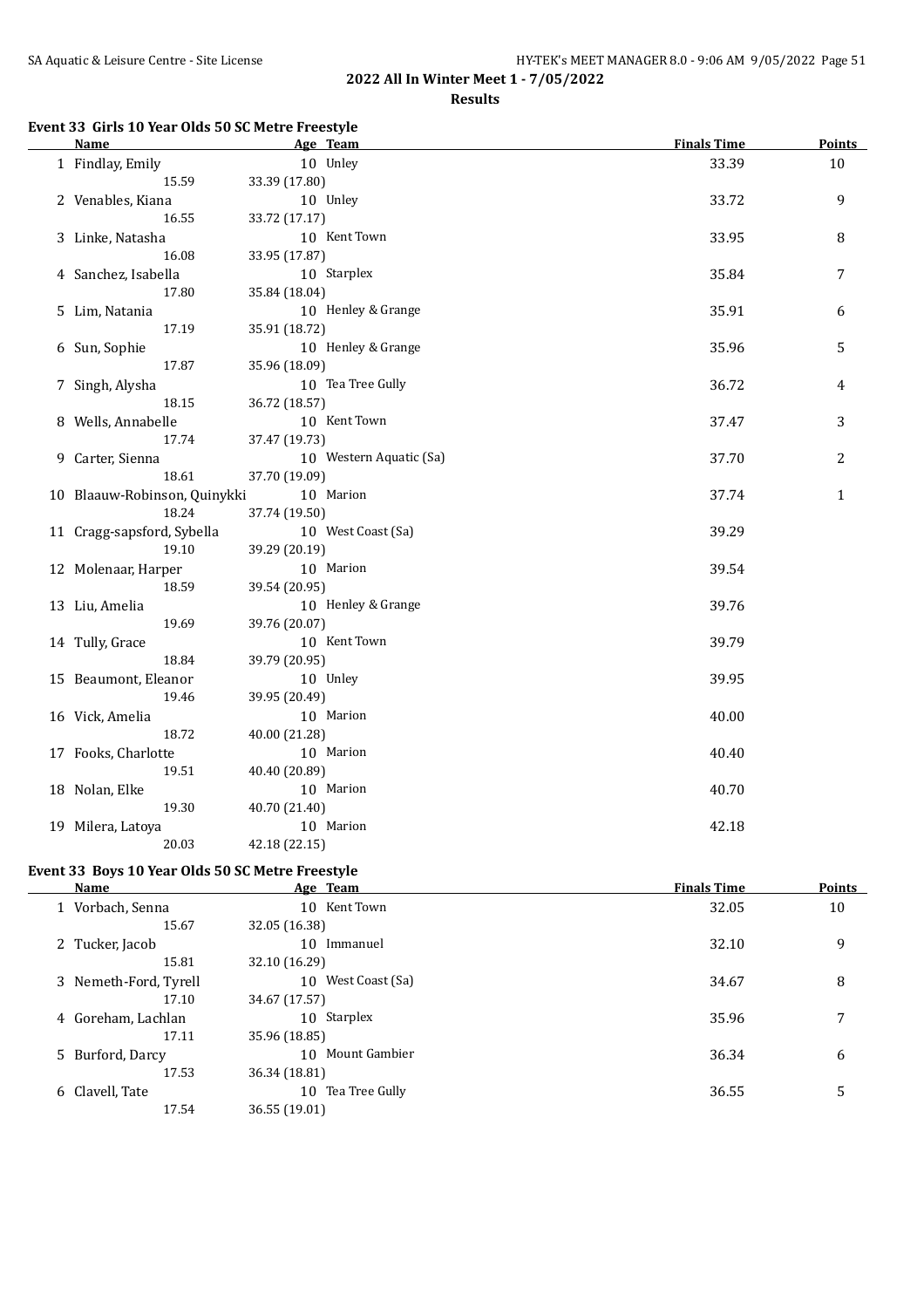## 2022 All In Winter Meet 1 - 7/05/2022

### Results

#### Event 33 Girls 10 Year Olds 50 SC Metre Freestyle

| | Name | Age | Team | Finals Time | Points |
|---|---|---|---|---|---|
| 1 | Findlay, Emily | 10 | Unley | 33.39 | 10 |
| | 15.59 | 33.39 (17.80) | | | |
| 2 | Venables, Kiana | 10 | Unley | 33.72 | 9 |
| | 16.55 | 33.72 (17.17) | | | |
| 3 | Linke, Natasha | 10 | Kent Town | 33.95 | 8 |
| | 16.08 | 33.95 (17.87) | | | |
| 4 | Sanchez, Isabella | 10 | Starplex | 35.84 | 7 |
| | 17.80 | 35.84 (18.04) | | | |
| 5 | Lim, Natania | 10 | Henley & Grange | 35.91 | 6 |
| | 17.19 | 35.91 (18.72) | | | |
| 6 | Sun, Sophie | 10 | Henley & Grange | 35.96 | 5 |
| | 17.87 | 35.96 (18.09) | | | |
| 7 | Singh, Alysha | 10 | Tea Tree Gully | 36.72 | 4 |
| | 18.15 | 36.72 (18.57) | | | |
| 8 | Wells, Annabelle | 10 | Kent Town | 37.47 | 3 |
| | 17.74 | 37.47 (19.73) | | | |
| 9 | Carter, Sienna | 10 | Western Aquatic (Sa) | 37.70 | 2 |
| | 18.61 | 37.70 (19.09) | | | |
| 10 | Blaauw-Robinson, Quinykki | 10 | Marion | 37.74 | 1 |
| | 18.24 | 37.74 (19.50) | | | |
| 11 | Cragg-sapsford, Sybella | 10 | West Coast (Sa) | 39.29 | |
| | 19.10 | 39.29 (20.19) | | | |
| 12 | Molenaar, Harper | 10 | Marion | 39.54 | |
| | 18.59 | 39.54 (20.95) | | | |
| 13 | Liu, Amelia | 10 | Henley & Grange | 39.76 | |
| | 19.69 | 39.76 (20.07) | | | |
| 14 | Tully, Grace | 10 | Kent Town | 39.79 | |
| | 18.84 | 39.79 (20.95) | | | |
| 15 | Beaumont, Eleanor | 10 | Unley | 39.95 | |
| | 19.46 | 39.95 (20.49) | | | |
| 16 | Vick, Amelia | 10 | Marion | 40.00 | |
| | 18.72 | 40.00 (21.28) | | | |
| 17 | Fooks, Charlotte | 10 | Marion | 40.40 | |
| | 19.51 | 40.40 (20.89) | | | |
| 18 | Nolan, Elke | 10 | Marion | 40.70 | |
| | 19.30 | 40.70 (21.40) | | | |
| 19 | Milera, Latoya | 10 | Marion | 42.18 | |
| | 20.03 | 42.18 (22.15) | | | |

#### Event 33 Boys 10 Year Olds 50 SC Metre Freestyle

| | Name | Age | Team | Finals Time | Points |
|---|---|---|---|---|---|
| 1 | Vorbach, Senna | 10 | Kent Town | 32.05 | 10 |
| | 15.67 | 32.05 (16.38) | | | |
| 2 | Tucker, Jacob | 10 | Immanuel | 32.10 | 9 |
| | 15.81 | 32.10 (16.29) | | | |
| 3 | Nemeth-Ford, Tyrell | 10 | West Coast (Sa) | 34.67 | 8 |
| | 17.10 | 34.67 (17.57) | | | |
| 4 | Goreham, Lachlan | 10 | Starplex | 35.96 | 7 |
| | 17.11 | 35.96 (18.85) | | | |
| 5 | Burford, Darcy | 10 | Mount Gambier | 36.34 | 6 |
| | 17.53 | 36.34 (18.81) | | | |
| 6 | Clavell, Tate | 10 | Tea Tree Gully | 36.55 | 5 |
| | 17.54 | 36.55 (19.01) | | | |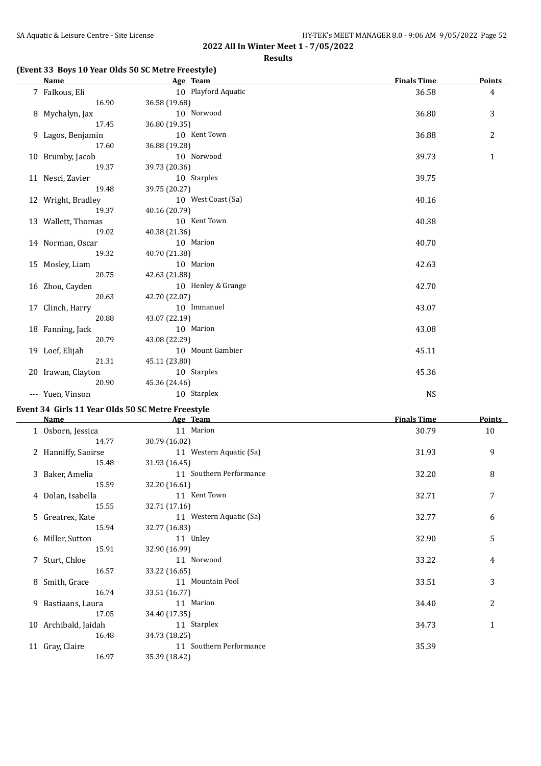**2022 All In Winter Meet 1 - 7/05/2022**

**Results**

### (Event 33 Boys 10 Year Olds 50 SC Metre Freestyle)

| | Name | Age | Team | Finals Time | Points |
|---|---|---|---|---|---|
| 7 | Falkous, Eli | 10 | Playford Aquatic | 36.58 | 4 |
| | 16.90 | 36.58 (19.68) | | | |
| 8 | Mychalyn, Jax | 10 | Norwood | 36.80 | 3 |
| | 17.45 | 36.80 (19.35) | | | |
| 9 | Lagos, Benjamin | 10 | Kent Town | 36.88 | 2 |
| | 17.60 | 36.88 (19.28) | | | |
| 10 | Brumby, Jacob | 10 | Norwood | 39.73 | 1 |
| | 19.37 | 39.73 (20.36) | | | |
| 11 | Nesci, Zavier | 10 | Starplex | 39.75 | |
| | 19.48 | 39.75 (20.27) | | | |
| 12 | Wright, Bradley | 10 | West Coast (Sa) | 40.16 | |
| | 19.37 | 40.16 (20.79) | | | |
| 13 | Wallett, Thomas | 10 | Kent Town | 40.38 | |
| | 19.02 | 40.38 (21.36) | | | |
| 14 | Norman, Oscar | 10 | Marion | 40.70 | |
| | 19.32 | 40.70 (21.38) | | | |
| 15 | Mosley, Liam | 10 | Marion | 42.63 | |
| | 20.75 | 42.63 (21.88) | | | |
| 16 | Zhou, Cayden | 10 | Henley & Grange | 42.70 | |
| | 20.63 | 42.70 (22.07) | | | |
| 17 | Clinch, Harry | 10 | Immanuel | 43.07 | |
| | 20.88 | 43.07 (22.19) | | | |
| 18 | Fanning, Jack | 10 | Marion | 43.08 | |
| | 20.79 | 43.08 (22.29) | | | |
| 19 | Loef, Elijah | 10 | Mount Gambier | 45.11 | |
| | 21.31 | 45.11 (23.80) | | | |
| 20 | Irawan, Clayton | 10 | Starplex | 45.36 | |
| | 20.90 | 45.36 (24.46) | | | |
| --- | Yuen, Vinson | 10 | Starplex | NS | |

### Event 34 Girls 11 Year Olds 50 SC Metre Freestyle

| | Name | Age | Team | Finals Time | Points |
|---|---|---|---|---|---|
| 1 | Osborn, Jessica | 11 | Marion | 30.79 | 10 |
| | 14.77 | 30.79 (16.02) | | | |
| 2 | Hanniffy, Saoirse | 11 | Western Aquatic (Sa) | 31.93 | 9 |
| | 15.48 | 31.93 (16.45) | | | |
| 3 | Baker, Amelia | 11 | Southern Performance | 32.20 | 8 |
| | 15.59 | 32.20 (16.61) | | | |
| 4 | Dolan, Isabella | 11 | Kent Town | 32.71 | 7 |
| | 15.55 | 32.71 (17.16) | | | |
| 5 | Greatrex, Kate | 11 | Western Aquatic (Sa) | 32.77 | 6 |
| | 15.94 | 32.77 (16.83) | | | |
| 6 | Miller, Sutton | 11 | Unley | 32.90 | 5 |
| | 15.91 | 32.90 (16.99) | | | |
| 7 | Sturt, Chloe | 11 | Norwood | 33.22 | 4 |
| | 16.57 | 33.22 (16.65) | | | |
| 8 | Smith, Grace | 11 | Mountain Pool | 33.51 | 3 |
| | 16.74 | 33.51 (16.77) | | | |
| 9 | Bastiaans, Laura | 11 | Marion | 34.40 | 2 |
| | 17.05 | 34.40 (17.35) | | | |
| 10 | Archibald, Jaidah | 11 | Starplex | 34.73 | 1 |
| | 16.48 | 34.73 (18.25) | | | |
| 11 | Gray, Claire | 11 | Southern Performance | 35.39 | |
| | 16.97 | 35.39 (18.42) | | | |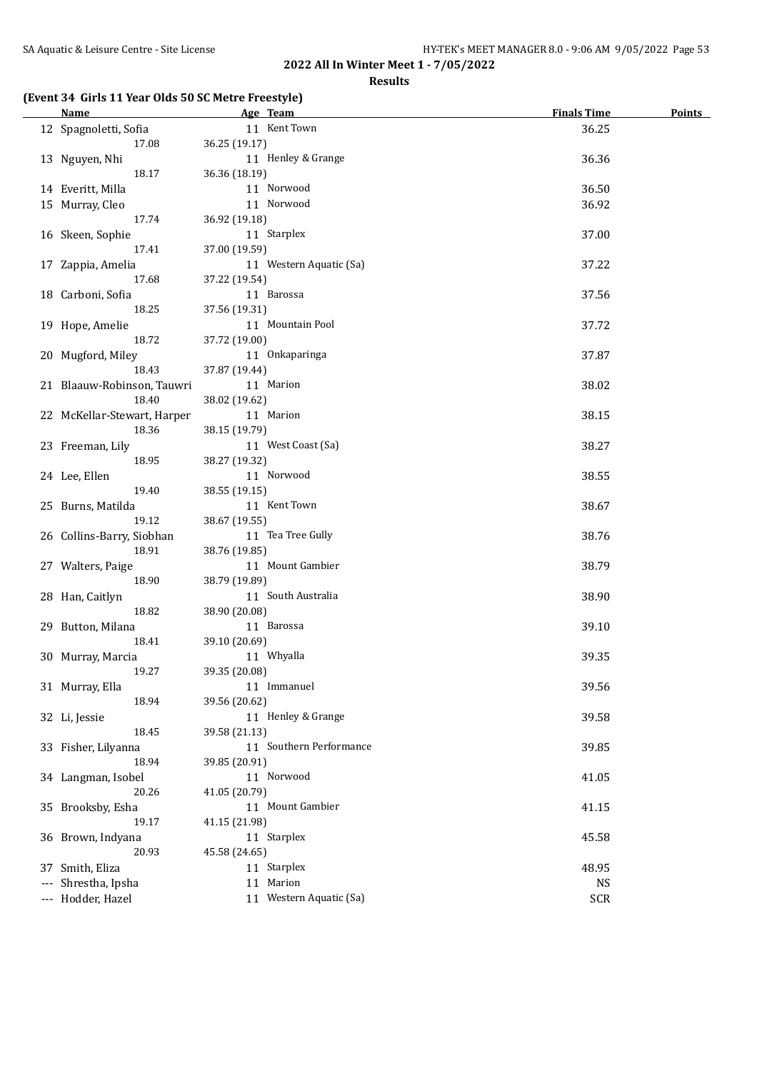## 2022 All In Winter Meet 1 - 7/05/2022

### Results

#### (Event 34 Girls 11 Year Olds 50 SC Metre Freestyle)

| | Name | Age | Team | Finals Time | Points |
|---|---|---|---|---|---|
| 12 | Spagnoletti, Sofia | 11 | Kent Town | 36.25 | |
| | 17.08 | 36.25 (19.17) | | | |
| 13 | Nguyen, Nhi | 11 | Henley & Grange | 36.36 | |
| | 18.17 | 36.36 (18.19) | | | |
| 14 | Everitt, Milla | 11 | Norwood | 36.50 | |
| 15 | Murray, Cleo | 11 | Norwood | 36.92 | |
| | 17.74 | 36.92 (19.18) | | | |
| 16 | Skeen, Sophie | 11 | Starplex | 37.00 | |
| | 17.41 | 37.00 (19.59) | | | |
| 17 | Zappia, Amelia | 11 | Western Aquatic (Sa) | 37.22 | |
| | 17.68 | 37.22 (19.54) | | | |
| 18 | Carboni, Sofia | 11 | Barossa | 37.56 | |
| | 18.25 | 37.56 (19.31) | | | |
| 19 | Hope, Amelie | 11 | Mountain Pool | 37.72 | |
| | 18.72 | 37.72 (19.00) | | | |
| 20 | Mugford, Miley | 11 | Onkaparinga | 37.87 | |
| | 18.43 | 37.87 (19.44) | | | |
| 21 | Blaauw-Robinson, Tauwri | 11 | Marion | 38.02 | |
| | 18.40 | 38.02 (19.62) | | | |
| 22 | McKellar-Stewart, Harper | 11 | Marion | 38.15 | |
| | 18.36 | 38.15 (19.79) | | | |
| 23 | Freeman, Lily | 11 | West Coast (Sa) | 38.27 | |
| | 18.95 | 38.27 (19.32) | | | |
| 24 | Lee, Ellen | 11 | Norwood | 38.55 | |
| | 19.40 | 38.55 (19.15) | | | |
| 25 | Burns, Matilda | 11 | Kent Town | 38.67 | |
| | 19.12 | 38.67 (19.55) | | | |
| 26 | Collins-Barry, Siobhan | 11 | Tea Tree Gully | 38.76 | |
| | 18.91 | 38.76 (19.85) | | | |
| 27 | Walters, Paige | 11 | Mount Gambier | 38.79 | |
| | 18.90 | 38.79 (19.89) | | | |
| 28 | Han, Caitlyn | 11 | South Australia | 38.90 | |
| | 18.82 | 38.90 (20.08) | | | |
| 29 | Button, Milana | 11 | Barossa | 39.10 | |
| | 18.41 | 39.10 (20.69) | | | |
| 30 | Murray, Marcia | 11 | Whyalla | 39.35 | |
| | 19.27 | 39.35 (20.08) | | | |
| 31 | Murray, Ella | 11 | Immanuel | 39.56 | |
| | 18.94 | 39.56 (20.62) | | | |
| 32 | Li, Jessie | 11 | Henley & Grange | 39.58 | |
| | 18.45 | 39.58 (21.13) | | | |
| 33 | Fisher, Lilyanna | 11 | Southern Performance | 39.85 | |
| | 18.94 | 39.85 (20.91) | | | |
| 34 | Langman, Isobel | 11 | Norwood | 41.05 | |
| | 20.26 | 41.05 (20.79) | | | |
| 35 | Brooksby, Esha | 11 | Mount Gambier | 41.15 | |
| | 19.17 | 41.15 (21.98) | | | |
| 36 | Brown, Indyana | 11 | Starplex | 45.58 | |
| | 20.93 | 45.58 (24.65) | | | |
| 37 | Smith, Eliza | 11 | Starplex | 48.95 | |
| --- | Shrestha, Ipsha | 11 | Marion | NS | |
| --- | Hodder, Hazel | 11 | Western Aquatic (Sa) | SCR | |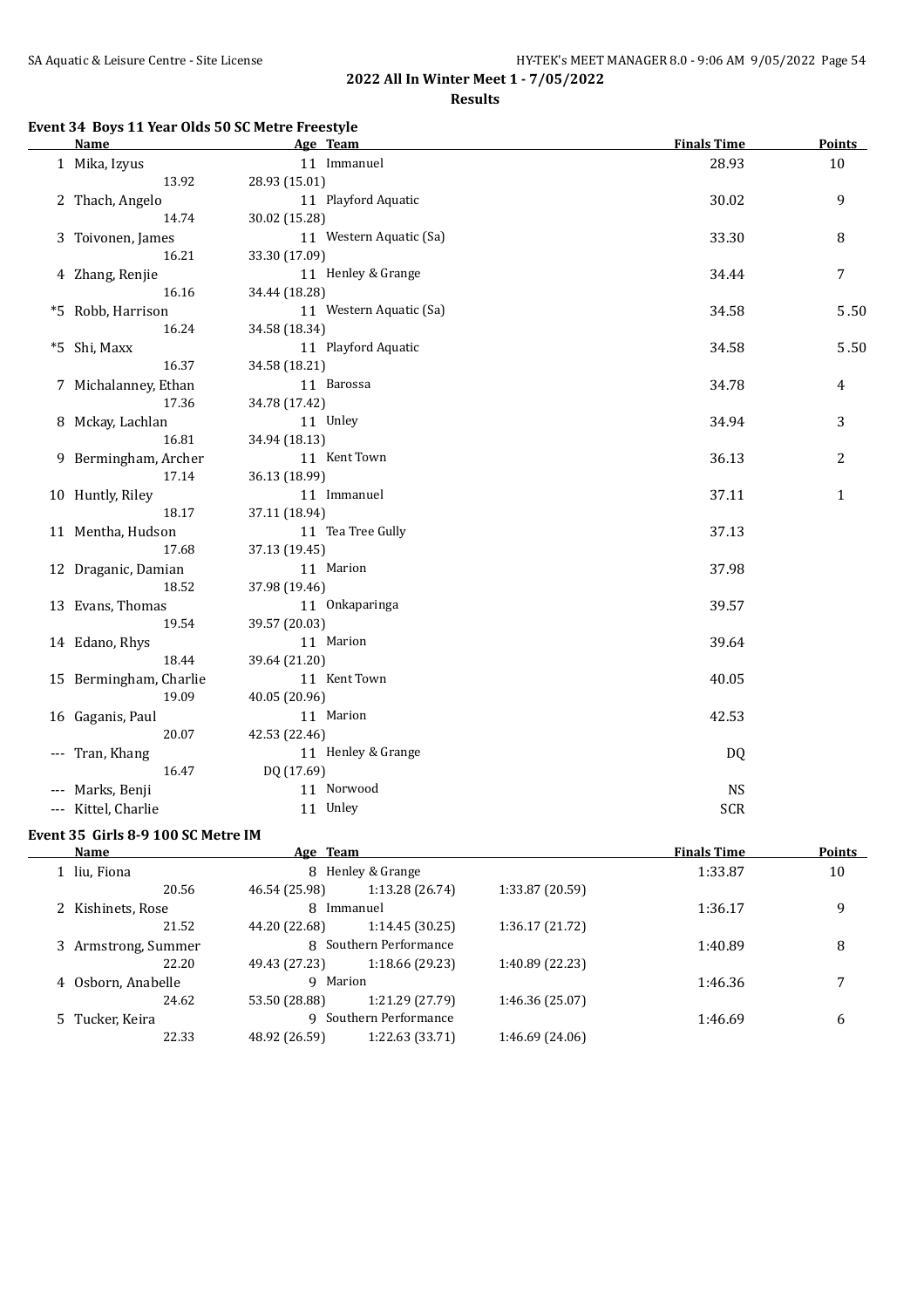**2022 All In Winter Meet 1 - 7/05/2022**

**Results**

### Event 34 Boys 11 Year Olds 50 SC Metre Freestyle

| | Name | Age | Team | Finals Time | Points |
|---|---|---|---|---|---|
| 1 | Mika, Izyus | 11 | Immanuel | 28.93 | 10 |
| | 13.92 | 28.93 (15.01) | | | |
| 2 | Thach, Angelo | 11 | Playford Aquatic | 30.02 | 9 |
| | 14.74 | 30.02 (15.28) | | | |
| 3 | Toivonen, James | 11 | Western Aquatic (Sa) | 33.30 | 8 |
| | 16.21 | 33.30 (17.09) | | | |
| 4 | Zhang, Renjie | 11 | Henley & Grange | 34.44 | 7 |
| | 16.16 | 34.44 (18.28) | | | |
| *5 | Robb, Harrison | 11 | Western Aquatic (Sa) | 34.58 | 5.50 |
| | 16.24 | 34.58 (18.34) | | | |
| *5 | Shi, Maxx | 11 | Playford Aquatic | 34.58 | 5.50 |
| | 16.37 | 34.58 (18.21) | | | |
| 7 | Michalanney, Ethan | 11 | Barossa | 34.78 | 4 |
| | 17.36 | 34.78 (17.42) | | | |
| 8 | Mckay, Lachlan | 11 | Unley | 34.94 | 3 |
| | 16.81 | 34.94 (18.13) | | | |
| 9 | Bermingham, Archer | 11 | Kent Town | 36.13 | 2 |
| | 17.14 | 36.13 (18.99) | | | |
| 10 | Huntly, Riley | 11 | Immanuel | 37.11 | 1 |
| | 18.17 | 37.11 (18.94) | | | |
| 11 | Mentha, Hudson | 11 | Tea Tree Gully | 37.13 | |
| | 17.68 | 37.13 (19.45) | | | |
| 12 | Draganic, Damian | 11 | Marion | 37.98 | |
| | 18.52 | 37.98 (19.46) | | | |
| 13 | Evans, Thomas | 11 | Onkaparinga | 39.57 | |
| | 19.54 | 39.57 (20.03) | | | |
| 14 | Edano, Rhys | 11 | Marion | 39.64 | |
| | 18.44 | 39.64 (21.20) | | | |
| 15 | Bermingham, Charlie | 11 | Kent Town | 40.05 | |
| | 19.09 | 40.05 (20.96) | | | |
| 16 | Gaganis, Paul | 11 | Marion | 42.53 | |
| | 20.07 | 42.53 (22.46) | | | |
| --- | Tran, Khang | 11 | Henley & Grange | DQ | |
| | 16.47 | DQ (17.69) | | | |
| --- | Marks, Benji | 11 | Norwood | NS | |
| --- | Kittel, Charlie | 11 | Unley | SCR | |

### Event 35 Girls 8-9 100 SC Metre IM

| | Name | Age | Team | | Finals Time | Points |
|---|---|---|---|---|---|---|
| 1 | liu, Fiona | 8 | Henley & Grange | | 1:33.87 | 10 |
| | 20.56 | 46.54 (25.98) | 1:13.28 (26.74) | 1:33.87 (20.59) | | |
| 2 | Kishinets, Rose | 8 | Immanuel | | 1:36.17 | 9 |
| | 21.52 | 44.20 (22.68) | 1:14.45 (30.25) | 1:36.17 (21.72) | | |
| 3 | Armstrong, Summer | 8 | Southern Performance | | 1:40.89 | 8 |
| | 22.20 | 49.43 (27.23) | 1:18.66 (29.23) | 1:40.89 (22.23) | | |
| 4 | Osborn, Anabelle | 9 | Marion | | 1:46.36 | 7 |
| | 24.62 | 53.50 (28.88) | 1:21.29 (27.79) | 1:46.36 (25.07) | | |
| 5 | Tucker, Keira | 9 | Southern Performance | | 1:46.69 | 6 |
| | 22.33 | 48.92 (26.59) | 1:22.63 (33.71) | 1:46.69 (24.06) | | |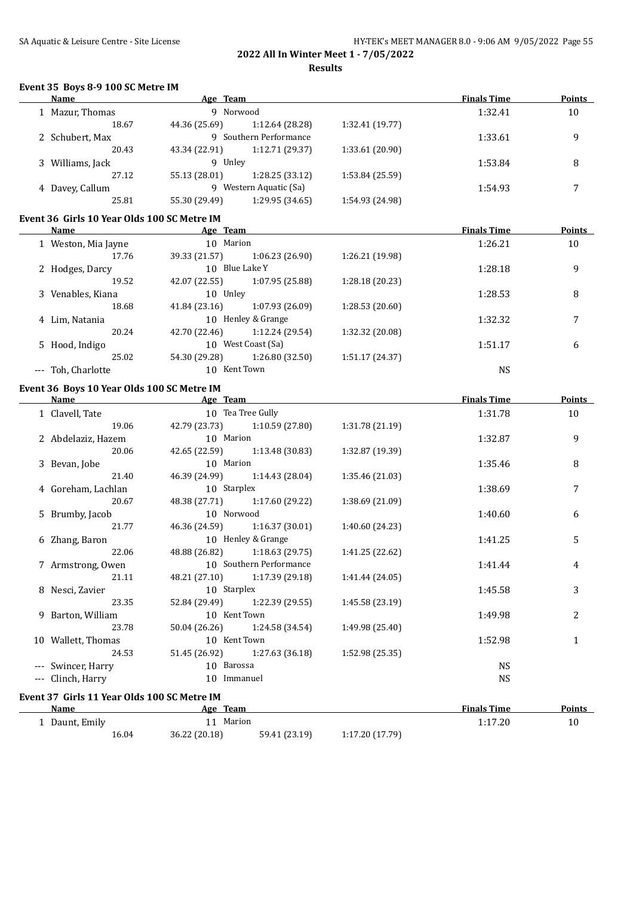## 2022 All In Winter Meet 1 - 7/05/2022

### Results

#### Event 35 Boys 8-9 100 SC Metre IM

| | Name | Age | Team | | | | Finals Time | Points |
|---|---|---|---|---|---|---|---|---|
| 1 | Mazur, Thomas | 9 | Norwood | | | | 1:32.41 | 10 |
| | 18.67 | 44.36 (25.69) | | 1:12.64 (28.28) | 1:32.41 (19.77) | | | |
| 2 | Schubert, Max | 9 | Southern Performance | | | | 1:33.61 | 9 |
| | 20.43 | 43.34 (22.91) | | 1:12.71 (29.37) | 1:33.61 (20.90) | | | |
| 3 | Williams, Jack | 9 | Unley | | | | 1:53.84 | 8 |
| | 27.12 | 55.13 (28.01) | | 1:28.25 (33.12) | 1:53.84 (25.59) | | | |
| 4 | Davey, Callum | 9 | Western Aquatic (Sa) | | | | 1:54.93 | 7 |
| | 25.81 | 55.30 (29.49) | | 1:29.95 (34.65) | 1:54.93 (24.98) | | | |

#### Event 36 Girls 10 Year Olds 100 SC Metre IM

| | Name | Age | Team | | | | Finals Time | Points |
|---|---|---|---|---|---|---|---|---|
| 1 | Weston, Mia Jayne | 10 | Marion | | | | 1:26.21 | 10 |
| | 17.76 | 39.33 (21.57) | | 1:06.23 (26.90) | 1:26.21 (19.98) | | | |
| 2 | Hodges, Darcy | 10 | Blue Lake Y | | | | 1:28.18 | 9 |
| | 19.52 | 42.07 (22.55) | | 1:07.95 (25.88) | 1:28.18 (20.23) | | | |
| 3 | Venables, Kiana | 10 | Unley | | | | 1:28.53 | 8 |
| | 18.68 | 41.84 (23.16) | | 1:07.93 (26.09) | 1:28.53 (20.60) | | | |
| 4 | Lim, Natania | 10 | Henley & Grange | | | | 1:32.32 | 7 |
| | 20.24 | 42.70 (22.46) | | 1:12.24 (29.54) | 1:32.32 (20.08) | | | |
| 5 | Hood, Indigo | 10 | West Coast (Sa) | | | | 1:51.17 | 6 |
| | 25.02 | 54.30 (29.28) | | 1:26.80 (32.50) | 1:51.17 (24.37) | | | |
| --- | Toh, Charlotte | 10 | Kent Town | | | | NS | |

#### Event 36 Boys 10 Year Olds 100 SC Metre IM

| | Name | Age | Team | | | | Finals Time | Points |
|---|---|---|---|---|---|---|---|---|
| 1 | Clavell, Tate | 10 | Tea Tree Gully | | | | 1:31.78 | 10 |
| | 19.06 | 42.79 (23.73) | | 1:10.59 (27.80) | 1:31.78 (21.19) | | | |
| 2 | Abdelaziz, Hazem | 10 | Marion | | | | 1:32.87 | 9 |
| | 20.06 | 42.65 (22.59) | | 1:13.48 (30.83) | 1:32.87 (19.39) | | | |
| 3 | Bevan, Jobe | 10 | Marion | | | | 1:35.46 | 8 |
| | 21.40 | 46.39 (24.99) | | 1:14.43 (28.04) | 1:35.46 (21.03) | | | |
| 4 | Goreham, Lachlan | 10 | Starplex | | | | 1:38.69 | 7 |
| | 20.67 | 48.38 (27.71) | | 1:17.60 (29.22) | 1:38.69 (21.09) | | | |
| 5 | Brumby, Jacob | 10 | Norwood | | | | 1:40.60 | 6 |
| | 21.77 | 46.36 (24.59) | | 1:16.37 (30.01) | 1:40.60 (24.23) | | | |
| 6 | Zhang, Baron | 10 | Henley & Grange | | | | 1:41.25 | 5 |
| | 22.06 | 48.88 (26.82) | | 1:18.63 (29.75) | 1:41.25 (22.62) | | | |
| 7 | Armstrong, Owen | 10 | Southern Performance | | | | 1:41.44 | 4 |
| | 21.11 | 48.21 (27.10) | | 1:17.39 (29.18) | 1:41.44 (24.05) | | | |
| 8 | Nesci, Zavier | 10 | Starplex | | | | 1:45.58 | 3 |
| | 23.35 | 52.84 (29.49) | | 1:22.39 (29.55) | 1:45.58 (23.19) | | | |
| 9 | Barton, William | 10 | Kent Town | | | | 1:49.98 | 2 |
| | 23.78 | 50.04 (26.26) | | 1:24.58 (34.54) | 1:49.98 (25.40) | | | |
| 10 | Wallett, Thomas | 10 | Kent Town | | | | 1:52.98 | 1 |
| | 24.53 | 51.45 (26.92) | | 1:27.63 (36.18) | 1:52.98 (25.35) | | | |
| --- | Swincer, Harry | 10 | Barossa | | | | NS | |
| --- | Clinch, Harry | 10 | Immanuel | | | | NS | |

#### Event 37 Girls 11 Year Olds 100 SC Metre IM

| | Name | Age | Team | | | | Finals Time | Points |
|---|---|---|---|---|---|---|---|---|
| 1 | Daunt, Emily | 11 | Marion | | | | 1:17.20 | 10 |
| | 16.04 | 36.22 (20.18) | | 59.41 (23.19) | 1:17.20 (17.79) | | | |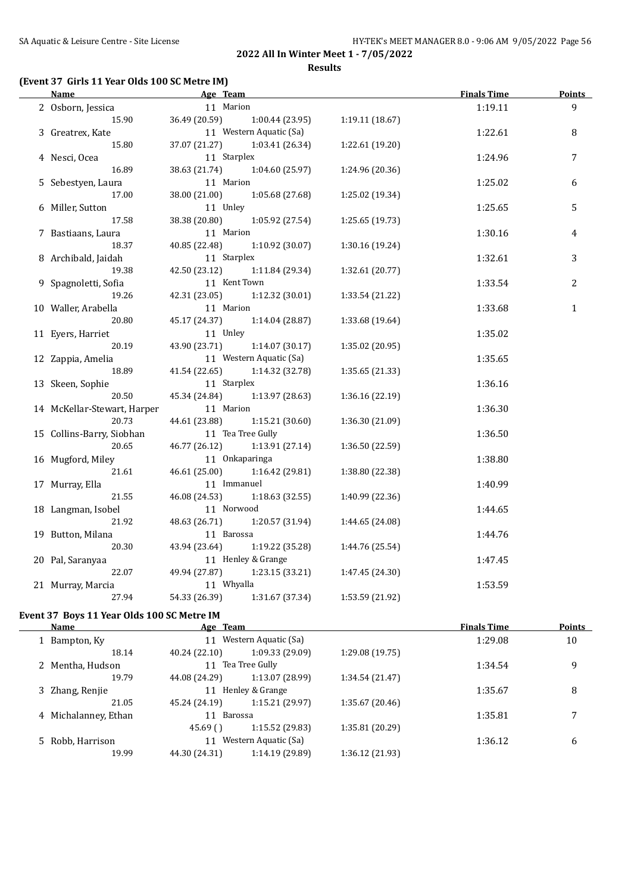**2022 All In Winter Meet 1 - 7/05/2022**

**Results**

### (Event 37 Girls 11 Year Olds 100 SC Metre IM)

| | Name | Age | Team | Finals Time | Points |
|---|---|---|---|---|---|
| 2 | Osborn, Jessica | 11 | Marion | 1:19.11 | 9 |
| | 15.90 | 36.49 (20.59) | 1:00.44 (23.95) | 1:19.11 (18.67) | |
| 3 | Greatrex, Kate | 11 | Western Aquatic (Sa) | 1:22.61 | 8 |
| | 15.80 | 37.07 (21.27) | 1:03.41 (26.34) | 1:22.61 (19.20) | |
| 4 | Nesci, Ocea | 11 | Starplex | 1:24.96 | 7 |
| | 16.89 | 38.63 (21.74) | 1:04.60 (25.97) | 1:24.96 (20.36) | |
| 5 | Sebestyen, Laura | 11 | Marion | 1:25.02 | 6 |
| | 17.00 | 38.00 (21.00) | 1:05.68 (27.68) | 1:25.02 (19.34) | |
| 6 | Miller, Sutton | 11 | Unley | 1:25.65 | 5 |
| | 17.58 | 38.38 (20.80) | 1:05.92 (27.54) | 1:25.65 (19.73) | |
| 7 | Bastiaans, Laura | 11 | Marion | 1:30.16 | 4 |
| | 18.37 | 40.85 (22.48) | 1:10.92 (30.07) | 1:30.16 (19.24) | |
| 8 | Archibald, Jaidah | 11 | Starplex | 1:32.61 | 3 |
| | 19.38 | 42.50 (23.12) | 1:11.84 (29.34) | 1:32.61 (20.77) | |
| 9 | Spagnoletti, Sofia | 11 | Kent Town | 1:33.54 | 2 |
| | 19.26 | 42.31 (23.05) | 1:12.32 (30.01) | 1:33.54 (21.22) | |
| 10 | Waller, Arabella | 11 | Marion | 1:33.68 | 1 |
| | 20.80 | 45.17 (24.37) | 1:14.04 (28.87) | 1:33.68 (19.64) | |
| 11 | Eyers, Harriet | 11 | Unley | 1:35.02 | |
| | 20.19 | 43.90 (23.71) | 1:14.07 (30.17) | 1:35.02 (20.95) | |
| 12 | Zappia, Amelia | 11 | Western Aquatic (Sa) | 1:35.65 | |
| | 18.89 | 41.54 (22.65) | 1:14.32 (32.78) | 1:35.65 (21.33) | |
| 13 | Skeen, Sophie | 11 | Starplex | 1:36.16 | |
| | 20.50 | 45.34 (24.84) | 1:13.97 (28.63) | 1:36.16 (22.19) | |
| 14 | McKellar-Stewart, Harper | 11 | Marion | 1:36.30 | |
| | 20.73 | 44.61 (23.88) | 1:15.21 (30.60) | 1:36.30 (21.09) | |
| 15 | Collins-Barry, Siobhan | 11 | Tea Tree Gully | 1:36.50 | |
| | 20.65 | 46.77 (26.12) | 1:13.91 (27.14) | 1:36.50 (22.59) | |
| 16 | Mugford, Miley | 11 | Onkaparinga | 1:38.80 | |
| | 21.61 | 46.61 (25.00) | 1:16.42 (29.81) | 1:38.80 (22.38) | |
| 17 | Murray, Ella | 11 | Immanuel | 1:40.99 | |
| | 21.55 | 46.08 (24.53) | 1:18.63 (32.55) | 1:40.99 (22.36) | |
| 18 | Langman, Isobel | 11 | Norwood | 1:44.65 | |
| | 21.92 | 48.63 (26.71) | 1:20.57 (31.94) | 1:44.65 (24.08) | |
| 19 | Button, Milana | 11 | Barossa | 1:44.76 | |
| | 20.30 | 43.94 (23.64) | 1:19.22 (35.28) | 1:44.76 (25.54) | |
| 20 | Pal, Saranyaa | 11 | Henley & Grange | 1:47.45 | |
| | 22.07 | 49.94 (27.87) | 1:23.15 (33.21) | 1:47.45 (24.30) | |
| 21 | Murray, Marcia | 11 | Whyalla | 1:53.59 | |
| | 27.94 | 54.33 (26.39) | 1:31.67 (37.34) | 1:53.59 (21.92) | |

### Event 37 Boys 11 Year Olds 100 SC Metre IM

| | Name | Age | Team | Finals Time | Points |
|---|---|---|---|---|---|
| 1 | Bampton, Ky | 11 | Western Aquatic (Sa) | 1:29.08 | 10 |
| | 18.14 | 40.24 (22.10) | 1:09.33 (29.09) | 1:29.08 (19.75) | |
| 2 | Mentha, Hudson | 11 | Tea Tree Gully | 1:34.54 | 9 |
| | 19.79 | 44.08 (24.29) | 1:13.07 (28.99) | 1:34.54 (21.47) | |
| 3 | Zhang, Renjie | 11 | Henley & Grange | 1:35.67 | 8 |
| | 21.05 | 45.24 (24.19) | 1:15.21 (29.97) | 1:35.67 (20.46) | |
| 4 | Michalanney, Ethan | 11 | Barossa | 1:35.81 | 7 |
| | | 45.69 ( ) | 1:15.52 (29.83) | 1:35.81 (20.29) | |
| 5 | Robb, Harrison | 11 | Western Aquatic (Sa) | 1:36.12 | 6 |
| | 19.99 | 44.30 (24.31) | 1:14.19 (29.89) | 1:36.12 (21.93) | |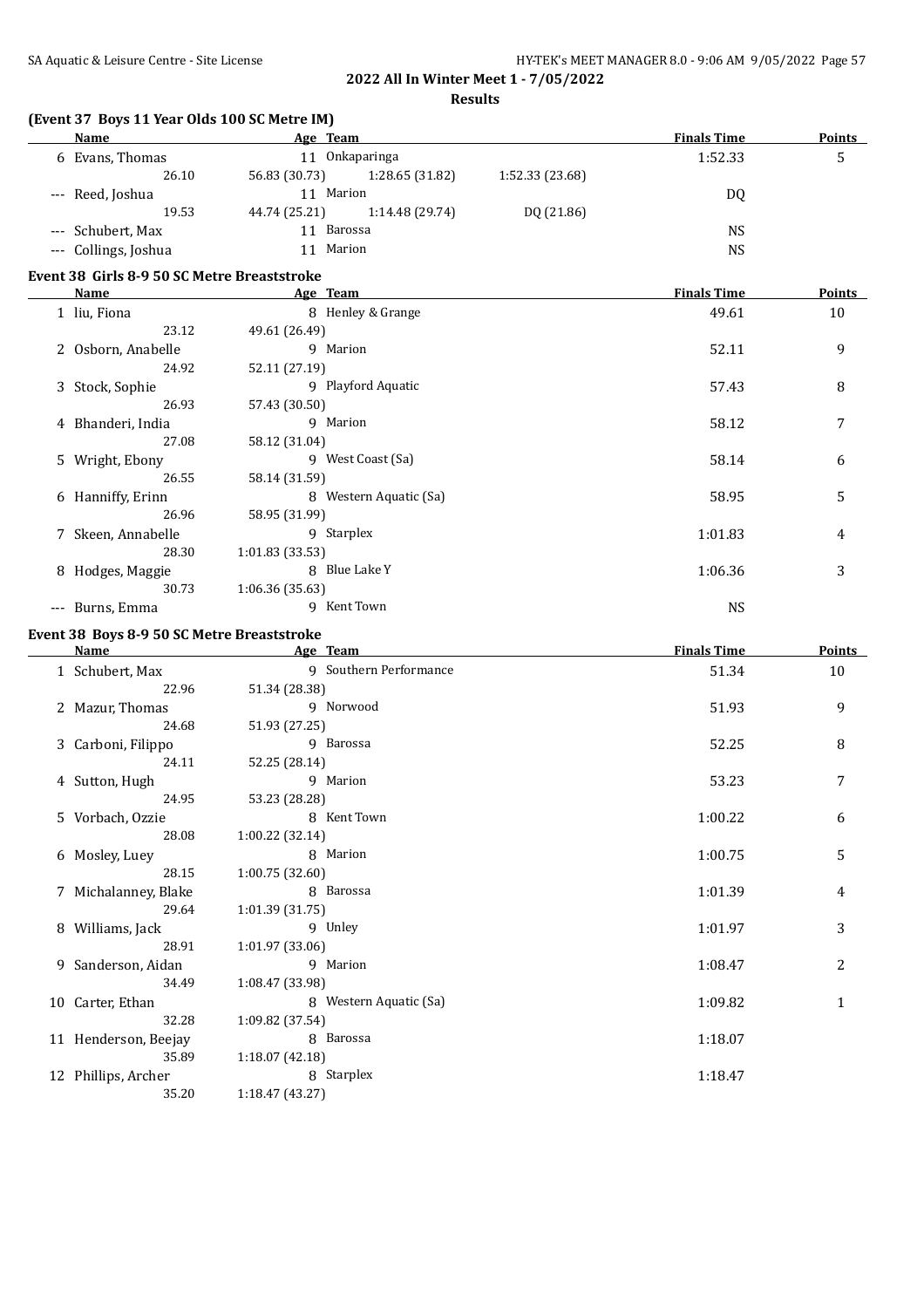**2022 All In Winter Meet 1 - 7/05/2022**

**Results**

### (Event 37 Boys 11 Year Olds 100 SC Metre IM)

| | Name | Age | Team | | | Finals Time | Points |
|---|---|---|---|---|---|---|---|
| 6 | Evans, Thomas | 11 | Onkaparinga | | | 1:52.33 | 5 |
| | 26.10 | 56.83 (30.73) | 1:28.65 (31.82) | 1:52.33 (23.68) | | | |
| --- | Reed, Joshua | 11 | Marion | | | DQ | |
| | 19.53 | 44.74 (25.21) | 1:14.48 (29.74) | DQ (21.86) | | | |
| --- | Schubert, Max | 11 | Barossa | | | NS | |
| --- | Collings, Joshua | 11 | Marion | | | NS | |

### Event 38 Girls 8-9 50 SC Metre Breaststroke

| | Name | Age | Team | Finals Time | Points |
|---|---|---|---|---|---|
| 1 | liu, Fiona | 8 | Henley & Grange | 49.61 | 10 |
| | 23.12 | 49.61 (26.49) | | | |
| 2 | Osborn, Anabelle | 9 | Marion | 52.11 | 9 |
| | 24.92 | 52.11 (27.19) | | | |
| 3 | Stock, Sophie | 9 | Playford Aquatic | 57.43 | 8 |
| | 26.93 | 57.43 (30.50) | | | |
| 4 | Bhanderi, India | 9 | Marion | 58.12 | 7 |
| | 27.08 | 58.12 (31.04) | | | |
| 5 | Wright, Ebony | 9 | West Coast (Sa) | 58.14 | 6 |
| | 26.55 | 58.14 (31.59) | | | |
| 6 | Hanniffy, Erinn | 8 | Western Aquatic (Sa) | 58.95 | 5 |
| | 26.96 | 58.95 (31.99) | | | |
| 7 | Skeen, Annabelle | 9 | Starplex | 1:01.83 | 4 |
| | 28.30 | 1:01.83 (33.53) | | | |
| 8 | Hodges, Maggie | 8 | Blue Lake Y | 1:06.36 | 3 |
| | 30.73 | 1:06.36 (35.63) | | | |
| --- | Burns, Emma | 9 | Kent Town | NS | |

### Event 38 Boys 8-9 50 SC Metre Breaststroke

| | Name | Age | Team | Finals Time | Points |
|---|---|---|---|---|---|
| 1 | Schubert, Max | 9 | Southern Performance | 51.34 | 10 |
| | 22.96 | 51.34 (28.38) | | | |
| 2 | Mazur, Thomas | 9 | Norwood | 51.93 | 9 |
| | 24.68 | 51.93 (27.25) | | | |
| 3 | Carboni, Filippo | 9 | Barossa | 52.25 | 8 |
| | 24.11 | 52.25 (28.14) | | | |
| 4 | Sutton, Hugh | 9 | Marion | 53.23 | 7 |
| | 24.95 | 53.23 (28.28) | | | |
| 5 | Vorbach, Ozzie | 8 | Kent Town | 1:00.22 | 6 |
| | 28.08 | 1:00.22 (32.14) | | | |
| 6 | Mosley, Luey | 8 | Marion | 1:00.75 | 5 |
| | 28.15 | 1:00.75 (32.60) | | | |
| 7 | Michalanney, Blake | 8 | Barossa | 1:01.39 | 4 |
| | 29.64 | 1:01.39 (31.75) | | | |
| 8 | Williams, Jack | 9 | Unley | 1:01.97 | 3 |
| | 28.91 | 1:01.97 (33.06) | | | |
| 9 | Sanderson, Aidan | 9 | Marion | 1:08.47 | 2 |
| | 34.49 | 1:08.47 (33.98) | | | |
| 10 | Carter, Ethan | 8 | Western Aquatic (Sa) | 1:09.82 | 1 |
| | 32.28 | 1:09.82 (37.54) | | | |
| 11 | Henderson, Beejay | 8 | Barossa | 1:18.07 | |
| | 35.89 | 1:18.07 (42.18) | | | |
| 12 | Phillips, Archer | 8 | Starplex | 1:18.47 | |
| | 35.20 | 1:18.47 (43.27) | | | |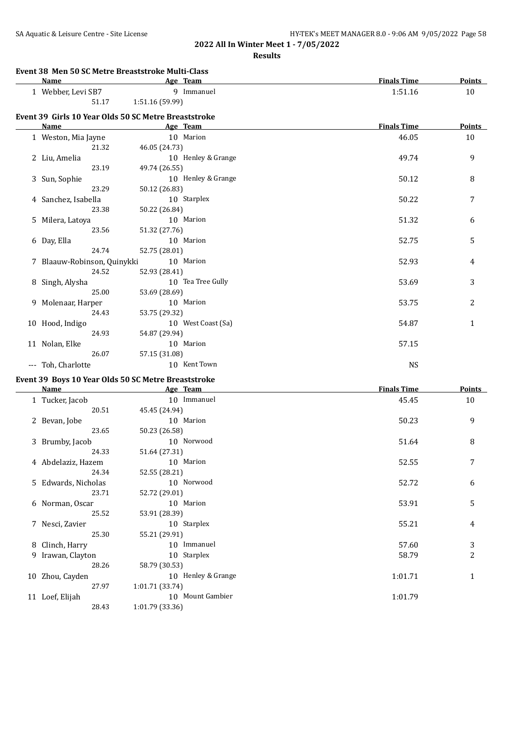# 2022 All In Winter Meet 1 - 7/05/2022

## Results

### Event 38 Men 50 SC Metre Breaststroke Multi-Class

| | Name | Age | Team | Finals Time | Points |
|---|---|---|---|---|---|
| 1 | Webber, Levi SB7 | 9 | Immanuel | 1:51.16 | 10 |
| | 51.17 | 1:51.16 (59.99) | | | |

### Event 39 Girls 10 Year Olds 50 SC Metre Breaststroke

| | Name | Age | Team | Finals Time | Points |
|---|---|---|---|---|---|
| 1 | Weston, Mia Jayne | 10 | Marion | 46.05 | 10 |
| | 21.32 | 46.05 (24.73) | | | |
| 2 | Liu, Amelia | 10 | Henley & Grange | 49.74 | 9 |
| | 23.19 | 49.74 (26.55) | | | |
| 3 | Sun, Sophie | 10 | Henley & Grange | 50.12 | 8 |
| | 23.29 | 50.12 (26.83) | | | |
| 4 | Sanchez, Isabella | 10 | Starplex | 50.22 | 7 |
| | 23.38 | 50.22 (26.84) | | | |
| 5 | Milera, Latoya | 10 | Marion | 51.32 | 6 |
| | 23.56 | 51.32 (27.76) | | | |
| 6 | Day, Ella | 10 | Marion | 52.75 | 5 |
| | 24.74 | 52.75 (28.01) | | | |
| 7 | Blaauw-Robinson, Quinykki | 10 | Marion | 52.93 | 4 |
| | 24.52 | 52.93 (28.41) | | | |
| 8 | Singh, Alysha | 10 | Tea Tree Gully | 53.69 | 3 |
| | 25.00 | 53.69 (28.69) | | | |
| 9 | Molenaar, Harper | 10 | Marion | 53.75 | 2 |
| | 24.43 | 53.75 (29.32) | | | |
| 10 | Hood, Indigo | 10 | West Coast (Sa) | 54.87 | 1 |
| | 24.93 | 54.87 (29.94) | | | |
| 11 | Nolan, Elke | 10 | Marion | 57.15 | |
| | 26.07 | 57.15 (31.08) | | | |
| --- | Toh, Charlotte | 10 | Kent Town | NS | |

### Event 39 Boys 10 Year Olds 50 SC Metre Breaststroke

| | Name | Age | Team | Finals Time | Points |
|---|---|---|---|---|---|
| 1 | Tucker, Jacob | 10 | Immanuel | 45.45 | 10 |
| | 20.51 | 45.45 (24.94) | | | |
| 2 | Bevan, Jobe | 10 | Marion | 50.23 | 9 |
| | 23.65 | 50.23 (26.58) | | | |
| 3 | Brumby, Jacob | 10 | Norwood | 51.64 | 8 |
| | 24.33 | 51.64 (27.31) | | | |
| 4 | Abdelaziz, Hazem | 10 | Marion | 52.55 | 7 |
| | 24.34 | 52.55 (28.21) | | | |
| 5 | Edwards, Nicholas | 10 | Norwood | 52.72 | 6 |
| | 23.71 | 52.72 (29.01) | | | |
| 6 | Norman, Oscar | 10 | Marion | 53.91 | 5 |
| | 25.52 | 53.91 (28.39) | | | |
| 7 | Nesci, Zavier | 10 | Starplex | 55.21 | 4 |
| | 25.30 | 55.21 (29.91) | | | |
| 8 | Clinch, Harry | 10 | Immanuel | 57.60 | 3 |
| 9 | Irawan, Clayton | 10 | Starplex | 58.79 | 2 |
| | 28.26 | 58.79 (30.53) | | | |
| 10 | Zhou, Cayden | 10 | Henley & Grange | 1:01.71 | 1 |
| | 27.97 | 1:01.71 (33.74) | | | |
| 11 | Loef, Elijah | 10 | Mount Gambier | 1:01.79 | |
| | 28.43 | 1:01.79 (33.36) | | | |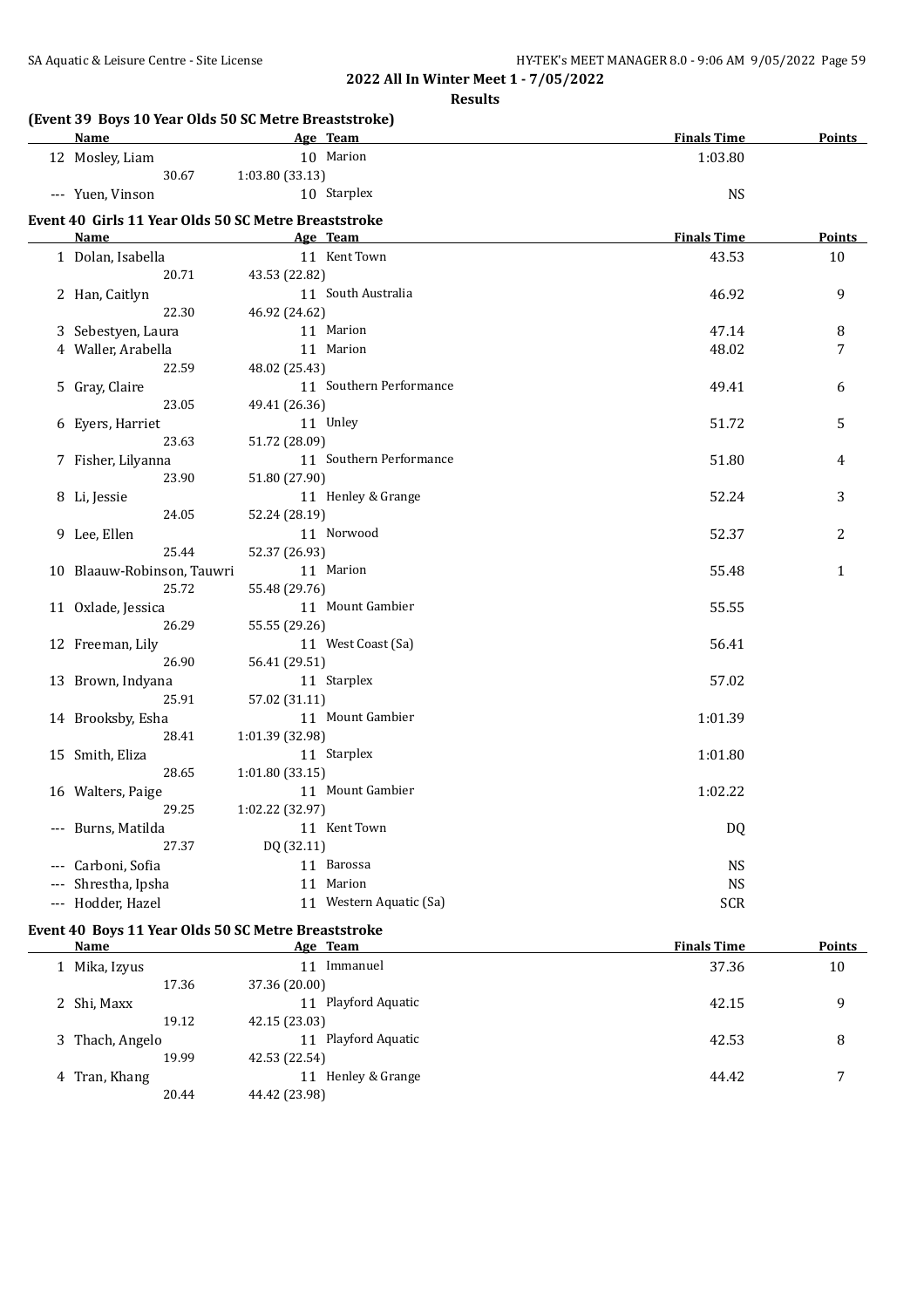**2022 All In Winter Meet 1 - 7/05/2022**

**Results**

### (Event 39 Boys 10 Year Olds 50 SC Metre Breaststroke)

| | Name | Age | Team | Finals Time | Points |
|---|---|---|---|---|---|
| 12 | Mosley, Liam | 10 | Marion | 1:03.80 | |
| | 30.67 | 1:03.80 (33.13) | | | |
| --- | Yuen, Vinson | 10 | Starplex | NS | |

### Event 40 Girls 11 Year Olds 50 SC Metre Breaststroke

| | Name | Age | Team | Finals Time | Points |
|---|---|---|---|---|---|
| 1 | Dolan, Isabella | 11 | Kent Town | 43.53 | 10 |
| | 20.71 | 43.53 (22.82) | | | |
| 2 | Han, Caitlyn | 11 | South Australia | 46.92 | 9 |
| | 22.30 | 46.92 (24.62) | | | |
| 3 | Sebestyen, Laura | 11 | Marion | 47.14 | 8 |
| 4 | Waller, Arabella | 11 | Marion | 48.02 | 7 |
| | 22.59 | 48.02 (25.43) | | | |
| 5 | Gray, Claire | 11 | Southern Performance | 49.41 | 6 |
| | 23.05 | 49.41 (26.36) | | | |
| 6 | Eyers, Harriet | 11 | Unley | 51.72 | 5 |
| | 23.63 | 51.72 (28.09) | | | |
| 7 | Fisher, Lilyanna | 11 | Southern Performance | 51.80 | 4 |
| | 23.90 | 51.80 (27.90) | | | |
| 8 | Li, Jessie | 11 | Henley & Grange | 52.24 | 3 |
| | 24.05 | 52.24 (28.19) | | | |
| 9 | Lee, Ellen | 11 | Norwood | 52.37 | 2 |
| | 25.44 | 52.37 (26.93) | | | |
| 10 | Blaauw-Robinson, Tauwri | 11 | Marion | 55.48 | 1 |
| | 25.72 | 55.48 (29.76) | | | |
| 11 | Oxlade, Jessica | 11 | Mount Gambier | 55.55 | |
| | 26.29 | 55.55 (29.26) | | | |
| 12 | Freeman, Lily | 11 | West Coast (Sa) | 56.41 | |
| | 26.90 | 56.41 (29.51) | | | |
| 13 | Brown, Indyana | 11 | Starplex | 57.02 | |
| | 25.91 | 57.02 (31.11) | | | |
| 14 | Brooksby, Esha | 11 | Mount Gambier | 1:01.39 | |
| | 28.41 | 1:01.39 (32.98) | | | |
| 15 | Smith, Eliza | 11 | Starplex | 1:01.80 | |
| | 28.65 | 1:01.80 (33.15) | | | |
| 16 | Walters, Paige | 11 | Mount Gambier | 1:02.22 | |
| | 29.25 | 1:02.22 (32.97) | | | |
| --- | Burns, Matilda | 11 | Kent Town | DQ | |
| | 27.37 | DQ (32.11) | | | |
| --- | Carboni, Sofia | 11 | Barossa | NS | |
| --- | Shrestha, Ipsha | 11 | Marion | NS | |
| --- | Hodder, Hazel | 11 | Western Aquatic (Sa) | SCR | |

### Event 40 Boys 11 Year Olds 50 SC Metre Breaststroke

| | Name | Age | Team | Finals Time | Points |
|---|---|---|---|---|---|
| 1 | Mika, Izyus | 11 | Immanuel | 37.36 | 10 |
| | 17.36 | 37.36 (20.00) | | | |
| 2 | Shi, Maxx | 11 | Playford Aquatic | 42.15 | 9 |
| | 19.12 | 42.15 (23.03) | | | |
| 3 | Thach, Angelo | 11 | Playford Aquatic | 42.53 | 8 |
| | 19.99 | 42.53 (22.54) | | | |
| 4 | Tran, Khang | 11 | Henley & Grange | 44.42 | 7 |
| | 20.44 | 44.42 (23.98) | | | |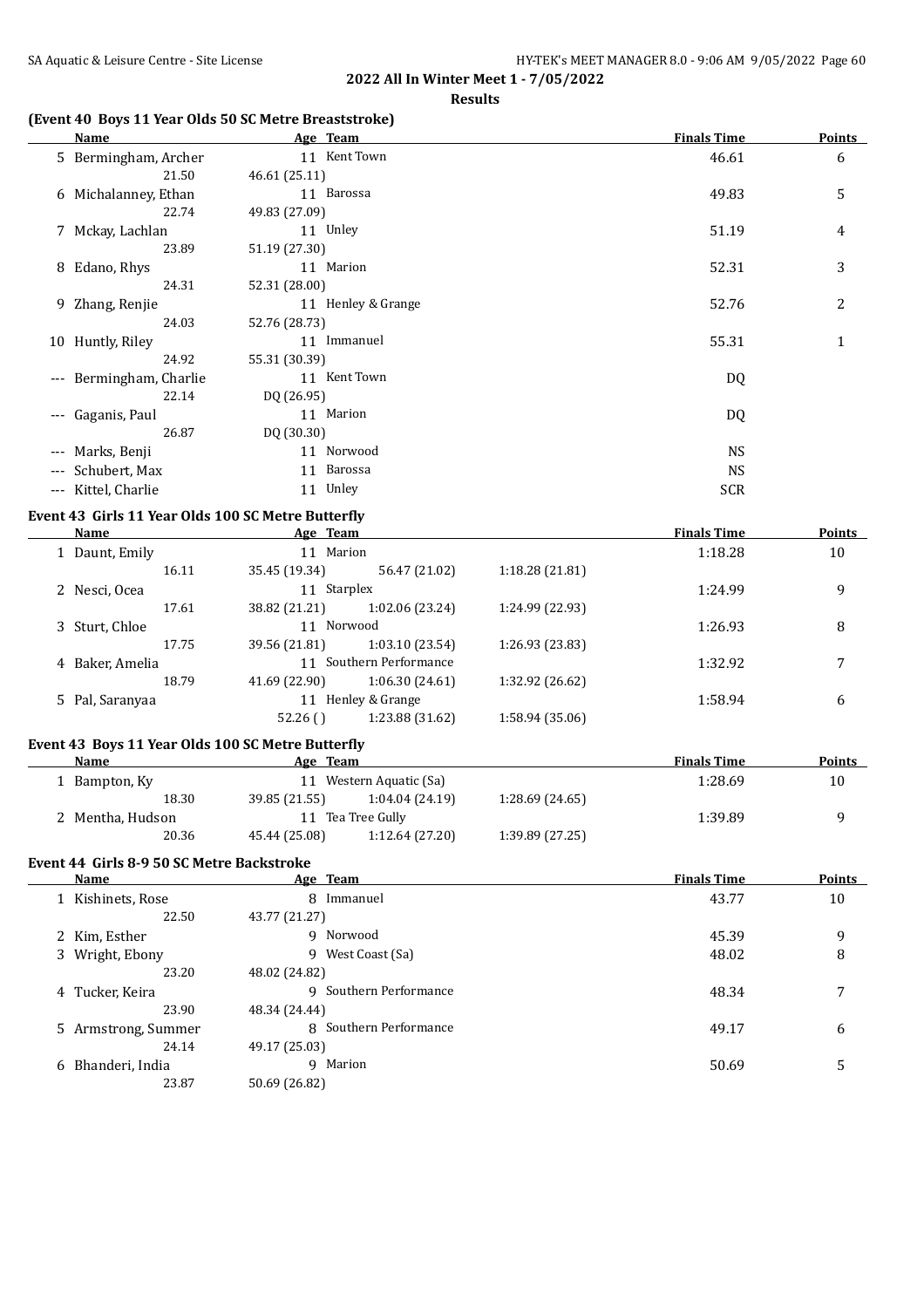## 2022 All In Winter Meet 1 - 7/05/2022

**Results**

### (Event 40 Boys 11 Year Olds 50 SC Metre Breaststroke)

| | Name | Age | Team | | | Finals Time | Points |
|---|---|---|---|---|---|---|---|
| 5 | Bermingham, Archer | 11 | Kent Town | | | 46.61 | 6 |
| | 21.50 | 46.61 (25.11) | | | | | |
| 6 | Michalanney, Ethan | 11 | Barossa | | | 49.83 | 5 |
| | 22.74 | 49.83 (27.09) | | | | | |
| 7 | Mckay, Lachlan | 11 | Unley | | | 51.19 | 4 |
| | 23.89 | 51.19 (27.30) | | | | | |
| 8 | Edano, Rhys | 11 | Marion | | | 52.31 | 3 |
| | 24.31 | 52.31 (28.00) | | | | | |
| 9 | Zhang, Renjie | 11 | Henley & Grange | | | 52.76 | 2 |
| | 24.03 | 52.76 (28.73) | | | | | |
| 10 | Huntly, Riley | 11 | Immanuel | | | 55.31 | 1 |
| | 24.92 | 55.31 (30.39) | | | | | |
| --- | Bermingham, Charlie | 11 | Kent Town | | | DQ | |
| | 22.14 | DQ (26.95) | | | | | |
| --- | Gaganis, Paul | 11 | Marion | | | DQ | |
| | 26.87 | DQ (30.30) | | | | | |
| --- | Marks, Benji | 11 | Norwood | | | NS | |
| --- | Schubert, Max | 11 | Barossa | | | NS | |
| --- | Kittel, Charlie | 11 | Unley | | | SCR | |

### Event 43 Girls 11 Year Olds 100 SC Metre Butterfly

| | Name | Age | Team | | | Finals Time | Points |
|---|---|---|---|---|---|---|---|
| 1 | Daunt, Emily | 11 | Marion | | | 1:18.28 | 10 |
| | 16.11 | 35.45 (19.34) | 56.47 (21.02) | 1:18.28 (21.81) | | | |
| 2 | Nesci, Ocea | 11 | Starplex | | | 1:24.99 | 9 |
| | 17.61 | 38.82 (21.21) | 1:02.06 (23.24) | 1:24.99 (22.93) | | | |
| 3 | Sturt, Chloe | 11 | Norwood | | | 1:26.93 | 8 |
| | 17.75 | 39.56 (21.81) | 1:03.10 (23.54) | 1:26.93 (23.83) | | | |
| 4 | Baker, Amelia | 11 | Southern Performance | | | 1:32.92 | 7 |
| | 18.79 | 41.69 (22.90) | 1:06.30 (24.61) | 1:32.92 (26.62) | | | |
| 5 | Pal, Saranyaa | 11 | Henley & Grange | | | 1:58.94 | 6 |
| | | 52.26 ( ) | 1:23.88 (31.62) | 1:58.94 (35.06) | | | |

### Event 43 Boys 11 Year Olds 100 SC Metre Butterfly

| | Name | Age | Team | | | Finals Time | Points |
|---|---|---|---|---|---|---|---|
| 1 | Bampton, Ky | 11 | Western Aquatic (Sa) | | | 1:28.69 | 10 |
| | 18.30 | 39.85 (21.55) | 1:04.04 (24.19) | 1:28.69 (24.65) | | | |
| 2 | Mentha, Hudson | 11 | Tea Tree Gully | | | 1:39.89 | 9 |
| | 20.36 | 45.44 (25.08) | 1:12.64 (27.20) | 1:39.89 (27.25) | | | |

### Event 44 Girls 8-9 50 SC Metre Backstroke

| | Name | Age | Team | Finals Time | Points |
|---|---|---|---|---|---|
| 1 | Kishinets, Rose | 8 | Immanuel | 43.77 | 10 |
| | 22.50 | 43.77 (21.27) | | | |
| 2 | Kim, Esther | 9 | Norwood | 45.39 | 9 |
| 3 | Wright, Ebony | 9 | West Coast (Sa) | 48.02 | 8 |
| | 23.20 | 48.02 (24.82) | | | |
| 4 | Tucker, Keira | 9 | Southern Performance | 48.34 | 7 |
| | 23.90 | 48.34 (24.44) | | | |
| 5 | Armstrong, Summer | 8 | Southern Performance | 49.17 | 6 |
| | 24.14 | 49.17 (25.03) | | | |
| 6 | Bhanderi, India | 9 | Marion | 50.69 | 5 |
| | 23.87 | 50.69 (26.82) | | | |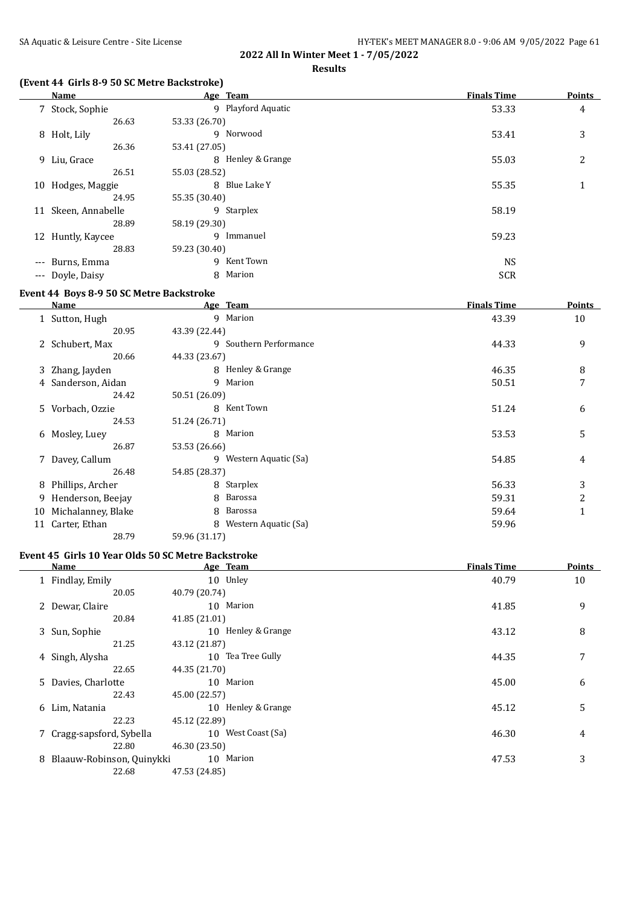## 2022 All In Winter Meet 1 - 7/05/2022

### Results

#### (Event 44 Girls 8-9 50 SC Metre Backstroke)

| | Name | Age | Team | Finals Time | Points |
|---|---|---|---|---|---|
| 7 | Stock, Sophie | 9 | Playford Aquatic | 53.33 | 4 |
| | 26.63 | 53.33 (26.70) | | | |
| 8 | Holt, Lily | 9 | Norwood | 53.41 | 3 |
| | 26.36 | 53.41 (27.05) | | | |
| 9 | Liu, Grace | 8 | Henley & Grange | 55.03 | 2 |
| | 26.51 | 55.03 (28.52) | | | |
| 10 | Hodges, Maggie | 8 | Blue Lake Y | 55.35 | 1 |
| | 24.95 | 55.35 (30.40) | | | |
| 11 | Skeen, Annabelle | 9 | Starplex | 58.19 | |
| | 28.89 | 58.19 (29.30) | | | |
| 12 | Huntly, Kaycee | 9 | Immanuel | 59.23 | |
| | 28.83 | 59.23 (30.40) | | | |
| --- | Burns, Emma | 9 | Kent Town | NS | |
| --- | Doyle, Daisy | 8 | Marion | SCR | |

#### Event 44 Boys 8-9 50 SC Metre Backstroke

| | Name | Age | Team | Finals Time | Points |
|---|---|---|---|---|---|
| 1 | Sutton, Hugh | 9 | Marion | 43.39 | 10 |
| | 20.95 | 43.39 (22.44) | | | |
| 2 | Schubert, Max | 9 | Southern Performance | 44.33 | 9 |
| | 20.66 | 44.33 (23.67) | | | |
| 3 | Zhang, Jayden | 8 | Henley & Grange | 46.35 | 8 |
| 4 | Sanderson, Aidan | 9 | Marion | 50.51 | 7 |
| | 24.42 | 50.51 (26.09) | | | |
| 5 | Vorbach, Ozzie | 8 | Kent Town | 51.24 | 6 |
| | 24.53 | 51.24 (26.71) | | | |
| 6 | Mosley, Luey | 8 | Marion | 53.53 | 5 |
| | 26.87 | 53.53 (26.66) | | | |
| 7 | Davey, Callum | 9 | Western Aquatic (Sa) | 54.85 | 4 |
| | 26.48 | 54.85 (28.37) | | | |
| 8 | Phillips, Archer | 8 | Starplex | 56.33 | 3 |
| 9 | Henderson, Beejay | 8 | Barossa | 59.31 | 2 |
| 10 | Michalanney, Blake | 8 | Barossa | 59.64 | 1 |
| 11 | Carter, Ethan | 8 | Western Aquatic (Sa) | 59.96 | |
| | 28.79 | 59.96 (31.17) | | | |

#### Event 45 Girls 10 Year Olds 50 SC Metre Backstroke

| | Name | Age | Team | Finals Time | Points |
|---|---|---|---|---|---|
| 1 | Findlay, Emily | 10 | Unley | 40.79 | 10 |
| | 20.05 | 40.79 (20.74) | | | |
| 2 | Dewar, Claire | 10 | Marion | 41.85 | 9 |
| | 20.84 | 41.85 (21.01) | | | |
| 3 | Sun, Sophie | 10 | Henley & Grange | 43.12 | 8 |
| | 21.25 | 43.12 (21.87) | | | |
| 4 | Singh, Alysha | 10 | Tea Tree Gully | 44.35 | 7 |
| | 22.65 | 44.35 (21.70) | | | |
| 5 | Davies, Charlotte | 10 | Marion | 45.00 | 6 |
| | 22.43 | 45.00 (22.57) | | | |
| 6 | Lim, Natania | 10 | Henley & Grange | 45.12 | 5 |
| | 22.23 | 45.12 (22.89) | | | |
| 7 | Cragg-sapsford, Sybella | 10 | West Coast (Sa) | 46.30 | 4 |
| | 22.80 | 46.30 (23.50) | | | |
| 8 | Blaauw-Robinson, Quinykki | 10 | Marion | 47.53 | 3 |
| | 22.68 | 47.53 (24.85) | | | |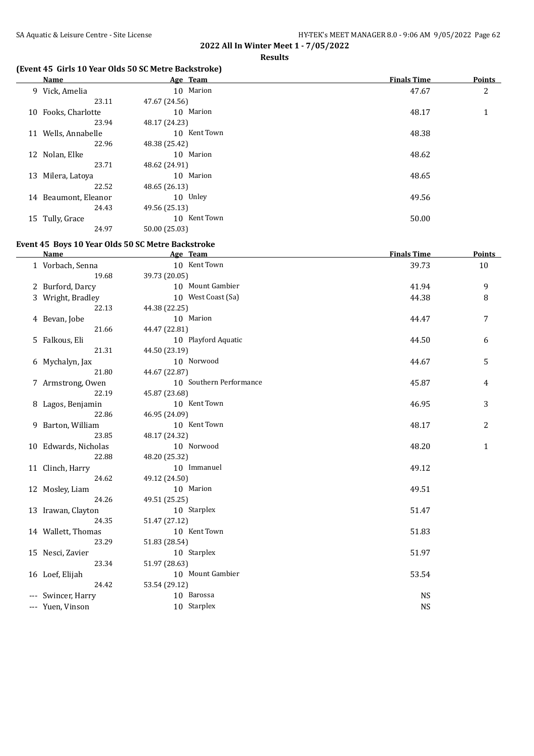## 2022 All In Winter Meet 1 - 7/05/2022

**Results**

### (Event 45 Girls 10 Year Olds 50 SC Metre Backstroke)

| | Name | Age | Team | Finals Time | Points |
|---|---|---|---|---|---|
| 9 | Vick, Amelia | 10 | Marion | 47.67 | 2 |
| | 23.11 | 47.67 (24.56) | | | |
| 10 | Fooks, Charlotte | 10 | Marion | 48.17 | 1 |
| | 23.94 | 48.17 (24.23) | | | |
| 11 | Wells, Annabelle | 10 | Kent Town | 48.38 | |
| | 22.96 | 48.38 (25.42) | | | |
| 12 | Nolan, Elke | 10 | Marion | 48.62 | |
| | 23.71 | 48.62 (24.91) | | | |
| 13 | Milera, Latoya | 10 | Marion | 48.65 | |
| | 22.52 | 48.65 (26.13) | | | |
| 14 | Beaumont, Eleanor | 10 | Unley | 49.56 | |
| | 24.43 | 49.56 (25.13) | | | |
| 15 | Tully, Grace | 10 | Kent Town | 50.00 | |
| | 24.97 | 50.00 (25.03) | | | |

### Event 45 Boys 10 Year Olds 50 SC Metre Backstroke

| | Name | Age | Team | Finals Time | Points |
|---|---|---|---|---|---|
| 1 | Vorbach, Senna | 10 | Kent Town | 39.73 | 10 |
| | 19.68 | 39.73 (20.05) | | | |
| 2 | Burford, Darcy | 10 | Mount Gambier | 41.94 | 9 |
| 3 | Wright, Bradley | 10 | West Coast (Sa) | 44.38 | 8 |
| | 22.13 | 44.38 (22.25) | | | |
| 4 | Bevan, Jobe | 10 | Marion | 44.47 | 7 |
| | 21.66 | 44.47 (22.81) | | | |
| 5 | Falkous, Eli | 10 | Playford Aquatic | 44.50 | 6 |
| | 21.31 | 44.50 (23.19) | | | |
| 6 | Mychalyn, Jax | 10 | Norwood | 44.67 | 5 |
| | 21.80 | 44.67 (22.87) | | | |
| 7 | Armstrong, Owen | 10 | Southern Performance | 45.87 | 4 |
| | 22.19 | 45.87 (23.68) | | | |
| 8 | Lagos, Benjamin | 10 | Kent Town | 46.95 | 3 |
| | 22.86 | 46.95 (24.09) | | | |
| 9 | Barton, William | 10 | Kent Town | 48.17 | 2 |
| | 23.85 | 48.17 (24.32) | | | |
| 10 | Edwards, Nicholas | 10 | Norwood | 48.20 | 1 |
| | 22.88 | 48.20 (25.32) | | | |
| 11 | Clinch, Harry | 10 | Immanuel | 49.12 | |
| | 24.62 | 49.12 (24.50) | | | |
| 12 | Mosley, Liam | 10 | Marion | 49.51 | |
| | 24.26 | 49.51 (25.25) | | | |
| 13 | Irawan, Clayton | 10 | Starplex | 51.47 | |
| | 24.35 | 51.47 (27.12) | | | |
| 14 | Wallett, Thomas | 10 | Kent Town | 51.83 | |
| | 23.29 | 51.83 (28.54) | | | |
| 15 | Nesci, Zavier | 10 | Starplex | 51.97 | |
| | 23.34 | 51.97 (28.63) | | | |
| 16 | Loef, Elijah | 10 | Mount Gambier | 53.54 | |
| | 24.42 | 53.54 (29.12) | | | |
| --- | Swincer, Harry | 10 | Barossa | NS | |
| --- | Yuen, Vinson | 10 | Starplex | NS | |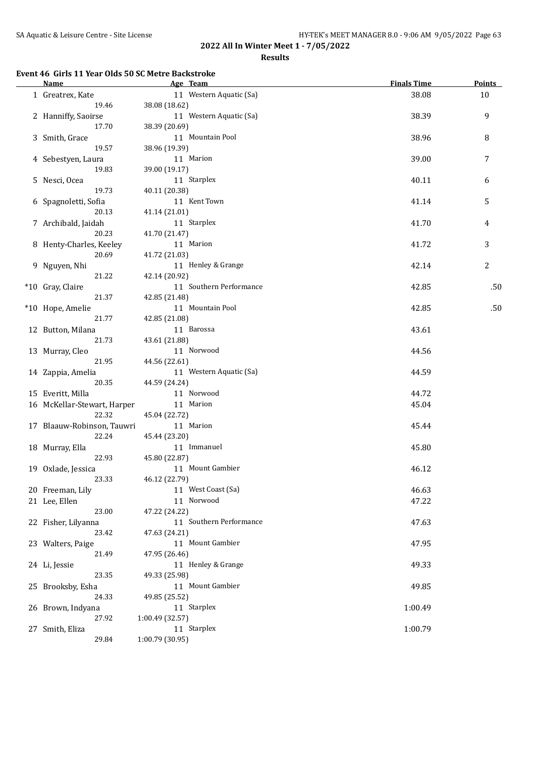## 2022 All In Winter Meet 1 - 7/05/2022

**Results**

### Event 46 Girls 11 Year Olds 50 SC Metre Backstroke

| | Name | Age | Team | Finals Time | Points |
|---|---|---|---|---|---|
| 1 | Greatrex, Kate | 11 | Western Aquatic (Sa) | 38.08 | 10 |
| | 19.46 | 38.08 (18.62) | | | |
| 2 | Hanniffy, Saoirse | 11 | Western Aquatic (Sa) | 38.39 | 9 |
| | 17.70 | 38.39 (20.69) | | | |
| 3 | Smith, Grace | 11 | Mountain Pool | 38.96 | 8 |
| | 19.57 | 38.96 (19.39) | | | |
| 4 | Sebestyen, Laura | 11 | Marion | 39.00 | 7 |
| | 19.83 | 39.00 (19.17) | | | |
| 5 | Nesci, Ocea | 11 | Starplex | 40.11 | 6 |
| | 19.73 | 40.11 (20.38) | | | |
| 6 | Spagnoletti, Sofia | 11 | Kent Town | 41.14 | 5 |
| | 20.13 | 41.14 (21.01) | | | |
| 7 | Archibald, Jaidah | 11 | Starplex | 41.70 | 4 |
| | 20.23 | 41.70 (21.47) | | | |
| 8 | Henty-Charles, Keeley | 11 | Marion | 41.72 | 3 |
| | 20.69 | 41.72 (21.03) | | | |
| 9 | Nguyen, Nhi | 11 | Henley & Grange | 42.14 | 2 |
| | 21.22 | 42.14 (20.92) | | | |
| *10 | Gray, Claire | 11 | Southern Performance | 42.85 | .50 |
| | 21.37 | 42.85 (21.48) | | | |
| *10 | Hope, Amelie | 11 | Mountain Pool | 42.85 | .50 |
| | 21.77 | 42.85 (21.08) | | | |
| 12 | Button, Milana | 11 | Barossa | 43.61 | |
| | 21.73 | 43.61 (21.88) | | | |
| 13 | Murray, Cleo | 11 | Norwood | 44.56 | |
| | 21.95 | 44.56 (22.61) | | | |
| 14 | Zappia, Amelia | 11 | Western Aquatic (Sa) | 44.59 | |
| | 20.35 | 44.59 (24.24) | | | |
| 15 | Everitt, Milla | 11 | Norwood | 44.72 | |
| 16 | McKellar-Stewart, Harper | 11 | Marion | 45.04 | |
| | 22.32 | 45.04 (22.72) | | | |
| 17 | Blaauw-Robinson, Tauwri | 11 | Marion | 45.44 | |
| | 22.24 | 45.44 (23.20) | | | |
| 18 | Murray, Ella | 11 | Immanuel | 45.80 | |
| | 22.93 | 45.80 (22.87) | | | |
| 19 | Oxlade, Jessica | 11 | Mount Gambier | 46.12 | |
| | 23.33 | 46.12 (22.79) | | | |
| 20 | Freeman, Lily | 11 | West Coast (Sa) | 46.63 | |
| 21 | Lee, Ellen | 11 | Norwood | 47.22 | |
| | 23.00 | 47.22 (24.22) | | | |
| 22 | Fisher, Lilyanna | 11 | Southern Performance | 47.63 | |
| | 23.42 | 47.63 (24.21) | | | |
| 23 | Walters, Paige | 11 | Mount Gambier | 47.95 | |
| | 21.49 | 47.95 (26.46) | | | |
| 24 | Li, Jessie | 11 | Henley & Grange | 49.33 | |
| | 23.35 | 49.33 (25.98) | | | |
| 25 | Brooksby, Esha | 11 | Mount Gambier | 49.85 | |
| | 24.33 | 49.85 (25.52) | | | |
| 26 | Brown, Indyana | 11 | Starplex | 1:00.49 | |
| | 27.92 | 1:00.49 (32.57) | | | |
| 27 | Smith, Eliza | 11 | Starplex | 1:00.79 | |
| | 29.84 | 1:00.79 (30.95) | | | |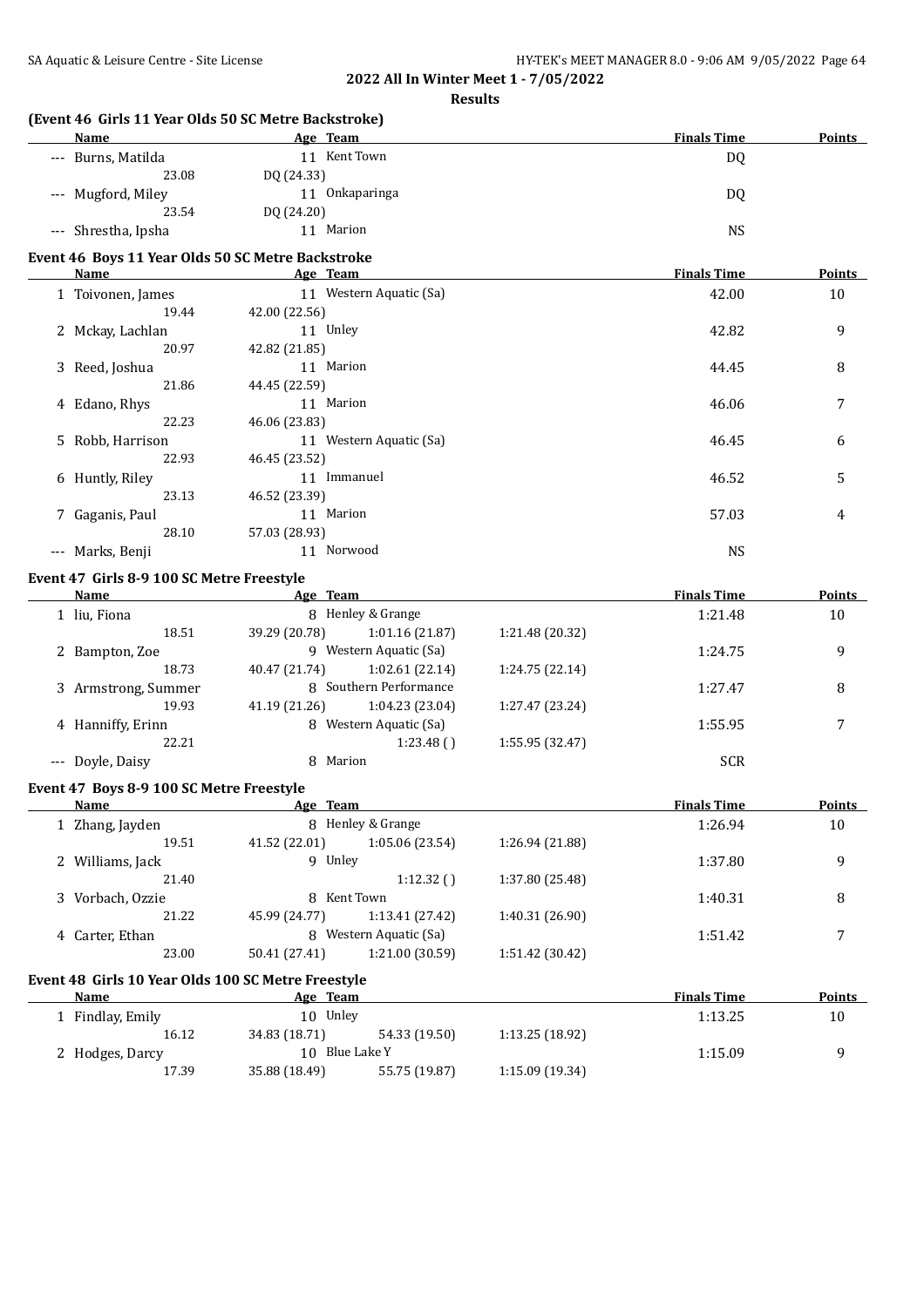## 2022 All In Winter Meet 1 - 7/05/2022

**Results**

### (Event 46 Girls 11 Year Olds 50 SC Metre Backstroke)

| | Name | Age | Team | Finals Time | Points |
|---|---|---|---|---|---|
| --- | Burns, Matilda | 11 | Kent Town | DQ | |
| | 23.08 | DQ (24.33) | | | |
| --- | Mugford, Miley | 11 | Onkaparinga | DQ | |
| | 23.54 | DQ (24.20) | | | |
| --- | Shrestha, Ipsha | 11 | Marion | NS | |

### Event 46 Boys 11 Year Olds 50 SC Metre Backstroke

| | Name | Age | Team | Finals Time | Points |
|---|---|---|---|---|---|
| 1 | Toivonen, James | 11 | Western Aquatic (Sa) | 42.00 | 10 |
| | 19.44 | 42.00 (22.56) | | | |
| 2 | Mckay, Lachlan | 11 | Unley | 42.82 | 9 |
| | 20.97 | 42.82 (21.85) | | | |
| 3 | Reed, Joshua | 11 | Marion | 44.45 | 8 |
| | 21.86 | 44.45 (22.59) | | | |
| 4 | Edano, Rhys | 11 | Marion | 46.06 | 7 |
| | 22.23 | 46.06 (23.83) | | | |
| 5 | Robb, Harrison | 11 | Western Aquatic (Sa) | 46.45 | 6 |
| | 22.93 | 46.45 (23.52) | | | |
| 6 | Huntly, Riley | 11 | Immanuel | 46.52 | 5 |
| | 23.13 | 46.52 (23.39) | | | |
| 7 | Gaganis, Paul | 11 | Marion | 57.03 | 4 |
| | 28.10 | 57.03 (28.93) | | | |
| --- | Marks, Benji | 11 | Norwood | NS | |

### Event 47 Girls 8-9 100 SC Metre Freestyle

| | Name | Age | Team | | | Finals Time | Points |
|---|---|---|---|---|---|---|---|
| 1 | liu, Fiona | 8 | Henley & Grange | | | 1:21.48 | 10 |
| | 18.51 | 39.29 (20.78) | 1:01.16 (21.87) | 1:21.48 (20.32) | | | |
| 2 | Bampton, Zoe | 9 | Western Aquatic (Sa) | | | 1:24.75 | 9 |
| | 18.73 | 40.47 (21.74) | 1:02.61 (22.14) | 1:24.75 (22.14) | | | |
| 3 | Armstrong, Summer | 8 | Southern Performance | | | 1:27.47 | 8 |
| | 19.93 | 41.19 (21.26) | 1:04.23 (23.04) | 1:27.47 (23.24) | | | |
| 4 | Hanniffy, Erinn | 8 | Western Aquatic (Sa) | | | 1:55.95 | 7 |
| | 22.21 | | 1:23.48 ( ) | 1:55.95 (32.47) | | | |
| --- | Doyle, Daisy | 8 | Marion | | | SCR | |

### Event 47 Boys 8-9 100 SC Metre Freestyle

| | Name | Age | Team | | | Finals Time | Points |
|---|---|---|---|---|---|---|---|
| 1 | Zhang, Jayden | 8 | Henley & Grange | | | 1:26.94 | 10 |
| | 19.51 | 41.52 (22.01) | 1:05.06 (23.54) | 1:26.94 (21.88) | | | |
| 2 | Williams, Jack | 9 | Unley | | | 1:37.80 | 9 |
| | 21.40 | | 1:12.32 ( ) | 1:37.80 (25.48) | | | |
| 3 | Vorbach, Ozzie | 8 | Kent Town | | | 1:40.31 | 8 |
| | 21.22 | 45.99 (24.77) | 1:13.41 (27.42) | 1:40.31 (26.90) | | | |
| 4 | Carter, Ethan | 8 | Western Aquatic (Sa) | | | 1:51.42 | 7 |
| | 23.00 | 50.41 (27.41) | 1:21.00 (30.59) | 1:51.42 (30.42) | | | |

### Event 48 Girls 10 Year Olds 100 SC Metre Freestyle

| | Name | Age | Team | | | Finals Time | Points |
|---|---|---|---|---|---|---|---|
| 1 | Findlay, Emily | 10 | Unley | | | 1:13.25 | 10 |
| | 16.12 | 34.83 (18.71) | 54.33 (19.50) | 1:13.25 (18.92) | | | |
| 2 | Hodges, Darcy | 10 | Blue Lake Y | | | 1:15.09 | 9 |
| | 17.39 | 35.88 (18.49) | 55.75 (19.87) | 1:15.09 (19.34) | | | |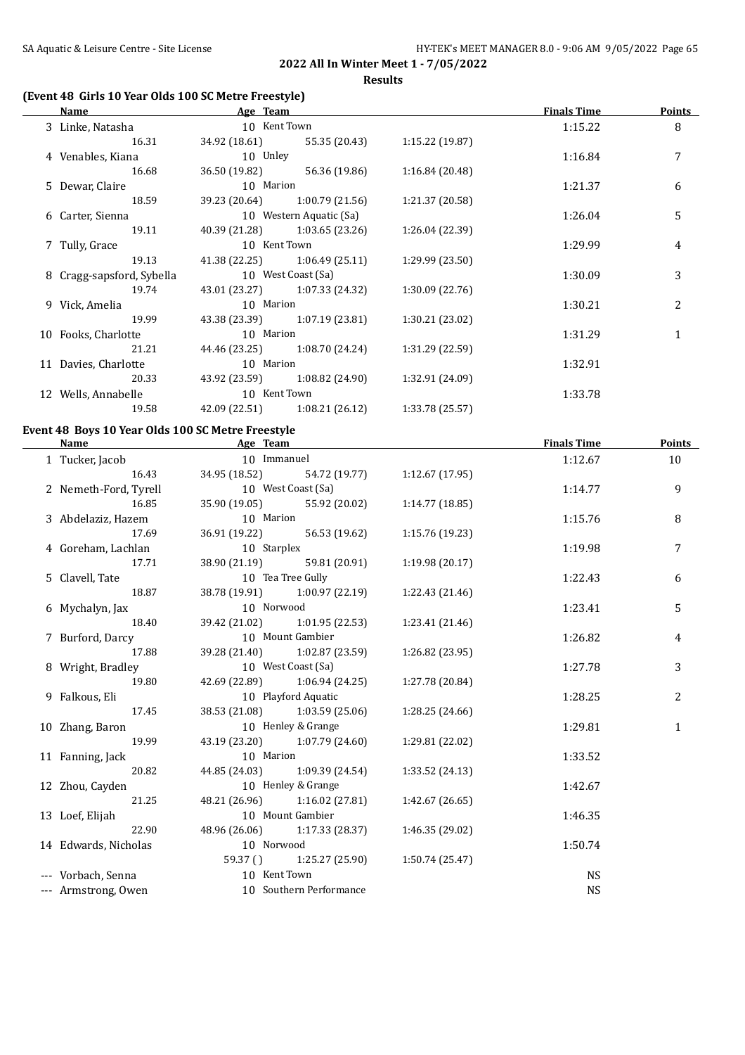**2022 All In Winter Meet 1 - 7/05/2022**

**Results**

### (Event 48 Girls 10 Year Olds 100 SC Metre Freestyle)

| | Name | Age | Team | | | Finals Time | Points |
|---|---|---|---|---|---|---|---|
| 3 | Linke, Natasha | 10 | Kent Town | | | 1:15.22 | 8 |
| | 16.31 | 34.92 (18.61) | 55.35 (20.43) | 1:15.22 (19.87) | | | |
| 4 | Venables, Kiana | 10 | Unley | | | 1:16.84 | 7 |
| | 16.68 | 36.50 (19.82) | 56.36 (19.86) | 1:16.84 (20.48) | | | |
| 5 | Dewar, Claire | 10 | Marion | | | 1:21.37 | 6 |
| | 18.59 | 39.23 (20.64) | 1:00.79 (21.56) | 1:21.37 (20.58) | | | |
| 6 | Carter, Sienna | 10 | Western Aquatic (Sa) | | | 1:26.04 | 5 |
| | 19.11 | 40.39 (21.28) | 1:03.65 (23.26) | 1:26.04 (22.39) | | | |
| 7 | Tully, Grace | 10 | Kent Town | | | 1:29.99 | 4 |
| | 19.13 | 41.38 (22.25) | 1:06.49 (25.11) | 1:29.99 (23.50) | | | |
| 8 | Cragg-sapsford, Sybella | 10 | West Coast (Sa) | | | 1:30.09 | 3 |
| | 19.74 | 43.01 (23.27) | 1:07.33 (24.32) | 1:30.09 (22.76) | | | |
| 9 | Vick, Amelia | 10 | Marion | | | 1:30.21 | 2 |
| | 19.99 | 43.38 (23.39) | 1:07.19 (23.81) | 1:30.21 (23.02) | | | |
| 10 | Fooks, Charlotte | 10 | Marion | | | 1:31.29 | 1 |
| | 21.21 | 44.46 (23.25) | 1:08.70 (24.24) | 1:31.29 (22.59) | | | |
| 11 | Davies, Charlotte | 10 | Marion | | | 1:32.91 | |
| | 20.33 | 43.92 (23.59) | 1:08.82 (24.90) | 1:32.91 (24.09) | | | |
| 12 | Wells, Annabelle | 10 | Kent Town | | | 1:33.78 | |
| | 19.58 | 42.09 (22.51) | 1:08.21 (26.12) | 1:33.78 (25.57) | | | |

### Event 48 Boys 10 Year Olds 100 SC Metre Freestyle

| | Name | Age | Team | | | Finals Time | Points |
|---|---|---|---|---|---|---|---|
| 1 | Tucker, Jacob | 10 | Immanuel | | | 1:12.67 | 10 |
| | 16.43 | 34.95 (18.52) | 54.72 (19.77) | 1:12.67 (17.95) | | | |
| 2 | Nemeth-Ford, Tyrell | 10 | West Coast (Sa) | | | 1:14.77 | 9 |
| | 16.85 | 35.90 (19.05) | 55.92 (20.02) | 1:14.77 (18.85) | | | |
| 3 | Abdelaziz, Hazem | 10 | Marion | | | 1:15.76 | 8 |
| | 17.69 | 36.91 (19.22) | 56.53 (19.62) | 1:15.76 (19.23) | | | |
| 4 | Goreham, Lachlan | 10 | Starplex | | | 1:19.98 | 7 |
| | 17.71 | 38.90 (21.19) | 59.81 (20.91) | 1:19.98 (20.17) | | | |
| 5 | Clavell, Tate | 10 | Tea Tree Gully | | | 1:22.43 | 6 |
| | 18.87 | 38.78 (19.91) | 1:00.97 (22.19) | 1:22.43 (21.46) | | | |
| 6 | Mychalyn, Jax | 10 | Norwood | | | 1:23.41 | 5 |
| | 18.40 | 39.42 (21.02) | 1:01.95 (22.53) | 1:23.41 (21.46) | | | |
| 7 | Burford, Darcy | 10 | Mount Gambier | | | 1:26.82 | 4 |
| | 17.88 | 39.28 (21.40) | 1:02.87 (23.59) | 1:26.82 (23.95) | | | |
| 8 | Wright, Bradley | 10 | West Coast (Sa) | | | 1:27.78 | 3 |
| | 19.80 | 42.69 (22.89) | 1:06.94 (24.25) | 1:27.78 (20.84) | | | |
| 9 | Falkous, Eli | 10 | Playford Aquatic | | | 1:28.25 | 2 |
| | 17.45 | 38.53 (21.08) | 1:03.59 (25.06) | 1:28.25 (24.66) | | | |
| 10 | Zhang, Baron | 10 | Henley & Grange | | | 1:29.81 | 1 |
| | 19.99 | 43.19 (23.20) | 1:07.79 (24.60) | 1:29.81 (22.02) | | | |
| 11 | Fanning, Jack | 10 | Marion | | | 1:33.52 | |
| | 20.82 | 44.85 (24.03) | 1:09.39 (24.54) | 1:33.52 (24.13) | | | |
| 12 | Zhou, Cayden | 10 | Henley & Grange | | | 1:42.67 | |
| | 21.25 | 48.21 (26.96) | 1:16.02 (27.81) | 1:42.67 (26.65) | | | |
| 13 | Loef, Elijah | 10 | Mount Gambier | | | 1:46.35 | |
| | 22.90 | 48.96 (26.06) | 1:17.33 (28.37) | 1:46.35 (29.02) | | | |
| 14 | Edwards, Nicholas | 10 | Norwood | | | 1:50.74 | |
| | | 59.37 ( ) | 1:25.27 (25.90) | 1:50.74 (25.47) | | | |
| --- | Vorbach, Senna | 10 | Kent Town | | | NS | |
| --- | Armstrong, Owen | 10 | Southern Performance | | | NS | |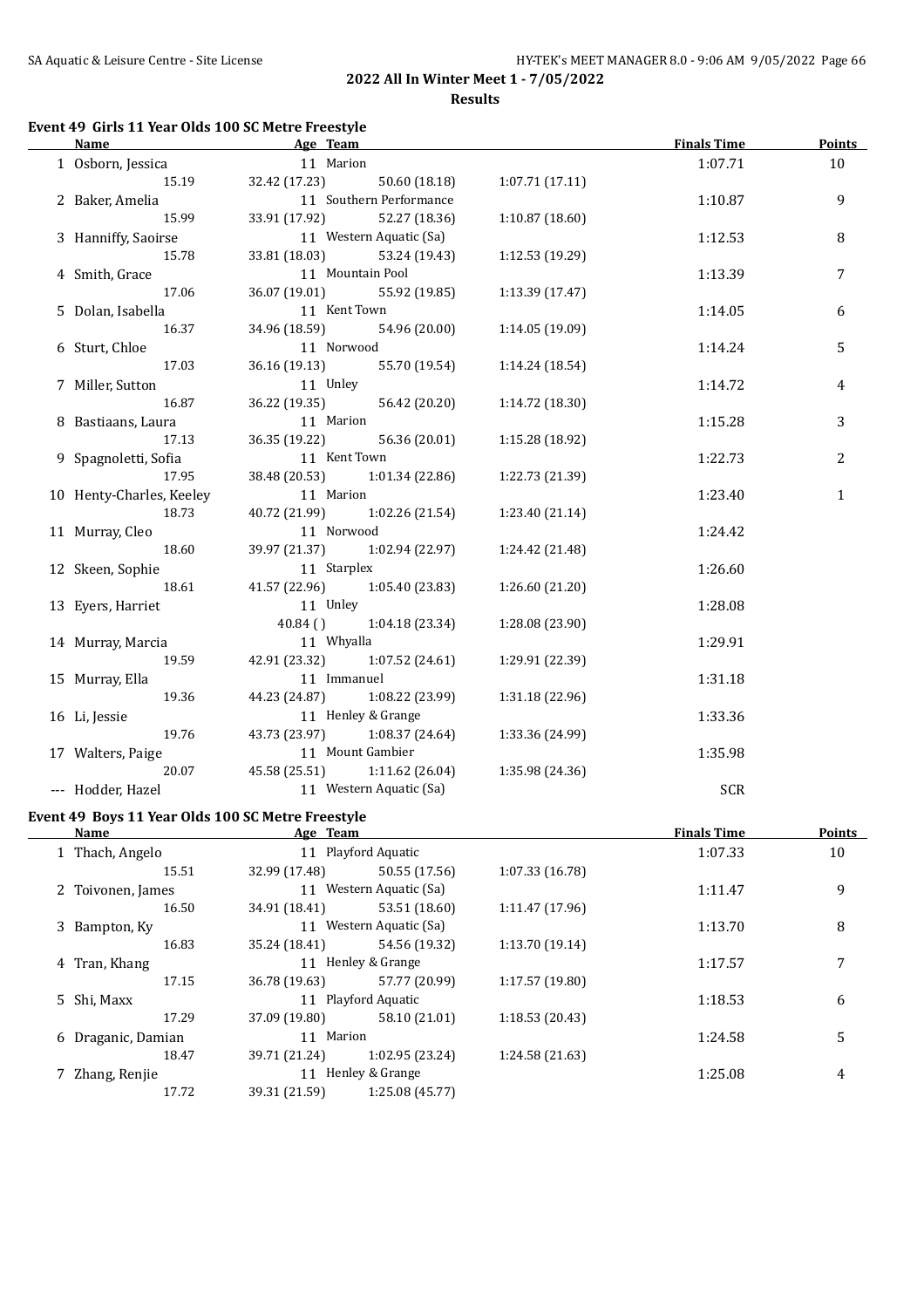**2022 All In Winter Meet 1 - 7/05/2022**

**Results**

### Event 49 Girls 11 Year Olds 100 SC Metre Freestyle

| | Name | Age | Team | | | | Finals Time | Points |
|---|---|---|---|---|---|---|---|---|
| 1 | Osborn, Jessica | 11 | Marion | | | | 1:07.71 | 10 |
| | 15.19 | | 32.42 (17.23) | 50.60 (18.18) | 1:07.71 (17.11) | | | |
| 2 | Baker, Amelia | 11 | Southern Performance | | | | 1:10.87 | 9 |
| | 15.99 | | 33.91 (17.92) | 52.27 (18.36) | 1:10.87 (18.60) | | | |
| 3 | Hanniffy, Saoirse | 11 | Western Aquatic (Sa) | | | | 1:12.53 | 8 |
| | 15.78 | | 33.81 (18.03) | 53.24 (19.43) | 1:12.53 (19.29) | | | |
| 4 | Smith, Grace | 11 | Mountain Pool | | | | 1:13.39 | 7 |
| | 17.06 | | 36.07 (19.01) | 55.92 (19.85) | 1:13.39 (17.47) | | | |
| 5 | Dolan, Isabella | 11 | Kent Town | | | | 1:14.05 | 6 |
| | 16.37 | | 34.96 (18.59) | 54.96 (20.00) | 1:14.05 (19.09) | | | |
| 6 | Sturt, Chloe | 11 | Norwood | | | | 1:14.24 | 5 |
| | 17.03 | | 36.16 (19.13) | 55.70 (19.54) | 1:14.24 (18.54) | | | |
| 7 | Miller, Sutton | 11 | Unley | | | | 1:14.72 | 4 |
| | 16.87 | | 36.22 (19.35) | 56.42 (20.20) | 1:14.72 (18.30) | | | |
| 8 | Bastiaans, Laura | 11 | Marion | | | | 1:15.28 | 3 |
| | 17.13 | | 36.35 (19.22) | 56.36 (20.01) | 1:15.28 (18.92) | | | |
| 9 | Spagnoletti, Sofia | 11 | Kent Town | | | | 1:22.73 | 2 |
| | 17.95 | | 38.48 (20.53) | 1:01.34 (22.86) | 1:22.73 (21.39) | | | |
| 10 | Henty-Charles, Keeley | 11 | Marion | | | | 1:23.40 | 1 |
| | 18.73 | | 40.72 (21.99) | 1:02.26 (21.54) | 1:23.40 (21.14) | | | |
| 11 | Murray, Cleo | 11 | Norwood | | | | 1:24.42 | |
| | 18.60 | | 39.97 (21.37) | 1:02.94 (22.97) | 1:24.42 (21.48) | | | |
| 12 | Skeen, Sophie | 11 | Starplex | | | | 1:26.60 | |
| | 18.61 | | 41.57 (22.96) | 1:05.40 (23.83) | 1:26.60 (21.20) | | | |
| 13 | Eyers, Harriet | 11 | Unley | | | | 1:28.08 | |
| | | | 40.84 ( ) | 1:04.18 (23.34) | 1:28.08 (23.90) | | | |
| 14 | Murray, Marcia | 11 | Whyalla | | | | 1:29.91 | |
| | 19.59 | | 42.91 (23.32) | 1:07.52 (24.61) | 1:29.91 (22.39) | | | |
| 15 | Murray, Ella | 11 | Immanuel | | | | 1:31.18 | |
| | 19.36 | | 44.23 (24.87) | 1:08.22 (23.99) | 1:31.18 (22.96) | | | |
| 16 | Li, Jessie | 11 | Henley & Grange | | | | 1:33.36 | |
| | 19.76 | | 43.73 (23.97) | 1:08.37 (24.64) | 1:33.36 (24.99) | | | |
| 17 | Walters, Paige | 11 | Mount Gambier | | | | 1:35.98 | |
| | 20.07 | | 45.58 (25.51) | 1:11.62 (26.04) | 1:35.98 (24.36) | | | |
| --- | Hodder, Hazel | 11 | Western Aquatic (Sa) | | | | SCR | |

### Event 49 Boys 11 Year Olds 100 SC Metre Freestyle

| | Name | Age | Team | | | | Finals Time | Points |
|---|---|---|---|---|---|---|---|---|
| 1 | Thach, Angelo | 11 | Playford Aquatic | | | | 1:07.33 | 10 |
| | 15.51 | | 32.99 (17.48) | 50.55 (17.56) | 1:07.33 (16.78) | | | |
| 2 | Toivonen, James | 11 | Western Aquatic (Sa) | | | | 1:11.47 | 9 |
| | 16.50 | | 34.91 (18.41) | 53.51 (18.60) | 1:11.47 (17.96) | | | |
| 3 | Bampton, Ky | 11 | Western Aquatic (Sa) | | | | 1:13.70 | 8 |
| | 16.83 | | 35.24 (18.41) | 54.56 (19.32) | 1:13.70 (19.14) | | | |
| 4 | Tran, Khang | 11 | Henley & Grange | | | | 1:17.57 | 7 |
| | 17.15 | | 36.78 (19.63) | 57.77 (20.99) | 1:17.57 (19.80) | | | |
| 5 | Shi, Maxx | 11 | Playford Aquatic | | | | 1:18.53 | 6 |
| | 17.29 | | 37.09 (19.80) | 58.10 (21.01) | 1:18.53 (20.43) | | | |
| 6 | Draganic, Damian | 11 | Marion | | | | 1:24.58 | 5 |
| | 18.47 | | 39.71 (21.24) | 1:02.95 (23.24) | 1:24.58 (21.63) | | | |
| 7 | Zhang, Renjie | 11 | Henley & Grange | | | | 1:25.08 | 4 |
| | 17.72 | | 39.31 (21.59) | 1:25.08 (45.77) | | | | |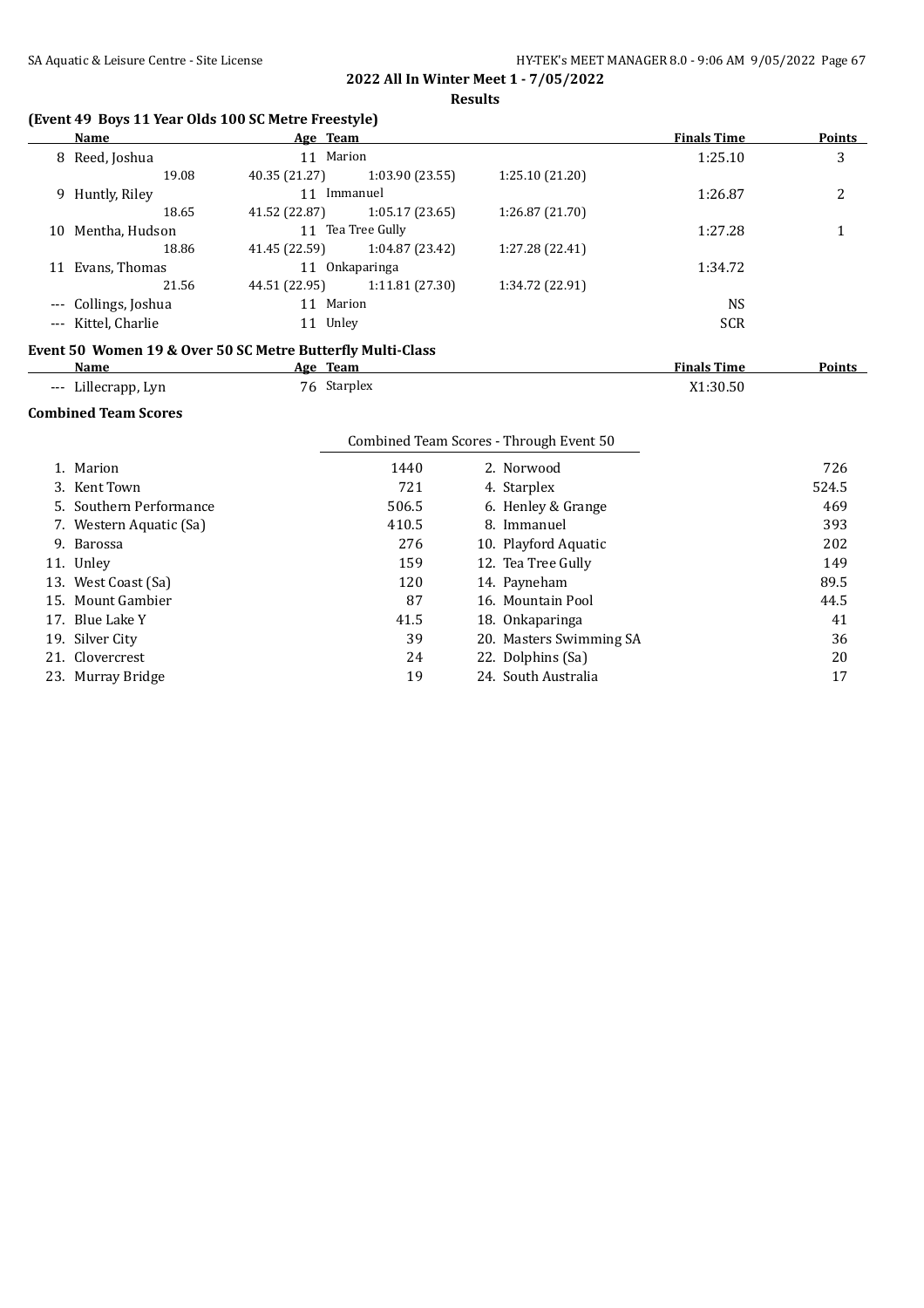**2022 All In Winter Meet 1 - 7/05/2022**

**Results**

### (Event 49 Boys 11 Year Olds 100 SC Metre Freestyle)

| | Name | Age | Team | | | Finals Time | Points |
|---|---|---|---|---|---|---|---|
| 8 | Reed, Joshua | 11 | Marion | | | 1:25.10 | 3 |
| | 19.08 | 40.35 (21.27) | 1:03.90 (23.55) | 1:25.10 (21.20) | | | |
| 9 | Huntly, Riley | 11 | Immanuel | | | 1:26.87 | 2 |
| | 18.65 | 41.52 (22.87) | 1:05.17 (23.65) | 1:26.87 (21.70) | | | |
| 10 | Mentha, Hudson | 11 | Tea Tree Gully | | | 1:27.28 | 1 |
| | 18.86 | 41.45 (22.59) | 1:04.87 (23.42) | 1:27.28 (22.41) | | | |
| 11 | Evans, Thomas | 11 | Onkaparinga | | | 1:34.72 | |
| | 21.56 | 44.51 (22.95) | 1:11.81 (27.30) | 1:34.72 (22.91) | | | |
| --- | Collings, Joshua | 11 | Marion | | | NS | |
| --- | Kittel, Charlie | 11 | Unley | | | SCR | |

### Event 50 Women 19 & Over 50 SC Metre Butterfly Multi-Class

| | Name | Age | Team | Finals Time | Points |
|---|---|---|---|---|---|
| --- | Lillecrapp, Lyn | 76 | Starplex | X1:30.50 | |

### Combined Team Scores

Combined Team Scores - Through Event 50

| | | | | | |
|---|---|---|---|---|---|
| 1. | Marion | 1440 | 2. | Norwood | 726 |
| 3. | Kent Town | 721 | 4. | Starplex | 524.5 |
| 5. | Southern Performance | 506.5 | 6. | Henley & Grange | 469 |
| 7. | Western Aquatic (Sa) | 410.5 | 8. | Immanuel | 393 |
| 9. | Barossa | 276 | 10. | Playford Aquatic | 202 |
| 11. | Unley | 159 | 12. | Tea Tree Gully | 149 |
| 13. | West Coast (Sa) | 120 | 14. | Payneham | 89.5 |
| 15. | Mount Gambier | 87 | 16. | Mountain Pool | 44.5 |
| 17. | Blue Lake Y | 41.5 | 18. | Onkaparinga | 41 |
| 19. | Silver City | 39 | 20. | Masters Swimming SA | 36 |
| 21. | Clovercrest | 24 | 22. | Dolphins (Sa) | 20 |
| 23. | Murray Bridge | 19 | 24. | South Australia | 17 |